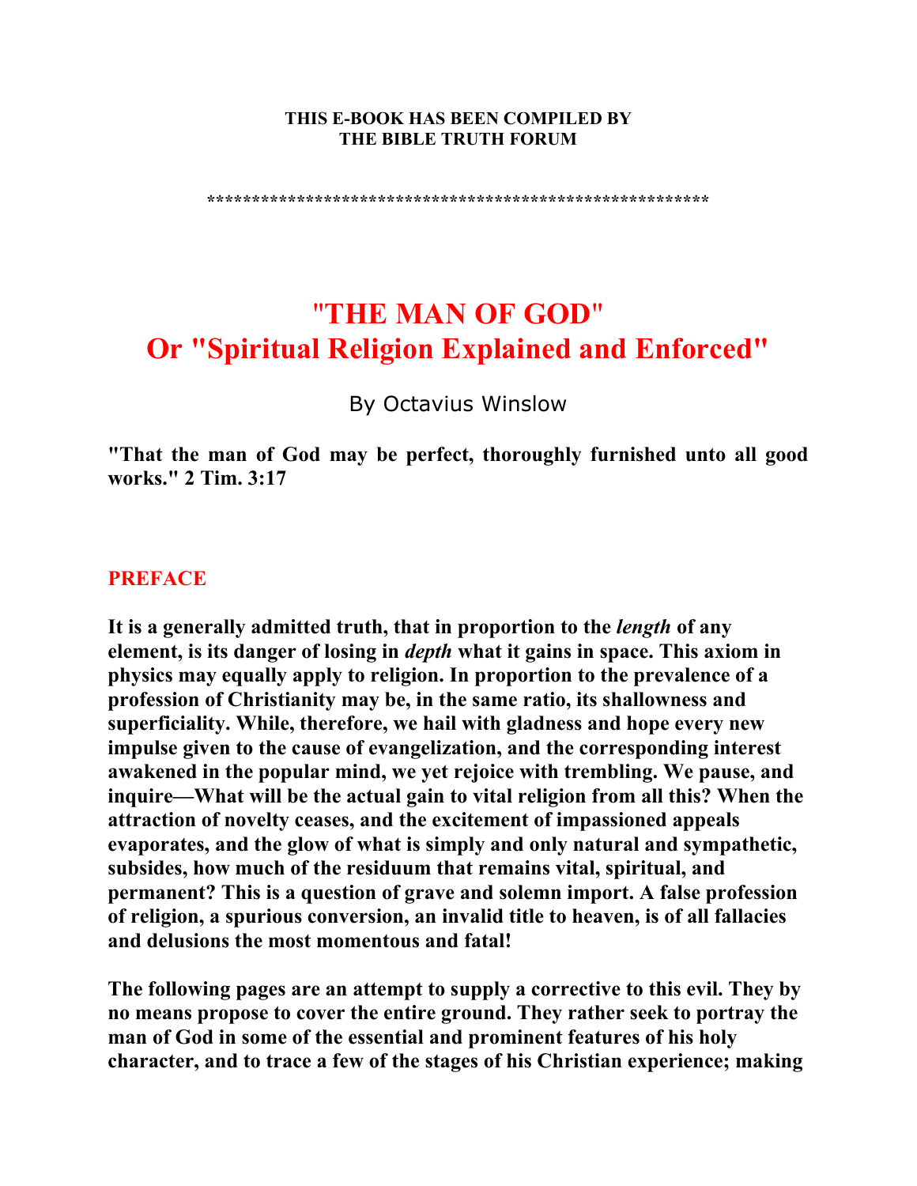**THIS E-BOOK HAS BEEN COMPILED BY**
**THE BIBLE TRUTH FORUM**

*******************************************************

# "THE MAN OF GOD"
# Or "Spiritual Religion Explained and Enforced"

By Octavius Winslow

**"That the man of God may be perfect, thoroughly furnished unto all good works." 2 Tim. 3:17**

## PREFACE

**It is a generally admitted truth, that in proportion to the *length* of any element, is its danger of losing in *depth* what it gains in space. This axiom in physics may equally apply to religion. In proportion to the prevalence of a profession of Christianity may be, in the same ratio, its shallowness and superficiality. While, therefore, we hail with gladness and hope every new impulse given to the cause of evangelization, and the corresponding interest awakened in the popular mind, we yet rejoice with trembling. We pause, and inquire—What will be the actual gain to vital religion from all this? When the attraction of novelty ceases, and the excitement of impassioned appeals evaporates, and the glow of what is simply and only natural and sympathetic, subsides, how much of the residuum that remains vital, spiritual, and permanent? This is a question of grave and solemn import. A false profession of religion, a spurious conversion, an invalid title to heaven, is of all fallacies and delusions the most momentous and fatal!**

**The following pages are an attempt to supply a corrective to this evil. They by no means propose to cover the entire ground. They rather seek to portray the man of God in some of the essential and prominent features of his holy character, and to trace a few of the stages of his Christian experience; making**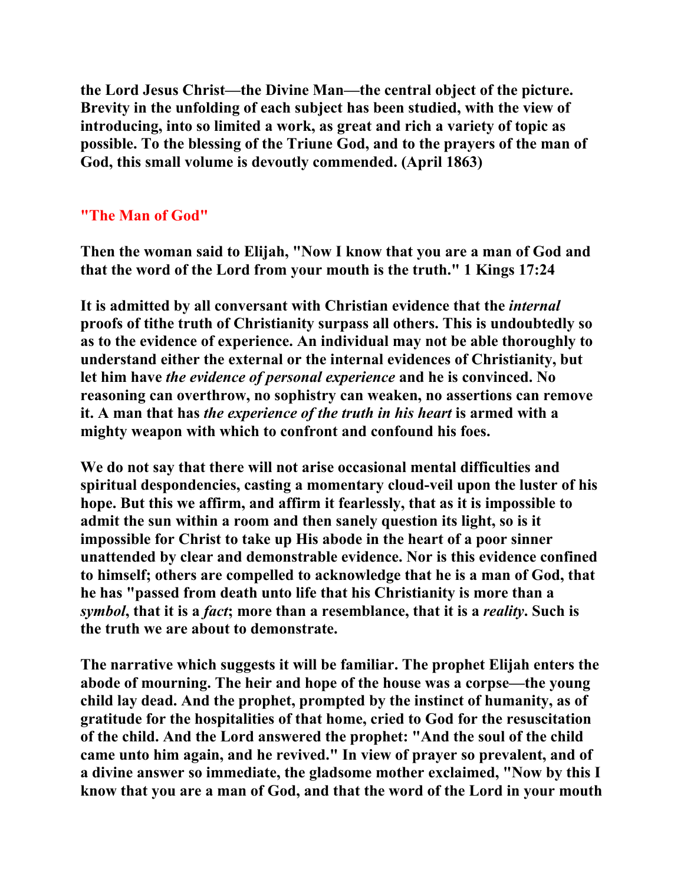**the Lord Jesus Christ—the Divine Man—the central object of the picture. Brevity in the unfolding of each subject has been studied, with the view of introducing, into so limited a work, as great and rich a variety of topic as possible. To the blessing of the Triune God, and to the prayers of the man of God, this small volume is devoutly commended. (April 1863)**

## "The Man of God"

**Then the woman said to Elijah, "Now I know that you are a man of God and that the word of the Lord from your mouth is the truth." 1 Kings 17:24**

**It is admitted by all conversant with Christian evidence that the *internal* proofs of tithe truth of Christianity surpass all others. This is undoubtedly so as to the evidence of experience. An individual may not be able thoroughly to understand either the external or the internal evidences of Christianity, but let him have *the evidence of personal experience* and he is convinced. No reasoning can overthrow, no sophistry can weaken, no assertions can remove it. A man that has *the experience of the truth in his heart* is armed with a mighty weapon with which to confront and confound his foes.**

**We do not say that there will not arise occasional mental difficulties and spiritual despondencies, casting a momentary cloud-veil upon the luster of his hope. But this we affirm, and affirm it fearlessly, that as it is impossible to admit the sun within a room and then sanely question its light, so is it impossible for Christ to take up His abode in the heart of a poor sinner unattended by clear and demonstrable evidence. Nor is this evidence confined to himself; others are compelled to acknowledge that he is a man of God, that he has "passed from death unto life that his Christianity is more than a *symbol*, that it is a *fact*; more than a resemblance, that it is a *reality*. Such is the truth we are about to demonstrate.**

**The narrative which suggests it will be familiar. The prophet Elijah enters the abode of mourning. The heir and hope of the house was a corpse—the young child lay dead. And the prophet, prompted by the instinct of humanity, as of gratitude for the hospitalities of that home, cried to God for the resuscitation of the child. And the Lord answered the prophet: "And the soul of the child came unto him again, and he revived." In view of prayer so prevalent, and of a divine answer so immediate, the gladsome mother exclaimed, "Now by this I know that you are a man of God, and that the word of the Lord in your mouth**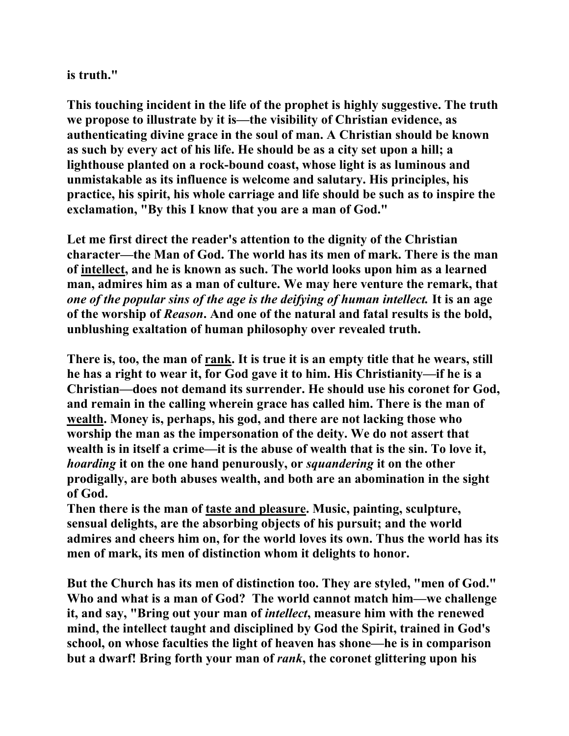**is truth."**

**This touching incident in the life of the prophet is highly suggestive. The truth we propose to illustrate by it is—the visibility of Christian evidence, as authenticating divine grace in the soul of man. A Christian should be known as such by every act of his life. He should be as a city set upon a hill; a lighthouse planted on a rock-bound coast, whose light is as luminous and unmistakable as its influence is welcome and salutary. His principles, his practice, his spirit, his whole carriage and life should be such as to inspire the exclamation, "By this I know that you are a man of God."**

**Let me first direct the reader's attention to the dignity of the Christian character—the Man of God. The world has its men of mark. There is the man of <u>intellect</u>, and he is known as such. The world looks upon him as a learned man, admires him as a man of culture. We may here venture the remark, that *one of the popular sins of the age is the deifying of human intellect.* It is an age of the worship of *Reason*. And one of the natural and fatal results is the bold, unblushing exaltation of human philosophy over revealed truth.**

**There is, too, the man of <u>rank</u>. It is true it is an empty title that he wears, still he has a right to wear it, for God gave it to him. His Christianity—if he is a Christian—does not demand its surrender. He should use his coronet for God, and remain in the calling wherein grace has called him. There is the man of <u>wealth</u>. Money is, perhaps, his god, and there are not lacking those who worship the man as the impersonation of the deity. We do not assert that wealth is in itself a crime—it is the abuse of wealth that is the sin. To love it, *hoarding* it on the one hand penurously, or *squandering* it on the other prodigally, are both abuses wealth, and both are an abomination in the sight of God.**

**Then there is the man of <u>taste and pleasure</u>. Music, painting, sculpture, sensual delights, are the absorbing objects of his pursuit; and the world admires and cheers him on, for the world loves its own. Thus the world has its men of mark, its men of distinction whom it delights to honor.**

**But the Church has its men of distinction too. They are styled, "men of God." Who and what is a man of God? The world cannot match him—we challenge it, and say, "Bring out your man of *intellect*, measure him with the renewed mind, the intellect taught and disciplined by God the Spirit, trained in God's school, on whose faculties the light of heaven has shone—he is in comparison but a dwarf! Bring forth your man of *rank*, the coronet glittering upon his**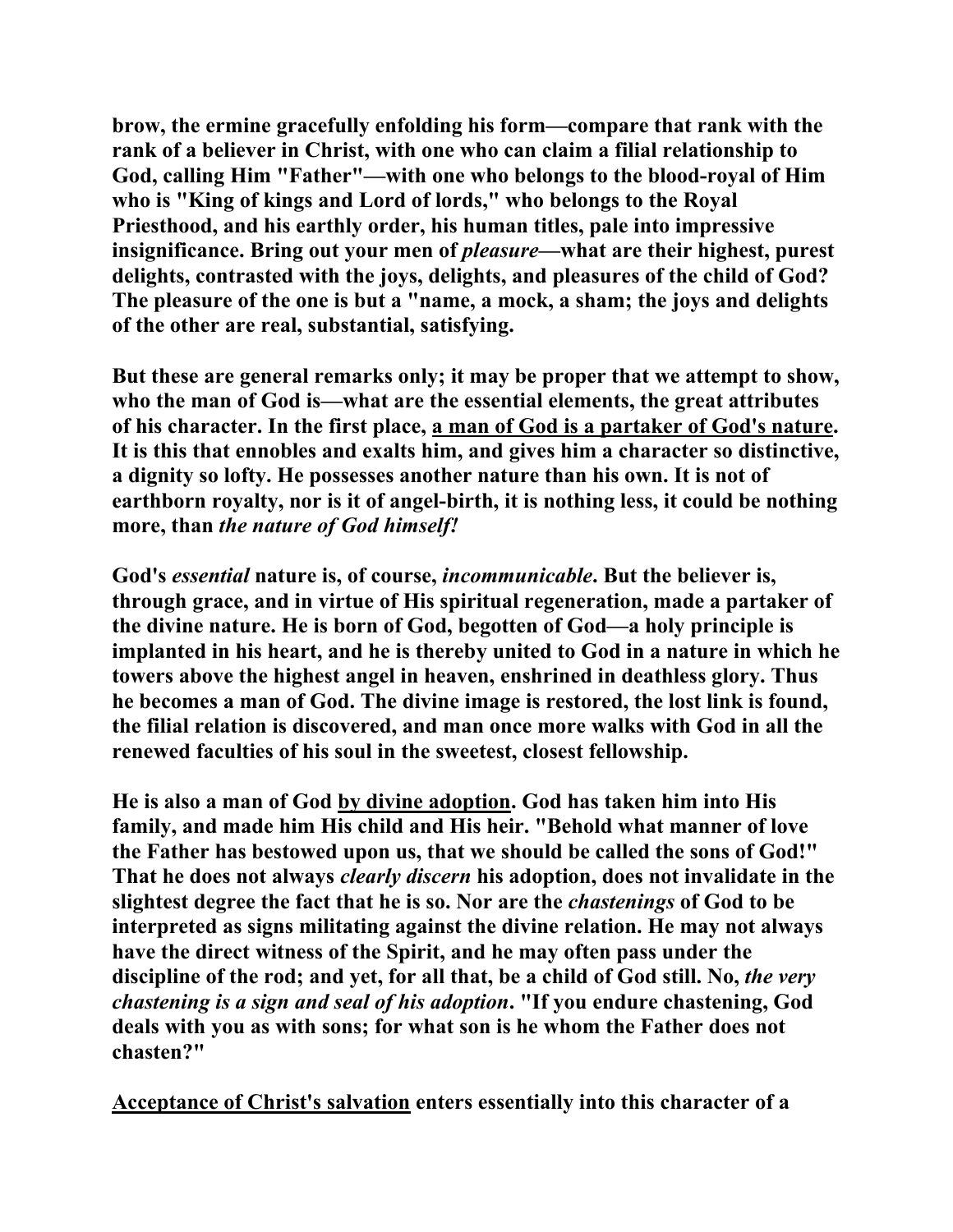brow, the ermine gracefully enfolding his form—compare that rank with the rank of a believer in Christ, with one who can claim a filial relationship to God, calling Him "Father"—with one who belongs to the blood-royal of Him who is "King of kings and Lord of lords," who belongs to the Royal Priesthood, and his earthly order, his human titles, pale into impressive insignificance. Bring out your men of *pleasure*—what are their highest, purest delights, contrasted with the joys, delights, and pleasures of the child of God? The pleasure of the one is but a "name, a mock, a sham; the joys and delights of the other are real, substantial, satisfying.

But these are general remarks only; it may be proper that we attempt to show, who the man of God is—what are the essential elements, the great attributes of his character. In the first place, <u>a man of God is a partaker of God's nature</u>. It is this that ennobles and exalts him, and gives him a character so distinctive, a dignity so lofty. He possesses another nature than his own. It is not of earthborn royalty, nor is it of angel-birth, it is nothing less, it could be nothing more, than *the nature of God himself!*

God's *essential* nature is, of course, *incommunicable*. But the believer is, through grace, and in virtue of His spiritual regeneration, made a partaker of the divine nature. He is born of God, begotten of God—a holy principle is implanted in his heart, and he is thereby united to God in a nature in which he towers above the highest angel in heaven, enshrined in deathless glory. Thus he becomes a man of God. The divine image is restored, the lost link is found, the filial relation is discovered, and man once more walks with God in all the renewed faculties of his soul in the sweetest, closest fellowship.

He is also a man of God <u>by divine adoption</u>. God has taken him into His family, and made him His child and His heir. "Behold what manner of love the Father has bestowed upon us, that we should be called the sons of God!" That he does not always *clearly discern* his adoption, does not invalidate in the slightest degree the fact that he is so. Nor are the *chastenings* of God to be interpreted as signs militating against the divine relation. He may not always have the direct witness of the Spirit, and he may often pass under the discipline of the rod; and yet, for all that, be a child of God still. No, *the very chastening is a sign and seal of his adoption*. "If you endure chastening, God deals with you as with sons; for what son is he whom the Father does not chasten?"

<u>Acceptance of Christ's salvation</u> enters essentially into this character of a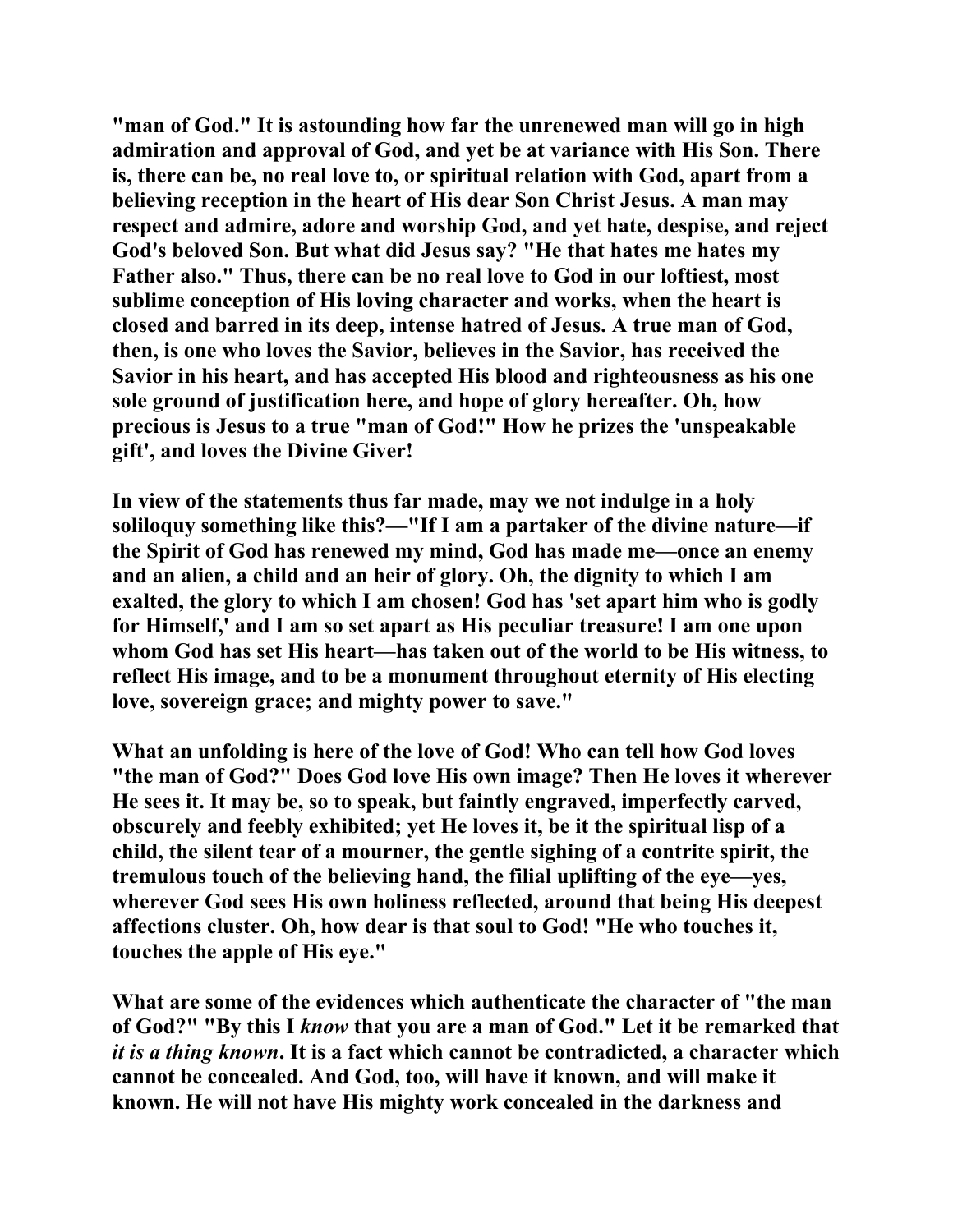"man of God." It is astounding how far the unrenewed man will go in high admiration and approval of God, and yet be at variance with His Son. There is, there can be, no real love to, or spiritual relation with God, apart from a believing reception in the heart of His dear Son Christ Jesus. A man may respect and admire, adore and worship God, and yet hate, despise, and reject God's beloved Son. But what did Jesus say? "He that hates me hates my Father also." Thus, there can be no real love to God in our loftiest, most sublime conception of His loving character and works, when the heart is closed and barred in its deep, intense hatred of Jesus. A true man of God, then, is one who loves the Savior, believes in the Savior, has received the Savior in his heart, and has accepted His blood and righteousness as his one sole ground of justification here, and hope of glory hereafter. Oh, how precious is Jesus to a true "man of God!" How he prizes the 'unspeakable gift', and loves the Divine Giver!

In view of the statements thus far made, may we not indulge in a holy soliloquy something like this?—"If I am a partaker of the divine nature—if the Spirit of God has renewed my mind, God has made me—once an enemy and an alien, a child and an heir of glory. Oh, the dignity to which I am exalted, the glory to which I am chosen! God has 'set apart him who is godly for Himself,' and I am so set apart as His peculiar treasure! I am one upon whom God has set His heart—has taken out of the world to be His witness, to reflect His image, and to be a monument throughout eternity of His electing love, sovereign grace; and mighty power to save."

What an unfolding is here of the love of God! Who can tell how God loves "the man of God?" Does God love His own image? Then He loves it wherever He sees it. It may be, so to speak, but faintly engraved, imperfectly carved, obscurely and feebly exhibited; yet He loves it, be it the spiritual lisp of a child, the silent tear of a mourner, the gentle sighing of a contrite spirit, the tremulous touch of the believing hand, the filial uplifting of the eye—yes, wherever God sees His own holiness reflected, around that being His deepest affections cluster. Oh, how dear is that soul to God! "He who touches it, touches the apple of His eye."

What are some of the evidences which authenticate the character of "the man of God?" "By this I *know* that you are a man of God." Let it be remarked that *it is a thing known*. It is a fact which cannot be contradicted, a character which cannot be concealed. And God, too, will have it known, and will make it known. He will not have His mighty work concealed in the darkness and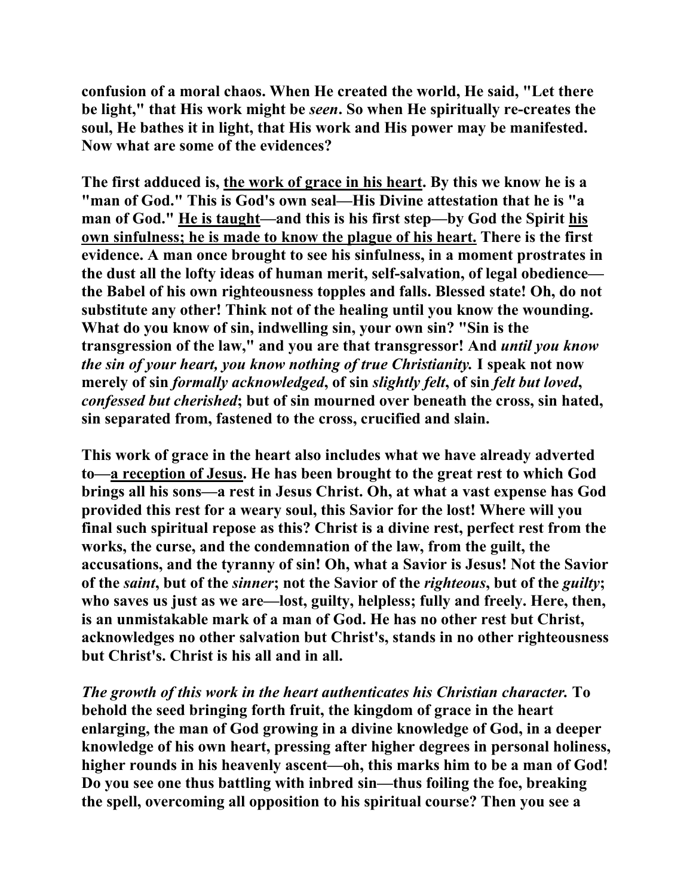**confusion of a moral chaos. When He created the world, He said, "Let there be light," that His work might be *seen*. So when He spiritually re-creates the soul, He bathes it in light, that His work and His power may be manifested. Now what are some of the evidences?**

**The first adduced is, <u>the work of grace in his heart</u>. By this we know he is a "man of God." This is God's own seal—His Divine attestation that he is "a man of God." <u>He is taught</u>—and this is his first step—by God the Spirit <u>his own sinfulness; he is made to know the plague of his heart.</u> There is the first evidence. A man once brought to see his sinfulness, in a moment prostrates in the dust all the lofty ideas of human merit, self-salvation, of legal obedience—the Babel of his own righteousness topples and falls. Blessed state! Oh, do not substitute any other! Think not of the healing until you know the wounding. What do you know of sin, indwelling sin, your own sin? "Sin is the transgression of the law," and you are that transgressor! And *until you know the sin of your heart, you know nothing of true Christianity.* I speak not now merely of sin *formally acknowledged*, of sin *slightly felt*, of sin *felt but loved*, *confessed but cherished*; but of sin mourned over beneath the cross, sin hated, sin separated from, fastened to the cross, crucified and slain.**

**This work of grace in the heart also includes what we have already adverted to—<u>a reception of Jesus</u>. He has been brought to the great rest to which God brings all his sons—a rest in Jesus Christ. Oh, at what a vast expense has God provided this rest for a weary soul, this Savior for the lost! Where will you final such spiritual repose as this? Christ is a divine rest, perfect rest from the works, the curse, and the condemnation of the law, from the guilt, the accusations, and the tyranny of sin! Oh, what a Savior is Jesus! Not the Savior of the *saint*, but of the *sinner*; not the Savior of the *righteous*, but of the *guilty*; who saves us just as we are—lost, guilty, helpless; fully and freely. Here, then, is an unmistakable mark of a man of God. He has no other rest but Christ, acknowledges no other salvation but Christ's, stands in no other righteousness but Christ's. Christ is his all and in all.**

***The growth of this work in the heart authenticates his Christian character.* To behold the seed bringing forth fruit, the kingdom of grace in the heart enlarging, the man of God growing in a divine knowledge of God, in a deeper knowledge of his own heart, pressing after higher degrees in personal holiness, higher rounds in his heavenly ascent—oh, this marks him to be a man of God! Do you see one thus battling with inbred sin—thus foiling the foe, breaking the spell, overcoming all opposition to his spiritual course? Then you see a**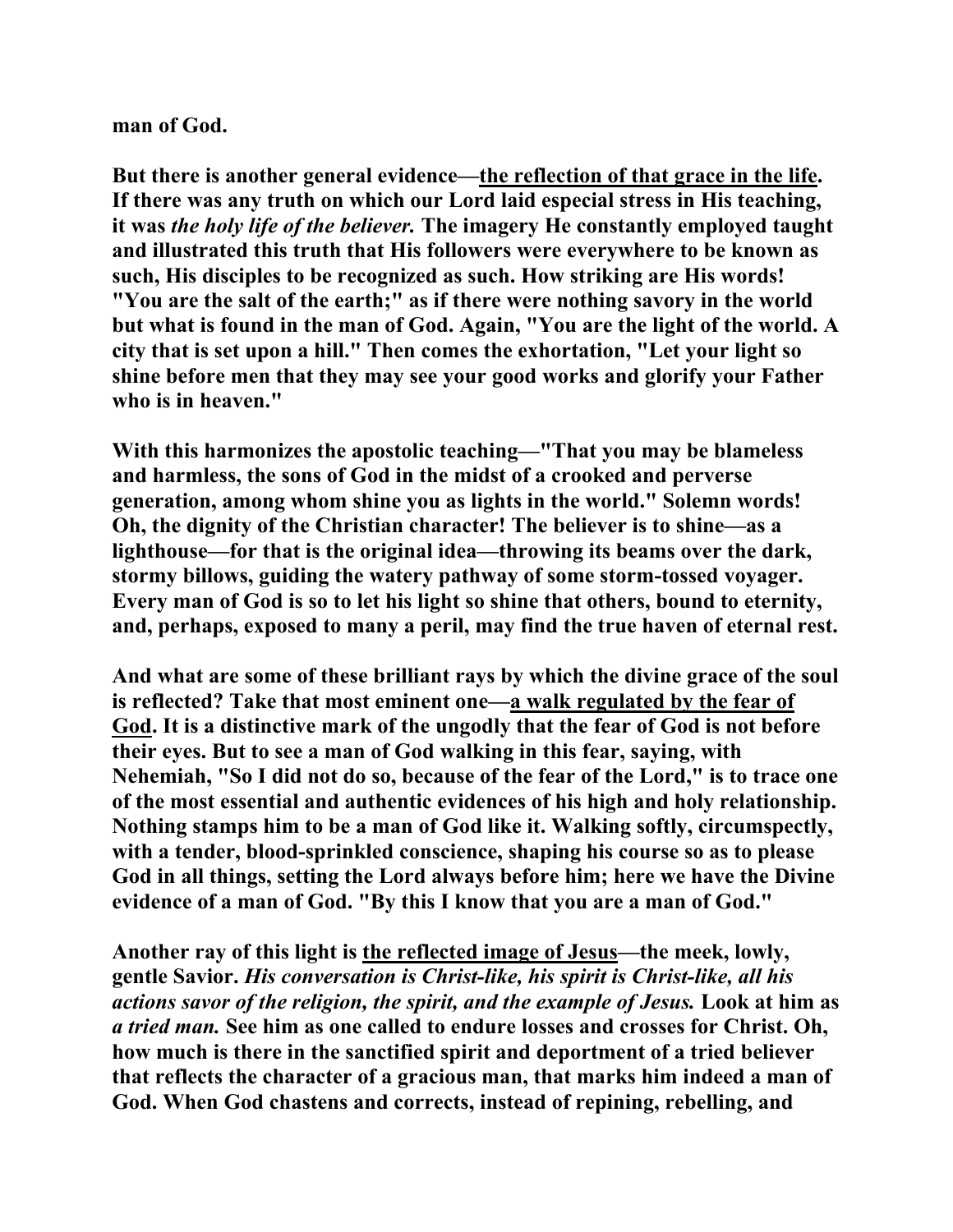**man of God.**

**But there is another general evidence—<u>the reflection of that grace in the life</u>. If there was any truth on which our Lord laid especial stress in His teaching, it was *the holy life of the believer.* The imagery He constantly employed taught and illustrated this truth that His followers were everywhere to be known as such, His disciples to be recognized as such. How striking are His words! "You are the salt of the earth;" as if there were nothing savory in the world but what is found in the man of God. Again, "You are the light of the world. A city that is set upon a hill." Then comes the exhortation, "Let your light so shine before men that they may see your good works and glorify your Father who is in heaven."**

**With this harmonizes the apostolic teaching—"That you may be blameless and harmless, the sons of God in the midst of a crooked and perverse generation, among whom shine you as lights in the world." Solemn words! Oh, the dignity of the Christian character! The believer is to shine—as a lighthouse—for that is the original idea—throwing its beams over the dark, stormy billows, guiding the watery pathway of some storm-tossed voyager. Every man of God is so to let his light so shine that others, bound to eternity, and, perhaps, exposed to many a peril, may find the true haven of eternal rest.**

**And what are some of these brilliant rays by which the divine grace of the soul is reflected? Take that most eminent one—<u>a walk regulated by the fear of God</u>. It is a distinctive mark of the ungodly that the fear of God is not before their eyes. But to see a man of God walking in this fear, saying, with Nehemiah, "So I did not do so, because of the fear of the Lord," is to trace one of the most essential and authentic evidences of his high and holy relationship. Nothing stamps him to be a man of God like it. Walking softly, circumspectly, with a tender, blood-sprinkled conscience, shaping his course so as to please God in all things, setting the Lord always before him; here we have the Divine evidence of a man of God. "By this I know that you are a man of God."**

**Another ray of this light is <u>the reflected image of Jesus</u>—the meek, lowly, gentle Savior. *His conversation is Christ-like, his spirit is Christ-like, all his actions savor of the religion, the spirit, and the example of Jesus.* Look at him as *a tried man.* See him as one called to endure losses and crosses for Christ. Oh, how much is there in the sanctified spirit and deportment of a tried believer that reflects the character of a gracious man, that marks him indeed a man of God. When God chastens and corrects, instead of repining, rebelling, and**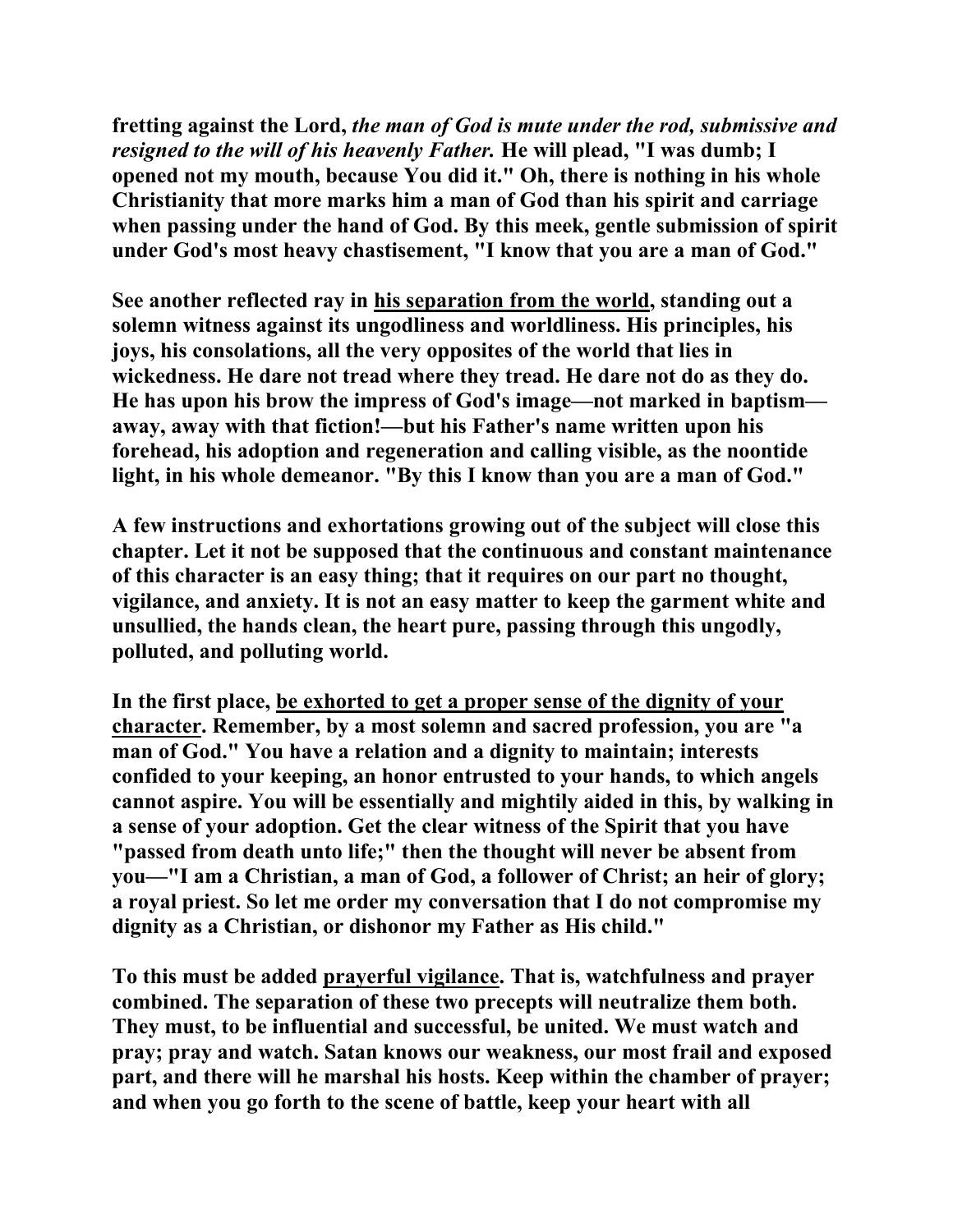**fretting against the Lord,** ***the man of God is mute under the rod, submissive and resigned to the will of his heavenly Father.*** **He will plead, "I was dumb; I opened not my mouth, because You did it." Oh, there is nothing in his whole Christianity that more marks him a man of God than his spirit and carriage when passing under the hand of God. By this meek, gentle submission of spirit under God's most heavy chastisement, "I know that you are a man of God."**

**See another reflected ray in <u>his separation from the world</u>, standing out a solemn witness against its ungodliness and worldliness. His principles, his joys, his consolations, all the very opposites of the world that lies in wickedness. He dare not tread where they tread. He dare not do as they do. He has upon his brow the impress of God's image—not marked in baptism—away, away with that fiction!—but his Father's name written upon his forehead, his adoption and regeneration and calling visible, as the noontide light, in his whole demeanor. "By this I know than you are a man of God."**

**A few instructions and exhortations growing out of the subject will close this chapter. Let it not be supposed that the continuous and constant maintenance of this character is an easy thing; that it requires on our part no thought, vigilance, and anxiety. It is not an easy matter to keep the garment white and unsullied, the hands clean, the heart pure, passing through this ungodly, polluted, and polluting world.**

**In the first place, <u>be exhorted to get a proper sense of the dignity of your character</u>. Remember, by a most solemn and sacred profession, you are "a man of God." You have a relation and a dignity to maintain; interests confided to your keeping, an honor entrusted to your hands, to which angels cannot aspire. You will be essentially and mightily aided in this, by walking in a sense of your adoption. Get the clear witness of the Spirit that you have "passed from death unto life;" then the thought will never be absent from you—"I am a Christian, a man of God, a follower of Christ; an heir of glory; a royal priest. So let me order my conversation that I do not compromise my dignity as a Christian, or dishonor my Father as His child."**

**To this must be added <u>prayerful vigilance</u>. That is, watchfulness and prayer combined. The separation of these two precepts will neutralize them both. They must, to be influential and successful, be united. We must watch and pray; pray and watch. Satan knows our weakness, our most frail and exposed part, and there will he marshal his hosts. Keep within the chamber of prayer; and when you go forth to the scene of battle, keep your heart with all**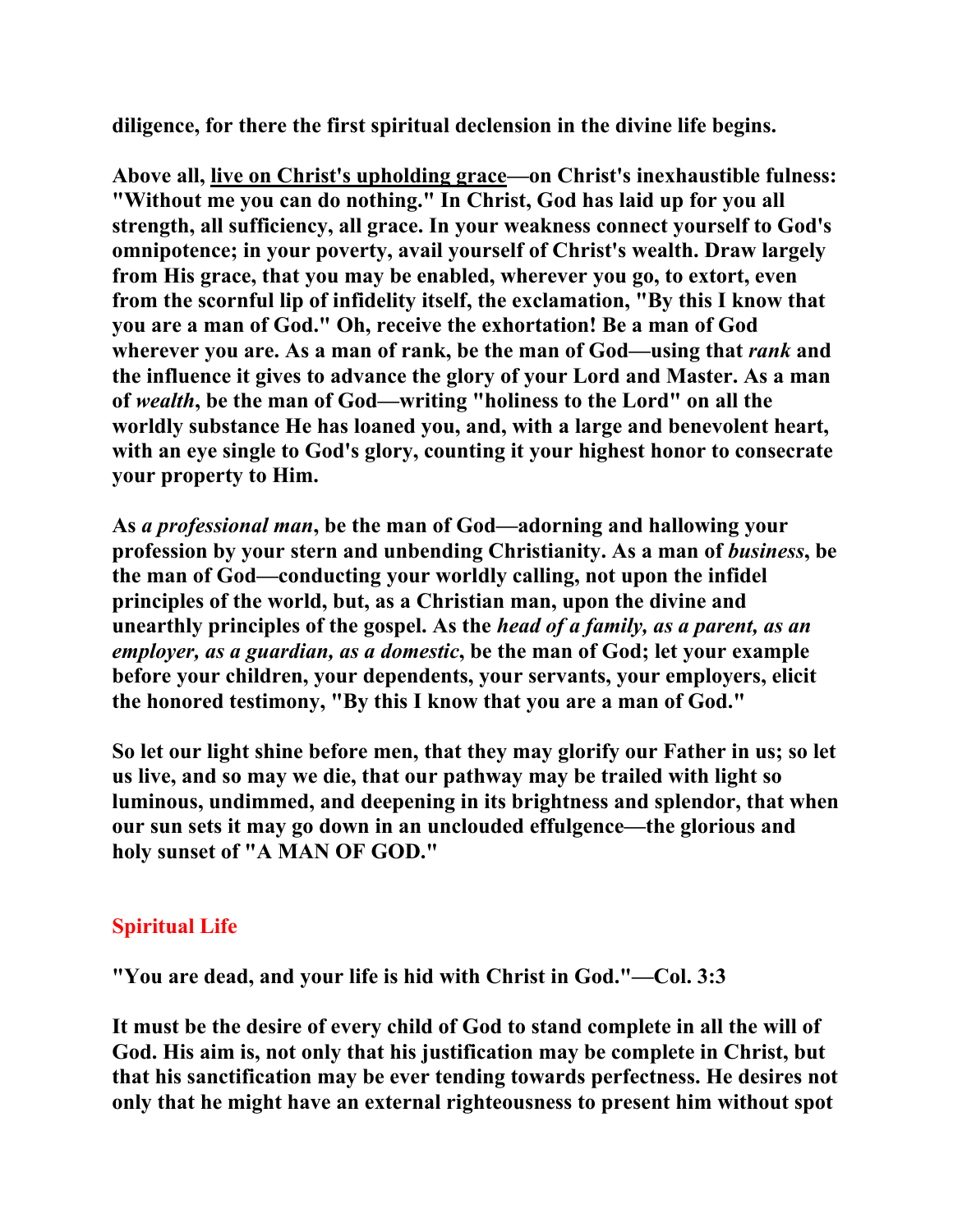**diligence, for there the first spiritual declension in the divine life begins.**

**Above all, <u>live on Christ's upholding grace</u>—on Christ's inexhaustible fulness: "Without me you can do nothing." In Christ, God has laid up for you all strength, all sufficiency, all grace. In your weakness connect yourself to God's omnipotence; in your poverty, avail yourself of Christ's wealth. Draw largely from His grace, that you may be enabled, wherever you go, to extort, even from the scornful lip of infidelity itself, the exclamation, "By this I know that you are a man of God." Oh, receive the exhortation! Be a man of God wherever you are. As a man of rank, be the man of God—using that *rank* and the influence it gives to advance the glory of your Lord and Master. As a man of *wealth*, be the man of God—writing "holiness to the Lord" on all the worldly substance He has loaned you, and, with a large and benevolent heart, with an eye single to God's glory, counting it your highest honor to consecrate your property to Him.**

**As *a professional man*, be the man of God—adorning and hallowing your profession by your stern and unbending Christianity. As a man of *business*, be the man of God—conducting your worldly calling, not upon the infidel principles of the world, but, as a Christian man, upon the divine and unearthly principles of the gospel. As the *head of a family, as a parent, as an employer, as a guardian, as a domestic*, be the man of God; let your example before your children, your dependents, your servants, your employers, elicit the honored testimony, "By this I know that you are a man of God."**

**So let our light shine before men, that they may glorify our Father in us; so let us live, and so may we die, that our pathway may be trailed with light so luminous, undimmed, and deepening in its brightness and splendor, that when our sun sets it may go down in an unclouded effulgence—the glorious and holy sunset of "A MAN OF GOD."**

## Spiritual Life

**"You are dead, and your life is hid with Christ in God."—Col. 3:3**

**It must be the desire of every child of God to stand complete in all the will of God. His aim is, not only that his justification may be complete in Christ, but that his sanctification may be ever tending towards perfectness. He desires not only that he might have an external righteousness to present him without spot**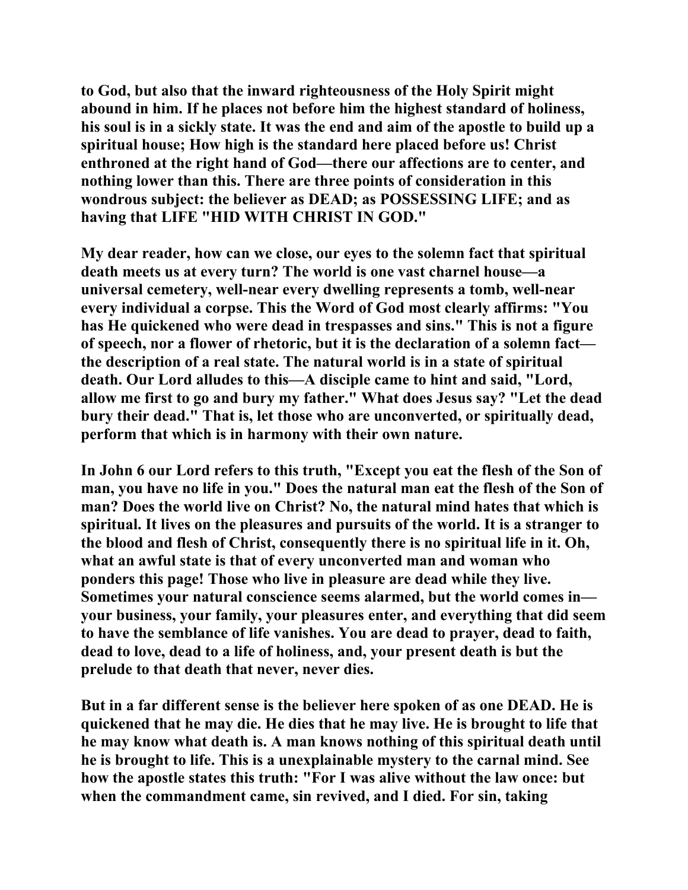**to God, but also that the inward righteousness of the Holy Spirit might abound in him. If he places not before him the highest standard of holiness, his soul is in a sickly state. It was the end and aim of the apostle to build up a spiritual house; How high is the standard here placed before us! Christ enthroned at the right hand of God—there our affections are to center, and nothing lower than this. There are three points of consideration in this wondrous subject: the believer as DEAD; as POSSESSING LIFE; and as having that LIFE "HID WITH CHRIST IN GOD."**

**My dear reader, how can we close, our eyes to the solemn fact that spiritual death meets us at every turn? The world is one vast charnel house—a universal cemetery, well-near every dwelling represents a tomb, well-near every individual a corpse. This the Word of God most clearly affirms: "You has He quickened who were dead in trespasses and sins." This is not a figure of speech, nor a flower of rhetoric, but it is the declaration of a solemn fact—the description of a real state. The natural world is in a state of spiritual death. Our Lord alludes to this—A disciple came to hint and said, "Lord, allow me first to go and bury my father." What does Jesus say? "Let the dead bury their dead." That is, let those who are unconverted, or spiritually dead, perform that which is in harmony with their own nature.**

**In John 6 our Lord refers to this truth, "Except you eat the flesh of the Son of man, you have no life in you." Does the natural man eat the flesh of the Son of man? Does the world live on Christ? No, the natural mind hates that which is spiritual. It lives on the pleasures and pursuits of the world. It is a stranger to the blood and flesh of Christ, consequently there is no spiritual life in it. Oh, what an awful state is that of every unconverted man and woman who ponders this page! Those who live in pleasure are dead while they live. Sometimes your natural conscience seems alarmed, but the world comes in—your business, your family, your pleasures enter, and everything that did seem to have the semblance of life vanishes. You are dead to prayer, dead to faith, dead to love, dead to a life of holiness, and, your present death is but the prelude to that death that never, never dies.**

**But in a far different sense is the believer here spoken of as one DEAD. He is quickened that he may die. He dies that he may live. He is brought to life that he may know what death is. A man knows nothing of this spiritual death until he is brought to life. This is a unexplainable mystery to the carnal mind. See how the apostle states this truth: "For I was alive without the law once: but when the commandment came, sin revived, and I died. For sin, taking**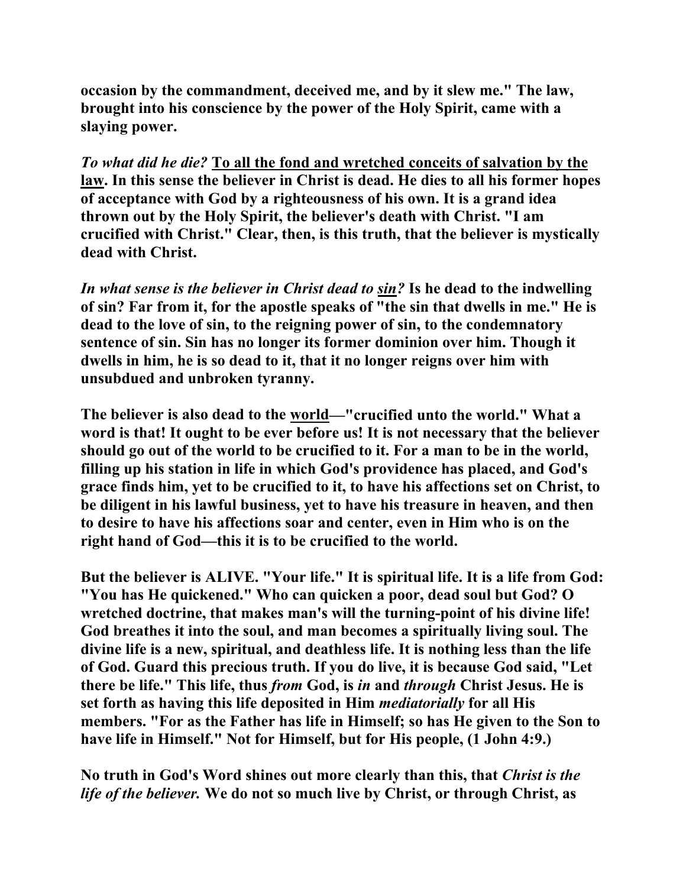**occasion by the commandment, deceived me, and by it slew me." The law, brought into his conscience by the power of the Holy Spirit, came with a slaying power.**

***To what did he die?*** **<u>To all the fond and wretched conceits of salvation by the law</u>. In this sense the believer in Christ is dead. He dies to all his former hopes of acceptance with God by a righteousness of his own. It is a grand idea thrown out by the Holy Spirit, the believer's death with Christ. "I am crucified with Christ." Clear, then, is this truth, that the believer is mystically dead with Christ.**

***In what sense is the believer in Christ dead to <u>sin</u>?*** **Is he dead to the indwelling of sin? Far from it, for the apostle speaks of "the sin that dwells in me." He is dead to the love of sin, to the reigning power of sin, to the condemnatory sentence of sin. Sin has no longer its former dominion over him. Though it dwells in him, he is so dead to it, that it no longer reigns over him with unsubdued and unbroken tyranny.**

**The believer is also dead to the <u>world</u>—"crucified unto the world." What a word is that! It ought to be ever before us! It is not necessary that the believer should go out of the world to be crucified to it. For a man to be in the world, filling up his station in life in which God's providence has placed, and God's grace finds him, yet to be crucified to it, to have his affections set on Christ, to be diligent in his lawful business, yet to have his treasure in heaven, and then to desire to have his affections soar and center, even in Him who is on the right hand of God—this it is to be crucified to the world.**

**But the believer is ALIVE. "Your life." It is spiritual life. It is a life from God: "You has He quickened." Who can quicken a poor, dead soul but God? O wretched doctrine, that makes man's will the turning-point of his divine life! God breathes it into the soul, and man becomes a spiritually living soul. The divine life is a new, spiritual, and deathless life. It is nothing less than the life of God. Guard this precious truth. If you do live, it is because God said, "Let there be life." This life, thus *from* God, is *in* and *through* Christ Jesus. He is set forth as having this life deposited in Him *mediatorially* for all His members. "For as the Father has life in Himself; so has He given to the Son to have life in Himself." Not for Himself, but for His people, (1 John 4:9.)**

**No truth in God's Word shines out more clearly than this, that *Christ is the life of the believer.* We do not so much live by Christ, or through Christ, as**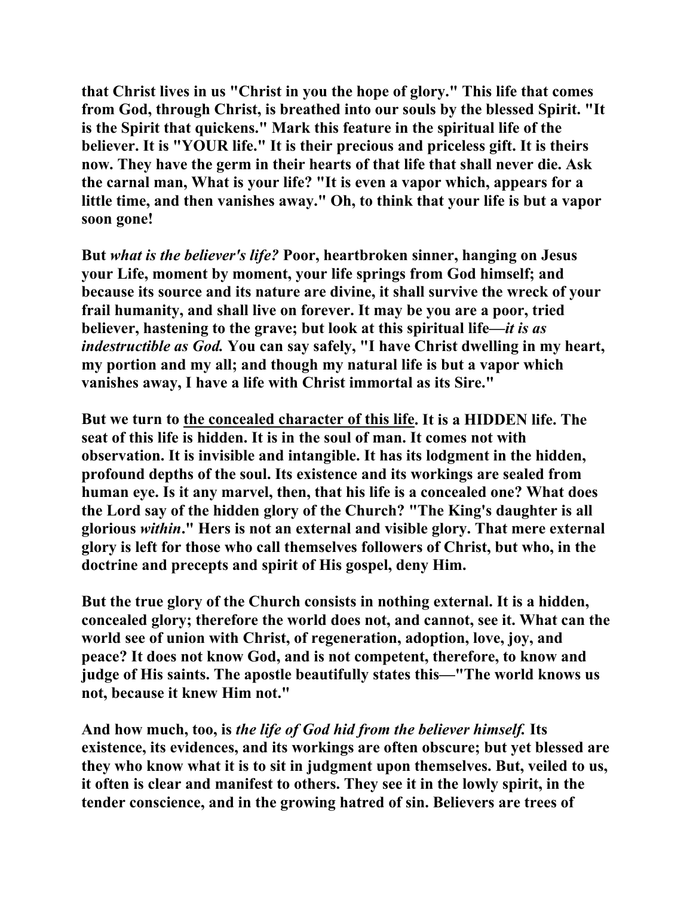**that Christ lives in us "Christ in you the hope of glory." This life that comes from God, through Christ, is breathed into our souls by the blessed Spirit. "It is the Spirit that quickens." Mark this feature in the spiritual life of the believer. It is "YOUR life." It is their precious and priceless gift. It is theirs now. They have the germ in their hearts of that life that shall never die. Ask the carnal man, What is your life? "It is even a vapor which, appears for a little time, and then vanishes away." Oh, to think that your life is but a vapor soon gone!**

**But *what is the believer's life?* Poor, heartbroken sinner, hanging on Jesus your Life, moment by moment, your life springs from God himself; and because its source and its nature are divine, it shall survive the wreck of your frail humanity, and shall live on forever. It may be you are a poor, tried believer, hastening to the grave; but look at this spiritual life—*it is as indestructible as God.* You can say safely, "I have Christ dwelling in my heart, my portion and my all; and though my natural life is but a vapor which vanishes away, I have a life with Christ immortal as its Sire."**

**But we turn to <u>the concealed character of this life</u>. It is a HIDDEN life. The seat of this life is hidden. It is in the soul of man. It comes not with observation. It is invisible and intangible. It has its lodgment in the hidden, profound depths of the soul. Its existence and its workings are sealed from human eye. Is it any marvel, then, that his life is a concealed one? What does the Lord say of the hidden glory of the Church? "The King's daughter is all glorious *within*." Hers is not an external and visible glory. That mere external glory is left for those who call themselves followers of Christ, but who, in the doctrine and precepts and spirit of His gospel, deny Him.**

**But the true glory of the Church consists in nothing external. It is a hidden, concealed glory; therefore the world does not, and cannot, see it. What can the world see of union with Christ, of regeneration, adoption, love, joy, and peace? It does not know God, and is not competent, therefore, to know and judge of His saints. The apostle beautifully states this—"The world knows us not, because it knew Him not."**

**And how much, too, is *the life of God hid from the believer himself.* Its existence, its evidences, and its workings are often obscure; but yet blessed are they who know what it is to sit in judgment upon themselves. But, veiled to us, it often is clear and manifest to others. They see it in the lowly spirit, in the tender conscience, and in the growing hatred of sin. Believers are trees of**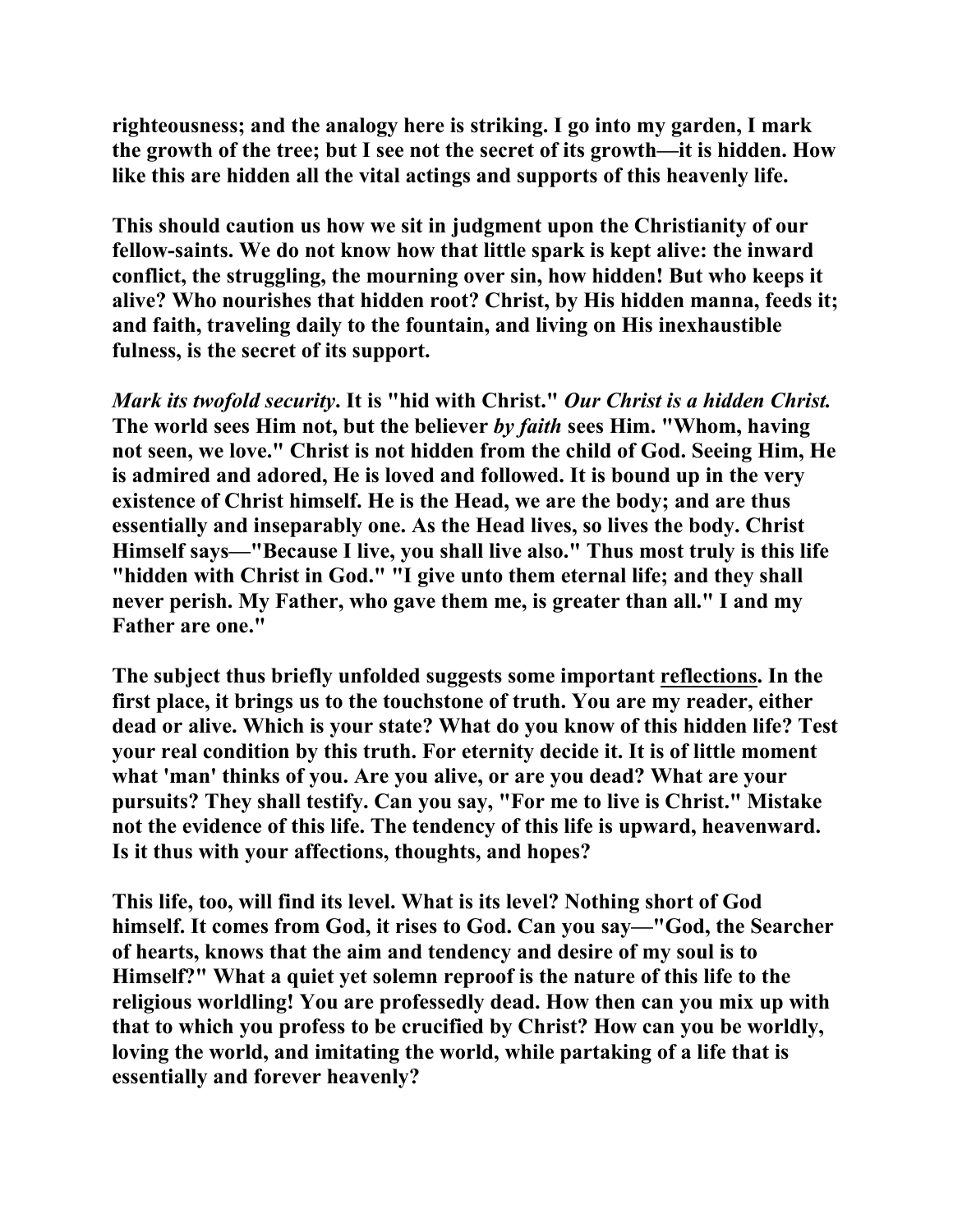righteousness; and the analogy here is striking. I go into my garden, I mark the growth of the tree; but I see not the secret of its growth—it is hidden. How like this are hidden all the vital actings and supports of this heavenly life.

This should caution us how we sit in judgment upon the Christianity of our fellow-saints. We do not know how that little spark is kept alive: the inward conflict, the struggling, the mourning over sin, how hidden! But who keeps it alive? Who nourishes that hidden root? Christ, by His hidden manna, feeds it; and faith, traveling daily to the fountain, and living on His inexhaustible fulness, is the secret of its support.

*Mark its twofold security*. It is "hid with Christ." *Our Christ is a hidden Christ.* The world sees Him not, but the believer *by faith* sees Him. "Whom, having not seen, we love." Christ is not hidden from the child of God. Seeing Him, He is admired and adored, He is loved and followed. It is bound up in the very existence of Christ himself. He is the Head, we are the body; and are thus essentially and inseparably one. As the Head lives, so lives the body. Christ Himself says—"Because I live, you shall live also." Thus most truly is this life "hidden with Christ in God." "I give unto them eternal life; and they shall never perish. My Father, who gave them me, is greater than all." I and my Father are one."

The subject thus briefly unfolded suggests some important reflections. In the first place, it brings us to the touchstone of truth. You are my reader, either dead or alive. Which is your state? What do you know of this hidden life? Test your real condition by this truth. For eternity decide it. It is of little moment what 'man' thinks of you. Are you alive, or are you dead? What are your pursuits? They shall testify. Can you say, "For me to live is Christ." Mistake not the evidence of this life. The tendency of this life is upward, heavenward. Is it thus with your affections, thoughts, and hopes?

This life, too, will find its level. What is its level? Nothing short of God himself. It comes from God, it rises to God. Can you say—"God, the Searcher of hearts, knows that the aim and tendency and desire of my soul is to Himself?" What a quiet yet solemn reproof is the nature of this life to the religious worldling! You are professedly dead. How then can you mix up with that to which you profess to be crucified by Christ? How can you be worldly, loving the world, and imitating the world, while partaking of a life that is essentially and forever heavenly?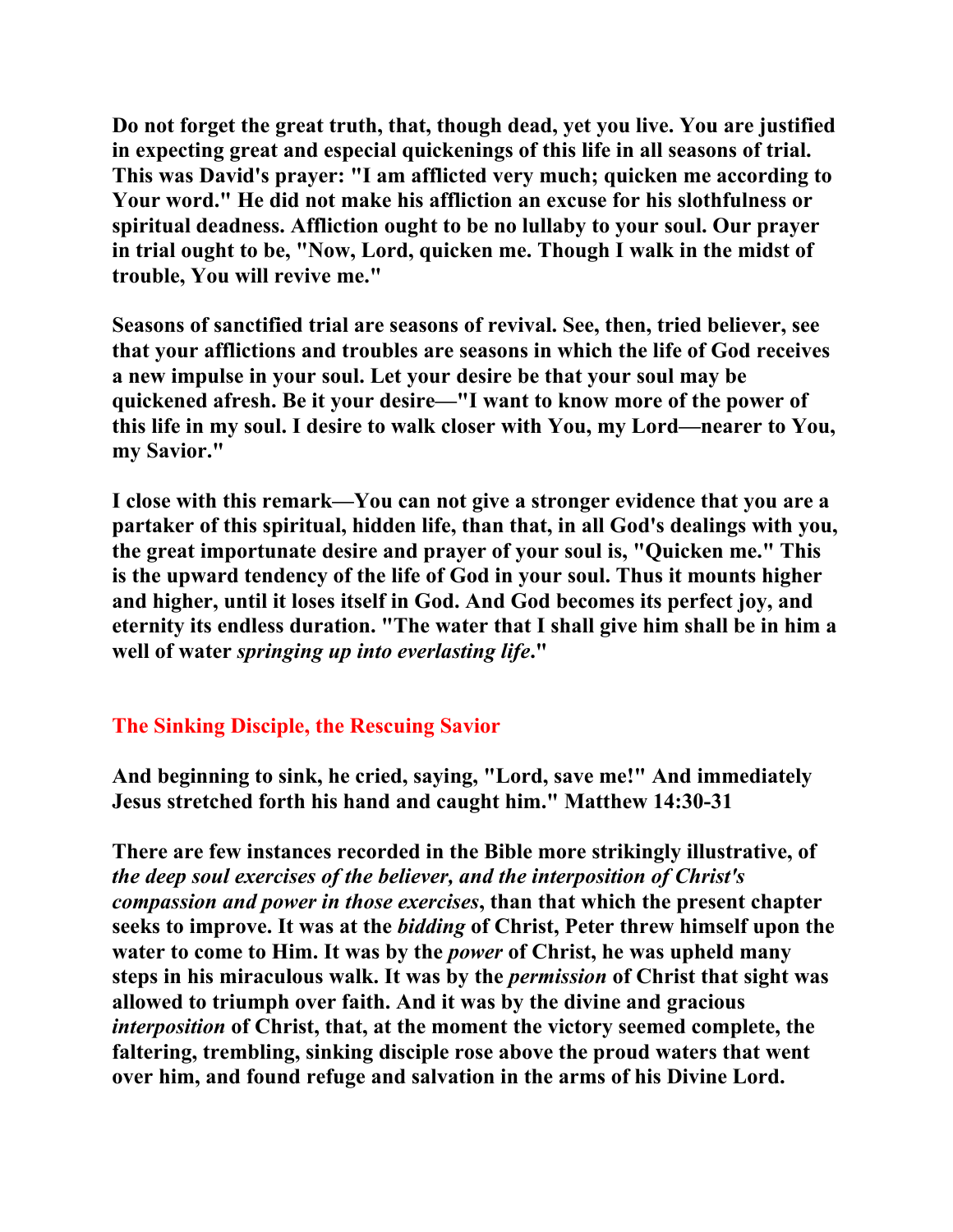**Do not forget the great truth, that, though dead, yet you live. You are justified in expecting great and especial quickenings of this life in all seasons of trial. This was David's prayer: "I am afflicted very much; quicken me according to Your word." He did not make his affliction an excuse for his slothfulness or spiritual deadness. Affliction ought to be no lullaby to your soul. Our prayer in trial ought to be, "Now, Lord, quicken me. Though I walk in the midst of trouble, You will revive me."**

**Seasons of sanctified trial are seasons of revival. See, then, tried believer, see that your afflictions and troubles are seasons in which the life of God receives a new impulse in your soul. Let your desire be that your soul may be quickened afresh. Be it your desire—"I want to know more of the power of this life in my soul. I desire to walk closer with You, my Lord—nearer to You, my Savior."**

**I close with this remark—You can not give a stronger evidence that you are a partaker of this spiritual, hidden life, than that, in all God's dealings with you, the great importunate desire and prayer of your soul is, "Quicken me." This is the upward tendency of the life of God in your soul. Thus it mounts higher and higher, until it loses itself in God. And God becomes its perfect joy, and eternity its endless duration. "The water that I shall give him shall be in him a well of water *springing up into everlasting life*."**

## The Sinking Disciple, the Rescuing Savior

**And beginning to sink, he cried, saying, "Lord, save me!" And immediately Jesus stretched forth his hand and caught him." Matthew 14:30-31**

**There are few instances recorded in the Bible more strikingly illustrative, of *the deep soul exercises of the believer, and the interposition of Christ's compassion and power in those exercises*, than that which the present chapter seeks to improve. It was at the *bidding* of Christ, Peter threw himself upon the water to come to Him. It was by the *power* of Christ, he was upheld many steps in his miraculous walk. It was by the *permission* of Christ that sight was allowed to triumph over faith. And it was by the divine and gracious *interposition* of Christ, that, at the moment the victory seemed complete, the faltering, trembling, sinking disciple rose above the proud waters that went over him, and found refuge and salvation in the arms of his Divine Lord.**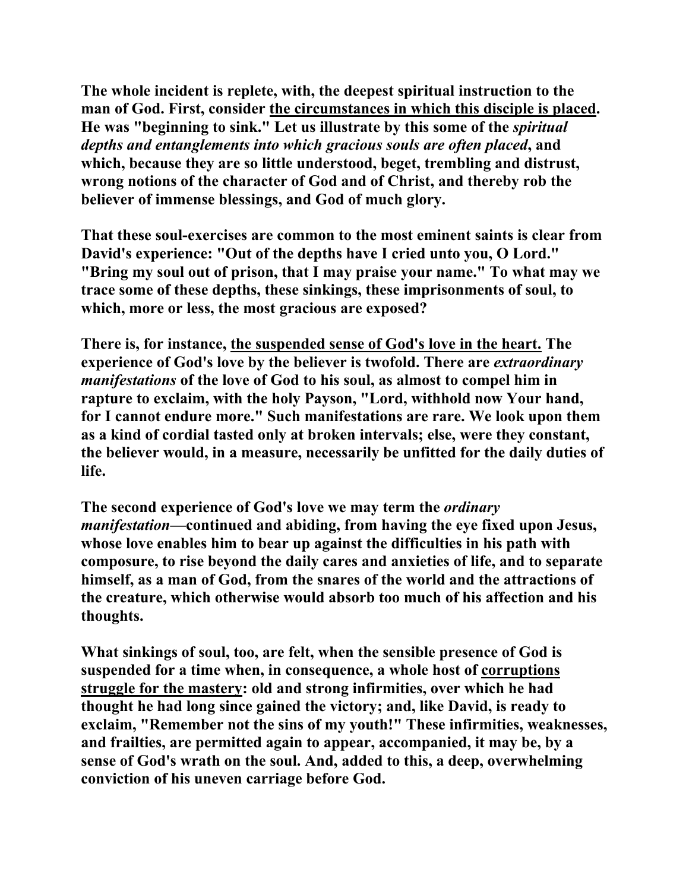**The whole incident is replete, with, the deepest spiritual instruction to the man of God. First, consider <u>the circumstances in which this disciple is placed</u>. He was "beginning to sink." Let us illustrate by this some of the *spiritual depths and entanglements into which gracious souls are often placed*, and which, because they are so little understood, beget, trembling and distrust, wrong notions of the character of God and of Christ, and thereby rob the believer of immense blessings, and God of much glory.**

**That these soul-exercises are common to the most eminent saints is clear from David's experience: "Out of the depths have I cried unto you, O Lord." "Bring my soul out of prison, that I may praise your name." To what may we trace some of these depths, these sinkings, these imprisonments of soul, to which, more or less, the most gracious are exposed?**

**There is, for instance, <u>the suspended sense of God's love in the heart.</u> The experience of God's love by the believer is twofold. There are *extraordinary manifestations* of the love of God to his soul, as almost to compel him in rapture to exclaim, with the holy Payson, "Lord, withhold now Your hand, for I cannot endure more." Such manifestations are rare. We look upon them as a kind of cordial tasted only at broken intervals; else, were they constant, the believer would, in a measure, necessarily be unfitted for the daily duties of life.**

**The second experience of God's love we may term the *ordinary manifestation*—continued and abiding, from having the eye fixed upon Jesus, whose love enables him to bear up against the difficulties in his path with composure, to rise beyond the daily cares and anxieties of life, and to separate himself, as a man of God, from the snares of the world and the attractions of the creature, which otherwise would absorb too much of his affection and his thoughts.**

**What sinkings of soul, too, are felt, when the sensible presence of God is suspended for a time when, in consequence, a whole host of <u>corruptions struggle for the mastery</u>: old and strong infirmities, over which he had thought he had long since gained the victory; and, like David, is ready to exclaim, "Remember not the sins of my youth!" These infirmities, weaknesses, and frailties, are permitted again to appear, accompanied, it may be, by a sense of God's wrath on the soul. And, added to this, a deep, overwhelming conviction of his uneven carriage before God.**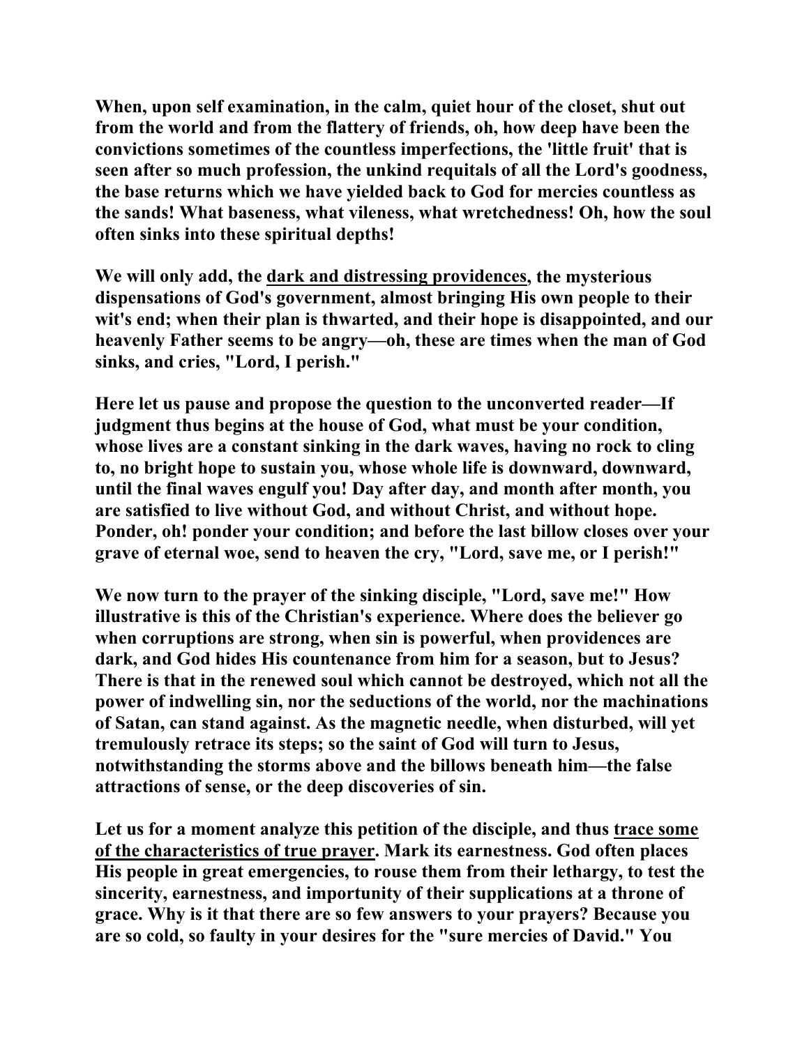**When, upon self examination, in the calm, quiet hour of the closet, shut out from the world and from the flattery of friends, oh, how deep have been the convictions sometimes of the countless imperfections, the 'little fruit' that is seen after so much profession, the unkind requitals of all the Lord's goodness, the base returns which we have yielded back to God for mercies countless as the sands! What baseness, what vileness, what wretchedness! Oh, how the soul often sinks into these spiritual depths!**

**We will only add, the <u>dark and distressing providences</u>, the mysterious dispensations of God's government, almost bringing His own people to their wit's end; when their plan is thwarted, and their hope is disappointed, and our heavenly Father seems to be angry—oh, these are times when the man of God sinks, and cries, "Lord, I perish."**

**Here let us pause and propose the question to the unconverted reader—If judgment thus begins at the house of God, what must be your condition, whose lives are a constant sinking in the dark waves, having no rock to cling to, no bright hope to sustain you, whose whole life is downward, downward, until the final waves engulf you! Day after day, and month after month, you are satisfied to live without God, and without Christ, and without hope. Ponder, oh! ponder your condition; and before the last billow closes over your grave of eternal woe, send to heaven the cry, "Lord, save me, or I perish!"**

**We now turn to the prayer of the sinking disciple, "Lord, save me!" How illustrative is this of the Christian's experience. Where does the believer go when corruptions are strong, when sin is powerful, when providences are dark, and God hides His countenance from him for a season, but to Jesus? There is that in the renewed soul which cannot be destroyed, which not all the power of indwelling sin, nor the seductions of the world, nor the machinations of Satan, can stand against. As the magnetic needle, when disturbed, will yet tremulously retrace its steps; so the saint of God will turn to Jesus, notwithstanding the storms above and the billows beneath him—the false attractions of sense, or the deep discoveries of sin.**

**Let us for a moment analyze this petition of the disciple, and thus <u>trace some of the characteristics of true prayer</u>. Mark its earnestness. God often places His people in great emergencies, to rouse them from their lethargy, to test the sincerity, earnestness, and importunity of their supplications at a throne of grace. Why is it that there are so few answers to your prayers? Because you are so cold, so faulty in your desires for the "sure mercies of David." You**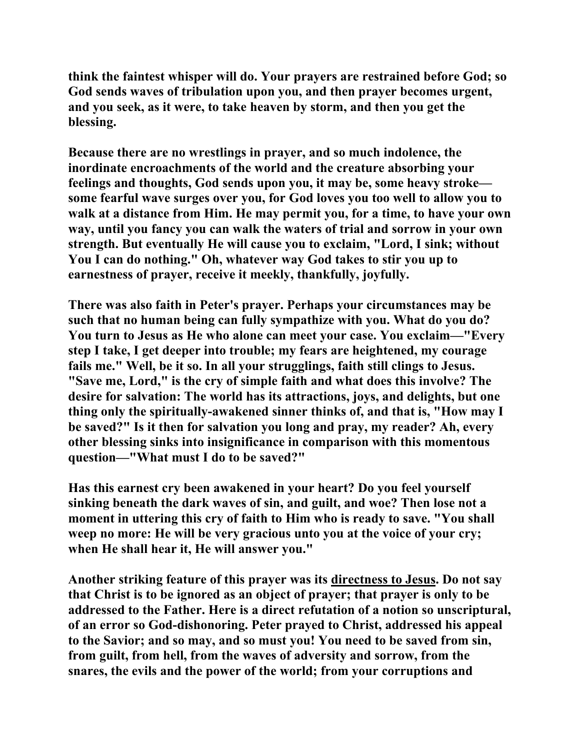**think the faintest whisper will do. Your prayers are restrained before God; so God sends waves of tribulation upon you, and then prayer becomes urgent, and you seek, as it were, to take heaven by storm, and then you get the blessing.**

**Because there are no wrestlings in prayer, and so much indolence, the inordinate encroachments of the world and the creature absorbing your feelings and thoughts, God sends upon you, it may be, some heavy stroke—some fearful wave surges over you, for God loves you too well to allow you to walk at a distance from Him. He may permit you, for a time, to have your own way, until you fancy you can walk the waters of trial and sorrow in your own strength. But eventually He will cause you to exclaim, "Lord, I sink; without You I can do nothing." Oh, whatever way God takes to stir you up to earnestness of prayer, receive it meekly, thankfully, joyfully.**

**There was also faith in Peter's prayer. Perhaps your circumstances may be such that no human being can fully sympathize with you. What do you do? You turn to Jesus as He who alone can meet your case. You exclaim—"Every step I take, I get deeper into trouble; my fears are heightened, my courage fails me." Well, be it so. In all your strugglings, faith still clings to Jesus. "Save me, Lord," is the cry of simple faith and what does this involve? The desire for salvation: The world has its attractions, joys, and delights, but one thing only the spiritually-awakened sinner thinks of, and that is, "How may I be saved?" Is it then for salvation you long and pray, my reader? Ah, every other blessing sinks into insignificance in comparison with this momentous question—"What must I do to be saved?"**

**Has this earnest cry been awakened in your heart? Do you feel yourself sinking beneath the dark waves of sin, and guilt, and woe? Then lose not a moment in uttering this cry of faith to Him who is ready to save. "You shall weep no more: He will be very gracious unto you at the voice of your cry; when He shall hear it, He will answer you."**

**Another striking feature of this prayer was its <u>directness to Jesus</u>. Do not say that Christ is to be ignored as an object of prayer; that prayer is only to be addressed to the Father. Here is a direct refutation of a notion so unscriptural, of an error so God-dishonoring. Peter prayed to Christ, addressed his appeal to the Savior; and so may, and so must you! You need to be saved from sin, from guilt, from hell, from the waves of adversity and sorrow, from the snares, the evils and the power of the world; from your corruptions and**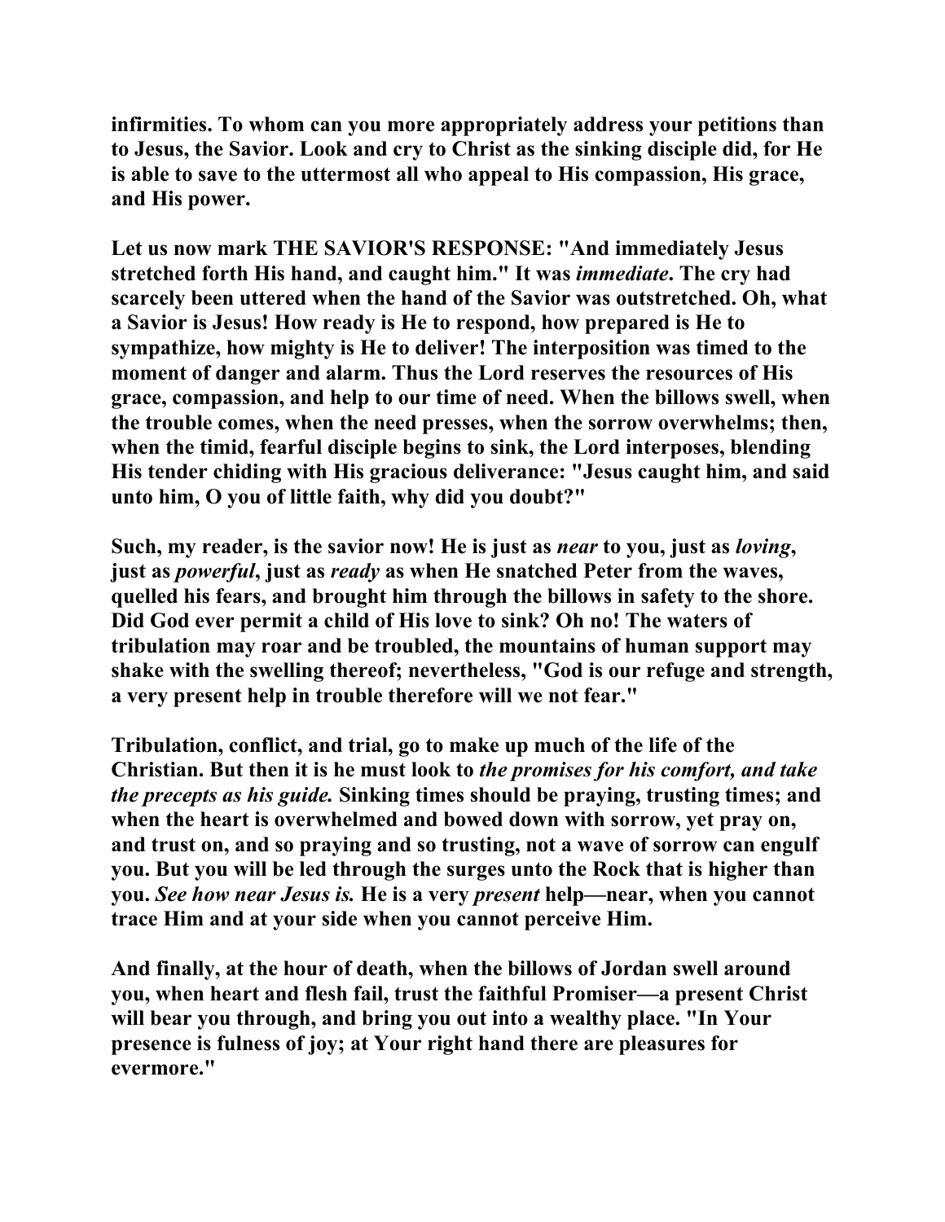infirmities. To whom can you more appropriately address your petitions than to Jesus, the Savior. Look and cry to Christ as the sinking disciple did, for He is able to save to the uttermost all who appeal to His compassion, His grace, and His power.

Let us now mark THE SAVIOR'S RESPONSE: "And immediately Jesus stretched forth His hand, and caught him." It was *immediate*. The cry had scarcely been uttered when the hand of the Savior was outstretched. Oh, what a Savior is Jesus! How ready is He to respond, how prepared is He to sympathize, how mighty is He to deliver! The interposition was timed to the moment of danger and alarm. Thus the Lord reserves the resources of His grace, compassion, and help to our time of need. When the billows swell, when the trouble comes, when the need presses, when the sorrow overwhelms; then, when the timid, fearful disciple begins to sink, the Lord interposes, blending His tender chiding with His gracious deliverance: "Jesus caught him, and said unto him, O you of little faith, why did you doubt?"

Such, my reader, is the savior now! He is just as *near* to you, just as *loving*, just as *powerful*, just as *ready* as when He snatched Peter from the waves, quelled his fears, and brought him through the billows in safety to the shore. Did God ever permit a child of His love to sink? Oh no! The waters of tribulation may roar and be troubled, the mountains of human support may shake with the swelling thereof; nevertheless, "God is our refuge and strength, a very present help in trouble therefore will we not fear."

Tribulation, conflict, and trial, go to make up much of the life of the Christian. But then it is he must look to *the promises for his comfort, and take the precepts as his guide.* Sinking times should be praying, trusting times; and when the heart is overwhelmed and bowed down with sorrow, yet pray on, and trust on, and so praying and so trusting, not a wave of sorrow can engulf you. But you will be led through the surges unto the Rock that is higher than you. *See how near Jesus is.* He is a very *present* help—near, when you cannot trace Him and at your side when you cannot perceive Him.

And finally, at the hour of death, when the billows of Jordan swell around you, when heart and flesh fail, trust the faithful Promiser—a present Christ will bear you through, and bring you out into a wealthy place. "In Your presence is fulness of joy; at Your right hand there are pleasures for evermore."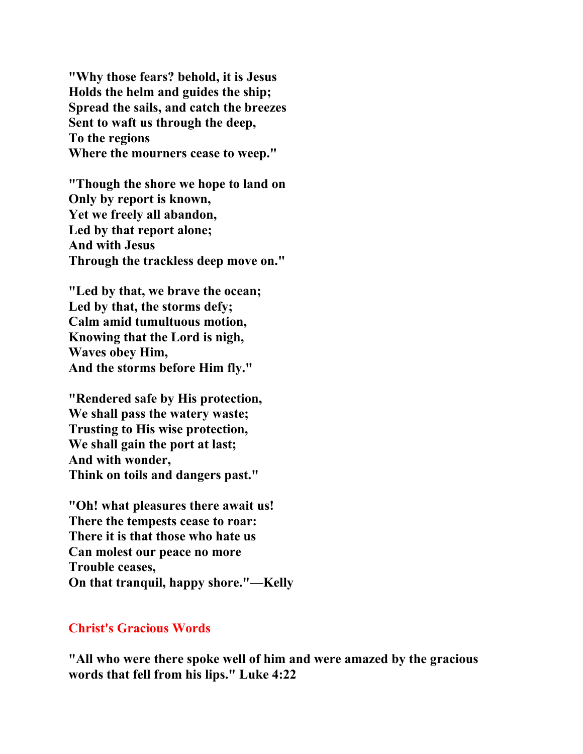**"Why those fears? behold, it is Jesus**
**Holds the helm and guides the ship;**
**Spread the sails, and catch the breezes**
**Sent to waft us through the deep,**
**To the regions**
**Where the mourners cease to weep."**

**"Though the shore we hope to land on**
**Only by report is known,**
**Yet we freely all abandon,**
**Led by that report alone;**
**And with Jesus**
**Through the trackless deep move on."**

**"Led by that, we brave the ocean;**
**Led by that, the storms defy;**
**Calm amid tumultuous motion,**
**Knowing that the Lord is nigh,**
**Waves obey Him,**
**And the storms before Him fly."**

**"Rendered safe by His protection,**
**We shall pass the watery waste;**
**Trusting to His wise protection,**
**We shall gain the port at last;**
**And with wonder,**
**Think on toils and dangers past."**

**"Oh! what pleasures there await us!**
**There the tempests cease to roar:**
**There it is that those who hate us**
**Can molest our peace no more**
**Trouble ceases,**
**On that tranquil, happy shore."—Kelly**

## Christ's Gracious Words

**"All who were there spoke well of him and were amazed by the gracious words that fell from his lips." Luke 4:22**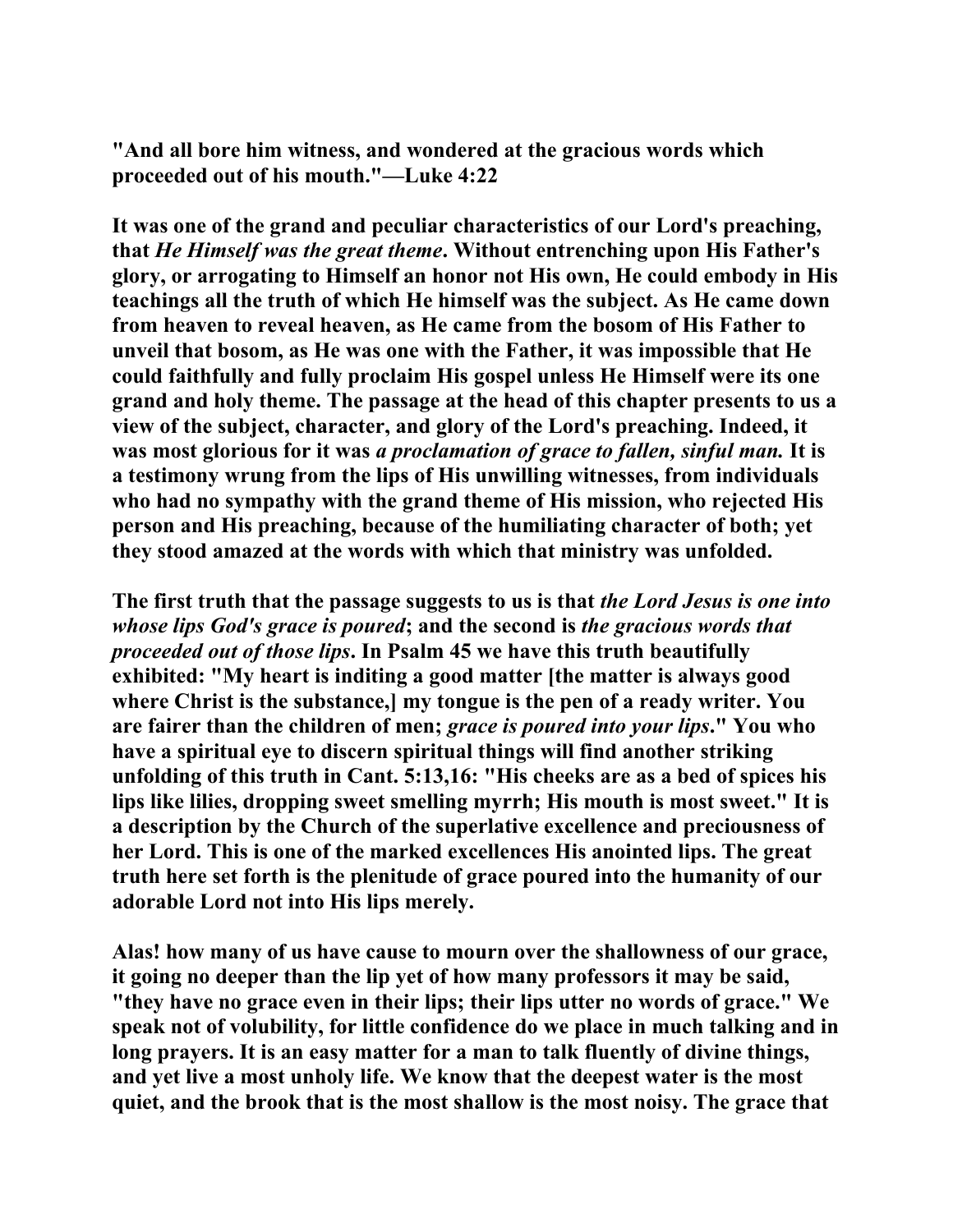**"And all bore him witness, and wondered at the gracious words which proceeded out of his mouth."—Luke 4:22**

**It was one of the grand and peculiar characteristics of our Lord's preaching, that *He Himself was the great theme*. Without entrenching upon His Father's glory, or arrogating to Himself an honor not His own, He could embody in His teachings all the truth of which He himself was the subject. As He came down from heaven to reveal heaven, as He came from the bosom of His Father to unveil that bosom, as He was one with the Father, it was impossible that He could faithfully and fully proclaim His gospel unless He Himself were its one grand and holy theme. The passage at the head of this chapter presents to us a view of the subject, character, and glory of the Lord's preaching. Indeed, it was most glorious for it was *a proclamation of grace to fallen, sinful man.* It is a testimony wrung from the lips of His unwilling witnesses, from individuals who had no sympathy with the grand theme of His mission, who rejected His person and His preaching, because of the humiliating character of both; yet they stood amazed at the words with which that ministry was unfolded.**

**The first truth that the passage suggests to us is that *the Lord Jesus is one into whose lips God's grace is poured*; and the second is *the gracious words that proceeded out of those lips*. In Psalm 45 we have this truth beautifully exhibited: "My heart is inditing a good matter [the matter is always good where Christ is the substance,] my tongue is the pen of a ready writer. You are fairer than the children of men; *grace is poured into your lips*." You who have a spiritual eye to discern spiritual things will find another striking unfolding of this truth in Cant. 5:13,16: "His cheeks are as a bed of spices his lips like lilies, dropping sweet smelling myrrh; His mouth is most sweet." It is a description by the Church of the superlative excellence and preciousness of her Lord. This is one of the marked excellences His anointed lips. The great truth here set forth is the plenitude of grace poured into the humanity of our adorable Lord not into His lips merely.**

**Alas! how many of us have cause to mourn over the shallowness of our grace, it going no deeper than the lip yet of how many professors it may be said, "they have no grace even in their lips; their lips utter no words of grace." We speak not of volubility, for little confidence do we place in much talking and in long prayers. It is an easy matter for a man to talk fluently of divine things, and yet live a most unholy life. We know that the deepest water is the most quiet, and the brook that is the most shallow is the most noisy. The grace that**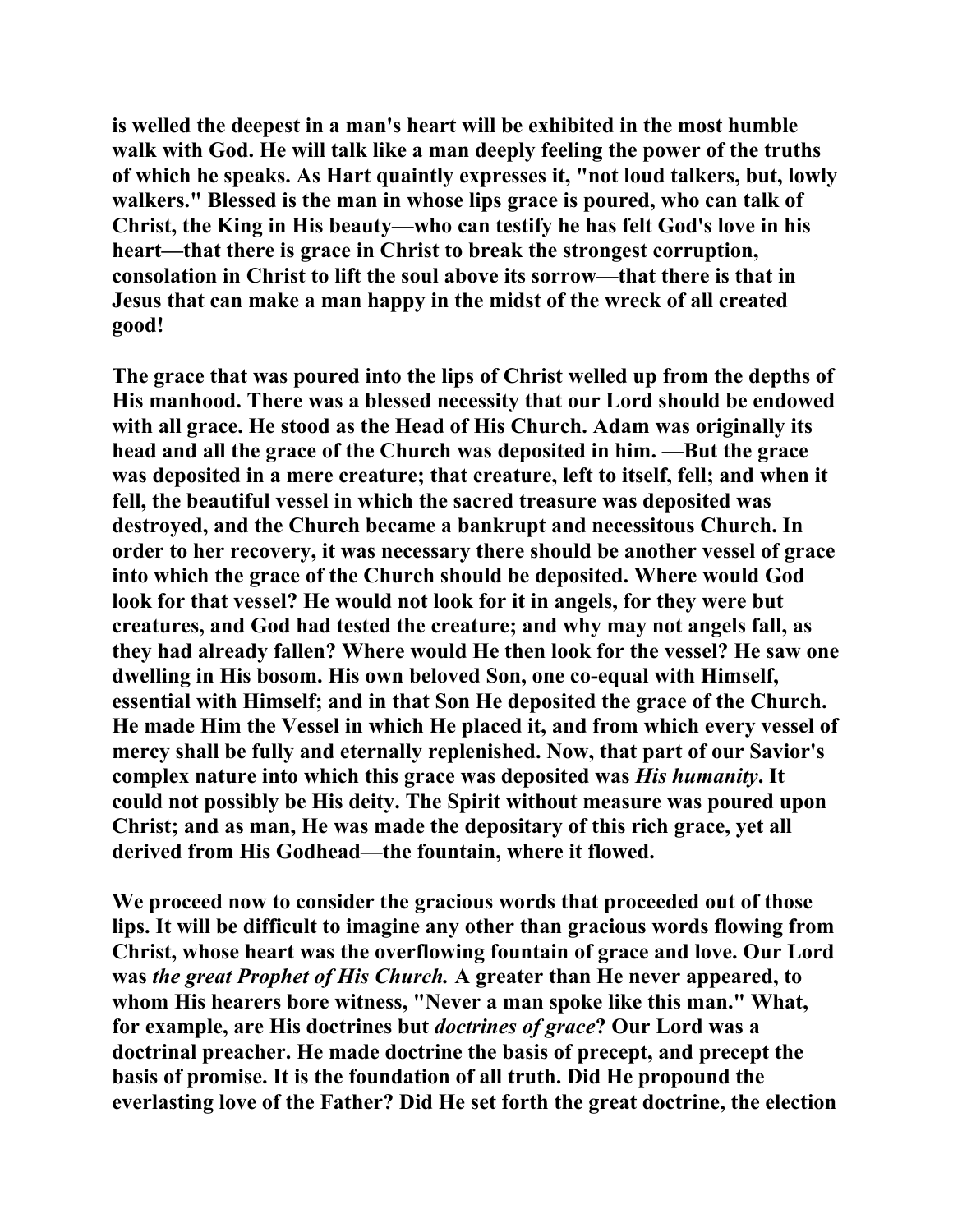**is welled the deepest in a man's heart will be exhibited in the most humble walk with God. He will talk like a man deeply feeling the power of the truths of which he speaks. As Hart quaintly expresses it, "not loud talkers, but, lowly walkers." Blessed is the man in whose lips grace is poured, who can talk of Christ, the King in His beauty—who can testify he has felt God's love in his heart—that there is grace in Christ to break the strongest corruption, consolation in Christ to lift the soul above its sorrow—that there is that in Jesus that can make a man happy in the midst of the wreck of all created good!**

**The grace that was poured into the lips of Christ welled up from the depths of His manhood. There was a blessed necessity that our Lord should be endowed with all grace. He stood as the Head of His Church. Adam was originally its head and all the grace of the Church was deposited in him. —But the grace was deposited in a mere creature; that creature, left to itself, fell; and when it fell, the beautiful vessel in which the sacred treasure was deposited was destroyed, and the Church became a bankrupt and necessitous Church. In order to her recovery, it was necessary there should be another vessel of grace into which the grace of the Church should be deposited. Where would God look for that vessel? He would not look for it in angels, for they were but creatures, and God had tested the creature; and why may not angels fall, as they had already fallen? Where would He then look for the vessel? He saw one dwelling in His bosom. His own beloved Son, one co-equal with Himself, essential with Himself; and in that Son He deposited the grace of the Church. He made Him the Vessel in which He placed it, and from which every vessel of mercy shall be fully and eternally replenished. Now, that part of our Savior's complex nature into which this grace was deposited was *His humanity*. It could not possibly be His deity. The Spirit without measure was poured upon Christ; and as man, He was made the depositary of this rich grace, yet all derived from His Godhead—the fountain, where it flowed.**

**We proceed now to consider the gracious words that proceeded out of those lips. It will be difficult to imagine any other than gracious words flowing from Christ, whose heart was the overflowing fountain of grace and love. Our Lord was *the great Prophet of His Church.* A greater than He never appeared, to whom His hearers bore witness, "Never a man spoke like this man." What, for example, are His doctrines but *doctrines of grace*? Our Lord was a doctrinal preacher. He made doctrine the basis of precept, and precept the basis of promise. It is the foundation of all truth. Did He propound the everlasting love of the Father? Did He set forth the great doctrine, the election**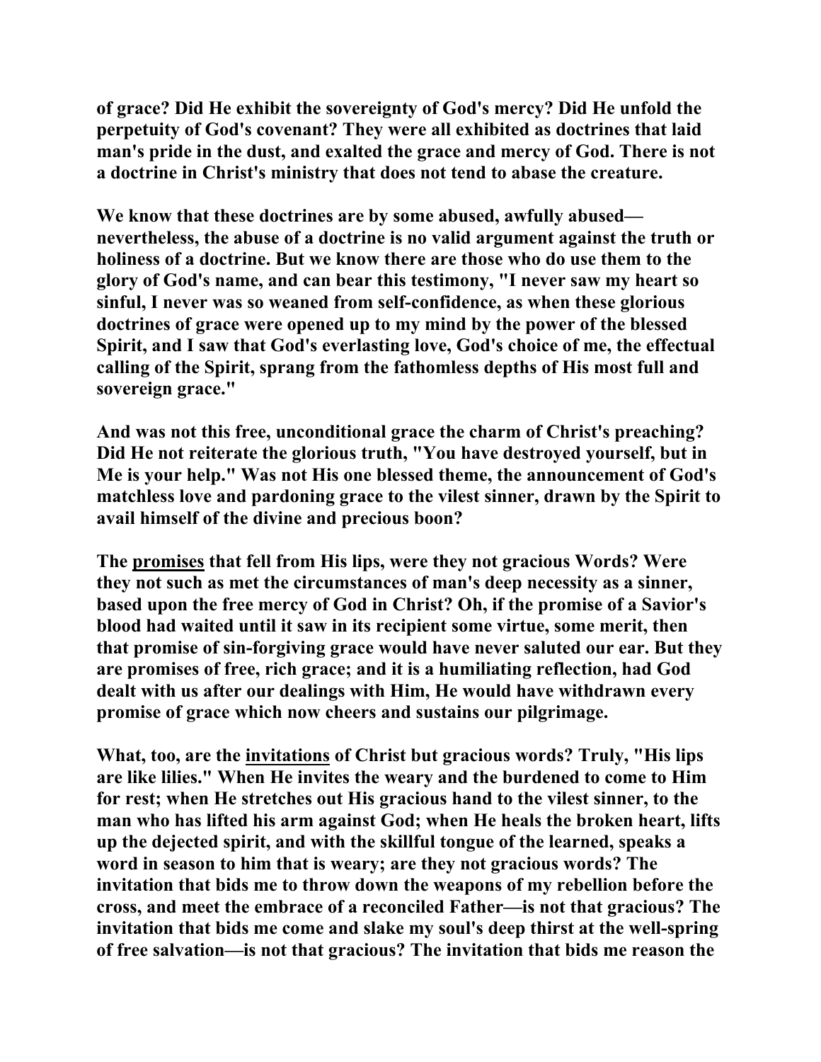**of grace? Did He exhibit the sovereignty of God's mercy? Did He unfold the perpetuity of God's covenant? They were all exhibited as doctrines that laid man's pride in the dust, and exalted the grace and mercy of God. There is not a doctrine in Christ's ministry that does not tend to abase the creature.**

**We know that these doctrines are by some abused, awfully abused—nevertheless, the abuse of a doctrine is no valid argument against the truth or holiness of a doctrine. But we know there are those who do use them to the glory of God's name, and can bear this testimony, "I never saw my heart so sinful, I never was so weaned from self-confidence, as when these glorious doctrines of grace were opened up to my mind by the power of the blessed Spirit, and I saw that God's everlasting love, God's choice of me, the effectual calling of the Spirit, sprang from the fathomless depths of His most full and sovereign grace."**

**And was not this free, unconditional grace the charm of Christ's preaching? Did He not reiterate the glorious truth, "You have destroyed yourself, but in Me is your help." Was not His one blessed theme, the announcement of God's matchless love and pardoning grace to the vilest sinner, drawn by the Spirit to avail himself of the divine and precious boon?**

**The <u>promises</u> that fell from His lips, were they not gracious Words? Were they not such as met the circumstances of man's deep necessity as a sinner, based upon the free mercy of God in Christ? Oh, if the promise of a Savior's blood had waited until it saw in its recipient some virtue, some merit, then that promise of sin-forgiving grace would have never saluted our ear. But they are promises of free, rich grace; and it is a humiliating reflection, had God dealt with us after our dealings with Him, He would have withdrawn every promise of grace which now cheers and sustains our pilgrimage.**

**What, too, are the <u>invitations</u> of Christ but gracious words? Truly, "His lips are like lilies." When He invites the weary and the burdened to come to Him for rest; when He stretches out His gracious hand to the vilest sinner, to the man who has lifted his arm against God; when He heals the broken heart, lifts up the dejected spirit, and with the skillful tongue of the learned, speaks a word in season to him that is weary; are they not gracious words? The invitation that bids me to throw down the weapons of my rebellion before the cross, and meet the embrace of a reconciled Father—is not that gracious? The invitation that bids me come and slake my soul's deep thirst at the well-spring of free salvation—is not that gracious? The invitation that bids me reason the**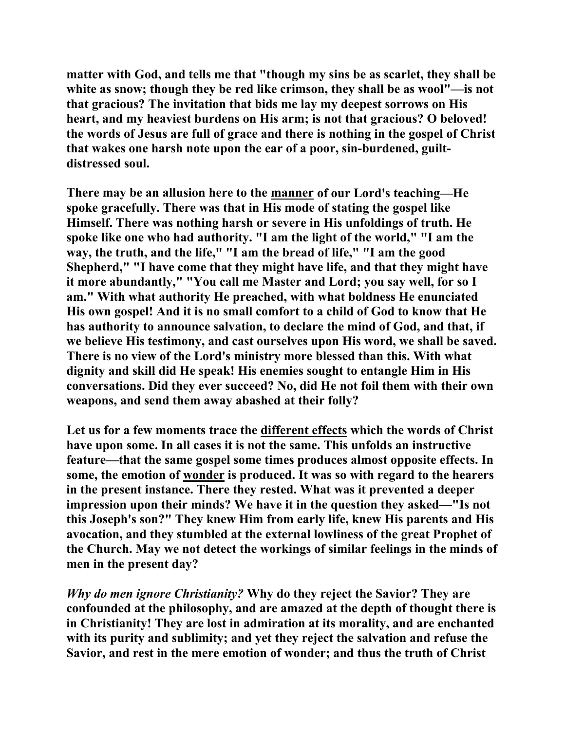**matter with God, and tells me that "though my sins be as scarlet, they shall be white as snow; though they be red like crimson, they shall be as wool"—is not that gracious? The invitation that bids me lay my deepest sorrows on His heart, and my heaviest burdens on His arm; is not that gracious? O beloved! the words of Jesus are full of grace and there is nothing in the gospel of Christ that wakes one harsh note upon the ear of a poor, sin-burdened, guilt-distressed soul.**

**There may be an allusion here to the <u>manner</u> of our Lord's teaching—He spoke gracefully. There was that in His mode of stating the gospel like Himself. There was nothing harsh or severe in His unfoldings of truth. He spoke like one who had authority. "I am the light of the world," "I am the way, the truth, and the life," "I am the bread of life," "I am the good Shepherd," "I have come that they might have life, and that they might have it more abundantly," "You call me Master and Lord; you say well, for so I am." With what authority He preached, with what boldness He enunciated His own gospel! And it is no small comfort to a child of God to know that He has authority to announce salvation, to declare the mind of God, and that, if we believe His testimony, and cast ourselves upon His word, we shall be saved. There is no view of the Lord's ministry more blessed than this. With what dignity and skill did He speak! His enemies sought to entangle Him in His conversations. Did they ever succeed? No, did He not foil them with their own weapons, and send them away abashed at their folly?**

**Let us for a few moments trace the <u>different effects</u> which the words of Christ have upon some. In all cases it is not the same. This unfolds an instructive feature—that the same gospel some times produces almost opposite effects. In some, the emotion of <u>wonder</u> is produced. It was so with regard to the hearers in the present instance. There they rested. What was it prevented a deeper impression upon their minds? We have it in the question they asked—"Is not this Joseph's son?" They knew Him from early life, knew His parents and His avocation, and they stumbled at the external lowliness of the great Prophet of the Church. May we not detect the workings of similar feelings in the minds of men in the present day?**

***Why do men ignore Christianity?* Why do they reject the Savior? They are confounded at the philosophy, and are amazed at the depth of thought there is in Christianity! They are lost in admiration at its morality, and are enchanted with its purity and sublimity; and yet they reject the salvation and refuse the Savior, and rest in the mere emotion of wonder; and thus the truth of Christ**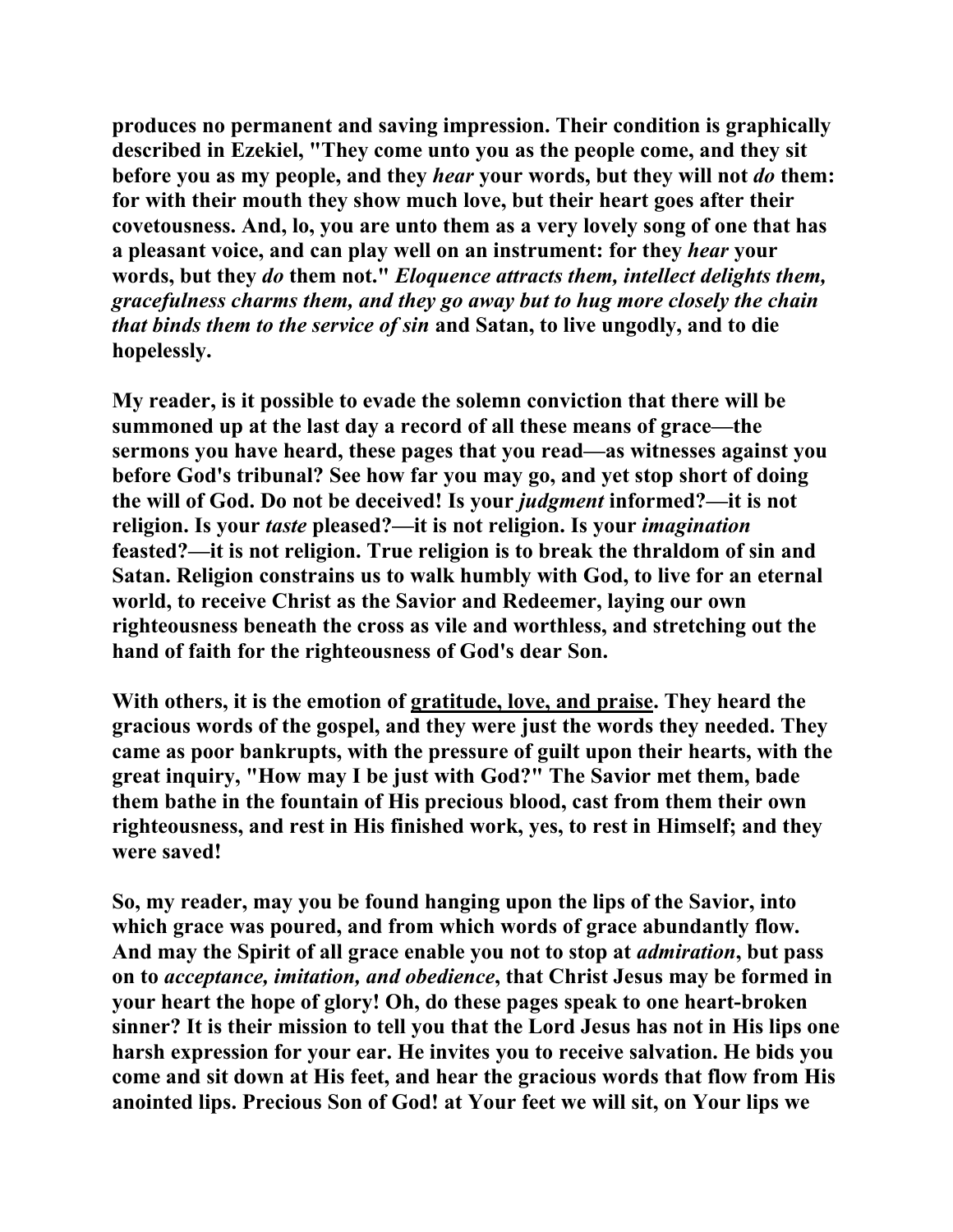**produces no permanent and saving impression. Their condition is graphically described in Ezekiel, "They come unto you as the people come, and they sit before you as my people, and they *hear* your words, but they will not *do* them: for with their mouth they show much love, but their heart goes after their covetousness. And, lo, you are unto them as a very lovely song of one that has a pleasant voice, and can play well on an instrument: for they *hear* your words, but they *do* them not." *Eloquence attracts them, intellect delights them, gracefulness charms them, and they go away but to hug more closely the chain that binds them to the service of sin* and Satan, to live ungodly, and to die hopelessly.**

**My reader, is it possible to evade the solemn conviction that there will be summoned up at the last day a record of all these means of grace—the sermons you have heard, these pages that you read—as witnesses against you before God's tribunal? See how far you may go, and yet stop short of doing the will of God. Do not be deceived! Is your *judgment* informed?—it is not religion. Is your *taste* pleased?—it is not religion. Is your *imagination* feasted?—it is not religion. True religion is to break the thraldom of sin and Satan. Religion constrains us to walk humbly with God, to live for an eternal world, to receive Christ as the Savior and Redeemer, laying our own righteousness beneath the cross as vile and worthless, and stretching out the hand of faith for the righteousness of God's dear Son.**

**With others, it is the emotion of <u>gratitude, love, and praise</u>. They heard the gracious words of the gospel, and they were just the words they needed. They came as poor bankrupts, with the pressure of guilt upon their hearts, with the great inquiry, "How may I be just with God?" The Savior met them, bade them bathe in the fountain of His precious blood, cast from them their own righteousness, and rest in His finished work, yes, to rest in Himself; and they were saved!**

**So, my reader, may you be found hanging upon the lips of the Savior, into which grace was poured, and from which words of grace abundantly flow. And may the Spirit of all grace enable you not to stop at *admiration*, but pass on to *acceptance, imitation, and obedience*, that Christ Jesus may be formed in your heart the hope of glory! Oh, do these pages speak to one heart-broken sinner? It is their mission to tell you that the Lord Jesus has not in His lips one harsh expression for your ear. He invites you to receive salvation. He bids you come and sit down at His feet, and hear the gracious words that flow from His anointed lips. Precious Son of God! at Your feet we will sit, on Your lips we**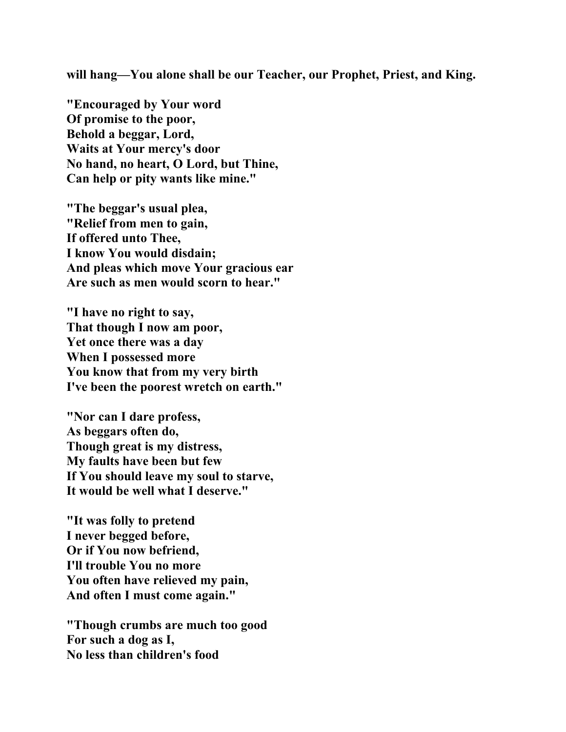**will hang—You alone shall be our Teacher, our Prophet, Priest, and King.**

**"Encouraged by Your word**
**Of promise to the poor,**
**Behold a beggar, Lord,**
**Waits at Your mercy's door**
**No hand, no heart, O Lord, but Thine,**
**Can help or pity wants like mine."**

**"The beggar's usual plea,**
**"Relief from men to gain,**
**If offered unto Thee,**
**I know You would disdain;**
**And pleas which move Your gracious ear**
**Are such as men would scorn to hear."**

**"I have no right to say,**
**That though I now am poor,**
**Yet once there was a day**
**When I possessed more**
**You know that from my very birth**
**I've been the poorest wretch on earth."**

**"Nor can I dare profess,**
**As beggars often do,**
**Though great is my distress,**
**My faults have been but few**
**If You should leave my soul to starve,**
**It would be well what I deserve."**

**"It was folly to pretend**
**I never begged before,**
**Or if You now befriend,**
**I'll trouble You no more**
**You often have relieved my pain,**
**And often I must come again."**

**"Though crumbs are much too good**
**For such a dog as I,**
**No less than children's food**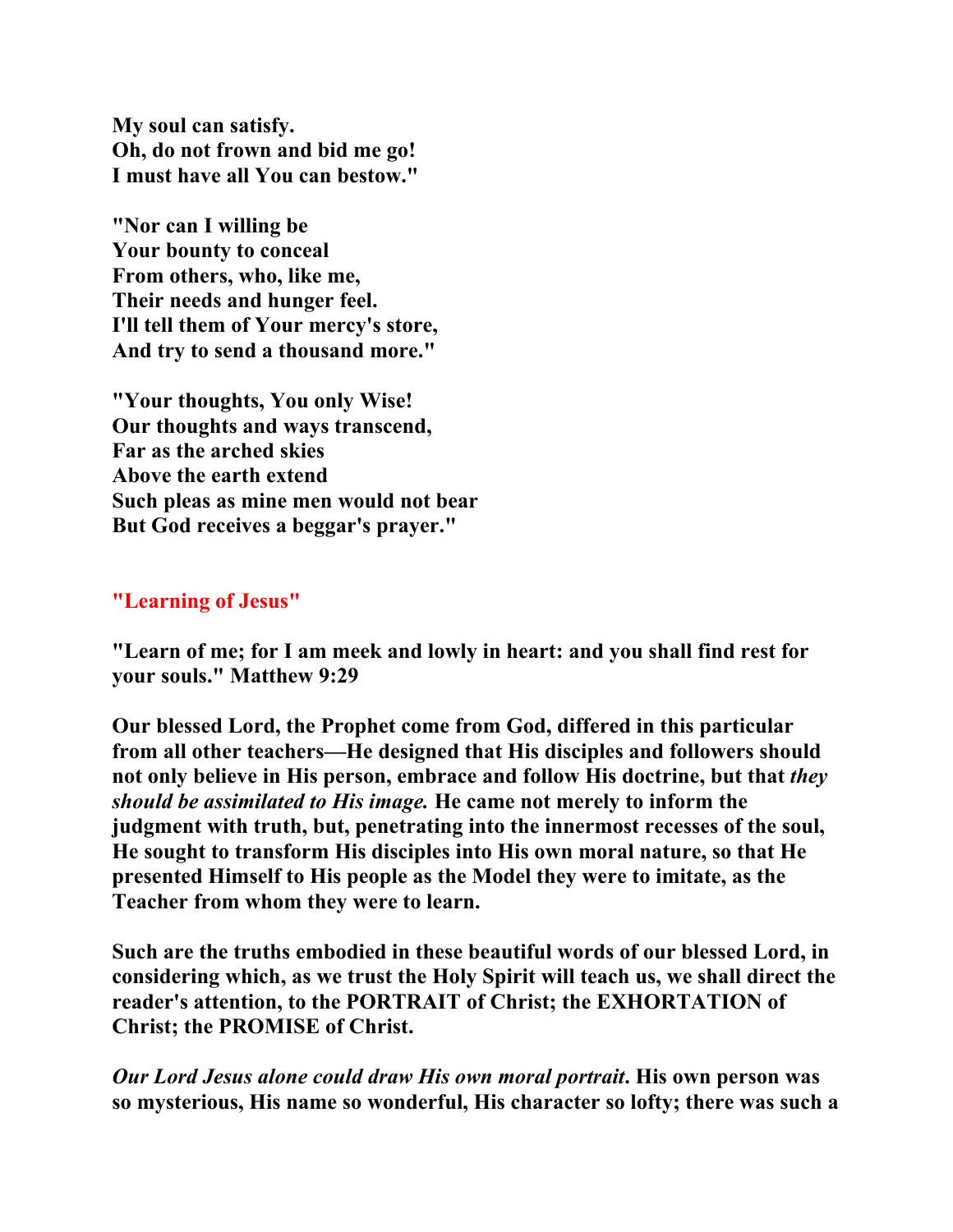**My soul can satisfy.**
**Oh, do not frown and bid me go!**
**I must have all You can bestow."**

**"Nor can I willing be**
**Your bounty to conceal**
**From others, who, like me,**
**Their needs and hunger feel.**
**I'll tell them of Your mercy's store,**
**And try to send a thousand more."**

**"Your thoughts, You only Wise!**
**Our thoughts and ways transcend,**
**Far as the arched skies**
**Above the earth extend**
**Such pleas as mine men would not bear**
**But God receives a beggar's prayer."**

## "Learning of Jesus"

**"Learn of me; for I am meek and lowly in heart: and you shall find rest for your souls." Matthew 9:29**

**Our blessed Lord, the Prophet come from God, differed in this particular from all other teachers—He designed that His disciples and followers should not only believe in His person, embrace and follow His doctrine, but that *they should be assimilated to His image.* He came not merely to inform the judgment with truth, but, penetrating into the innermost recesses of the soul, He sought to transform His disciples into His own moral nature, so that He presented Himself to His people as the Model they were to imitate, as the Teacher from whom they were to learn.**

**Such are the truths embodied in these beautiful words of our blessed Lord, in considering which, as we trust the Holy Spirit will teach us, we shall direct the reader's attention, to the PORTRAIT of Christ; the EXHORTATION of Christ; the PROMISE of Christ.**

***Our Lord Jesus alone could draw His own moral portrait*. His own person was so mysterious, His name so wonderful, His character so lofty; there was such a**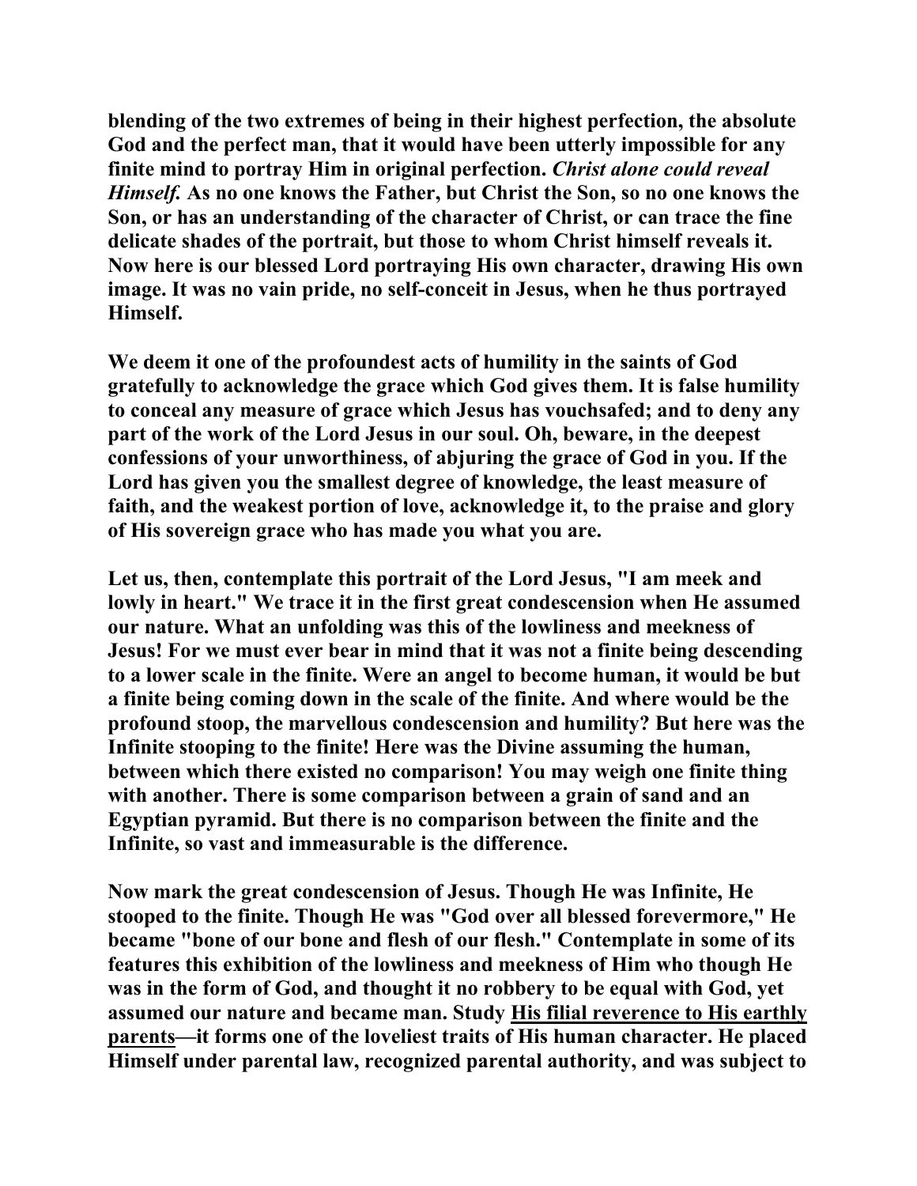**blending of the two extremes of being in their highest perfection, the absolute God and the perfect man, that it would have been utterly impossible for any finite mind to portray Him in original perfection. *Christ alone could reveal Himself.* As no one knows the Father, but Christ the Son, so no one knows the Son, or has an understanding of the character of Christ, or can trace the fine delicate shades of the portrait, but those to whom Christ himself reveals it. Now here is our blessed Lord portraying His own character, drawing His own image. It was no vain pride, no self-conceit in Jesus, when he thus portrayed Himself.**

**We deem it one of the profoundest acts of humility in the saints of God gratefully to acknowledge the grace which God gives them. It is false humility to conceal any measure of grace which Jesus has vouchsafed; and to deny any part of the work of the Lord Jesus in our soul. Oh, beware, in the deepest confessions of your unworthiness, of abjuring the grace of God in you. If the Lord has given you the smallest degree of knowledge, the least measure of faith, and the weakest portion of love, acknowledge it, to the praise and glory of His sovereign grace who has made you what you are.**

**Let us, then, contemplate this portrait of the Lord Jesus, "I am meek and lowly in heart." We trace it in the first great condescension when He assumed our nature. What an unfolding was this of the lowliness and meekness of Jesus! For we must ever bear in mind that it was not a finite being descending to a lower scale in the finite. Were an angel to become human, it would be but a finite being coming down in the scale of the finite. And where would be the profound stoop, the marvellous condescension and humility? But here was the Infinite stooping to the finite! Here was the Divine assuming the human, between which there existed no comparison! You may weigh one finite thing with another. There is some comparison between a grain of sand and an Egyptian pyramid. But there is no comparison between the finite and the Infinite, so vast and immeasurable is the difference.**

**Now mark the great condescension of Jesus. Though He was Infinite, He stooped to the finite. Though He was "God over all blessed forevermore," He became "bone of our bone and flesh of our flesh." Contemplate in some of its features this exhibition of the lowliness and meekness of Him who though He was in the form of God, and thought it no robbery to be equal with God, yet assumed our nature and became man. Study <u>His filial reverence to His earthly parents</u>—it forms one of the loveliest traits of His human character. He placed Himself under parental law, recognized parental authority, and was subject to**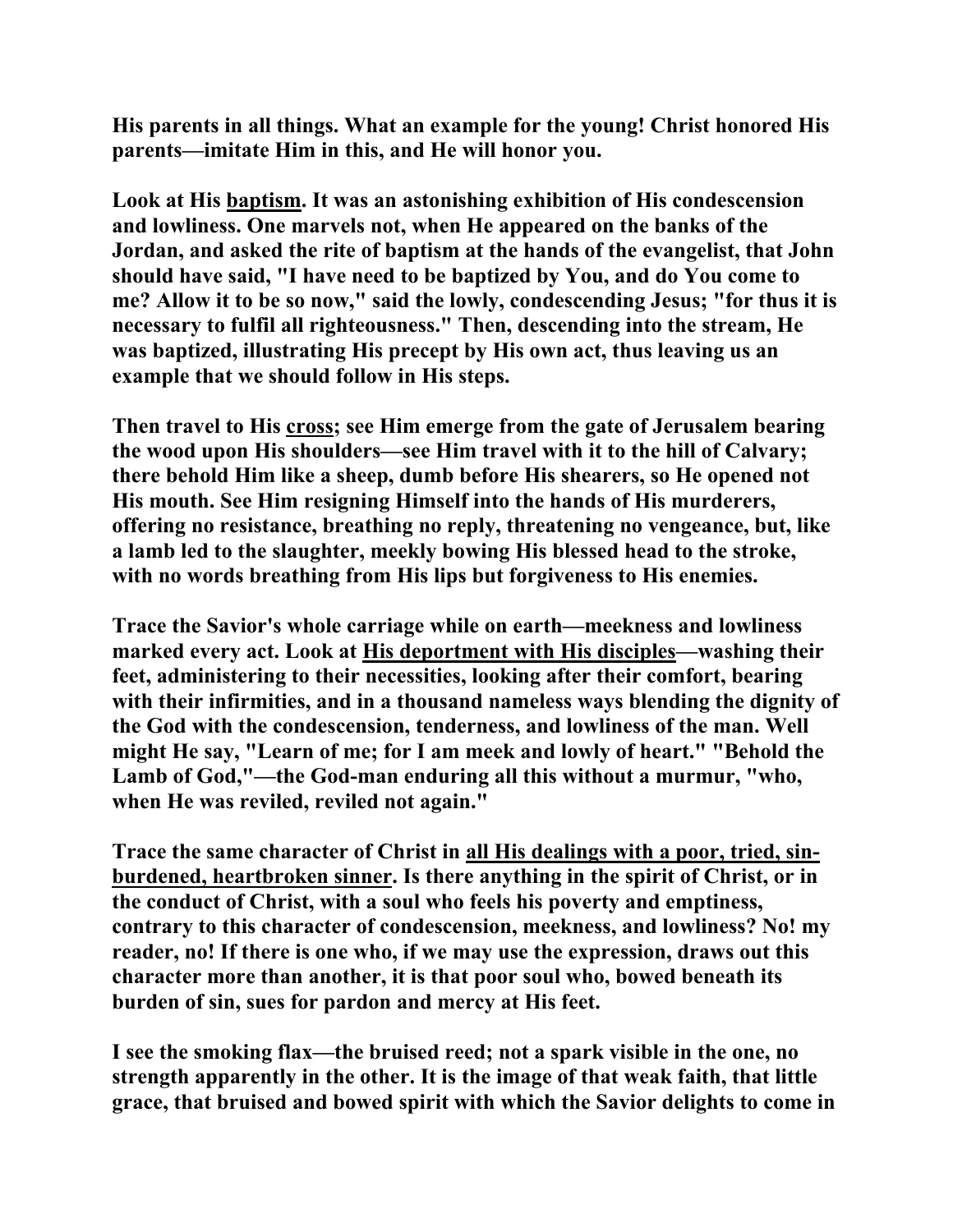**His parents in all things. What an example for the young! Christ honored His parents—imitate Him in this, and He will honor you.**

**Look at His <u>baptism</u>. It was an astonishing exhibition of His condescension and lowliness. One marvels not, when He appeared on the banks of the Jordan, and asked the rite of baptism at the hands of the evangelist, that John should have said, "I have need to be baptized by You, and do You come to me? Allow it to be so now," said the lowly, condescending Jesus; "for thus it is necessary to fulfil all righteousness." Then, descending into the stream, He was baptized, illustrating His precept by His own act, thus leaving us an example that we should follow in His steps.**

**Then travel to His <u>cross</u>; see Him emerge from the gate of Jerusalem bearing the wood upon His shoulders—see Him travel with it to the hill of Calvary; there behold Him like a sheep, dumb before His shearers, so He opened not His mouth. See Him resigning Himself into the hands of His murderers, offering no resistance, breathing no reply, threatening no vengeance, but, like a lamb led to the slaughter, meekly bowing His blessed head to the stroke, with no words breathing from His lips but forgiveness to His enemies.**

**Trace the Savior's whole carriage while on earth—meekness and lowliness marked every act. Look at <u>His deportment with His disciples</u>—washing their feet, administering to their necessities, looking after their comfort, bearing with their infirmities, and in a thousand nameless ways blending the dignity of the God with the condescension, tenderness, and lowliness of the man. Well might He say, "Learn of me; for I am meek and lowly of heart." "Behold the Lamb of God,"—the God-man enduring all this without a murmur, "who, when He was reviled, reviled not again."**

**Trace the same character of Christ in <u>all His dealings with a poor, tried, sin-burdened, heartbroken sinner</u>. Is there anything in the spirit of Christ, or in the conduct of Christ, with a soul who feels his poverty and emptiness, contrary to this character of condescension, meekness, and lowliness? No! my reader, no! If there is one who, if we may use the expression, draws out this character more than another, it is that poor soul who, bowed beneath its burden of sin, sues for pardon and mercy at His feet.**

**I see the smoking flax—the bruised reed; not a spark visible in the one, no strength apparently in the other. It is the image of that weak faith, that little grace, that bruised and bowed spirit with which the Savior delights to come in**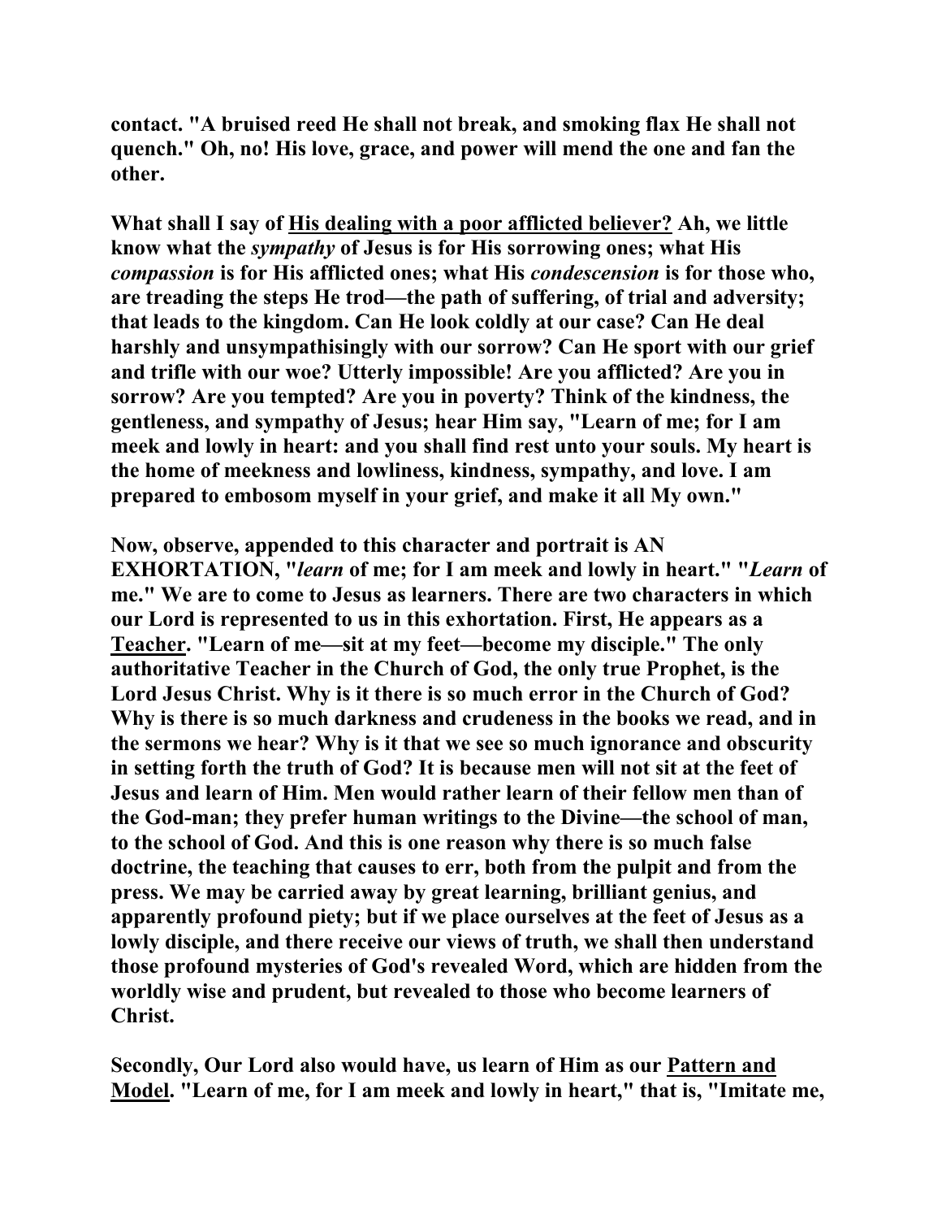**contact. "A bruised reed He shall not break, and smoking flax He shall not quench." Oh, no! His love, grace, and power will mend the one and fan the other.**

**What shall I say of <u>His dealing with a poor afflicted believer?</u> Ah, we little know what the *sympathy* of Jesus is for His sorrowing ones; what His *compassion* is for His afflicted ones; what His *condescension* is for those who, are treading the steps He trod—the path of suffering, of trial and adversity; that leads to the kingdom. Can He look coldly at our case? Can He deal harshly and unsympathisingly with our sorrow? Can He sport with our grief and trifle with our woe? Utterly impossible! Are you afflicted? Are you in sorrow? Are you tempted? Are you in poverty? Think of the kindness, the gentleness, and sympathy of Jesus; hear Him say, "Learn of me; for I am meek and lowly in heart: and you shall find rest unto your souls. My heart is the home of meekness and lowliness, kindness, sympathy, and love. I am prepared to embosom myself in your grief, and make it all My own."**

**Now, observe, appended to this character and portrait is AN EXHORTATION, "*learn* of me; for I am meek and lowly in heart." "*Learn* of me." We are to come to Jesus as learners. There are two characters in which our Lord is represented to us in this exhortation. First, He appears as a <u>Teacher</u>. "Learn of me—sit at my feet—become my disciple." The only authoritative Teacher in the Church of God, the only true Prophet, is the Lord Jesus Christ. Why is it there is so much error in the Church of God? Why is there is so much darkness and crudeness in the books we read, and in the sermons we hear? Why is it that we see so much ignorance and obscurity in setting forth the truth of God? It is because men will not sit at the feet of Jesus and learn of Him. Men would rather learn of their fellow men than of the God-man; they prefer human writings to the Divine—the school of man, to the school of God. And this is one reason why there is so much false doctrine, the teaching that causes to err, both from the pulpit and from the press. We may be carried away by great learning, brilliant genius, and apparently profound piety; but if we place ourselves at the feet of Jesus as a lowly disciple, and there receive our views of truth, we shall then understand those profound mysteries of God's revealed Word, which are hidden from the worldly wise and prudent, but revealed to those who become learners of Christ.**

**Secondly, Our Lord also would have, us learn of Him as our <u>Pattern and Model</u>. "Learn of me, for I am meek and lowly in heart," that is, "Imitate me,**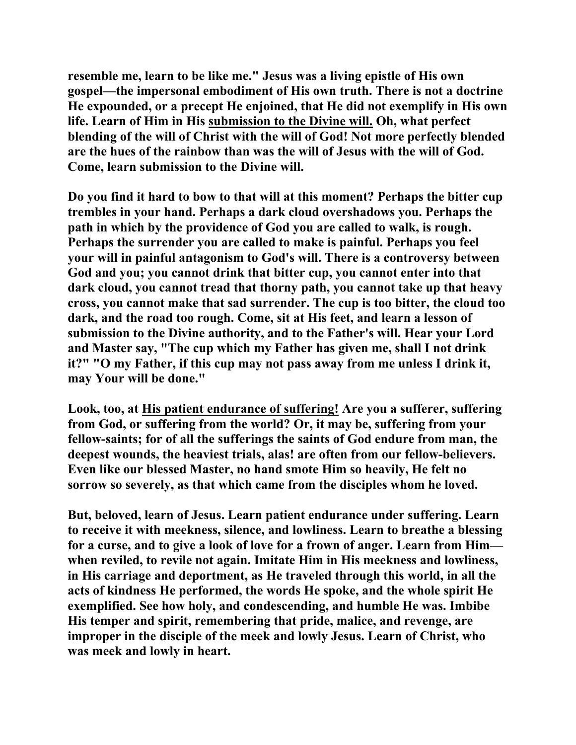**resemble me, learn to be like me." Jesus was a living epistle of His own gospel—the impersonal embodiment of His own truth. There is not a doctrine He expounded, or a precept He enjoined, that He did not exemplify in His own life. Learn of Him in His <u>submission to the Divine will.</u> Oh, what perfect blending of the will of Christ with the will of God! Not more perfectly blended are the hues of the rainbow than was the will of Jesus with the will of God. Come, learn submission to the Divine will.**

**Do you find it hard to bow to that will at this moment? Perhaps the bitter cup trembles in your hand. Perhaps a dark cloud overshadows you. Perhaps the path in which by the providence of God you are called to walk, is rough. Perhaps the surrender you are called to make is painful. Perhaps you feel your will in painful antagonism to God's will. There is a controversy between God and you; you cannot drink that bitter cup, you cannot enter into that dark cloud, you cannot tread that thorny path, you cannot take up that heavy cross, you cannot make that sad surrender. The cup is too bitter, the cloud too dark, and the road too rough. Come, sit at His feet, and learn a lesson of submission to the Divine authority, and to the Father's will. Hear your Lord and Master say, "The cup which my Father has given me, shall I not drink it?" "O my Father, if this cup may not pass away from me unless I drink it, may Your will be done."**

**Look, too, at <u>His patient endurance of suffering!</u> Are you a sufferer, suffering from God, or suffering from the world? Or, it may be, suffering from your fellow-saints; for of all the sufferings the saints of God endure from man, the deepest wounds, the heaviest trials, alas! are often from our fellow-believers. Even like our blessed Master, no hand smote Him so heavily, He felt no sorrow so severely, as that which came from the disciples whom he loved.**

**But, beloved, learn of Jesus. Learn patient endurance under suffering. Learn to receive it with meekness, silence, and lowliness. Learn to breathe a blessing for a curse, and to give a look of love for a frown of anger. Learn from Him—when reviled, to revile not again. Imitate Him in His meekness and lowliness, in His carriage and deportment, as He traveled through this world, in all the acts of kindness He performed, the words He spoke, and the whole spirit He exemplified. See how holy, and condescending, and humble He was. Imbibe His temper and spirit, remembering that pride, malice, and revenge, are improper in the disciple of the meek and lowly Jesus. Learn of Christ, who was meek and lowly in heart.**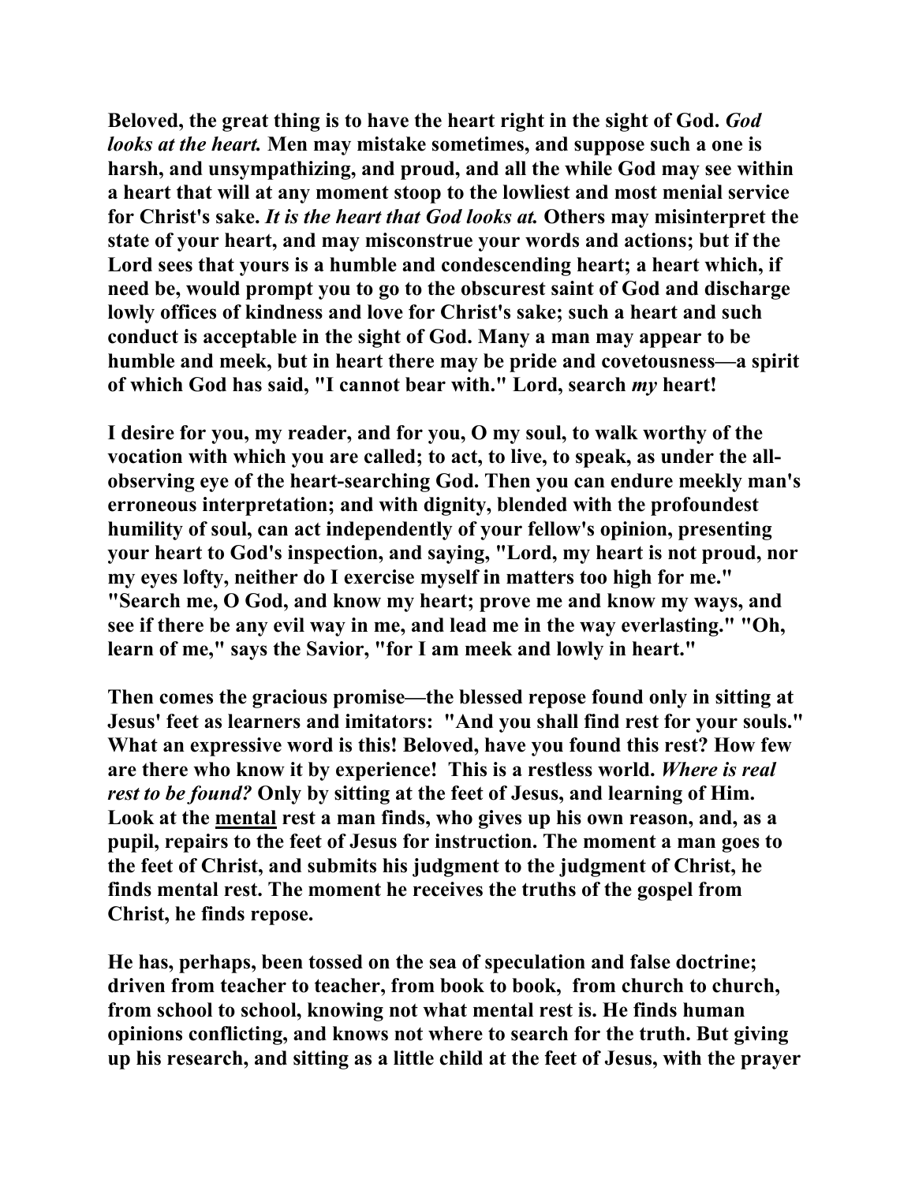**Beloved, the great thing is to have the heart right in the sight of God.** ***God looks at the heart.*** **Men may mistake sometimes, and suppose such a one is harsh, and unsympathizing, and proud, and all the while God may see within a heart that will at any moment stoop to the lowliest and most menial service for Christ's sake.** ***It is the heart that God looks at.*** **Others may misinterpret the state of your heart, and may misconstrue your words and actions; but if the Lord sees that yours is a humble and condescending heart; a heart which, if need be, would prompt you to go to the obscurest saint of God and discharge lowly offices of kindness and love for Christ's sake; such a heart and such conduct is acceptable in the sight of God. Many a man may appear to be humble and meek, but in heart there may be pride and covetousness—a spirit of which God has said, "I cannot bear with." Lord, search** ***my*** **heart!**

**I desire for you, my reader, and for you, O my soul, to walk worthy of the vocation with which you are called; to act, to live, to speak, as under the all-observing eye of the heart-searching God. Then you can endure meekly man's erroneous interpretation; and with dignity, blended with the profoundest humility of soul, can act independently of your fellow's opinion, presenting your heart to God's inspection, and saying, "Lord, my heart is not proud, nor my eyes lofty, neither do I exercise myself in matters too high for me." "Search me, O God, and know my heart; prove me and know my ways, and see if there be any evil way in me, and lead me in the way everlasting." "Oh, learn of me," says the Savior, "for I am meek and lowly in heart."**

**Then comes the gracious promise—the blessed repose found only in sitting at Jesus' feet as learners and imitators: "And you shall find rest for your souls." What an expressive word is this! Beloved, have you found this rest? How few are there who know it by experience! This is a restless world.** ***Where is real rest to be found?*** **Only by sitting at the feet of Jesus, and learning of Him. Look at the** <u>**mental**</u> **rest a man finds, who gives up his own reason, and, as a pupil, repairs to the feet of Jesus for instruction. The moment a man goes to the feet of Christ, and submits his judgment to the judgment of Christ, he finds mental rest. The moment he receives the truths of the gospel from Christ, he finds repose.**

**He has, perhaps, been tossed on the sea of speculation and false doctrine; driven from teacher to teacher, from book to book, from church to church, from school to school, knowing not what mental rest is. He finds human opinions conflicting, and knows not where to search for the truth. But giving up his research, and sitting as a little child at the feet of Jesus, with the prayer**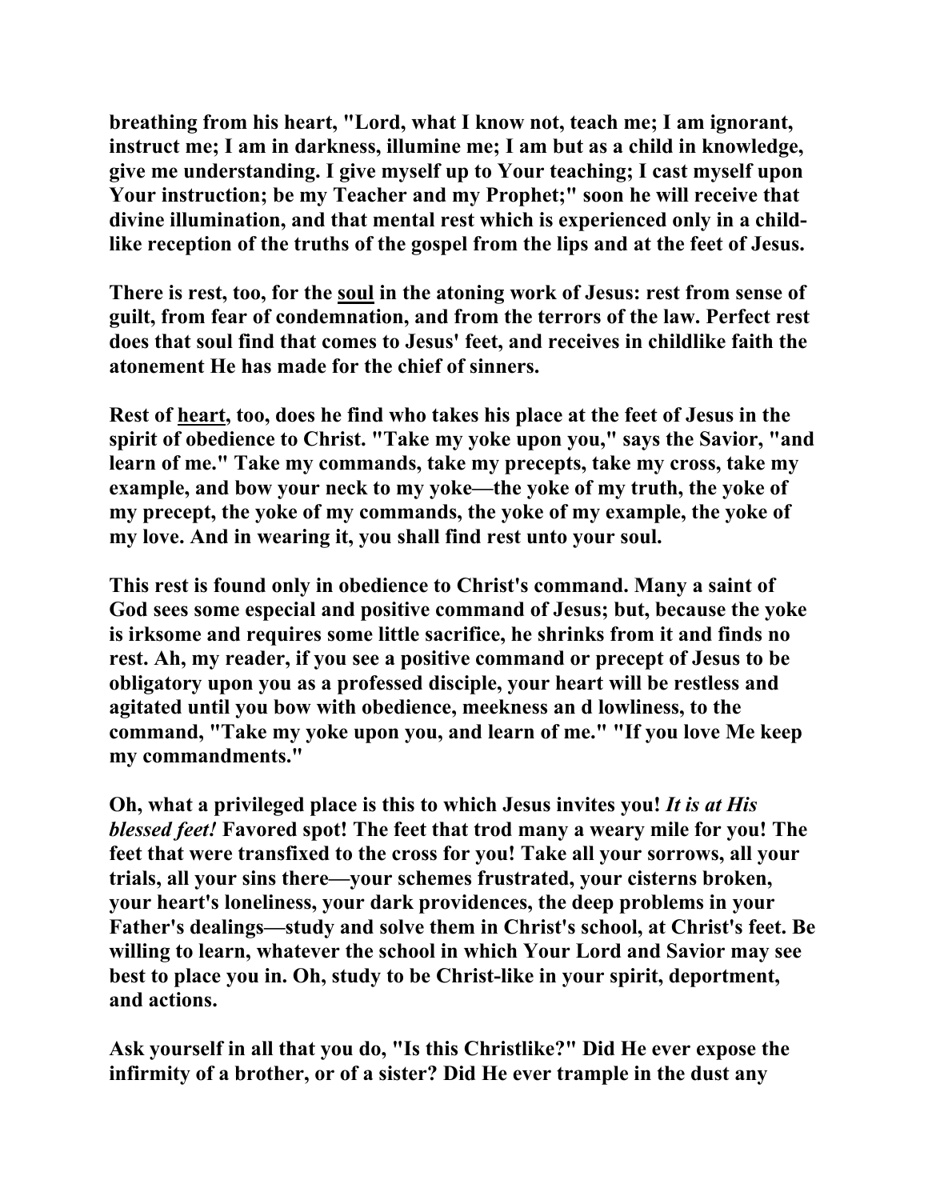**breathing from his heart, "Lord, what I know not, teach me; I am ignorant, instruct me; I am in darkness, illumine me; I am but as a child in knowledge, give me understanding. I give myself up to Your teaching; I cast myself upon Your instruction; be my Teacher and my Prophet;" soon he will receive that divine illumination, and that mental rest which is experienced only in a child-like reception of the truths of the gospel from the lips and at the feet of Jesus.**

**There is rest, too, for the <u>soul</u> in the atoning work of Jesus: rest from sense of guilt, from fear of condemnation, and from the terrors of the law. Perfect rest does that soul find that comes to Jesus' feet, and receives in childlike faith the atonement He has made for the chief of sinners.**

**Rest of <u>heart</u>, too, does he find who takes his place at the feet of Jesus in the spirit of obedience to Christ. "Take my yoke upon you," says the Savior, "and learn of me." Take my commands, take my precepts, take my cross, take my example, and bow your neck to my yoke—the yoke of my truth, the yoke of my precept, the yoke of my commands, the yoke of my example, the yoke of my love. And in wearing it, you shall find rest unto your soul.**

**This rest is found only in obedience to Christ's command. Many a saint of God sees some especial and positive command of Jesus; but, because the yoke is irksome and requires some little sacrifice, he shrinks from it and finds no rest. Ah, my reader, if you see a positive command or precept of Jesus to be obligatory upon you as a professed disciple, your heart will be restless and agitated until you bow with obedience, meekness an d lowliness, to the command, "Take my yoke upon you, and learn of me." "If you love Me keep my commandments."**

**Oh, what a privileged place is this to which Jesus invites you! *It is at His blessed feet!* Favored spot! The feet that trod many a weary mile for you! The feet that were transfixed to the cross for you! Take all your sorrows, all your trials, all your sins there—your schemes frustrated, your cisterns broken, your heart's loneliness, your dark providences, the deep problems in your Father's dealings—study and solve them in Christ's school, at Christ's feet. Be willing to learn, whatever the school in which Your Lord and Savior may see best to place you in. Oh, study to be Christ-like in your spirit, deportment, and actions.**

**Ask yourself in all that you do, "Is this Christlike?" Did He ever expose the infirmity of a brother, or of a sister? Did He ever trample in the dust any**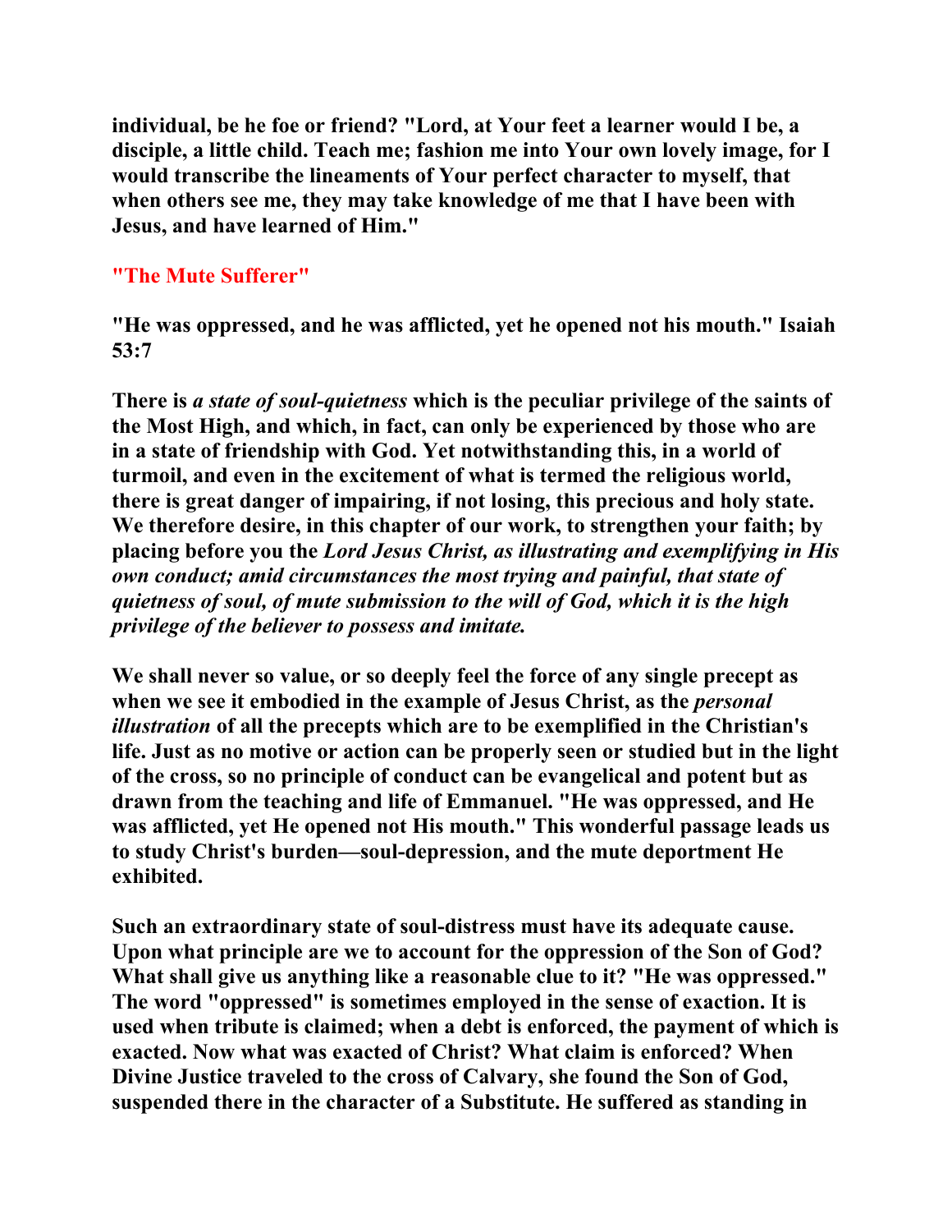individual, be he foe or friend? "Lord, at Your feet a learner would I be, a disciple, a little child. Teach me; fashion me into Your own lovely image, for I would transcribe the lineaments of Your perfect character to myself, that when others see me, they may take knowledge of me that I have been with Jesus, and have learned of Him."

## "The Mute Sufferer"

"He was oppressed, and he was afflicted, yet he opened not his mouth." Isaiah 53:7

There is *a state of soul-quietness* which is the peculiar privilege of the saints of the Most High, and which, in fact, can only be experienced by those who are in a state of friendship with God. Yet notwithstanding this, in a world of turmoil, and even in the excitement of what is termed the religious world, there is great danger of impairing, if not losing, this precious and holy state. We therefore desire, in this chapter of our work, to strengthen your faith; by placing before you the *Lord Jesus Christ, as illustrating and exemplifying in His own conduct; amid circumstances the most trying and painful, that state of quietness of soul, of mute submission to the will of God, which it is the high privilege of the believer to possess and imitate.*

We shall never so value, or so deeply feel the force of any single precept as when we see it embodied in the example of Jesus Christ, as the *personal illustration* of all the precepts which are to be exemplified in the Christian's life. Just as no motive or action can be properly seen or studied but in the light of the cross, so no principle of conduct can be evangelical and potent but as drawn from the teaching and life of Emmanuel. "He was oppressed, and He was afflicted, yet He opened not His mouth." This wonderful passage leads us to study Christ's burden—soul-depression, and the mute deportment He exhibited.

Such an extraordinary state of soul-distress must have its adequate cause. Upon what principle are we to account for the oppression of the Son of God? What shall give us anything like a reasonable clue to it? "He was oppressed." The word "oppressed" is sometimes employed in the sense of exaction. It is used when tribute is claimed; when a debt is enforced, the payment of which is exacted. Now what was exacted of Christ? What claim is enforced? When Divine Justice traveled to the cross of Calvary, she found the Son of God, suspended there in the character of a Substitute. He suffered as standing in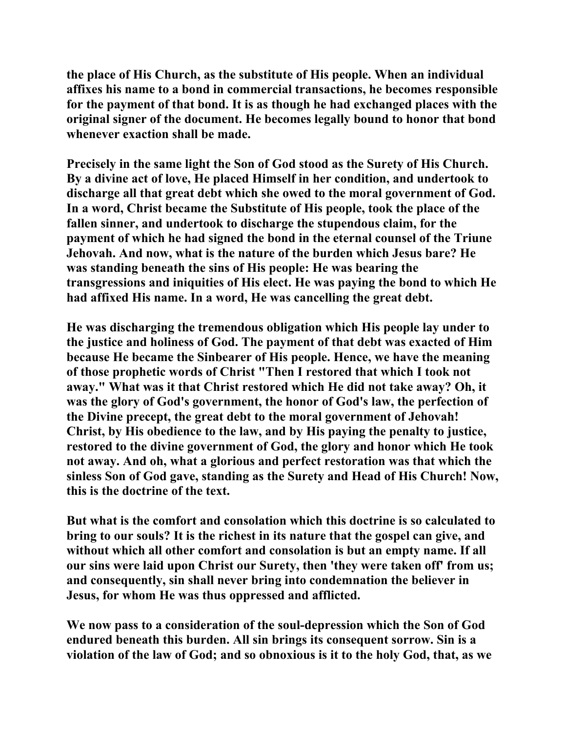**the place of His Church, as the substitute of His people. When an individual affixes his name to a bond in commercial transactions, he becomes responsible for the payment of that bond. It is as though he had exchanged places with the original signer of the document. He becomes legally bound to honor that bond whenever exaction shall be made.**

**Precisely in the same light the Son of God stood as the Surety of His Church. By a divine act of love, He placed Himself in her condition, and undertook to discharge all that great debt which she owed to the moral government of God. In a word, Christ became the Substitute of His people, took the place of the fallen sinner, and undertook to discharge the stupendous claim, for the payment of which he had signed the bond in the eternal counsel of the Triune Jehovah. And now, what is the nature of the burden which Jesus bare? He was standing beneath the sins of His people: He was bearing the transgressions and iniquities of His elect. He was paying the bond to which He had affixed His name. In a word, He was cancelling the great debt.**

**He was discharging the tremendous obligation which His people lay under to the justice and holiness of God. The payment of that debt was exacted of Him because He became the Sinbearer of His people. Hence, we have the meaning of those prophetic words of Christ "Then I restored that which I took not away." What was it that Christ restored which He did not take away? Oh, it was the glory of God's government, the honor of God's law, the perfection of the Divine precept, the great debt to the moral government of Jehovah! Christ, by His obedience to the law, and by His paying the penalty to justice, restored to the divine government of God, the glory and honor which He took not away. And oh, what a glorious and perfect restoration was that which the sinless Son of God gave, standing as the Surety and Head of His Church! Now, this is the doctrine of the text.**

**But what is the comfort and consolation which this doctrine is so calculated to bring to our souls? It is the richest in its nature that the gospel can give, and without which all other comfort and consolation is but an empty name. If all our sins were laid upon Christ our Surety, then 'they were taken off' from us; and consequently, sin shall never bring into condemnation the believer in Jesus, for whom He was thus oppressed and afflicted.**

**We now pass to a consideration of the soul-depression which the Son of God endured beneath this burden. All sin brings its consequent sorrow. Sin is a violation of the law of God; and so obnoxious is it to the holy God, that, as we**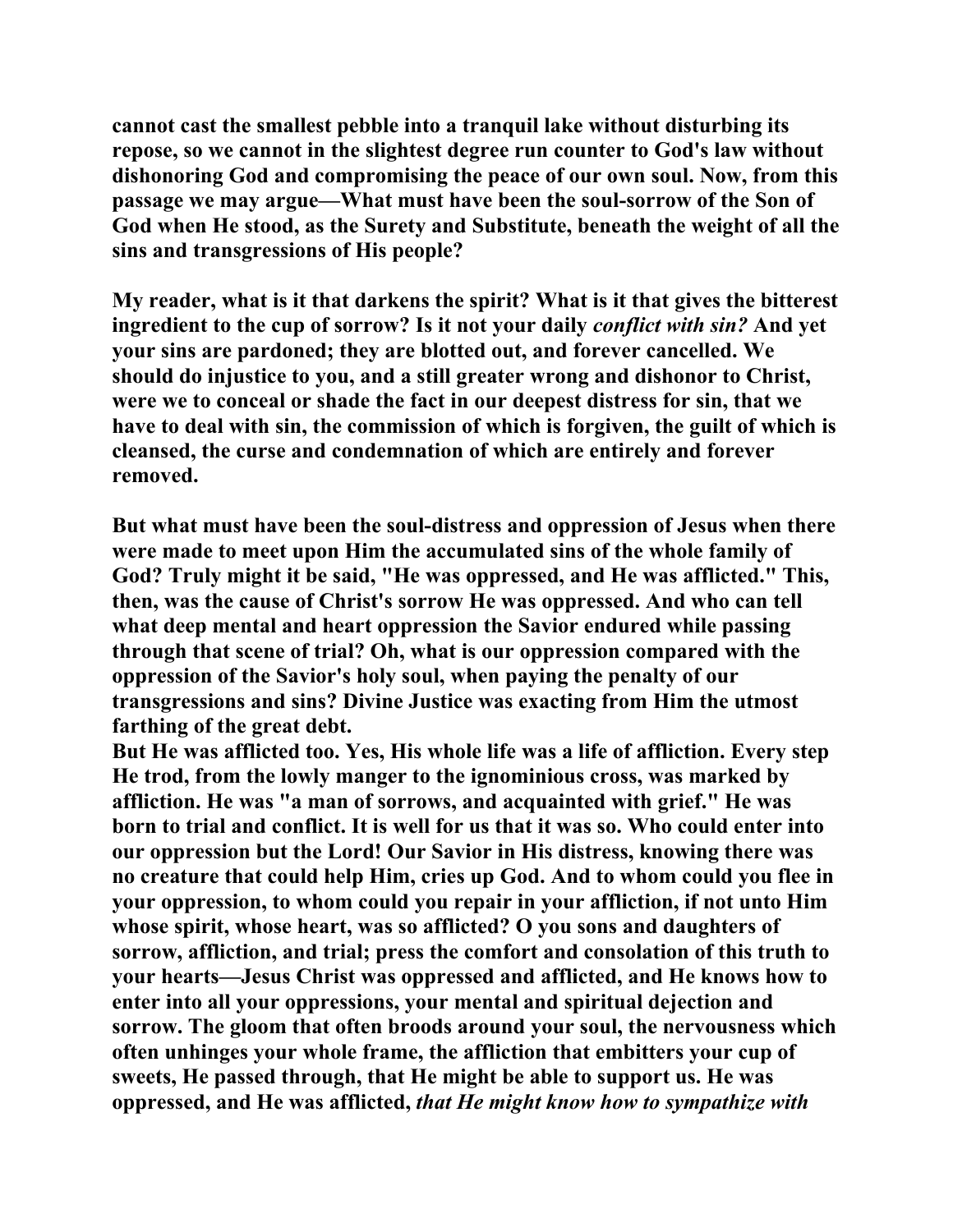**cannot cast the smallest pebble into a tranquil lake without disturbing its repose, so we cannot in the slightest degree run counter to God's law without dishonoring God and compromising the peace of our own soul. Now, from this passage we may argue—What must have been the soul-sorrow of the Son of God when He stood, as the Surety and Substitute, beneath the weight of all the sins and transgressions of His people?**

**My reader, what is it that darkens the spirit? What is it that gives the bitterest ingredient to the cup of sorrow? Is it not your daily *conflict with sin?* And yet your sins are pardoned; they are blotted out, and forever cancelled. We should do injustice to you, and a still greater wrong and dishonor to Christ, were we to conceal or shade the fact in our deepest distress for sin, that we have to deal with sin, the commission of which is forgiven, the guilt of which is cleansed, the curse and condemnation of which are entirely and forever removed.**

**But what must have been the soul-distress and oppression of Jesus when there were made to meet upon Him the accumulated sins of the whole family of God? Truly might it be said, "He was oppressed, and He was afflicted." This, then, was the cause of Christ's sorrow He was oppressed. And who can tell what deep mental and heart oppression the Savior endured while passing through that scene of trial? Oh, what is our oppression compared with the oppression of the Savior's holy soul, when paying the penalty of our transgressions and sins? Divine Justice was exacting from Him the utmost farthing of the great debt.**

**But He was afflicted too. Yes, His whole life was a life of affliction. Every step He trod, from the lowly manger to the ignominious cross, was marked by affliction. He was "a man of sorrows, and acquainted with grief." He was born to trial and conflict. It is well for us that it was so. Who could enter into our oppression but the Lord! Our Savior in His distress, knowing there was no creature that could help Him, cries up God. And to whom could you flee in your oppression, to whom could you repair in your affliction, if not unto Him whose spirit, whose heart, was so afflicted? O you sons and daughters of sorrow, affliction, and trial; press the comfort and consolation of this truth to your hearts—Jesus Christ was oppressed and afflicted, and He knows how to enter into all your oppressions, your mental and spiritual dejection and sorrow. The gloom that often broods around your soul, the nervousness which often unhinges your whole frame, the affliction that embitters your cup of sweets, He passed through, that He might be able to support us. He was oppressed, and He was afflicted, *that He might know how to sympathize with***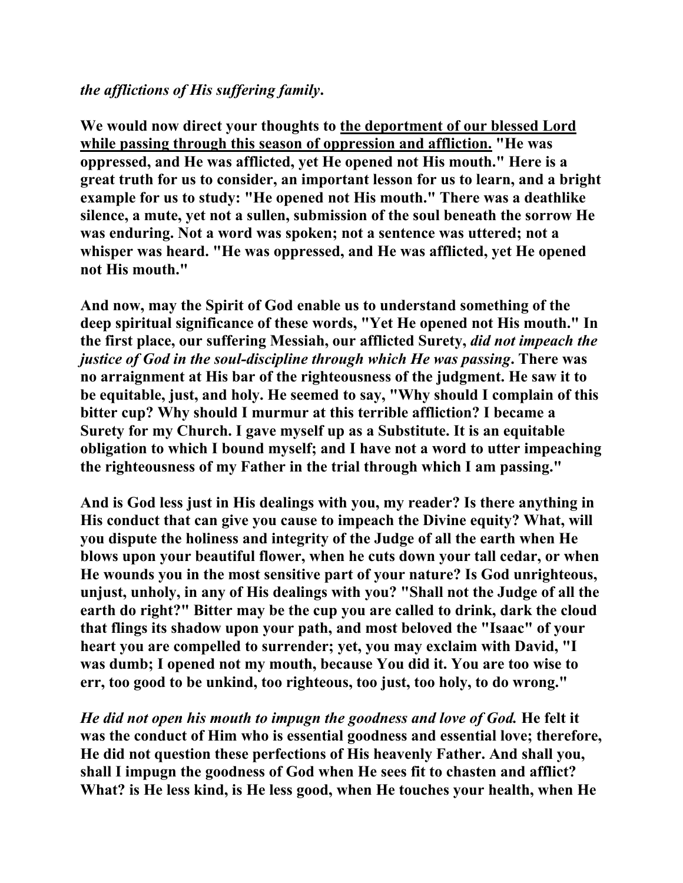***the afflictions of His suffering family*.**

**We would now direct your thoughts to <u>the deportment of our blessed Lord while passing through this season of oppression and affliction.</u> "He was oppressed, and He was afflicted, yet He opened not His mouth." Here is a great truth for us to consider, an important lesson for us to learn, and a bright example for us to study: "He opened not His mouth." There was a deathlike silence, a mute, yet not a sullen, submission of the soul beneath the sorrow He was enduring. Not a word was spoken; not a sentence was uttered; not a whisper was heard. "He was oppressed, and He was afflicted, yet He opened not His mouth."**

**And now, may the Spirit of God enable us to understand something of the deep spiritual significance of these words, "Yet He opened not His mouth." In the first place, our suffering Messiah, our afflicted Surety, *did not impeach the justice of God in the soul-discipline through which He was passing*. There was no arraignment at His bar of the righteousness of the judgment. He saw it to be equitable, just, and holy. He seemed to say, "Why should I complain of this bitter cup? Why should I murmur at this terrible affliction? I became a Surety for my Church. I gave myself up as a Substitute. It is an equitable obligation to which I bound myself; and I have not a word to utter impeaching the righteousness of my Father in the trial through which I am passing."**

**And is God less just in His dealings with you, my reader? Is there anything in His conduct that can give you cause to impeach the Divine equity? What, will you dispute the holiness and integrity of the Judge of all the earth when He blows upon your beautiful flower, when he cuts down your tall cedar, or when He wounds you in the most sensitive part of your nature? Is God unrighteous, unjust, unholy, in any of His dealings with you? "Shall not the Judge of all the earth do right?" Bitter may be the cup you are called to drink, dark the cloud that flings its shadow upon your path, and most beloved the "Isaac" of your heart you are compelled to surrender; yet, you may exclaim with David, "I was dumb; I opened not my mouth, because You did it. You are too wise to err, too good to be unkind, too righteous, too just, too holy, to do wrong."**

***He did not open his mouth to impugn the goodness and love of God.* He felt it was the conduct of Him who is essential goodness and essential love; therefore, He did not question these perfections of His heavenly Father. And shall you, shall I impugn the goodness of God when He sees fit to chasten and afflict? What? is He less kind, is He less good, when He touches your health, when He**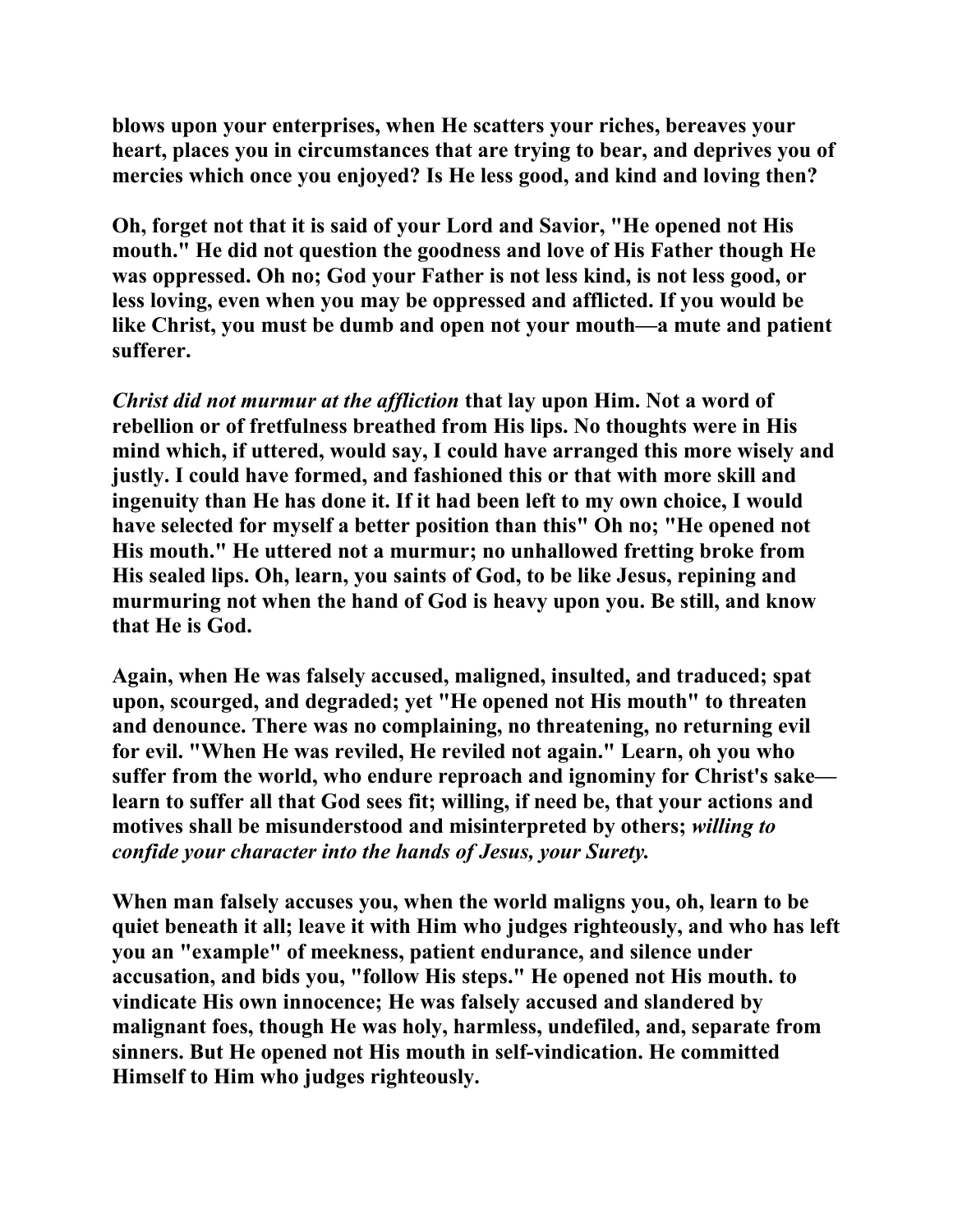blows upon your enterprises, when He scatters your riches, bereaves your heart, places you in circumstances that are trying to bear, and deprives you of mercies which once you enjoyed? Is He less good, and kind and loving then?

Oh, forget not that it is said of your Lord and Savior, "He opened not His mouth." He did not question the goodness and love of His Father though He was oppressed. Oh no; God your Father is not less kind, is not less good, or less loving, even when you may be oppressed and afflicted. If you would be like Christ, you must be dumb and open not your mouth—a mute and patient sufferer.

*Christ did not murmur at the affliction* that lay upon Him. Not a word of rebellion or of fretfulness breathed from His lips. No thoughts were in His mind which, if uttered, would say, I could have arranged this more wisely and justly. I could have formed, and fashioned this or that with more skill and ingenuity than He has done it. If it had been left to my own choice, I would have selected for myself a better position than this" Oh no; "He opened not His mouth." He uttered not a murmur; no unhallowed fretting broke from His sealed lips. Oh, learn, you saints of God, to be like Jesus, repining and murmuring not when the hand of God is heavy upon you. Be still, and know that He is God.

Again, when He was falsely accused, maligned, insulted, and traduced; spat upon, scourged, and degraded; yet "He opened not His mouth" to threaten and denounce. There was no complaining, no threatening, no returning evil for evil. "When He was reviled, He reviled not again." Learn, oh you who suffer from the world, who endure reproach and ignominy for Christ's sake—learn to suffer all that God sees fit; willing, if need be, that your actions and motives shall be misunderstood and misinterpreted by others; *willing to confide your character into the hands of Jesus, your Surety.*

When man falsely accuses you, when the world maligns you, oh, learn to be quiet beneath it all; leave it with Him who judges righteously, and who has left you an "example" of meekness, patient endurance, and silence under accusation, and bids you, "follow His steps." He opened not His mouth. to vindicate His own innocence; He was falsely accused and slandered by malignant foes, though He was holy, harmless, undefiled, and, separate from sinners. But He opened not His mouth in self-vindication. He committed Himself to Him who judges righteously.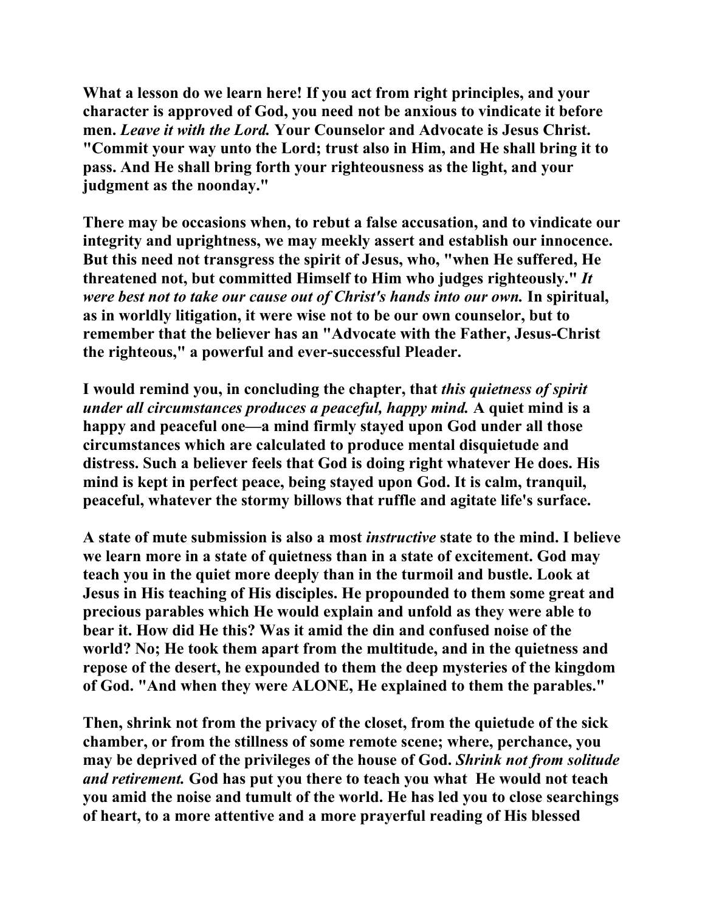What a lesson do we learn here! If you act from right principles, and your character is approved of God, you need not be anxious to vindicate it before men. *Leave it with the Lord.* Your Counselor and Advocate is Jesus Christ. "Commit your way unto the Lord; trust also in Him, and He shall bring it to pass. And He shall bring forth your righteousness as the light, and your judgment as the noonday."

There may be occasions when, to rebut a false accusation, and to vindicate our integrity and uprightness, we may meekly assert and establish our innocence. But this need not transgress the spirit of Jesus, who, "when He suffered, He threatened not, but committed Himself to Him who judges righteously." *It were best not to take our cause out of Christ's hands into our own.* In spiritual, as in worldly litigation, it were wise not to be our own counselor, but to remember that the believer has an "Advocate with the Father, Jesus-Christ the righteous," a powerful and ever-successful Pleader.

I would remind you, in concluding the chapter, that *this quietness of spirit under all circumstances produces a peaceful, happy mind.* A quiet mind is a happy and peaceful one—a mind firmly stayed upon God under all those circumstances which are calculated to produce mental disquietude and distress. Such a believer feels that God is doing right whatever He does. His mind is kept in perfect peace, being stayed upon God. It is calm, tranquil, peaceful, whatever the stormy billows that ruffle and agitate life's surface.

A state of mute submission is also a most *instructive* state to the mind. I believe we learn more in a state of quietness than in a state of excitement. God may teach you in the quiet more deeply than in the turmoil and bustle. Look at Jesus in His teaching of His disciples. He propounded to them some great and precious parables which He would explain and unfold as they were able to bear it. How did He this? Was it amid the din and confused noise of the world? No; He took them apart from the multitude, and in the quietness and repose of the desert, he expounded to them the deep mysteries of the kingdom of God. "And when they were ALONE, He explained to them the parables."

Then, shrink not from the privacy of the closet, from the quietude of the sick chamber, or from the stillness of some remote scene; where, perchance, you may be deprived of the privileges of the house of God. *Shrink not from solitude and retirement.* God has put you there to teach you what He would not teach you amid the noise and tumult of the world. He has led you to close searchings of heart, to a more attentive and a more prayerful reading of His blessed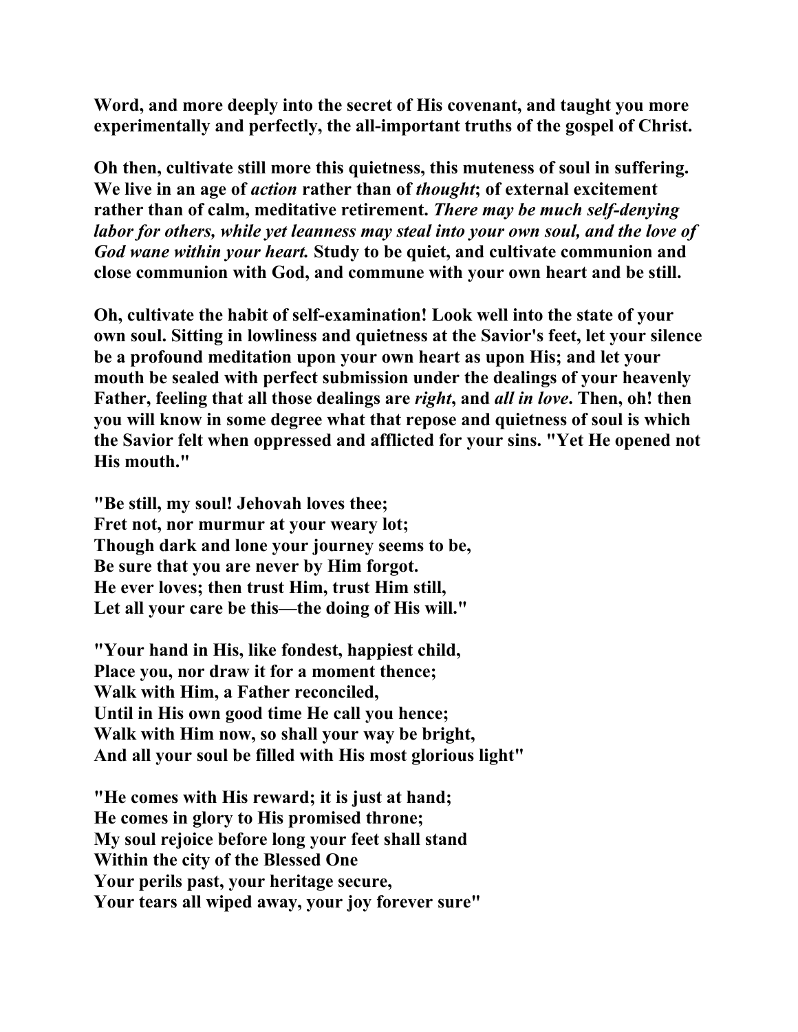**Word, and more deeply into the secret of His covenant, and taught you more experimentally and perfectly, the all-important truths of the gospel of Christ.**

**Oh then, cultivate still more this quietness, this muteness of soul in suffering. We live in an age of *action* rather than of *thought*; of external excitement rather than of calm, meditative retirement. *There may be much self-denying labor for others, while yet leanness may steal into your own soul, and the love of God wane within your heart.* Study to be quiet, and cultivate communion and close communion with God, and commune with your own heart and be still.**

**Oh, cultivate the habit of self-examination! Look well into the state of your own soul. Sitting in lowliness and quietness at the Savior's feet, let your silence be a profound meditation upon your own heart as upon His; and let your mouth be sealed with perfect submission under the dealings of your heavenly Father, feeling that all those dealings are *right*, and *all in love*. Then, oh! then you will know in some degree what that repose and quietness of soul is which the Savior felt when oppressed and afflicted for your sins. "Yet He opened not His mouth."**

**"Be still, my soul! Jehovah loves thee;**
**Fret not, nor murmur at your weary lot;**
**Though dark and lone your journey seems to be,**
**Be sure that you are never by Him forgot.**
**He ever loves; then trust Him, trust Him still,**
**Let all your care be this—the doing of His will."**

**"Your hand in His, like fondest, happiest child,**
**Place you, nor draw it for a moment thence;**
**Walk with Him, a Father reconciled,**
**Until in His own good time He call you hence;**
**Walk with Him now, so shall your way be bright,**
**And all your soul be filled with His most glorious light"**

**"He comes with His reward; it is just at hand;**
**He comes in glory to His promised throne;**
**My soul rejoice before long your feet shall stand**
**Within the city of the Blessed One**
**Your perils past, your heritage secure,**
**Your tears all wiped away, your joy forever sure"**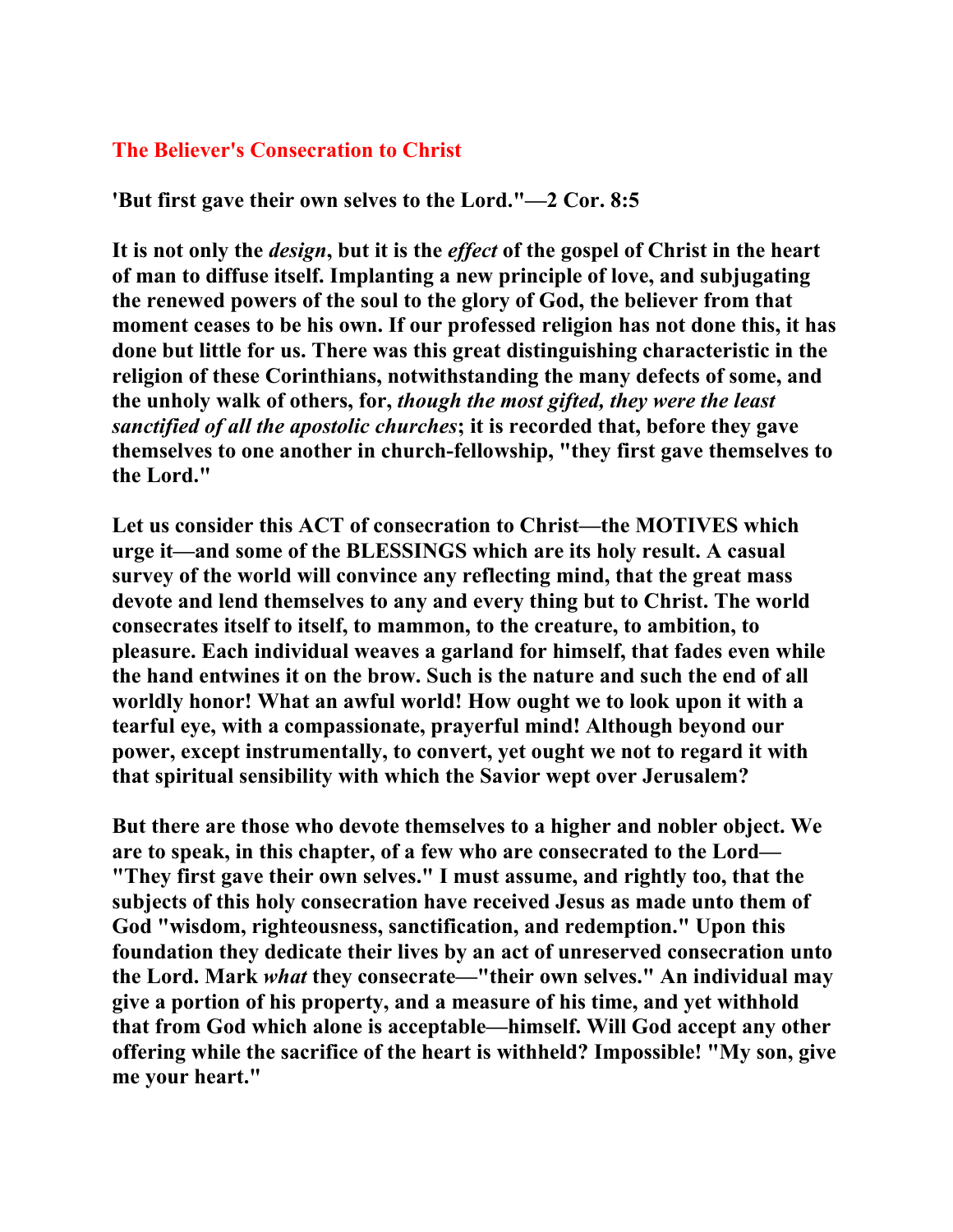## The Believer's Consecration to Christ

**'But first gave their own selves to the Lord."—2 Cor. 8:5**

**It is not only the *design*, but it is the *effect* of the gospel of Christ in the heart of man to diffuse itself. Implanting a new principle of love, and subjugating the renewed powers of the soul to the glory of God, the believer from that moment ceases to be his own. If our professed religion has not done this, it has done but little for us. There was this great distinguishing characteristic in the religion of these Corinthians, notwithstanding the many defects of some, and the unholy walk of others, for, *though the most gifted, they were the least sanctified of all the apostolic churches*; it is recorded that, before they gave themselves to one another in church-fellowship, "they first gave themselves to the Lord."**

**Let us consider this ACT of consecration to Christ—the MOTIVES which urge it—and some of the BLESSINGS which are its holy result. A casual survey of the world will convince any reflecting mind, that the great mass devote and lend themselves to any and every thing but to Christ. The world consecrates itself to itself, to mammon, to the creature, to ambition, to pleasure. Each individual weaves a garland for himself, that fades even while the hand entwines it on the brow. Such is the nature and such the end of all worldly honor! What an awful world! How ought we to look upon it with a tearful eye, with a compassionate, prayerful mind! Although beyond our power, except instrumentally, to convert, yet ought we not to regard it with that spiritual sensibility with which the Savior wept over Jerusalem?**

**But there are those who devote themselves to a higher and nobler object. We are to speak, in this chapter, of a few who are consecrated to the Lord—"They first gave their own selves." I must assume, and rightly too, that the subjects of this holy consecration have received Jesus as made unto them of God "wisdom, righteousness, sanctification, and redemption." Upon this foundation they dedicate their lives by an act of unreserved consecration unto the Lord. Mark *what* they consecrate—"their own selves." An individual may give a portion of his property, and a measure of his time, and yet withhold that from God which alone is acceptable—himself. Will God accept any other offering while the sacrifice of the heart is withheld? Impossible! "My son, give me your heart."**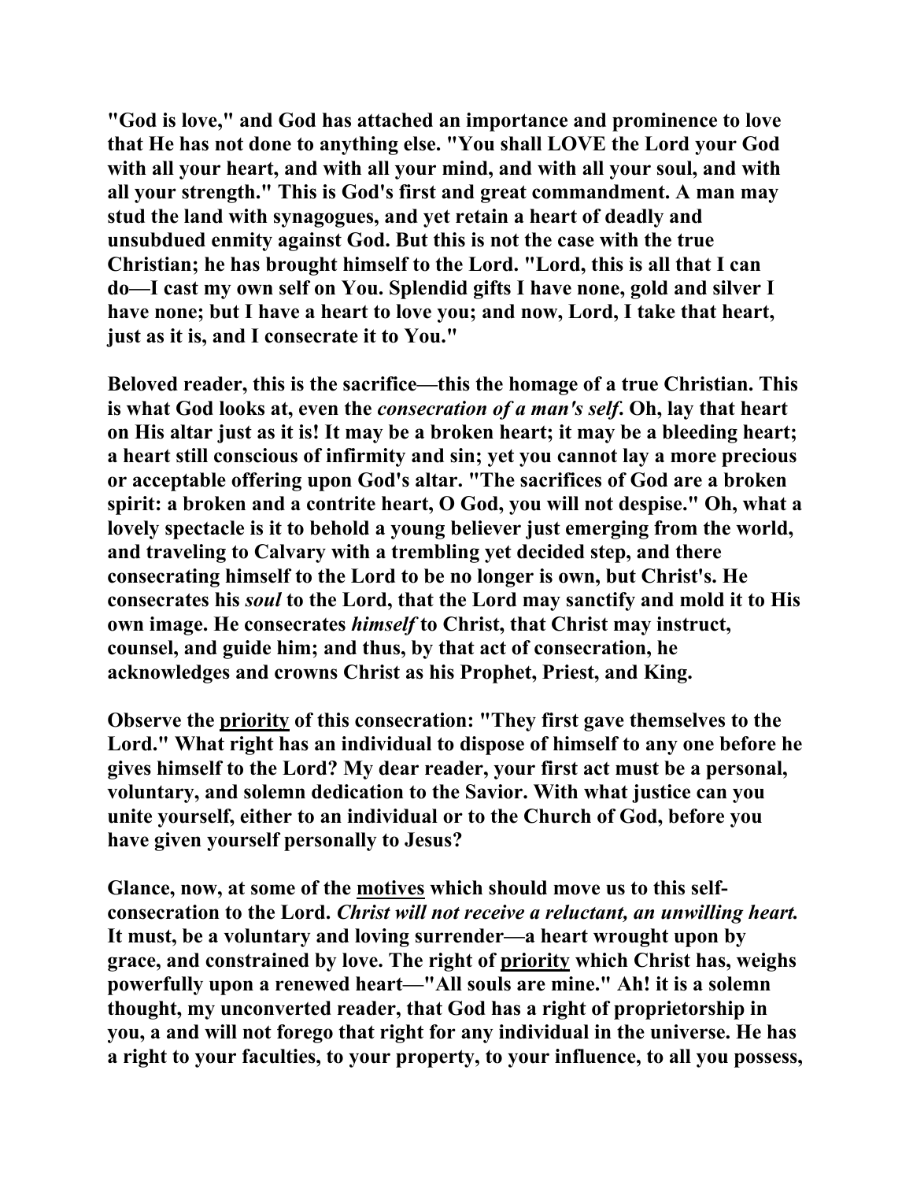**"God is love," and God has attached an importance and prominence to love that He has not done to anything else. "You shall LOVE the Lord your God with all your heart, and with all your mind, and with all your soul, and with all your strength." This is God's first and great commandment. A man may stud the land with synagogues, and yet retain a heart of deadly and unsubdued enmity against God. But this is not the case with the true Christian; he has brought himself to the Lord. "Lord, this is all that I can do—I cast my own self on You. Splendid gifts I have none, gold and silver I have none; but I have a heart to love you; and now, Lord, I take that heart, just as it is, and I consecrate it to You."**

**Beloved reader, this is the sacrifice—this the homage of a true Christian. This is what God looks at, even the *consecration of a man's self*. Oh, lay that heart on His altar just as it is! It may be a broken heart; it may be a bleeding heart; a heart still conscious of infirmity and sin; yet you cannot lay a more precious or acceptable offering upon God's altar. "The sacrifices of God are a broken spirit: a broken and a contrite heart, O God, you will not despise." Oh, what a lovely spectacle is it to behold a young believer just emerging from the world, and traveling to Calvary with a trembling yet decided step, and there consecrating himself to the Lord to be no longer is own, but Christ's. He consecrates his *soul* to the Lord, that the Lord may sanctify and mold it to His own image. He consecrates *himself* to Christ, that Christ may instruct, counsel, and guide him; and thus, by that act of consecration, he acknowledges and crowns Christ as his Prophet, Priest, and King.**

**Observe the priority of this consecration: "They first gave themselves to the Lord." What right has an individual to dispose of himself to any one before he gives himself to the Lord? My dear reader, your first act must be a personal, voluntary, and solemn dedication to the Savior. With what justice can you unite yourself, either to an individual or to the Church of God, before you have given yourself personally to Jesus?**

**Glance, now, at some of the motives which should move us to this self-consecration to the Lord. *Christ will not receive a reluctant, an unwilling heart.* It must, be a voluntary and loving surrender—a heart wrought upon by grace, and constrained by love. The right of priority which Christ has, weighs powerfully upon a renewed heart—"All souls are mine." Ah! it is a solemn thought, my unconverted reader, that God has a right of proprietorship in you, a and will not forego that right for any individual in the universe. He has a right to your faculties, to your property, to your influence, to all you possess,**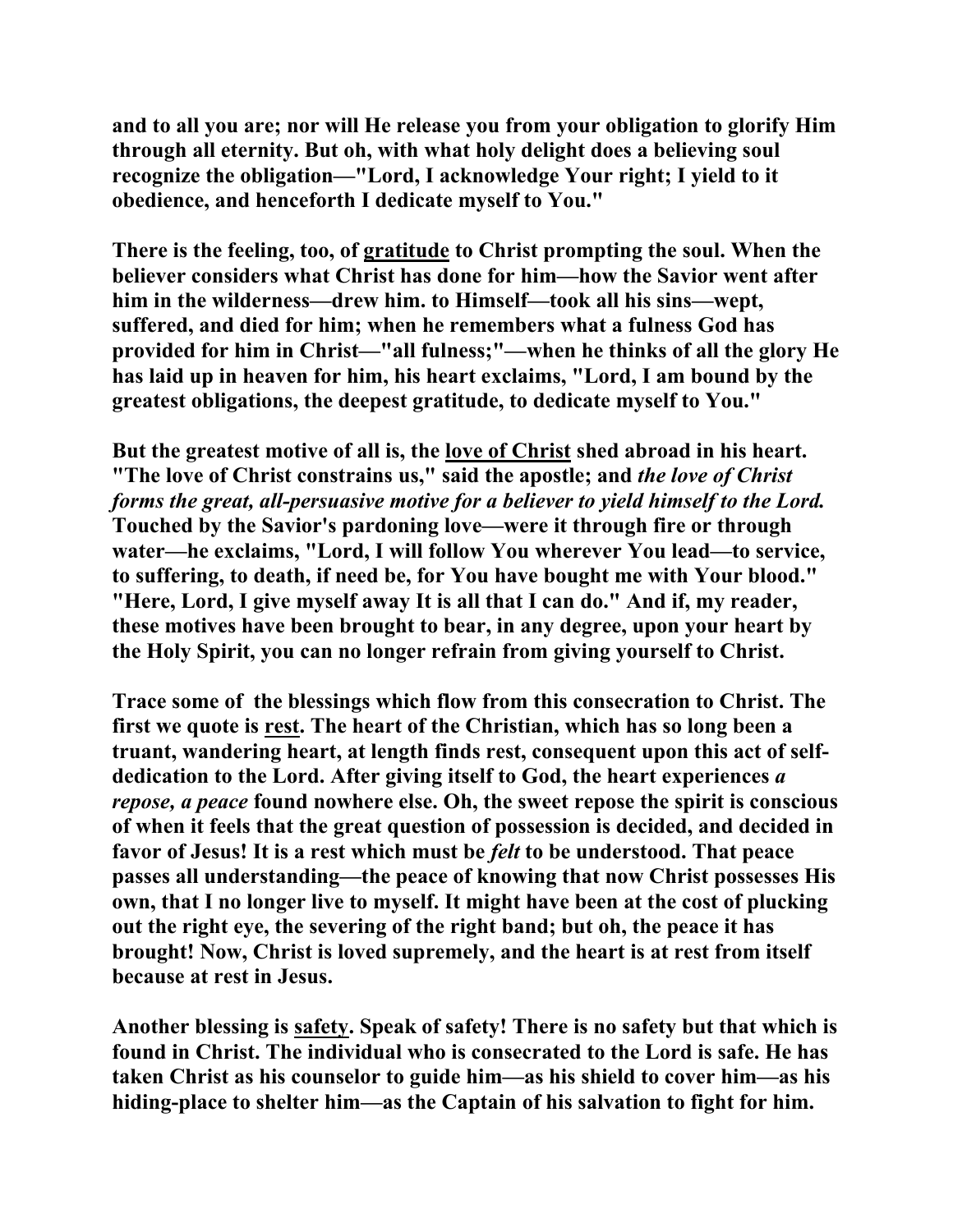**and to all you are; nor will He release you from your obligation to glorify Him through all eternity. But oh, with what holy delight does a believing soul recognize the obligation—"Lord, I acknowledge Your right; I yield to it obedience, and henceforth I dedicate myself to You."**

**There is the feeling, too, of <u>gratitude</u> to Christ prompting the soul. When the believer considers what Christ has done for him—how the Savior went after him in the wilderness—drew him. to Himself—took all his sins—wept, suffered, and died for him; when he remembers what a fulness God has provided for him in Christ—"all fulness;"—when he thinks of all the glory He has laid up in heaven for him, his heart exclaims, "Lord, I am bound by the greatest obligations, the deepest gratitude, to dedicate myself to You."**

**But the greatest motive of all is, the <u>love of Christ</u> shed abroad in his heart. "The love of Christ constrains us," said the apostle; and *the love of Christ forms the great, all-persuasive motive for a believer to yield himself to the Lord.* Touched by the Savior's pardoning love—were it through fire or through water—he exclaims, "Lord, I will follow You wherever You lead—to service, to suffering, to death, if need be, for You have bought me with Your blood." "Here, Lord, I give myself away It is all that I can do." And if, my reader, these motives have been brought to bear, in any degree, upon your heart by the Holy Spirit, you can no longer refrain from giving yourself to Christ.**

**Trace some of the blessings which flow from this consecration to Christ. The first we quote is <u>rest</u>. The heart of the Christian, which has so long been a truant, wandering heart, at length finds rest, consequent upon this act of self-dedication to the Lord. After giving itself to God, the heart experiences *a repose, a peace* found nowhere else. Oh, the sweet repose the spirit is conscious of when it feels that the great question of possession is decided, and decided in favor of Jesus! It is a rest which must be *felt* to be understood. That peace passes all understanding—the peace of knowing that now Christ possesses His own, that I no longer live to myself. It might have been at the cost of plucking out the right eye, the severing of the right band; but oh, the peace it has brought! Now, Christ is loved supremely, and the heart is at rest from itself because at rest in Jesus.**

**Another blessing is <u>safety</u>. Speak of safety! There is no safety but that which is found in Christ. The individual who is consecrated to the Lord is safe. He has taken Christ as his counselor to guide him—as his shield to cover him—as his hiding-place to shelter him—as the Captain of his salvation to fight for him.**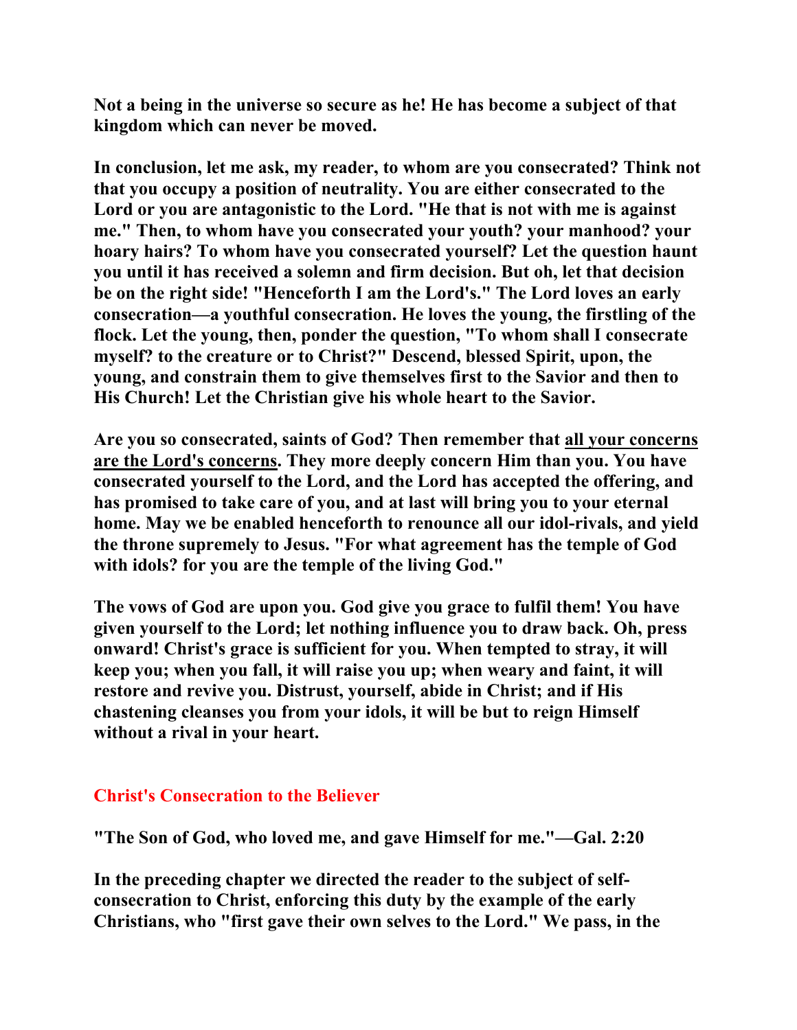**Not a being in the universe so secure as he! He has become a subject of that kingdom which can never be moved.**

**In conclusion, let me ask, my reader, to whom are you consecrated? Think not that you occupy a position of neutrality. You are either consecrated to the Lord or you are antagonistic to the Lord. "He that is not with me is against me." Then, to whom have you consecrated your youth? your manhood? your hoary hairs? To whom have you consecrated yourself? Let the question haunt you until it has received a solemn and firm decision. But oh, let that decision be on the right side! "Henceforth I am the Lord's." The Lord loves an early consecration—a youthful consecration. He loves the young, the firstling of the flock. Let the young, then, ponder the question, "To whom shall I consecrate myself? to the creature or to Christ?" Descend, blessed Spirit, upon, the young, and constrain them to give themselves first to the Savior and then to His Church! Let the Christian give his whole heart to the Savior.**

**Are you so consecrated, saints of God? Then remember that <u>all your concerns are the Lord's concerns</u>. They more deeply concern Him than you. You have consecrated yourself to the Lord, and the Lord has accepted the offering, and has promised to take care of you, and at last will bring you to your eternal home. May we be enabled henceforth to renounce all our idol-rivals, and yield the throne supremely to Jesus. "For what agreement has the temple of God with idols? for you are the temple of the living God."**

**The vows of God are upon you. God give you grace to fulfil them! You have given yourself to the Lord; let nothing influence you to draw back. Oh, press onward! Christ's grace is sufficient for you. When tempted to stray, it will keep you; when you fall, it will raise you up; when weary and faint, it will restore and revive you. Distrust, yourself, abide in Christ; and if His chastening cleanses you from your idols, it will be but to reign Himself without a rival in your heart.**

## Christ's Consecration to the Believer

**"The Son of God, who loved me, and gave Himself for me."—Gal. 2:20**

**In the preceding chapter we directed the reader to the subject of self-consecration to Christ, enforcing this duty by the example of the early Christians, who "first gave their own selves to the Lord." We pass, in the**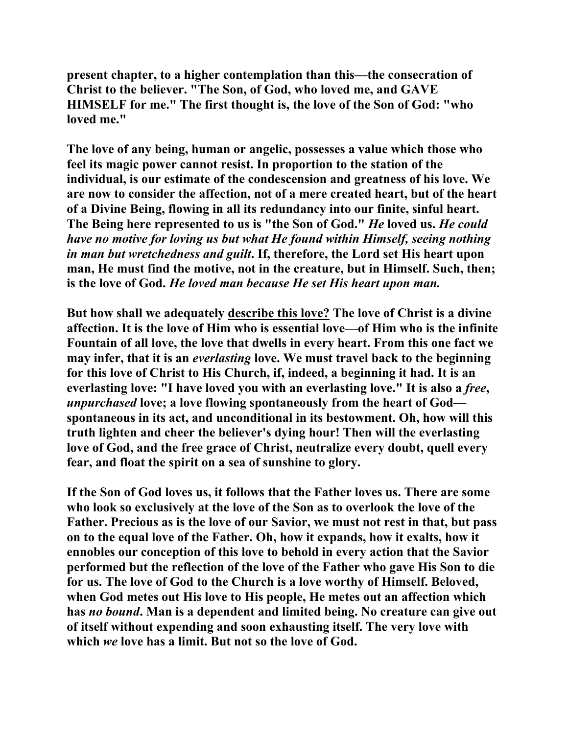**present chapter, to a higher contemplation than this—the consecration of Christ to the believer. "The Son, of God, who loved me, and GAVE HIMSELF for me." The first thought is, the love of the Son of God: "who loved me."**

**The love of any being, human or angelic, possesses a value which those who feel its magic power cannot resist. In proportion to the station of the individual, is our estimate of the condescension and greatness of his love. We are now to consider the affection, not of a mere created heart, but of the heart of a Divine Being, flowing in all its redundancy into our finite, sinful heart. The Being here represented to us is "the Son of God."** ***He*** **loved us.** ***He could have no motive for loving us but what He found within Himself, seeing nothing in man but wretchedness and guilt*****. If, therefore, the Lord set His heart upon man, He must find the motive, not in the creature, but in Himself. Such, then; is the love of God.** ***He loved man because He set His heart upon man.***

**But how shall we adequately** <u>**describe this love?**</u> **The love of Christ is a divine affection. It is the love of Him who is essential love—of Him who is the infinite Fountain of all love, the love that dwells in every heart. From this one fact we may infer, that it is an** ***everlasting*** **love. We must travel back to the beginning for this love of Christ to His Church, if, indeed, a beginning it had. It is an everlasting love: "I have loved you with an everlasting love." It is also a** ***free*****,** ***unpurchased*** **love; a love flowing spontaneously from the heart of God—spontaneous in its act, and unconditional in its bestowment. Oh, how will this truth lighten and cheer the believer's dying hour! Then will the everlasting love of God, and the free grace of Christ, neutralize every doubt, quell every fear, and float the spirit on a sea of sunshine to glory.**

**If the Son of God loves us, it follows that the Father loves us. There are some who look so exclusively at the love of the Son as to overlook the love of the Father. Precious as is the love of our Savior, we must not rest in that, but pass on to the equal love of the Father. Oh, how it expands, how it exalts, how it ennobles our conception of this love to behold in every action that the Savior performed but the reflection of the love of the Father who gave His Son to die for us. The love of God to the Church is a love worthy of Himself. Beloved, when God metes out His love to His people, He metes out an affection which has** ***no bound*****. Man is a dependent and limited being. No creature can give out of itself without expending and soon exhausting itself. The very love with which** ***we*** **love has a limit. But not so the love of God.**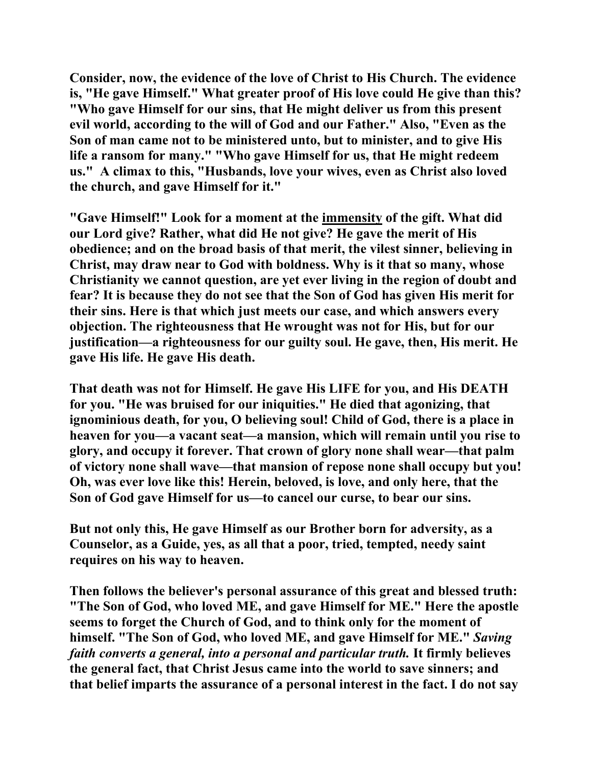**Consider, now, the evidence of the love of Christ to His Church. The evidence is, "He gave Himself." What greater proof of His love could He give than this? "Who gave Himself for our sins, that He might deliver us from this present evil world, according to the will of God and our Father." Also, "Even as the Son of man came not to be ministered unto, but to minister, and to give His life a ransom for many." "Who gave Himself for us, that He might redeem us." A climax to this, "Husbands, love your wives, even as Christ also loved the church, and gave Himself for it."**

**"Gave Himself!" Look for a moment at the <u>immensity</u> of the gift. What did our Lord give? Rather, what did He not give? He gave the merit of His obedience; and on the broad basis of that merit, the vilest sinner, believing in Christ, may draw near to God with boldness. Why is it that so many, whose Christianity we cannot question, are yet ever living in the region of doubt and fear? It is because they do not see that the Son of God has given His merit for their sins. Here is that which just meets our case, and which answers every objection. The righteousness that He wrought was not for His, but for our justification—a righteousness for our guilty soul. He gave, then, His merit. He gave His life. He gave His death.**

**That death was not for Himself. He gave His LIFE for you, and His DEATH for you. "He was bruised for our iniquities." He died that agonizing, that ignominious death, for you, O believing soul! Child of God, there is a place in heaven for you—a vacant seat—a mansion, which will remain until you rise to glory, and occupy it forever. That crown of glory none shall wear—that palm of victory none shall wave—that mansion of repose none shall occupy but you! Oh, was ever love like this! Herein, beloved, is love, and only here, that the Son of God gave Himself for us—to cancel our curse, to bear our sins.**

**But not only this, He gave Himself as our Brother born for adversity, as a Counselor, as a Guide, yes, as all that a poor, tried, tempted, needy saint requires on his way to heaven.**

**Then follows the believer's personal assurance of this great and blessed truth: "The Son of God, who loved ME, and gave Himself for ME." Here the apostle seems to forget the Church of God, and to think only for the moment of himself. "The Son of God, who loved ME, and gave Himself for ME."** ***Saving faith converts a general, into a personal and particular truth.*** **It firmly believes the general fact, that Christ Jesus came into the world to save sinners; and that belief imparts the assurance of a personal interest in the fact. I do not say**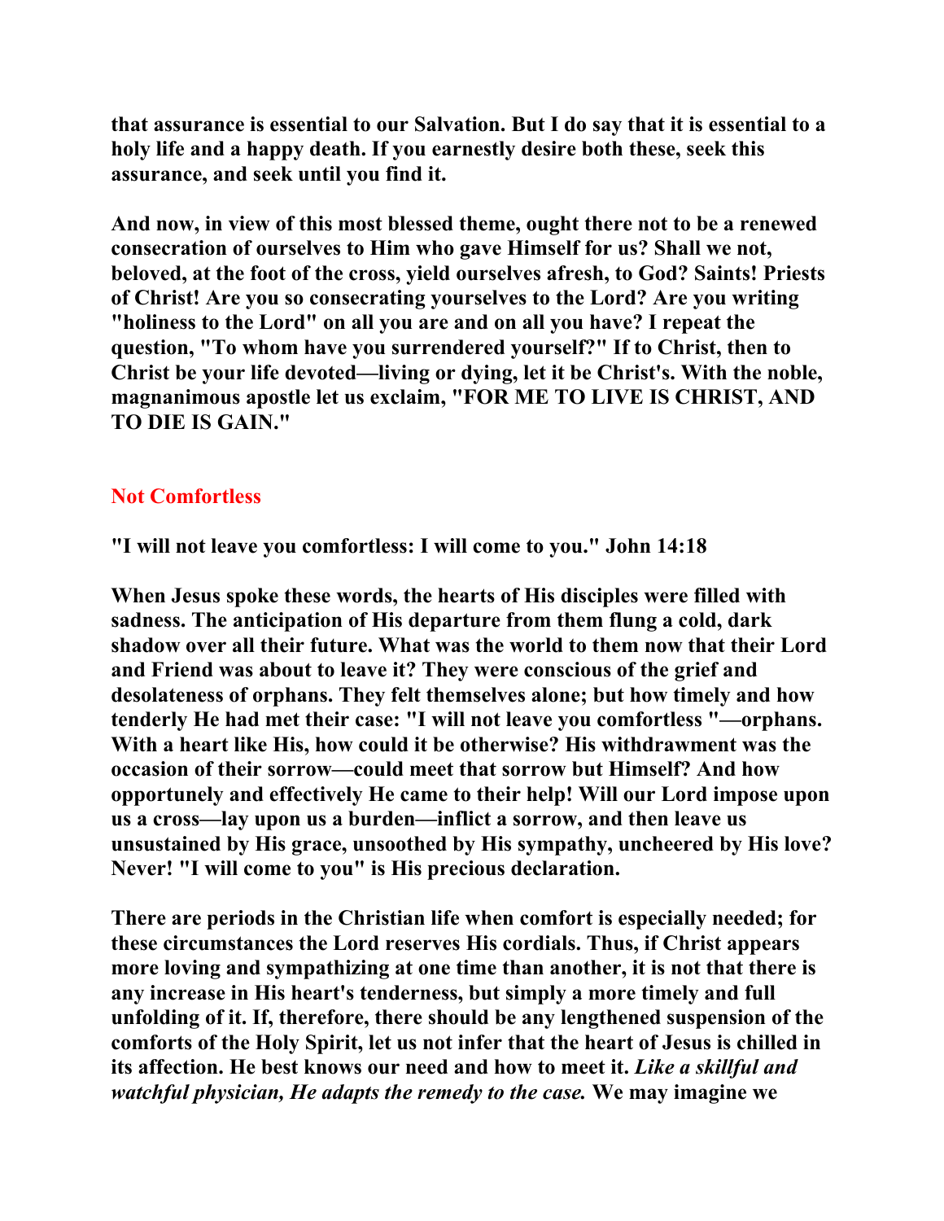**that assurance is essential to our Salvation. But I do say that it is essential to a holy life and a happy death. If you earnestly desire both these, seek this assurance, and seek until you find it.**

**And now, in view of this most blessed theme, ought there not to be a renewed consecration of ourselves to Him who gave Himself for us? Shall we not, beloved, at the foot of the cross, yield ourselves afresh, to God? Saints! Priests of Christ! Are you so consecrating yourselves to the Lord? Are you writing "holiness to the Lord" on all you are and on all you have? I repeat the question, "To whom have you surrendered yourself?" If to Christ, then to Christ be your life devoted—living or dying, let it be Christ's. With the noble, magnanimous apostle let us exclaim, "FOR ME TO LIVE IS CHRIST, AND TO DIE IS GAIN."**

## Not Comfortless

**"I will not leave you comfortless: I will come to you." John 14:18**

**When Jesus spoke these words, the hearts of His disciples were filled with sadness. The anticipation of His departure from them flung a cold, dark shadow over all their future. What was the world to them now that their Lord and Friend was about to leave it? They were conscious of the grief and desolateness of orphans. They felt themselves alone; but how timely and how tenderly He had met their case: "I will not leave you comfortless "—orphans. With a heart like His, how could it be otherwise? His withdrawment was the occasion of their sorrow—could meet that sorrow but Himself? And how opportunely and effectively He came to their help! Will our Lord impose upon us a cross—lay upon us a burden—inflict a sorrow, and then leave us unsustained by His grace, unsoothed by His sympathy, uncheered by His love? Never! "I will come to you" is His precious declaration.**

**There are periods in the Christian life when comfort is especially needed; for these circumstances the Lord reserves His cordials. Thus, if Christ appears more loving and sympathizing at one time than another, it is not that there is any increase in His heart's tenderness, but simply a more timely and full unfolding of it. If, therefore, there should be any lengthened suspension of the comforts of the Holy Spirit, let us not infer that the heart of Jesus is chilled in its affection. He best knows our need and how to meet it. *Like a skillful and watchful physician, He adapts the remedy to the case.* We may imagine we**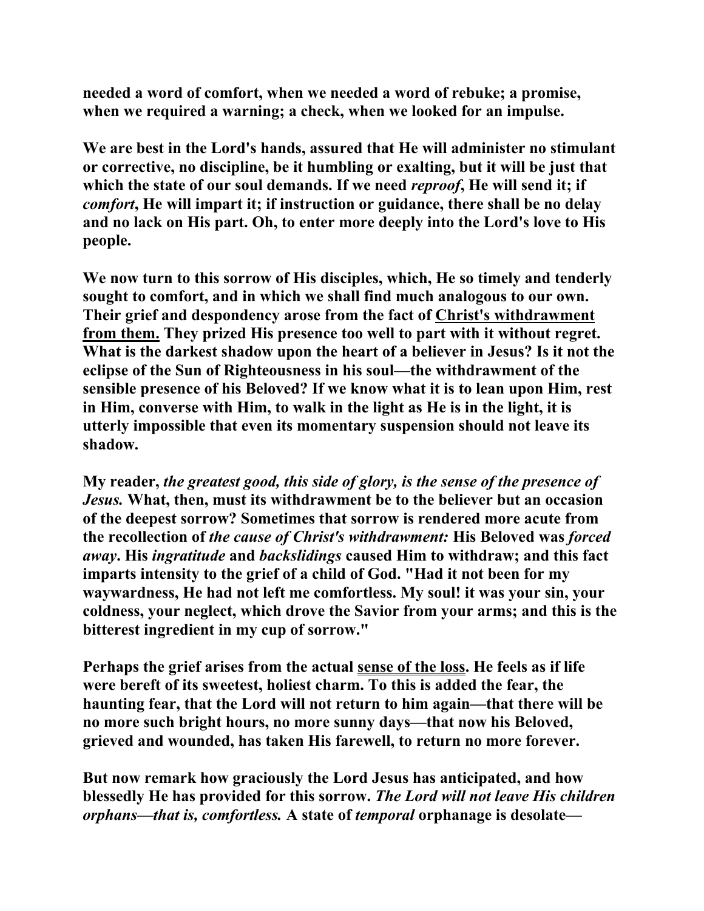needed a word of comfort, when we needed a word of rebuke; a promise, when we required a warning; a check, when we looked for an impulse.

We are best in the Lord's hands, assured that He will administer no stimulant or corrective, no discipline, be it humbling or exalting, but it will be just that which the state of our soul demands. If we need *reproof*, He will send it; if *comfort*, He will impart it; if instruction or guidance, there shall be no delay and no lack on His part. Oh, to enter more deeply into the Lord's love to His people.

We now turn to this sorrow of His disciples, which, He so timely and tenderly sought to comfort, and in which we shall find much analogous to our own. Their grief and despondency arose from the fact of Christ's withdrawment from them. They prized His presence too well to part with it without regret. What is the darkest shadow upon the heart of a believer in Jesus? Is it not the eclipse of the Sun of Righteousness in his soul—the withdrawment of the sensible presence of his Beloved? If we know what it is to lean upon Him, rest in Him, converse with Him, to walk in the light as He is in the light, it is utterly impossible that even its momentary suspension should not leave its shadow.

My reader, *the greatest good, this side of glory, is the sense of the presence of Jesus.* What, then, must its withdrawment be to the believer but an occasion of the deepest sorrow? Sometimes that sorrow is rendered more acute from the recollection of *the cause of Christ's withdrawment:* His Beloved was *forced away*. His *ingratitude* and *backslidings* caused Him to withdraw; and this fact imparts intensity to the grief of a child of God. "Had it not been for my waywardness, He had not left me comfortless. My soul! it was your sin, your coldness, your neglect, which drove the Savior from your arms; and this is the bitterest ingredient in my cup of sorrow."

Perhaps the grief arises from the actual sense of the loss. He feels as if life were bereft of its sweetest, holiest charm. To this is added the fear, the haunting fear, that the Lord will not return to him again—that there will be no more such bright hours, no more sunny days—that now his Beloved, grieved and wounded, has taken His farewell, to return no more forever.

But now remark how graciously the Lord Jesus has anticipated, and how blessedly He has provided for this sorrow. *The Lord will not leave His children orphans—that is, comfortless.* A state of *temporal* orphanage is desolate—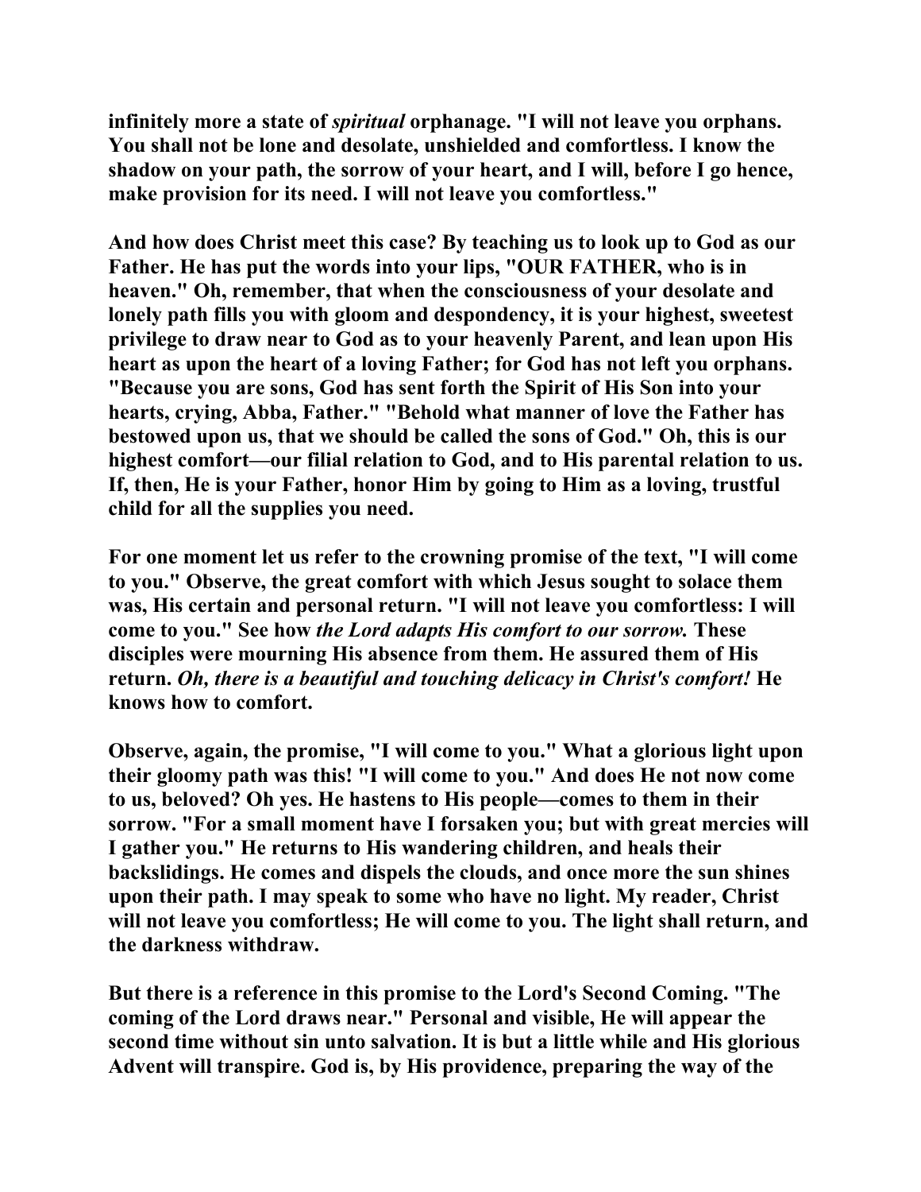infinitely more a state of *spiritual* orphanage. "I will not leave you orphans. You shall not be lone and desolate, unshielded and comfortless. I know the shadow on your path, the sorrow of your heart, and I will, before I go hence, make provision for its need. I will not leave you comfortless."

And how does Christ meet this case? By teaching us to look up to God as our Father. He has put the words into your lips, "OUR FATHER, who is in heaven." Oh, remember, that when the consciousness of your desolate and lonely path fills you with gloom and despondency, it is your highest, sweetest privilege to draw near to God as to your heavenly Parent, and lean upon His heart as upon the heart of a loving Father; for God has not left you orphans. "Because you are sons, God has sent forth the Spirit of His Son into your hearts, crying, Abba, Father." "Behold what manner of love the Father has bestowed upon us, that we should be called the sons of God." Oh, this is our highest comfort—our filial relation to God, and to His parental relation to us. If, then, He is your Father, honor Him by going to Him as a loving, trustful child for all the supplies you need.

For one moment let us refer to the crowning promise of the text, "I will come to you." Observe, the great comfort with which Jesus sought to solace them was, His certain and personal return. "I will not leave you comfortless: I will come to you." See how *the Lord adapts His comfort to our sorrow.* These disciples were mourning His absence from them. He assured them of His return. *Oh, there is a beautiful and touching delicacy in Christ's comfort!* He knows how to comfort.

Observe, again, the promise, "I will come to you." What a glorious light upon their gloomy path was this! "I will come to you." And does He not now come to us, beloved? Oh yes. He hastens to His people—comes to them in their sorrow. "For a small moment have I forsaken you; but with great mercies will I gather you." He returns to His wandering children, and heals their backslidings. He comes and dispels the clouds, and once more the sun shines upon their path. I may speak to some who have no light. My reader, Christ will not leave you comfortless; He will come to you. The light shall return, and the darkness withdraw.

But there is a reference in this promise to the Lord's Second Coming. "The coming of the Lord draws near." Personal and visible, He will appear the second time without sin unto salvation. It is but a little while and His glorious Advent will transpire. God is, by His providence, preparing the way of the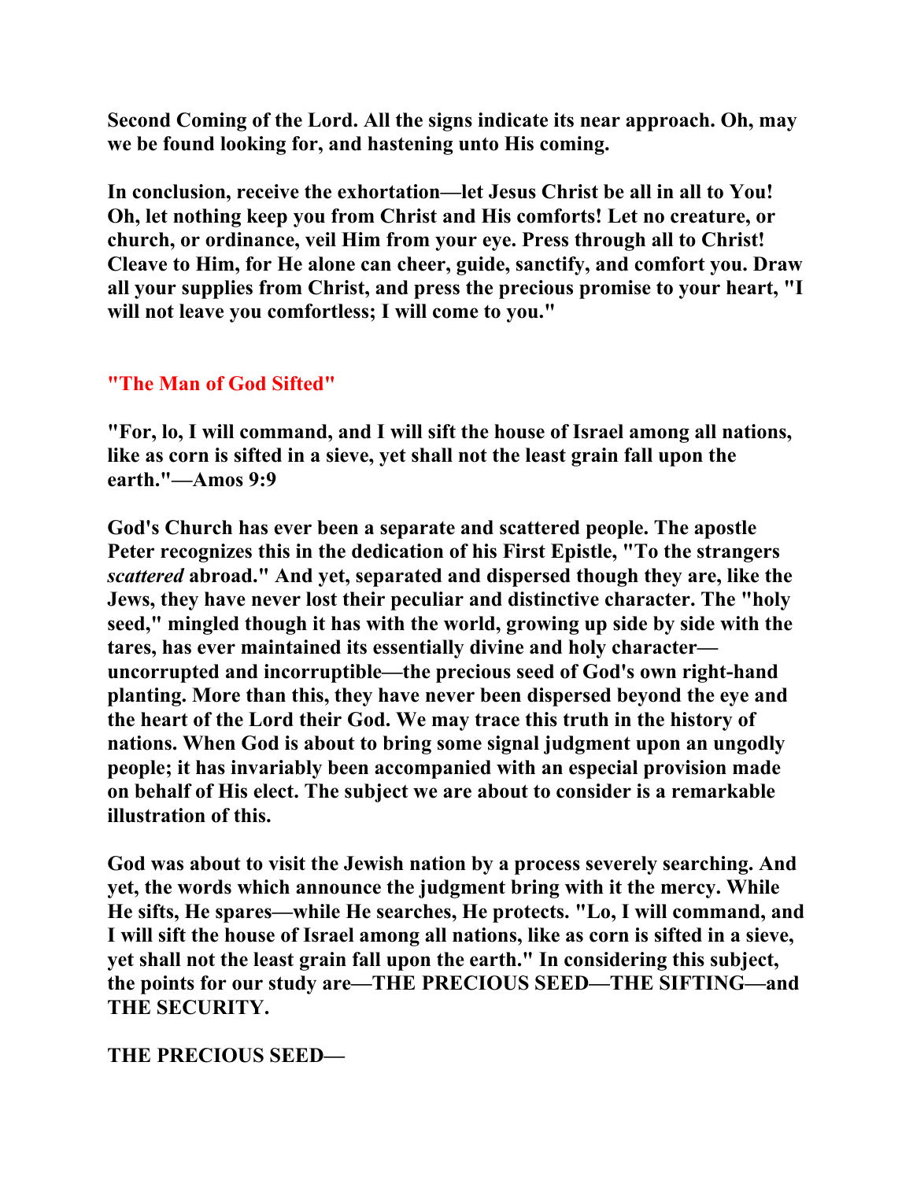**Second Coming of the Lord. All the signs indicate its near approach. Oh, may we be found looking for, and hastening unto His coming.**

**In conclusion, receive the exhortation—let Jesus Christ be all in all to You! Oh, let nothing keep you from Christ and His comforts! Let no creature, or church, or ordinance, veil Him from your eye. Press through all to Christ! Cleave to Him, for He alone can cheer, guide, sanctify, and comfort you. Draw all your supplies from Christ, and press the precious promise to your heart, "I will not leave you comfortless; I will come to you."**

## "The Man of God Sifted"

**"For, lo, I will command, and I will sift the house of Israel among all nations, like as corn is sifted in a sieve, yet shall not the least grain fall upon the earth."—Amos 9:9**

**God's Church has ever been a separate and scattered people. The apostle Peter recognizes this in the dedication of his First Epistle, "To the strangers *scattered* abroad." And yet, separated and dispersed though they are, like the Jews, they have never lost their peculiar and distinctive character. The "holy seed," mingled though it has with the world, growing up side by side with the tares, has ever maintained its essentially divine and holy character—uncorrupted and incorruptible—the precious seed of God's own right-hand planting. More than this, they have never been dispersed beyond the eye and the heart of the Lord their God. We may trace this truth in the history of nations. When God is about to bring some signal judgment upon an ungodly people; it has invariably been accompanied with an especial provision made on behalf of His elect. The subject we are about to consider is a remarkable illustration of this.**

**God was about to visit the Jewish nation by a process severely searching. And yet, the words which announce the judgment bring with it the mercy. While He sifts, He spares—while He searches, He protects. "Lo, I will command, and I will sift the house of Israel among all nations, like as corn is sifted in a sieve, yet shall not the least grain fall upon the earth." In considering this subject, the points for our study are—THE PRECIOUS SEED—THE SIFTING—and THE SECURITY.**

**THE PRECIOUS SEED—**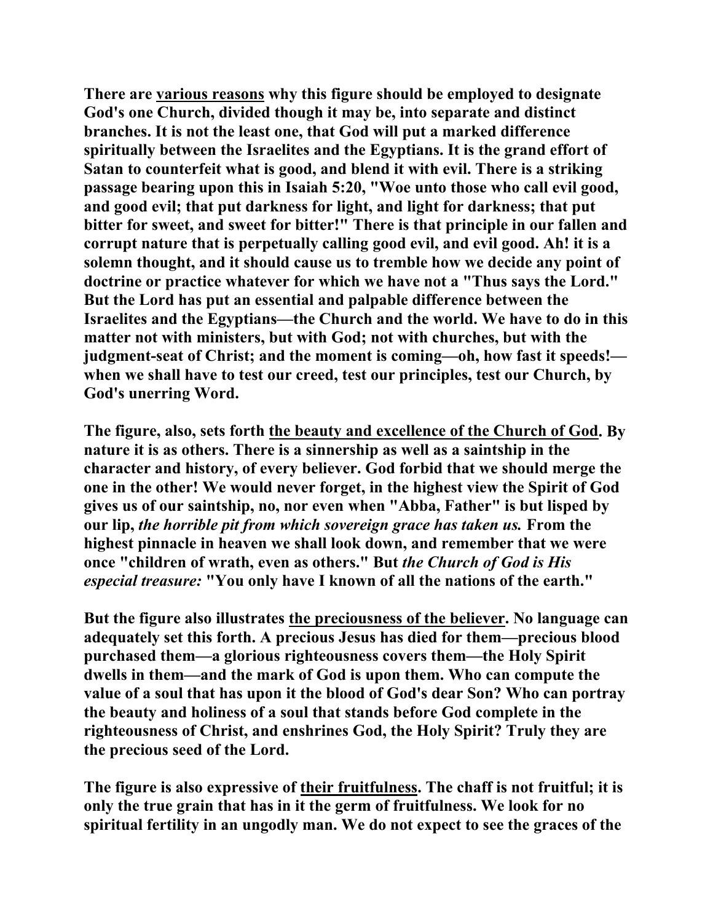**There are <u>various reasons</u> why this figure should be employed to designate God's one Church, divided though it may be, into separate and distinct branches. It is not the least one, that God will put a marked difference spiritually between the Israelites and the Egyptians. It is the grand effort of Satan to counterfeit what is good, and blend it with evil. There is a striking passage bearing upon this in Isaiah 5:20, "Woe unto those who call evil good, and good evil; that put darkness for light, and light for darkness; that put bitter for sweet, and sweet for bitter!" There is that principle in our fallen and corrupt nature that is perpetually calling good evil, and evil good. Ah! it is a solemn thought, and it should cause us to tremble how we decide any point of doctrine or practice whatever for which we have not a "Thus says the Lord." But the Lord has put an essential and palpable difference between the Israelites and the Egyptians—the Church and the world. We have to do in this matter not with ministers, but with God; not with churches, but with the judgment-seat of Christ; and the moment is coming—oh, how fast it speeds!—when we shall have to test our creed, test our principles, test our Church, by God's unerring Word.**

**The figure, also, sets forth <u>the beauty and excellence of the Church of God</u>. By nature it is as others. There is a sinnership as well as a saintship in the character and history, of every believer. God forbid that we should merge the one in the other! We would never forget, in the highest view the Spirit of God gives us of our saintship, no, nor even when "Abba, Father" is but lisped by our lip, *the horrible pit from which sovereign grace has taken us.* From the highest pinnacle in heaven we shall look down, and remember that we were once "children of wrath, even as others." But *the Church of God is His especial treasure:* "You only have I known of all the nations of the earth."**

**But the figure also illustrates <u>the preciousness of the believer</u>. No language can adequately set this forth. A precious Jesus has died for them—precious blood purchased them—a glorious righteousness covers them—the Holy Spirit dwells in them—and the mark of God is upon them. Who can compute the value of a soul that has upon it the blood of God's dear Son? Who can portray the beauty and holiness of a soul that stands before God complete in the righteousness of Christ, and enshrines God, the Holy Spirit? Truly they are the precious seed of the Lord.**

**The figure is also expressive of <u>their fruitfulness</u>. The chaff is not fruitful; it is only the true grain that has in it the germ of fruitfulness. We look for no spiritual fertility in an ungodly man. We do not expect to see the graces of the**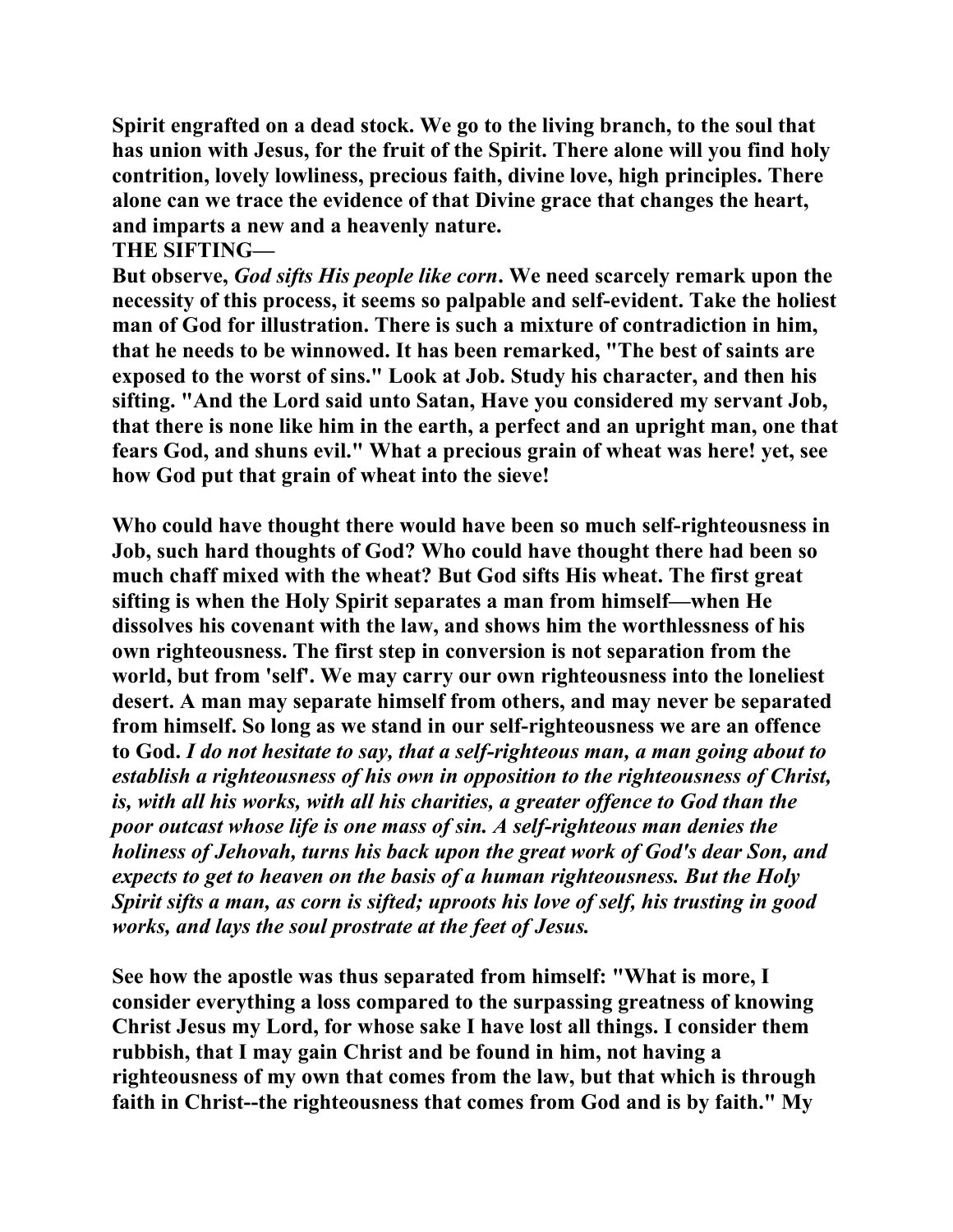**Spirit engrafted on a dead stock. We go to the living branch, to the soul that has union with Jesus, for the fruit of the Spirit. There alone will you find holy contrition, lovely lowliness, precious faith, divine love, high principles. There alone can we trace the evidence of that Divine grace that changes the heart, and imparts a new and a heavenly nature.**

**THE SIFTING—**

**But observe, *God sifts His people like corn*. We need scarcely remark upon the necessity of this process, it seems so palpable and self-evident. Take the holiest man of God for illustration. There is such a mixture of contradiction in him, that he needs to be winnowed. It has been remarked, "The best of saints are exposed to the worst of sins." Look at Job. Study his character, and then his sifting. "And the Lord said unto Satan, Have you considered my servant Job, that there is none like him in the earth, a perfect and an upright man, one that fears God, and shuns evil." What a precious grain of wheat was here! yet, see how God put that grain of wheat into the sieve!**

**Who could have thought there would have been so much self-righteousness in Job, such hard thoughts of God? Who could have thought there had been so much chaff mixed with the wheat? But God sifts His wheat. The first great sifting is when the Holy Spirit separates a man from himself—when He dissolves his covenant with the law, and shows him the worthlessness of his own righteousness. The first step in conversion is not separation from the world, but from 'self'. We may carry our own righteousness into the loneliest desert. A man may separate himself from others, and may never be separated from himself. So long as we stand in our self-righteousness we are an offence to God. *I do not hesitate to say, that a self-righteous man, a man going about to establish a righteousness of his own in opposition to the righteousness of Christ, is, with all his works, with all his charities, a greater offence to God than the poor outcast whose life is one mass of sin. A self-righteous man denies the holiness of Jehovah, turns his back upon the great work of God's dear Son, and expects to get to heaven on the basis of a human righteousness. But the Holy Spirit sifts a man, as corn is sifted; uproots his love of self, his trusting in good works, and lays the soul prostrate at the feet of Jesus.***

**See how the apostle was thus separated from himself: "What is more, I consider everything a loss compared to the surpassing greatness of knowing Christ Jesus my Lord, for whose sake I have lost all things. I consider them rubbish, that I may gain Christ and be found in him, not having a righteousness of my own that comes from the law, but that which is through faith in Christ--the righteousness that comes from God and is by faith." My**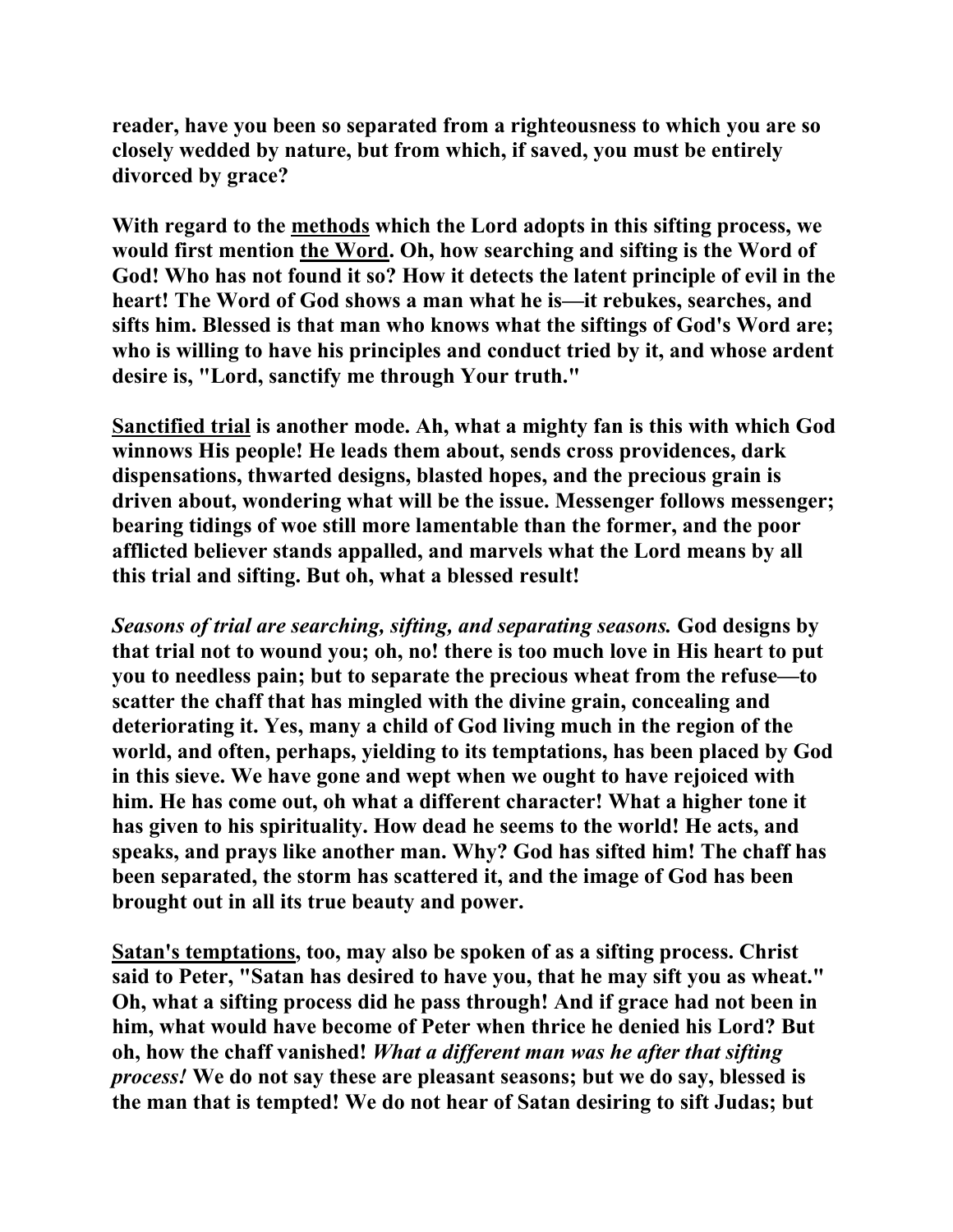**reader, have you been so separated from a righteousness to which you are so closely wedded by nature, but from which, if saved, you must be entirely divorced by grace?**

**With regard to the <u>methods</u> which the Lord adopts in this sifting process, we would first mention <u>the Word</u>. Oh, how searching and sifting is the Word of God! Who has not found it so? How it detects the latent principle of evil in the heart! The Word of God shows a man what he is—it rebukes, searches, and sifts him. Blessed is that man who knows what the siftings of God's Word are; who is willing to have his principles and conduct tried by it, and whose ardent desire is, "Lord, sanctify me through Your truth."**

**<u>Sanctified trial</u> is another mode. Ah, what a mighty fan is this with which God winnows His people! He leads them about, sends cross providences, dark dispensations, thwarted designs, blasted hopes, and the precious grain is driven about, wondering what will be the issue. Messenger follows messenger; bearing tidings of woe still more lamentable than the former, and the poor afflicted believer stands appalled, and marvels what the Lord means by all this trial and sifting. But oh, what a blessed result!**

***Seasons of trial are searching, sifting, and separating seasons.* God designs by that trial not to wound you; oh, no! there is too much love in His heart to put you to needless pain; but to separate the precious wheat from the refuse—to scatter the chaff that has mingled with the divine grain, concealing and deteriorating it. Yes, many a child of God living much in the region of the world, and often, perhaps, yielding to its temptations, has been placed by God in this sieve. We have gone and wept when we ought to have rejoiced with him. He has come out, oh what a different character! What a higher tone it has given to his spirituality. How dead he seems to the world! He acts, and speaks, and prays like another man. Why? God has sifted him! The chaff has been separated, the storm has scattered it, and the image of God has been brought out in all its true beauty and power.**

**<u>Satan's temptations</u>, too, may also be spoken of as a sifting process. Christ said to Peter, "Satan has desired to have you, that he may sift you as wheat." Oh, what a sifting process did he pass through! And if grace had not been in him, what would have become of Peter when thrice he denied his Lord? But oh, how the chaff vanished! *What a different man was he after that sifting process!* We do not say these are pleasant seasons; but we do say, blessed is the man that is tempted! We do not hear of Satan desiring to sift Judas; but**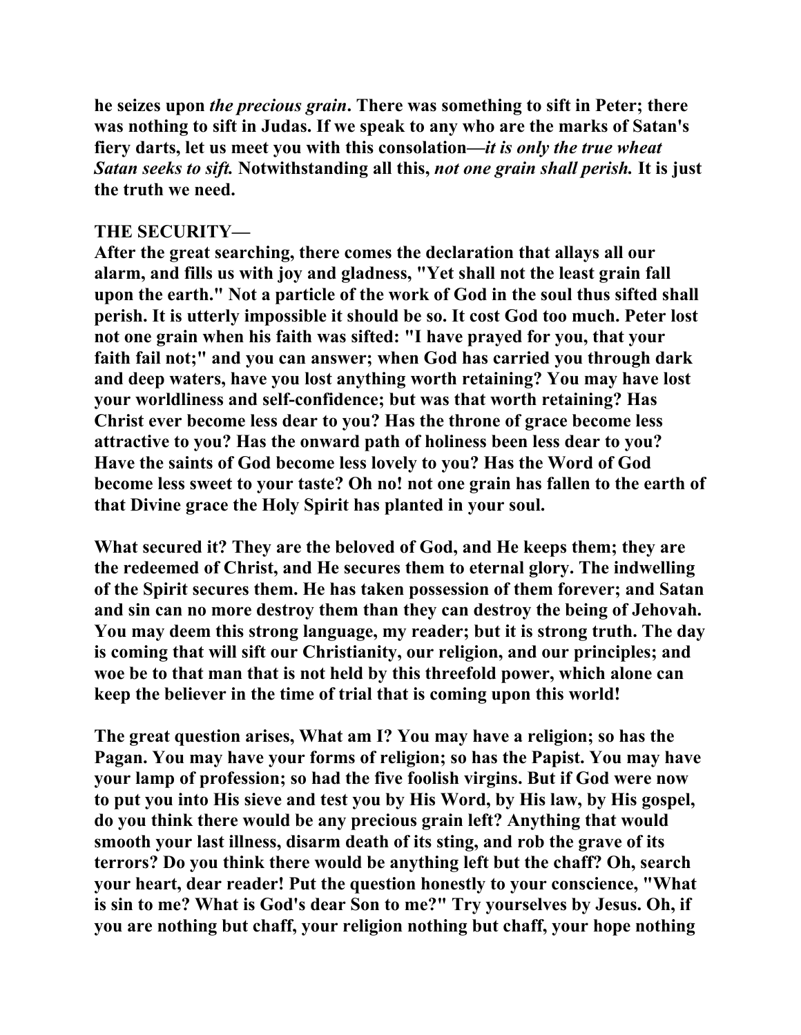he seizes upon *the precious grain*. There was something to sift in Peter; there was nothing to sift in Judas. If we speak to any who are the marks of Satan's fiery darts, let us meet you with this consolation—*it is only the true wheat Satan seeks to sift.* Notwithstanding all this, *not one grain shall perish.* It is just the truth we need.

**THE SECURITY—**

After the great searching, there comes the declaration that allays all our alarm, and fills us with joy and gladness, "Yet shall not the least grain fall upon the earth." Not a particle of the work of God in the soul thus sifted shall perish. It is utterly impossible it should be so. It cost God too much. Peter lost not one grain when his faith was sifted: "I have prayed for you, that your faith fail not;" and you can answer; when God has carried you through dark and deep waters, have you lost anything worth retaining? You may have lost your worldliness and self-confidence; but was that worth retaining? Has Christ ever become less dear to you? Has the throne of grace become less attractive to you? Has the onward path of holiness been less dear to you? Have the saints of God become less lovely to you? Has the Word of God become less sweet to your taste? Oh no! not one grain has fallen to the earth of that Divine grace the Holy Spirit has planted in your soul.

What secured it? They are the beloved of God, and He keeps them; they are the redeemed of Christ, and He secures them to eternal glory. The indwelling of the Spirit secures them. He has taken possession of them forever; and Satan and sin can no more destroy them than they can destroy the being of Jehovah. You may deem this strong language, my reader; but it is strong truth. The day is coming that will sift our Christianity, our religion, and our principles; and woe be to that man that is not held by this threefold power, which alone can keep the believer in the time of trial that is coming upon this world!

The great question arises, What am I? You may have a religion; so has the Pagan. You may have your forms of religion; so has the Papist. You may have your lamp of profession; so had the five foolish virgins. But if God were now to put you into His sieve and test you by His Word, by His law, by His gospel, do you think there would be any precious grain left? Anything that would smooth your last illness, disarm death of its sting, and rob the grave of its terrors? Do you think there would be anything left but the chaff? Oh, search your heart, dear reader! Put the question honestly to your conscience, "What is sin to me? What is God's dear Son to me?" Try yourselves by Jesus. Oh, if you are nothing but chaff, your religion nothing but chaff, your hope nothing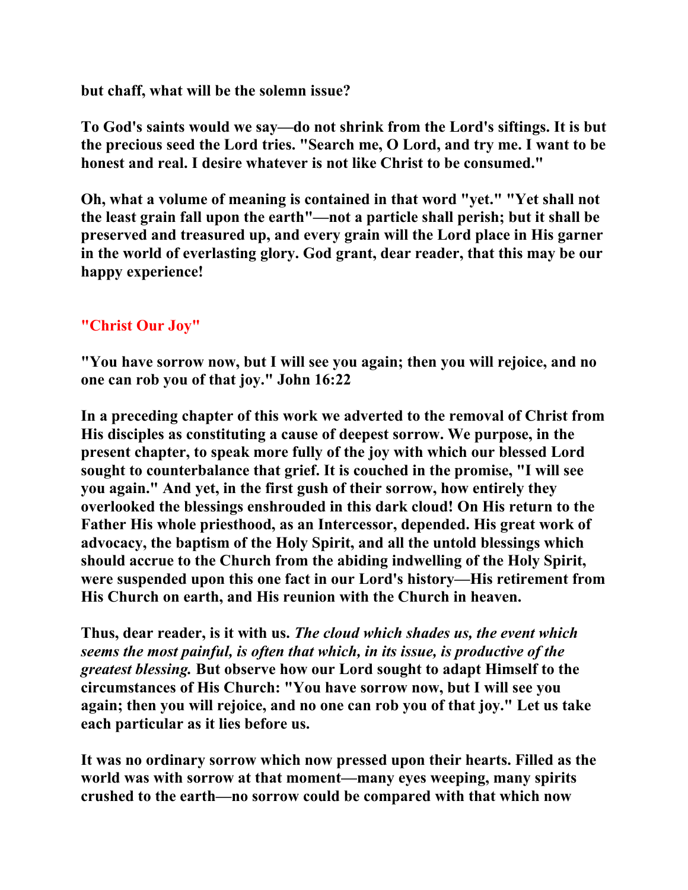but chaff, what will be the solemn issue?

To God's saints would we say—do not shrink from the Lord's siftings. It is but the precious seed the Lord tries. "Search me, O Lord, and try me. I want to be honest and real. I desire whatever is not like Christ to be consumed."

Oh, what a volume of meaning is contained in that word "yet." "Yet shall not the least grain fall upon the earth"—not a particle shall perish; but it shall be preserved and treasured up, and every grain will the Lord place in His garner in the world of everlasting glory. God grant, dear reader, that this may be our happy experience!

## "Christ Our Joy"

"You have sorrow now, but I will see you again; then you will rejoice, and no one can rob you of that joy." John 16:22

In a preceding chapter of this work we adverted to the removal of Christ from His disciples as constituting a cause of deepest sorrow. We purpose, in the present chapter, to speak more fully of the joy with which our blessed Lord sought to counterbalance that grief. It is couched in the promise, "I will see you again." And yet, in the first gush of their sorrow, how entirely they overlooked the blessings enshrouded in this dark cloud! On His return to the Father His whole priesthood, as an Intercessor, depended. His great work of advocacy, the baptism of the Holy Spirit, and all the untold blessings which should accrue to the Church from the abiding indwelling of the Holy Spirit, were suspended upon this one fact in our Lord's history—His retirement from His Church on earth, and His reunion with the Church in heaven.

Thus, dear reader, is it with us. *The cloud which shades us, the event which seems the most painful, is often that which, in its issue, is productive of the greatest blessing.* But observe how our Lord sought to adapt Himself to the circumstances of His Church: "You have sorrow now, but I will see you again; then you will rejoice, and no one can rob you of that joy." Let us take each particular as it lies before us.

It was no ordinary sorrow which now pressed upon their hearts. Filled as the world was with sorrow at that moment—many eyes weeping, many spirits crushed to the earth—no sorrow could be compared with that which now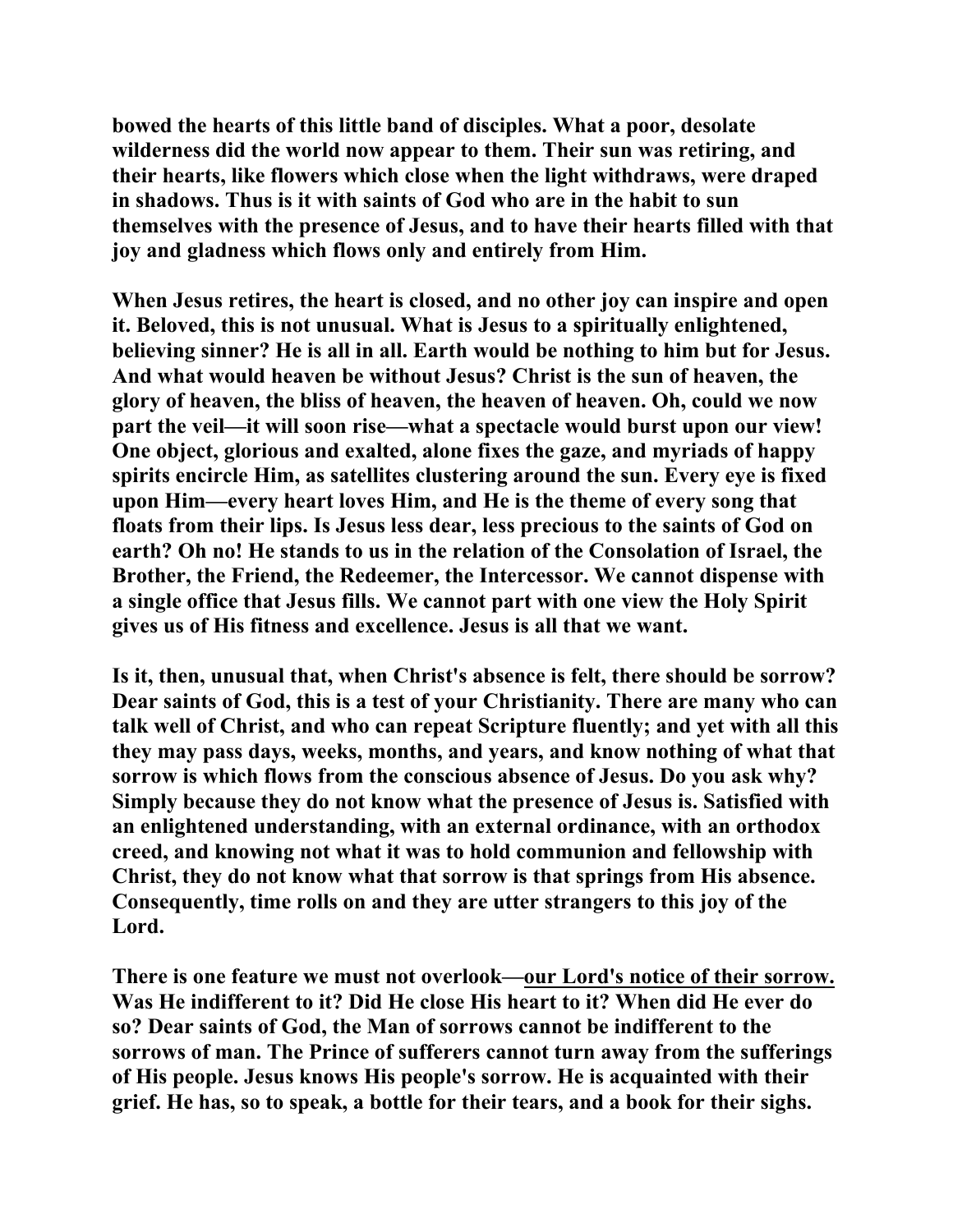**bowed the hearts of this little band of disciples. What a poor, desolate wilderness did the world now appear to them. Their sun was retiring, and their hearts, like flowers which close when the light withdraws, were draped in shadows. Thus is it with saints of God who are in the habit to sun themselves with the presence of Jesus, and to have their hearts filled with that joy and gladness which flows only and entirely from Him.**

**When Jesus retires, the heart is closed, and no other joy can inspire and open it. Beloved, this is not unusual. What is Jesus to a spiritually enlightened, believing sinner? He is all in all. Earth would be nothing to him but for Jesus. And what would heaven be without Jesus? Christ is the sun of heaven, the glory of heaven, the bliss of heaven, the heaven of heaven. Oh, could we now part the veil—it will soon rise—what a spectacle would burst upon our view! One object, glorious and exalted, alone fixes the gaze, and myriads of happy spirits encircle Him, as satellites clustering around the sun. Every eye is fixed upon Him—every heart loves Him, and He is the theme of every song that floats from their lips. Is Jesus less dear, less precious to the saints of God on earth? Oh no! He stands to us in the relation of the Consolation of Israel, the Brother, the Friend, the Redeemer, the Intercessor. We cannot dispense with a single office that Jesus fills. We cannot part with one view the Holy Spirit gives us of His fitness and excellence. Jesus is all that we want.**

**Is it, then, unusual that, when Christ's absence is felt, there should be sorrow? Dear saints of God, this is a test of your Christianity. There are many who can talk well of Christ, and who can repeat Scripture fluently; and yet with all this they may pass days, weeks, months, and years, and know nothing of what that sorrow is which flows from the conscious absence of Jesus. Do you ask why? Simply because they do not know what the presence of Jesus is. Satisfied with an enlightened understanding, with an external ordinance, with an orthodox creed, and knowing not what it was to hold communion and fellowship with Christ, they do not know what that sorrow is that springs from His absence. Consequently, time rolls on and they are utter strangers to this joy of the Lord.**

**There is one feature we must not overlook—<u>our Lord's notice of their sorrow.</u> Was He indifferent to it? Did He close His heart to it? When did He ever do so? Dear saints of God, the Man of sorrows cannot be indifferent to the sorrows of man. The Prince of sufferers cannot turn away from the sufferings of His people. Jesus knows His people's sorrow. He is acquainted with their grief. He has, so to speak, a bottle for their tears, and a book for their sighs.**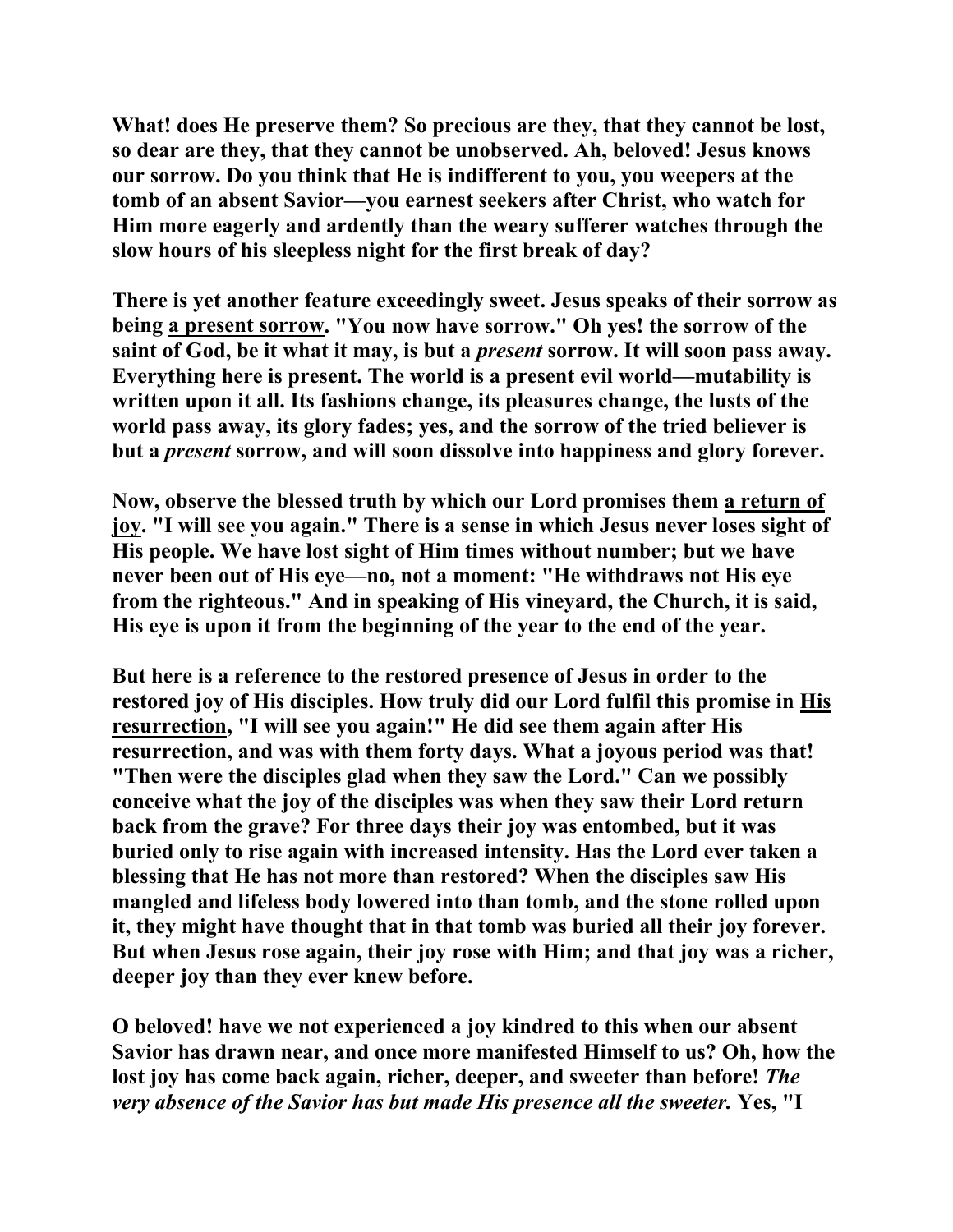**What! does He preserve them? So precious are they, that they cannot be lost, so dear are they, that they cannot be unobserved. Ah, beloved! Jesus knows our sorrow. Do you think that He is indifferent to you, you weepers at the tomb of an absent Savior—you earnest seekers after Christ, who watch for Him more eagerly and ardently than the weary sufferer watches through the slow hours of his sleepless night for the first break of day?**

**There is yet another feature exceedingly sweet. Jesus speaks of their sorrow as being <u>a present sorrow</u>. "You now have sorrow." Oh yes! the sorrow of the saint of God, be it what it may, is but a *present* sorrow. It will soon pass away. Everything here is present. The world is a present evil world—mutability is written upon it all. Its fashions change, its pleasures change, the lusts of the world pass away, its glory fades; yes, and the sorrow of the tried believer is but a *present* sorrow, and will soon dissolve into happiness and glory forever.**

**Now, observe the blessed truth by which our Lord promises them <u>a return of joy</u>. "I will see you again." There is a sense in which Jesus never loses sight of His people. We have lost sight of Him times without number; but we have never been out of His eye—no, not a moment: "He withdraws not His eye from the righteous." And in speaking of His vineyard, the Church, it is said, His eye is upon it from the beginning of the year to the end of the year.**

**But here is a reference to the restored presence of Jesus in order to the restored joy of His disciples. How truly did our Lord fulfil this promise in <u>His resurrection</u>, "I will see you again!" He did see them again after His resurrection, and was with them forty days. What a joyous period was that! "Then were the disciples glad when they saw the Lord." Can we possibly conceive what the joy of the disciples was when they saw their Lord return back from the grave? For three days their joy was entombed, but it was buried only to rise again with increased intensity. Has the Lord ever taken a blessing that He has not more than restored? When the disciples saw His mangled and lifeless body lowered into than tomb, and the stone rolled upon it, they might have thought that in that tomb was buried all their joy forever. But when Jesus rose again, their joy rose with Him; and that joy was a richer, deeper joy than they ever knew before.**

**O beloved! have we not experienced a joy kindred to this when our absent Savior has drawn near, and once more manifested Himself to us? Oh, how the lost joy has come back again, richer, deeper, and sweeter than before! *The very absence of the Savior has but made His presence all the sweeter.* Yes, "I**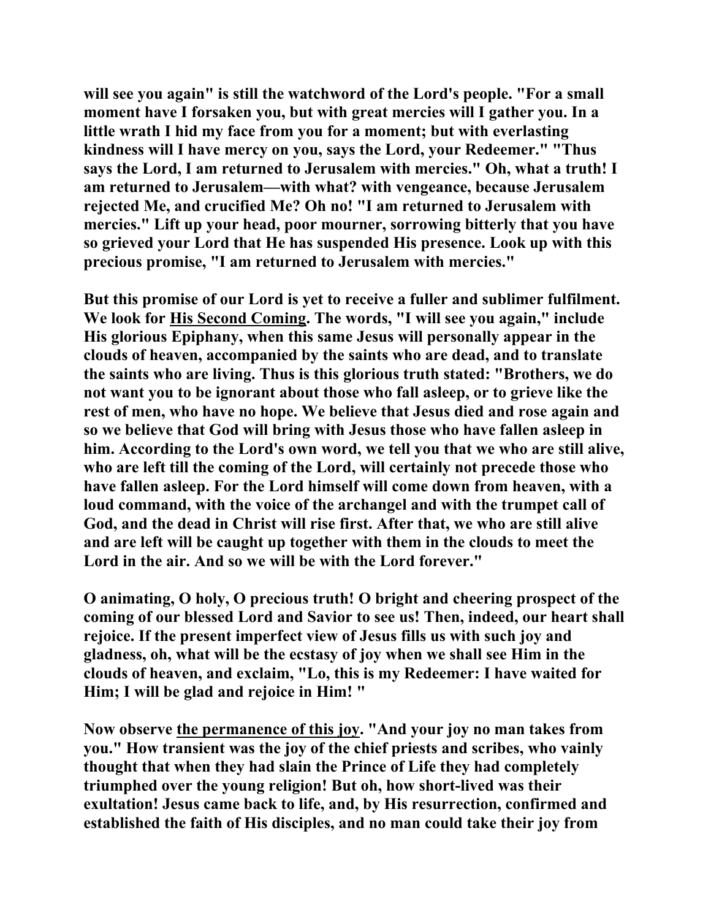**will see you again" is still the watchword of the Lord's people. "For a small moment have I forsaken you, but with great mercies will I gather you. In a little wrath I hid my face from you for a moment; but with everlasting kindness will I have mercy on you, says the Lord, your Redeemer." "Thus says the Lord, I am returned to Jerusalem with mercies." Oh, what a truth! I am returned to Jerusalem—with what? with vengeance, because Jerusalem rejected Me, and crucified Me? Oh no! "I am returned to Jerusalem with mercies." Lift up your head, poor mourner, sorrowing bitterly that you have so grieved your Lord that He has suspended His presence. Look up with this precious promise, "I am returned to Jerusalem with mercies."**

**But this promise of our Lord is yet to receive a fuller and sublimer fulfilment. We look for <u>His Second Coming</u>. The words, "I will see you again," include His glorious Epiphany, when this same Jesus will personally appear in the clouds of heaven, accompanied by the saints who are dead, and to translate the saints who are living. Thus is this glorious truth stated: "Brothers, we do not want you to be ignorant about those who fall asleep, or to grieve like the rest of men, who have no hope. We believe that Jesus died and rose again and so we believe that God will bring with Jesus those who have fallen asleep in him. According to the Lord's own word, we tell you that we who are still alive, who are left till the coming of the Lord, will certainly not precede those who have fallen asleep. For the Lord himself will come down from heaven, with a loud command, with the voice of the archangel and with the trumpet call of God, and the dead in Christ will rise first. After that, we who are still alive and are left will be caught up together with them in the clouds to meet the Lord in the air. And so we will be with the Lord forever."**

**O animating, O holy, O precious truth! O bright and cheering prospect of the coming of our blessed Lord and Savior to see us! Then, indeed, our heart shall rejoice. If the present imperfect view of Jesus fills us with such joy and gladness, oh, what will be the ecstasy of joy when we shall see Him in the clouds of heaven, and exclaim, "Lo, this is my Redeemer: I have waited for Him; I will be glad and rejoice in Him! "**

**Now observe <u>the permanence of this joy</u>. "And your joy no man takes from you." How transient was the joy of the chief priests and scribes, who vainly thought that when they had slain the Prince of Life they had completely triumphed over the young religion! But oh, how short-lived was their exultation! Jesus came back to life, and, by His resurrection, confirmed and established the faith of His disciples, and no man could take their joy from**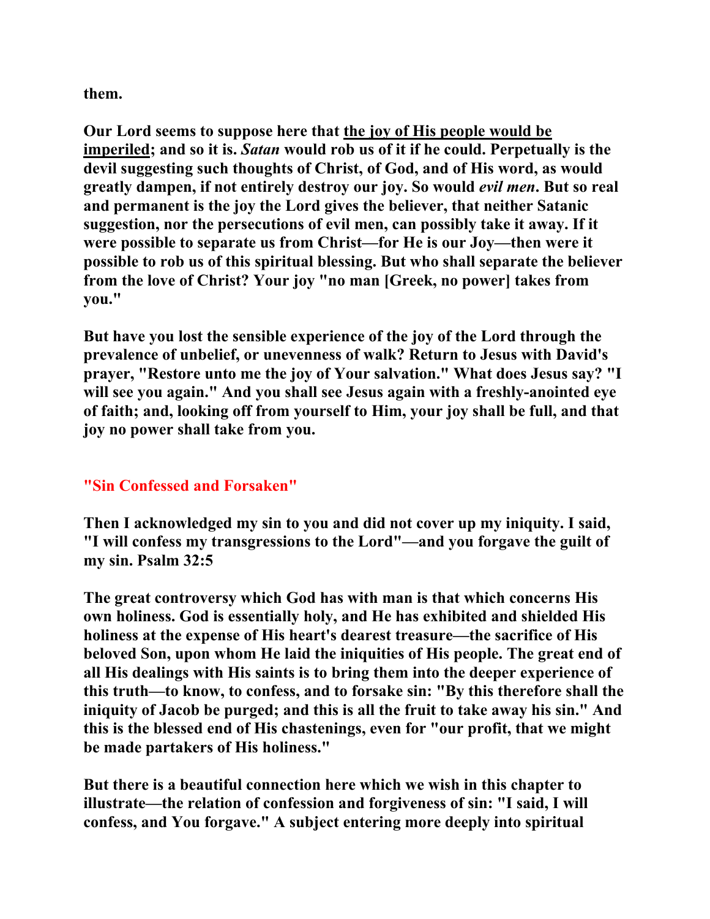them.

Our Lord seems to suppose here that <u>the joy of His people would be imperiled</u>; and so it is. *Satan* would rob us of it if he could. Perpetually is the devil suggesting such thoughts of Christ, of God, and of His word, as would greatly dampen, if not entirely destroy our joy. So would *evil men*. But so real and permanent is the joy the Lord gives the believer, that neither Satanic suggestion, nor the persecutions of evil men, can possibly take it away. If it were possible to separate us from Christ—for He is our Joy—then were it possible to rob us of this spiritual blessing. But who shall separate the believer from the love of Christ? Your joy "no man [Greek, no power] takes from you."

But have you lost the sensible experience of the joy of the Lord through the prevalence of unbelief, or unevenness of walk? Return to Jesus with David's prayer, "Restore unto me the joy of Your salvation." What does Jesus say? "I will see you again." And you shall see Jesus again with a freshly-anointed eye of faith; and, looking off from yourself to Him, your joy shall be full, and that joy no power shall take from you.

## "Sin Confessed and Forsaken"

Then I acknowledged my sin to you and did not cover up my iniquity. I said, "I will confess my transgressions to the Lord"—and you forgave the guilt of my sin. Psalm 32:5

The great controversy which God has with man is that which concerns His own holiness. God is essentially holy, and He has exhibited and shielded His holiness at the expense of His heart's dearest treasure—the sacrifice of His beloved Son, upon whom He laid the iniquities of His people. The great end of all His dealings with His saints is to bring them into the deeper experience of this truth—to know, to confess, and to forsake sin: "By this therefore shall the iniquity of Jacob be purged; and this is all the fruit to take away his sin." And this is the blessed end of His chastenings, even for "our profit, that we might be made partakers of His holiness."

But there is a beautiful connection here which we wish in this chapter to illustrate—the relation of confession and forgiveness of sin: "I said, I will confess, and You forgave." A subject entering more deeply into spiritual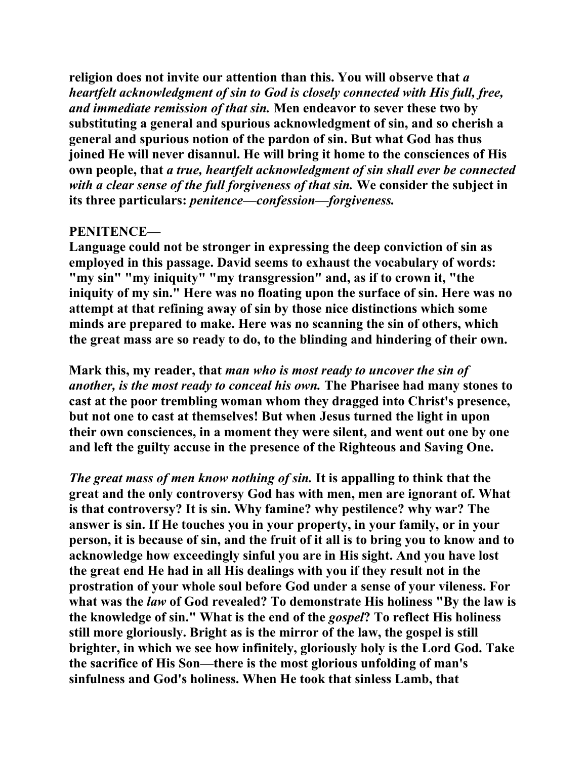**religion does not invite our attention than this. You will observe that *a heartfelt acknowledgment of sin to God is closely connected with His full, free, and immediate remission of that sin.* Men endeavor to sever these two by substituting a general and spurious acknowledgment of sin, and so cherish a general and spurious notion of the pardon of sin. But what God has thus joined He will never disannul. He will bring it home to the consciences of His own people, that *a true, heartfelt acknowledgment of sin shall ever be connected with a clear sense of the full forgiveness of that sin.* We consider the subject in its three particulars: *penitence—confession—forgiveness.***

**PENITENCE—**

**Language could not be stronger in expressing the deep conviction of sin as employed in this passage. David seems to exhaust the vocabulary of words: "my sin" "my iniquity" "my transgression" and, as if to crown it, "the iniquity of my sin." Here was no floating upon the surface of sin. Here was no attempt at that refining away of sin by those nice distinctions which some minds are prepared to make. Here was no scanning the sin of others, which the great mass are so ready to do, to the blinding and hindering of their own.**

**Mark this, my reader, that *man who is most ready to uncover the sin of another, is the most ready to conceal his own.* The Pharisee had many stones to cast at the poor trembling woman whom they dragged into Christ's presence, but not one to cast at themselves! But when Jesus turned the light in upon their own consciences, in a moment they were silent, and went out one by one and left the guilty accuse in the presence of the Righteous and Saving One.**

***The great mass of men know nothing of sin.* It is appalling to think that the great and the only controversy God has with men, men are ignorant of. What is that controversy? It is sin. Why famine? why pestilence? why war? The answer is sin. If He touches you in your property, in your family, or in your person, it is because of sin, and the fruit of it all is to bring you to know and to acknowledge how exceedingly sinful you are in His sight. And you have lost the great end He had in all His dealings with you if they result not in the prostration of your whole soul before God under a sense of your vileness. For what was the *law* of God revealed? To demonstrate His holiness "By the law is the knowledge of sin." What is the end of the *gospel*? To reflect His holiness still more gloriously. Bright as is the mirror of the law, the gospel is still brighter, in which we see how infinitely, gloriously holy is the Lord God. Take the sacrifice of His Son—there is the most glorious unfolding of man's sinfulness and God's holiness. When He took that sinless Lamb, that**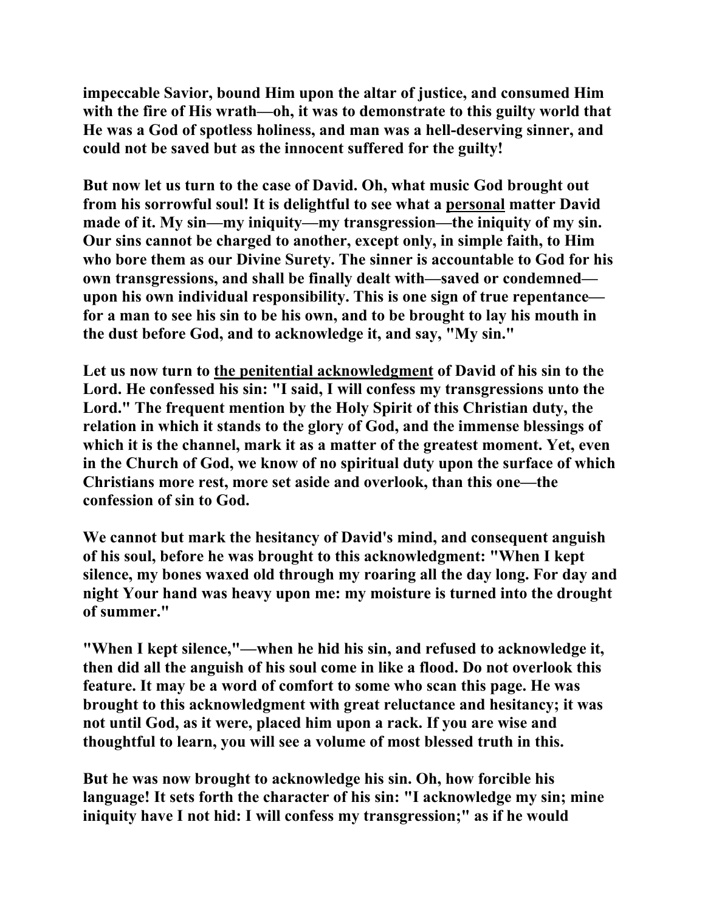**impeccable Savior, bound Him upon the altar of justice, and consumed Him with the fire of His wrath—oh, it was to demonstrate to this guilty world that He was a God of spotless holiness, and man was a hell-deserving sinner, and could not be saved but as the innocent suffered for the guilty!**

**But now let us turn to the case of David. Oh, what music God brought out from his sorrowful soul! It is delightful to see what a personal matter David made of it. My sin—my iniquity—my transgression—the iniquity of my sin. Our sins cannot be charged to another, except only, in simple faith, to Him who bore them as our Divine Surety. The sinner is accountable to God for his own transgressions, and shall be finally dealt with—saved or condemned—upon his own individual responsibility. This is one sign of true repentance—for a man to see his sin to be his own, and to be brought to lay his mouth in the dust before God, and to acknowledge it, and say, "My sin."**

**Let us now turn to the penitential acknowledgment of David of his sin to the Lord. He confessed his sin: "I said, I will confess my transgressions unto the Lord." The frequent mention by the Holy Spirit of this Christian duty, the relation in which it stands to the glory of God, and the immense blessings of which it is the channel, mark it as a matter of the greatest moment. Yet, even in the Church of God, we know of no spiritual duty upon the surface of which Christians more rest, more set aside and overlook, than this one—the confession of sin to God.**

**We cannot but mark the hesitancy of David's mind, and consequent anguish of his soul, before he was brought to this acknowledgment: "When I kept silence, my bones waxed old through my roaring all the day long. For day and night Your hand was heavy upon me: my moisture is turned into the drought of summer."**

**"When I kept silence,"—when he hid his sin, and refused to acknowledge it, then did all the anguish of his soul come in like a flood. Do not overlook this feature. It may be a word of comfort to some who scan this page. He was brought to this acknowledgment with great reluctance and hesitancy; it was not until God, as it were, placed him upon a rack. If you are wise and thoughtful to learn, you will see a volume of most blessed truth in this.**

**But he was now brought to acknowledge his sin. Oh, how forcible his language! It sets forth the character of his sin: "I acknowledge my sin; mine iniquity have I not hid: I will confess my transgression;" as if he would**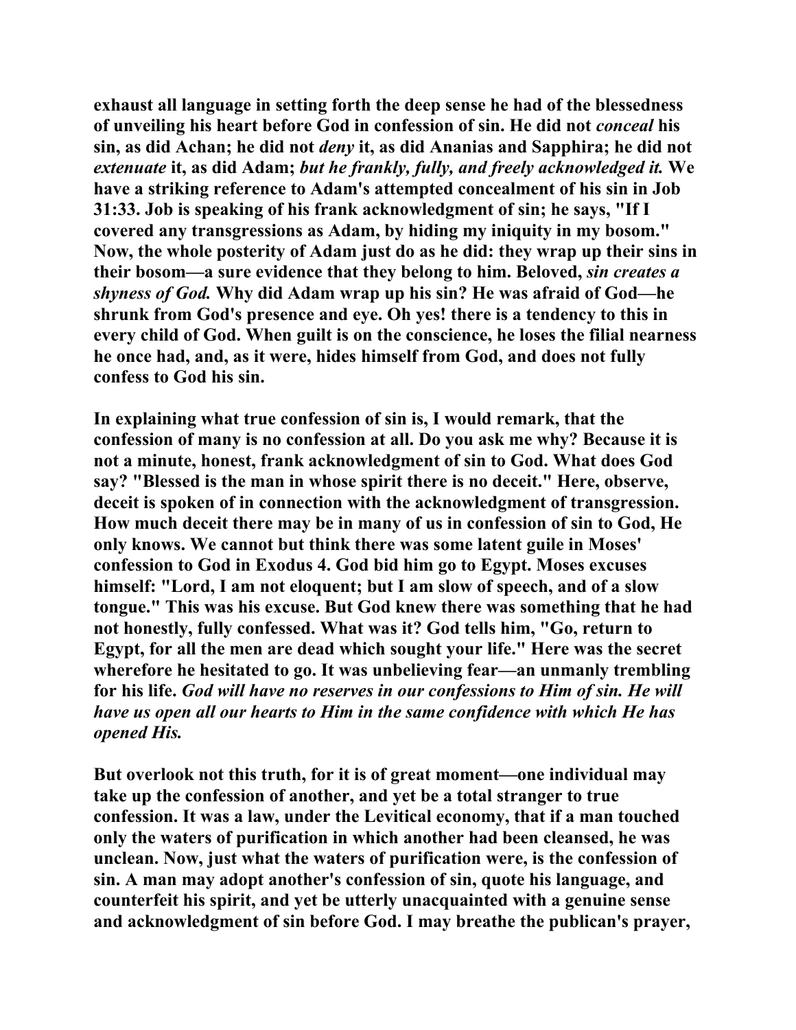exhaust all language in setting forth the deep sense he had of the blessedness of unveiling his heart before God in confession of sin. He did not *conceal* his sin, as did Achan; he did not *deny* it, as did Ananias and Sapphira; he did not *extenuate* it, as did Adam; *but he frankly, fully, and freely acknowledged it.* We have a striking reference to Adam's attempted concealment of his sin in Job 31:33. Job is speaking of his frank acknowledgment of sin; he says, "If I covered any transgressions as Adam, by hiding my iniquity in my bosom." Now, the whole posterity of Adam just do as he did: they wrap up their sins in their bosom—a sure evidence that they belong to him. Beloved, *sin creates a shyness of God.* Why did Adam wrap up his sin? He was afraid of God—he shrunk from God's presence and eye. Oh yes! there is a tendency to this in every child of God. When guilt is on the conscience, he loses the filial nearness he once had, and, as it were, hides himself from God, and does not fully confess to God his sin.

In explaining what true confession of sin is, I would remark, that the confession of many is no confession at all. Do you ask me why? Because it is not a minute, honest, frank acknowledgment of sin to God. What does God say? "Blessed is the man in whose spirit there is no deceit." Here, observe, deceit is spoken of in connection with the acknowledgment of transgression. How much deceit there may be in many of us in confession of sin to God, He only knows. We cannot but think there was some latent guile in Moses' confession to God in Exodus 4. God bid him go to Egypt. Moses excuses himself: "Lord, I am not eloquent; but I am slow of speech, and of a slow tongue." This was his excuse. But God knew there was something that he had not honestly, fully confessed. What was it? God tells him, "Go, return to Egypt, for all the men are dead which sought your life." Here was the secret wherefore he hesitated to go. It was unbelieving fear—an unmanly trembling for his life. *God will have no reserves in our confessions to Him of sin. He will have us open all our hearts to Him in the same confidence with which He has opened His.*

But overlook not this truth, for it is of great moment—one individual may take up the confession of another, and yet be a total stranger to true confession. It was a law, under the Levitical economy, that if a man touched only the waters of purification in which another had been cleansed, he was unclean. Now, just what the waters of purification were, is the confession of sin. A man may adopt another's confession of sin, quote his language, and counterfeit his spirit, and yet be utterly unacquainted with a genuine sense and acknowledgment of sin before God. I may breathe the publican's prayer,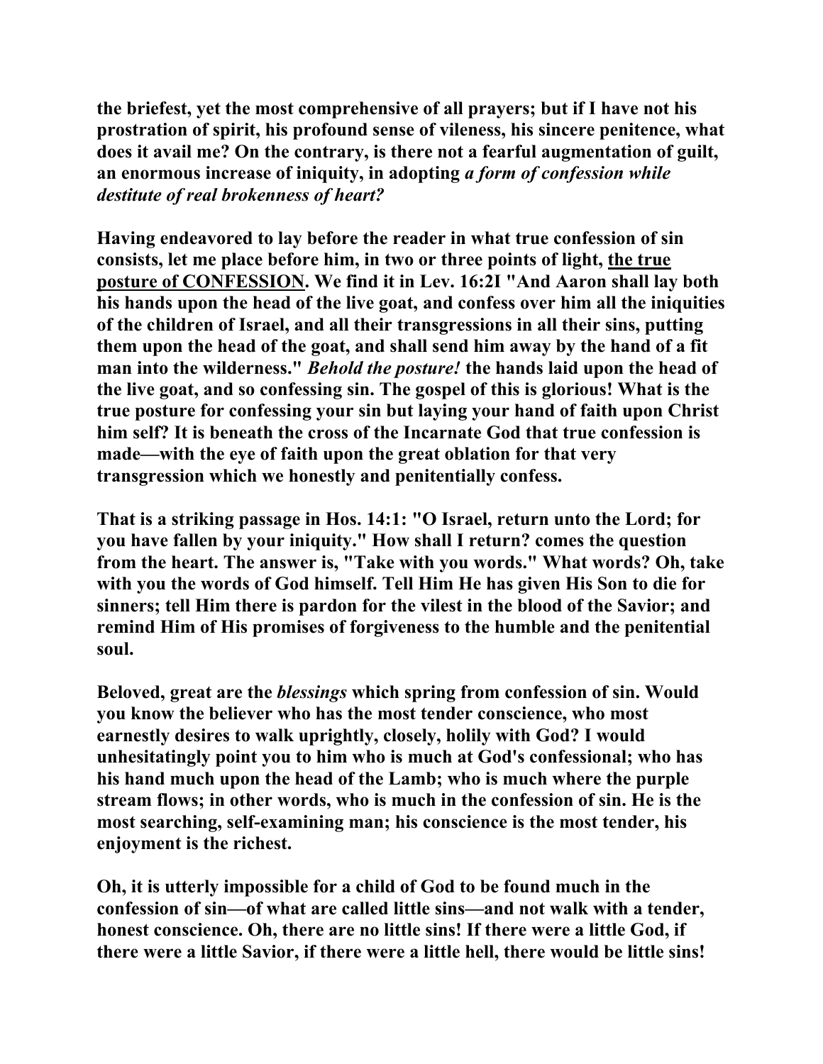**the briefest, yet the most comprehensive of all prayers; but if I have not his prostration of spirit, his profound sense of vileness, his sincere penitence, what does it avail me? On the contrary, is there not a fearful augmentation of guilt, an enormous increase of iniquity, in adopting *a form of confession while destitute of real brokenness of heart?***

**Having endeavored to lay before the reader in what true confession of sin consists, let me place before him, in two or three points of light, <u>the true posture of CONFESSION</u>. We find it in Lev. 16:2I "And Aaron shall lay both his hands upon the head of the live goat, and confess over him all the iniquities of the children of Israel, and all their transgressions in all their sins, putting them upon the head of the goat, and shall send him away by the hand of a fit man into the wilderness." *Behold the posture!* the hands laid upon the head of the live goat, and so confessing sin. The gospel of this is glorious! What is the true posture for confessing your sin but laying your hand of faith upon Christ him self? It is beneath the cross of the Incarnate God that true confession is made—with the eye of faith upon the great oblation for that very transgression which we honestly and penitentially confess.**

**That is a striking passage in Hos. 14:1: "O Israel, return unto the Lord; for you have fallen by your iniquity." How shall I return? comes the question from the heart. The answer is, "Take with you words." What words? Oh, take with you the words of God himself. Tell Him He has given His Son to die for sinners; tell Him there is pardon for the vilest in the blood of the Savior; and remind Him of His promises of forgiveness to the humble and the penitential soul.**

**Beloved, great are the *blessings* which spring from confession of sin. Would you know the believer who has the most tender conscience, who most earnestly desires to walk uprightly, closely, holily with God? I would unhesitatingly point you to him who is much at God's confessional; who has his hand much upon the head of the Lamb; who is much where the purple stream flows; in other words, who is much in the confession of sin. He is the most searching, self-examining man; his conscience is the most tender, his enjoyment is the richest.**

**Oh, it is utterly impossible for a child of God to be found much in the confession of sin—of what are called little sins—and not walk with a tender, honest conscience. Oh, there are no little sins! If there were a little God, if there were a little Savior, if there were a little hell, there would be little sins!**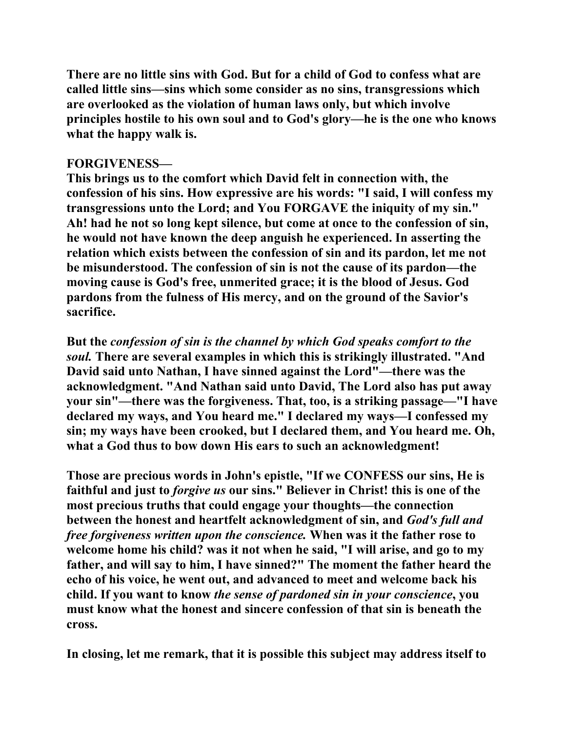There are no little sins with God. But for a child of God to confess what are called little sins—sins which some consider as no sins, transgressions which are overlooked as the violation of human laws only, but which involve principles hostile to his own soul and to God's glory—he is the one who knows what the happy walk is.

**FORGIVENESS—**

This brings us to the comfort which David felt in connection with, the confession of his sins. How expressive are his words: "I said, I will confess my transgressions unto the Lord; and You FORGAVE the iniquity of my sin." Ah! had he not so long kept silence, but come at once to the confession of sin, he would not have known the deep anguish he experienced. In asserting the relation which exists between the confession of sin and its pardon, let me not be misunderstood. The confession of sin is not the cause of its pardon—the moving cause is God's free, unmerited grace; it is the blood of Jesus. God pardons from the fulness of His mercy, and on the ground of the Savior's sacrifice.

But the *confession of sin is the channel by which God speaks comfort to the soul.* There are several examples in which this is strikingly illustrated. "And David said unto Nathan, I have sinned against the Lord"—there was the acknowledgment. "And Nathan said unto David, The Lord also has put away your sin"—there was the forgiveness. That, too, is a striking passage—"I have declared my ways, and You heard me." I declared my ways—I confessed my sin; my ways have been crooked, but I declared them, and You heard me. Oh, what a God thus to bow down His ears to such an acknowledgment!

Those are precious words in John's epistle, "If we CONFESS our sins, He is faithful and just to *forgive us* our sins." Believer in Christ! this is one of the most precious truths that could engage your thoughts—the connection between the honest and heartfelt acknowledgment of sin, and *God's full and free forgiveness written upon the conscience.* When was it the father rose to welcome home his child? was it not when he said, "I will arise, and go to my father, and will say to him, I have sinned?" The moment the father heard the echo of his voice, he went out, and advanced to meet and welcome back his child. If you want to know *the sense of pardoned sin in your conscience*, you must know what the honest and sincere confession of that sin is beneath the cross.

In closing, let me remark, that it is possible this subject may address itself to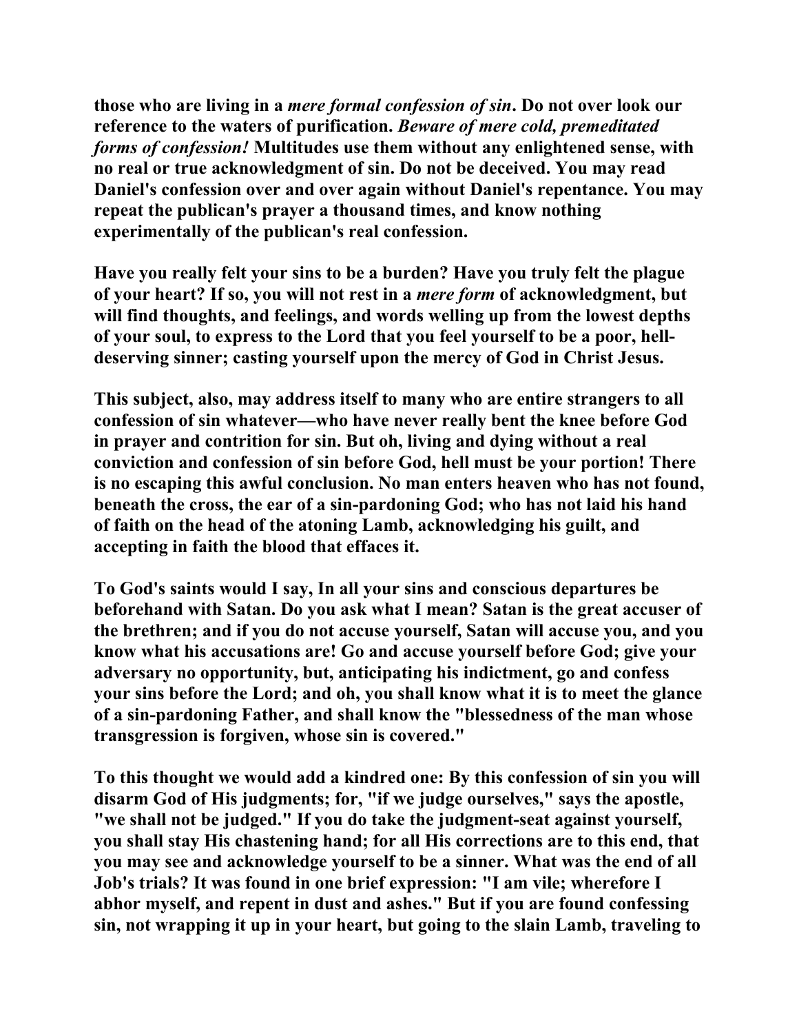**those who are living in a *mere formal confession of sin*. Do not over look our reference to the waters of purification. *Beware of mere cold, premeditated forms of confession!* Multitudes use them without any enlightened sense, with no real or true acknowledgment of sin. Do not be deceived. You may read Daniel's confession over and over again without Daniel's repentance. You may repeat the publican's prayer a thousand times, and know nothing experimentally of the publican's real confession.**

**Have you really felt your sins to be a burden? Have you truly felt the plague of your heart? If so, you will not rest in a *mere form* of acknowledgment, but will find thoughts, and feelings, and words welling up from the lowest depths of your soul, to express to the Lord that you feel yourself to be a poor, hell-deserving sinner; casting yourself upon the mercy of God in Christ Jesus.**

**This subject, also, may address itself to many who are entire strangers to all confession of sin whatever—who have never really bent the knee before God in prayer and contrition for sin. But oh, living and dying without a real conviction and confession of sin before God, hell must be your portion! There is no escaping this awful conclusion. No man enters heaven who has not found, beneath the cross, the ear of a sin-pardoning God; who has not laid his hand of faith on the head of the atoning Lamb, acknowledging his guilt, and accepting in faith the blood that effaces it.**

**To God's saints would I say, In all your sins and conscious departures be beforehand with Satan. Do you ask what I mean? Satan is the great accuser of the brethren; and if you do not accuse yourself, Satan will accuse you, and you know what his accusations are! Go and accuse yourself before God; give your adversary no opportunity, but, anticipating his indictment, go and confess your sins before the Lord; and oh, you shall know what it is to meet the glance of a sin-pardoning Father, and shall know the "blessedness of the man whose transgression is forgiven, whose sin is covered."**

**To this thought we would add a kindred one: By this confession of sin you will disarm God of His judgments; for, "if we judge ourselves," says the apostle, "we shall not be judged." If you do take the judgment-seat against yourself, you shall stay His chastening hand; for all His corrections are to this end, that you may see and acknowledge yourself to be a sinner. What was the end of all Job's trials? It was found in one brief expression: "I am vile; wherefore I abhor myself, and repent in dust and ashes." But if you are found confessing sin, not wrapping it up in your heart, but going to the slain Lamb, traveling to**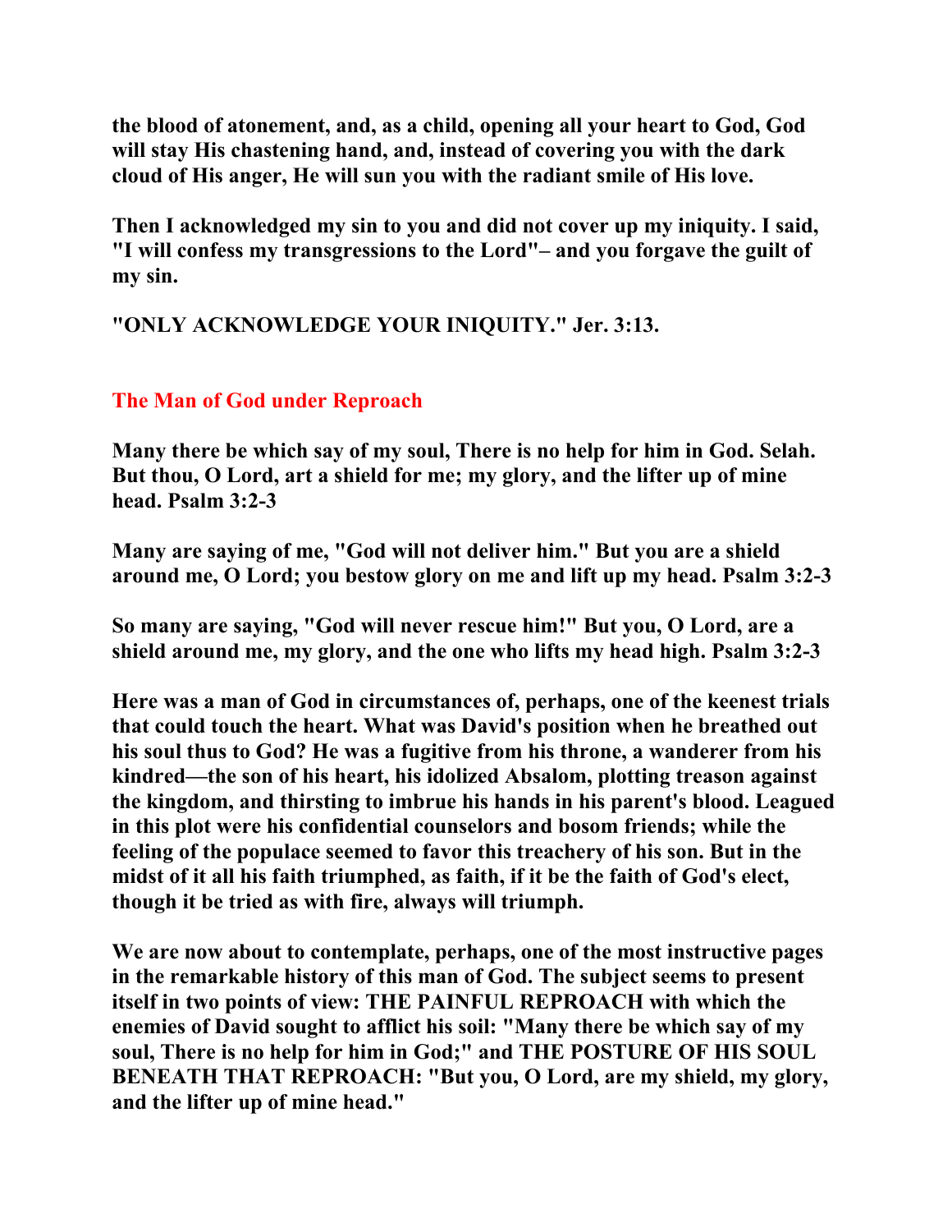**the blood of atonement, and, as a child, opening all your heart to God, God will stay His chastening hand, and, instead of covering you with the dark cloud of His anger, He will sun you with the radiant smile of His love.**

**Then I acknowledged my sin to you and did not cover up my iniquity. I said, "I will confess my transgressions to the Lord"– and you forgave the guilt of my sin.**

**"ONLY ACKNOWLEDGE YOUR INIQUITY." Jer. 3:13.**

## The Man of God under Reproach

**Many there be which say of my soul, There is no help for him in God. Selah. But thou, O Lord, art a shield for me; my glory, and the lifter up of mine head. Psalm 3:2-3**

**Many are saying of me, "God will not deliver him." But you are a shield around me, O Lord; you bestow glory on me and lift up my head. Psalm 3:2-3**

**So many are saying, "God will never rescue him!" But you, O Lord, are a shield around me, my glory, and the one who lifts my head high. Psalm 3:2-3**

**Here was a man of God in circumstances of, perhaps, one of the keenest trials that could touch the heart. What was David's position when he breathed out his soul thus to God? He was a fugitive from his throne, a wanderer from his kindred—the son of his heart, his idolized Absalom, plotting treason against the kingdom, and thirsting to imbrue his hands in his parent's blood. Leagued in this plot were his confidential counselors and bosom friends; while the feeling of the populace seemed to favor this treachery of his son. But in the midst of it all his faith triumphed, as faith, if it be the faith of God's elect, though it be tried as with fire, always will triumph.**

**We are now about to contemplate, perhaps, one of the most instructive pages in the remarkable history of this man of God. The subject seems to present itself in two points of view: THE PAINFUL REPROACH with which the enemies of David sought to afflict his soil: "Many there be which say of my soul, There is no help for him in God;" and THE POSTURE OF HIS SOUL BENEATH THAT REPROACH: "But you, O Lord, are my shield, my glory, and the lifter up of mine head."**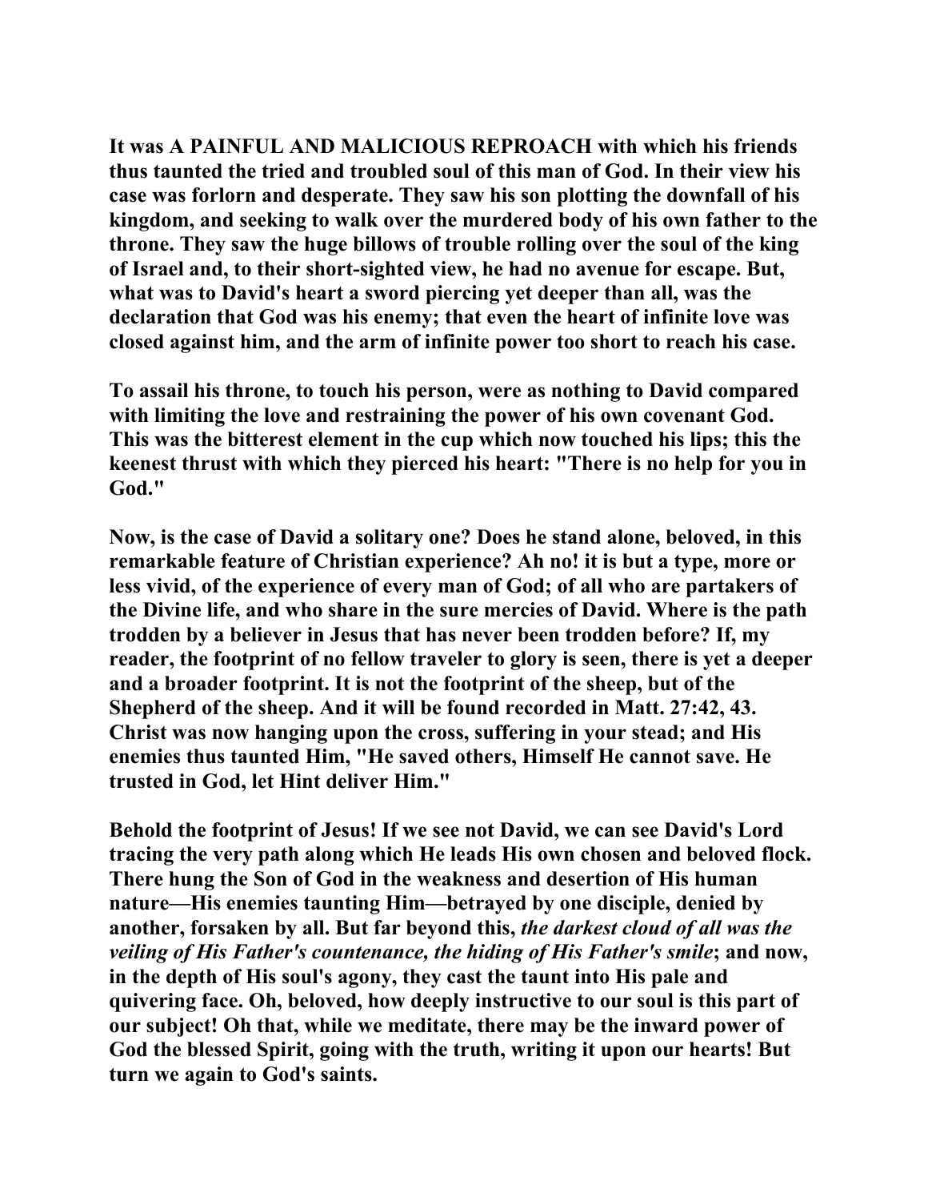**It was A PAINFUL AND MALICIOUS REPROACH with which his friends thus taunted the tried and troubled soul of this man of God. In their view his case was forlorn and desperate. They saw his son plotting the downfall of his kingdom, and seeking to walk over the murdered body of his own father to the throne. They saw the huge billows of trouble rolling over the soul of the king of Israel and, to their short-sighted view, he had no avenue for escape. But, what was to David's heart a sword piercing yet deeper than all, was the declaration that God was his enemy; that even the heart of infinite love was closed against him, and the arm of infinite power too short to reach his case.**

**To assail his throne, to touch his person, were as nothing to David compared with limiting the love and restraining the power of his own covenant God. This was the bitterest element in the cup which now touched his lips; this the keenest thrust with which they pierced his heart: "There is no help for you in God."**

**Now, is the case of David a solitary one? Does he stand alone, beloved, in this remarkable feature of Christian experience? Ah no! it is but a type, more or less vivid, of the experience of every man of God; of all who are partakers of the Divine life, and who share in the sure mercies of David. Where is the path trodden by a believer in Jesus that has never been trodden before? If, my reader, the footprint of no fellow traveler to glory is seen, there is yet a deeper and a broader footprint. It is not the footprint of the sheep, but of the Shepherd of the sheep. And it will be found recorded in Matt. 27:42, 43. Christ was now hanging upon the cross, suffering in your stead; and His enemies thus taunted Him, "He saved others, Himself He cannot save. He trusted in God, let Hint deliver Him."**

**Behold the footprint of Jesus! If we see not David, we can see David's Lord tracing the very path along which He leads His own chosen and beloved flock. There hung the Son of God in the weakness and desertion of His human nature—His enemies taunting Him—betrayed by one disciple, denied by another, forsaken by all. But far beyond this, *the darkest cloud of all was the veiling of His Father's countenance, the hiding of His Father's smile*; and now, in the depth of His soul's agony, they cast the taunt into His pale and quivering face. Oh, beloved, how deeply instructive to our soul is this part of our subject! Oh that, while we meditate, there may be the inward power of God the blessed Spirit, going with the truth, writing it upon our hearts! But turn we again to God's saints.**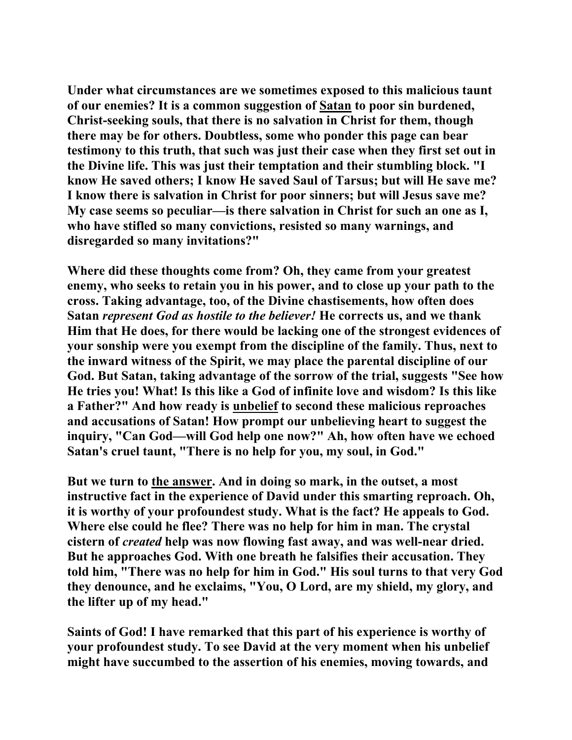Under what circumstances are we sometimes exposed to this malicious taunt of our enemies? It is a common suggestion of <u>Satan</u> to poor sin burdened, Christ-seeking souls, that there is no salvation in Christ for them, though there may be for others. Doubtless, some who ponder this page can bear testimony to this truth, that such was just their case when they first set out in the Divine life. This was just their temptation and their stumbling block. "I know He saved others; I know He saved Saul of Tarsus; but will He save me? I know there is salvation in Christ for poor sinners; but will Jesus save me? My case seems so peculiar—is there salvation in Christ for such an one as I, who have stifled so many convictions, resisted so many warnings, and disregarded so many invitations?"

Where did these thoughts come from? Oh, they came from your greatest enemy, who seeks to retain you in his power, and to close up your path to the cross. Taking advantage, too, of the Divine chastisements, how often does Satan *represent God as hostile to the believer!* He corrects us, and we thank Him that He does, for there would be lacking one of the strongest evidences of your sonship were you exempt from the discipline of the family. Thus, next to the inward witness of the Spirit, we may place the parental discipline of our God. But Satan, taking advantage of the sorrow of the trial, suggests "See how He tries you! What! Is this like a God of infinite love and wisdom? Is this like a Father?" And how ready is <u>unbelief</u> to second these malicious reproaches and accusations of Satan! How prompt our unbelieving heart to suggest the inquiry, "Can God—will God help one now?" Ah, how often have we echoed Satan's cruel taunt, "There is no help for you, my soul, in God."

But we turn to <u>the answer</u>. And in doing so mark, in the outset, a most instructive fact in the experience of David under this smarting reproach. Oh, it is worthy of your profoundest study. What is the fact? He appeals to God. Where else could he flee? There was no help for him in man. The crystal cistern of *created* help was now flowing fast away, and was well-near dried. But he approaches God. With one breath he falsifies their accusation. They told him, "There was no help for him in God." His soul turns to that very God they denounce, and he exclaims, "You, O Lord, are my shield, my glory, and the lifter up of my head."

Saints of God! I have remarked that this part of his experience is worthy of your profoundest study. To see David at the very moment when his unbelief might have succumbed to the assertion of his enemies, moving towards, and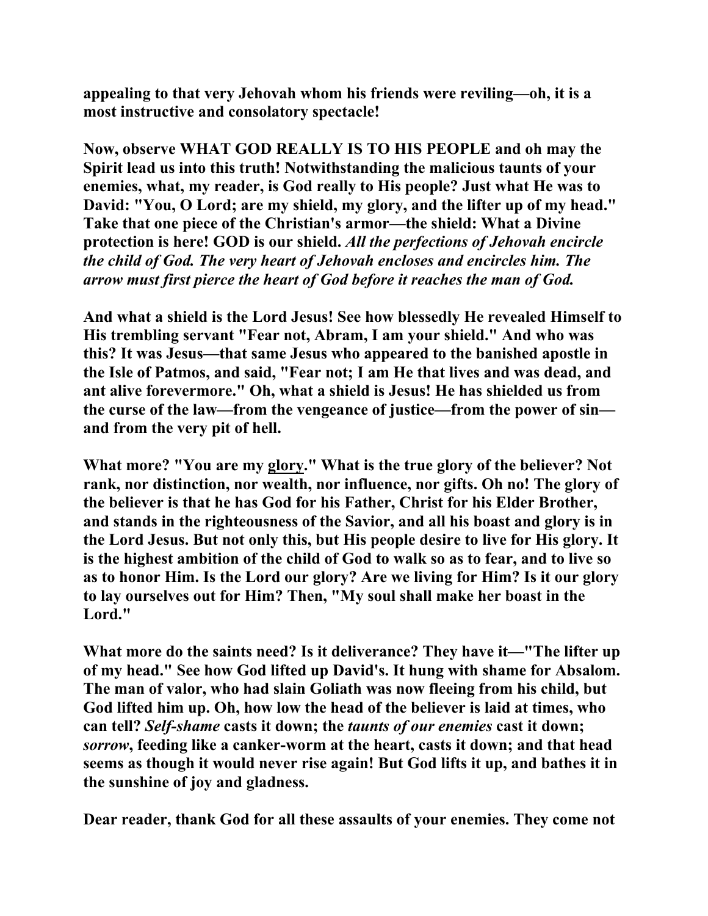**appealing to that very Jehovah whom his friends were reviling—oh, it is a most instructive and consolatory spectacle!**

**Now, observe WHAT GOD REALLY IS TO HIS PEOPLE and oh may the Spirit lead us into this truth! Notwithstanding the malicious taunts of your enemies, what, my reader, is God really to His people? Just what He was to David: "You, O Lord; are my shield, my glory, and the lifter up of my head." Take that one piece of the Christian's armor—the shield: What a Divine protection is here! GOD is our shield.** ***All the perfections of Jehovah encircle the child of God. The very heart of Jehovah encloses and encircles him. The arrow must first pierce the heart of God before it reaches the man of God.***

**And what a shield is the Lord Jesus! See how blessedly He revealed Himself to His trembling servant "Fear not, Abram, I am your shield." And who was this? It was Jesus—that same Jesus who appeared to the banished apostle in the Isle of Patmos, and said, "Fear not; I am He that lives and was dead, and ant alive forevermore." Oh, what a shield is Jesus! He has shielded us from the curse of the law—from the vengeance of justice—from the power of sin—and from the very pit of hell.**

**What more? "You are my <u>glory</u>." What is the true glory of the believer? Not rank, nor distinction, nor wealth, nor influence, nor gifts. Oh no! The glory of the believer is that he has God for his Father, Christ for his Elder Brother, and stands in the righteousness of the Savior, and all his boast and glory is in the Lord Jesus. But not only this, but His people desire to live for His glory. It is the highest ambition of the child of God to walk so as to fear, and to live so as to honor Him. Is the Lord our glory? Are we living for Him? Is it our glory to lay ourselves out for Him? Then, "My soul shall make her boast in the Lord."**

**What more do the saints need? Is it deliverance? They have it—"The lifter up of my head." See how God lifted up David's. It hung with shame for Absalom. The man of valor, who had slain Goliath was now fleeing from his child, but God lifted him up. Oh, how low the head of the believer is laid at times, who can tell?** ***Self-shame*** **casts it down; the** ***taunts of our enemies*** **cast it down;** ***sorrow*****, feeding like a canker-worm at the heart, casts it down; and that head seems as though it would never rise again! But God lifts it up, and bathes it in the sunshine of joy and gladness.**

**Dear reader, thank God for all these assaults of your enemies. They come not**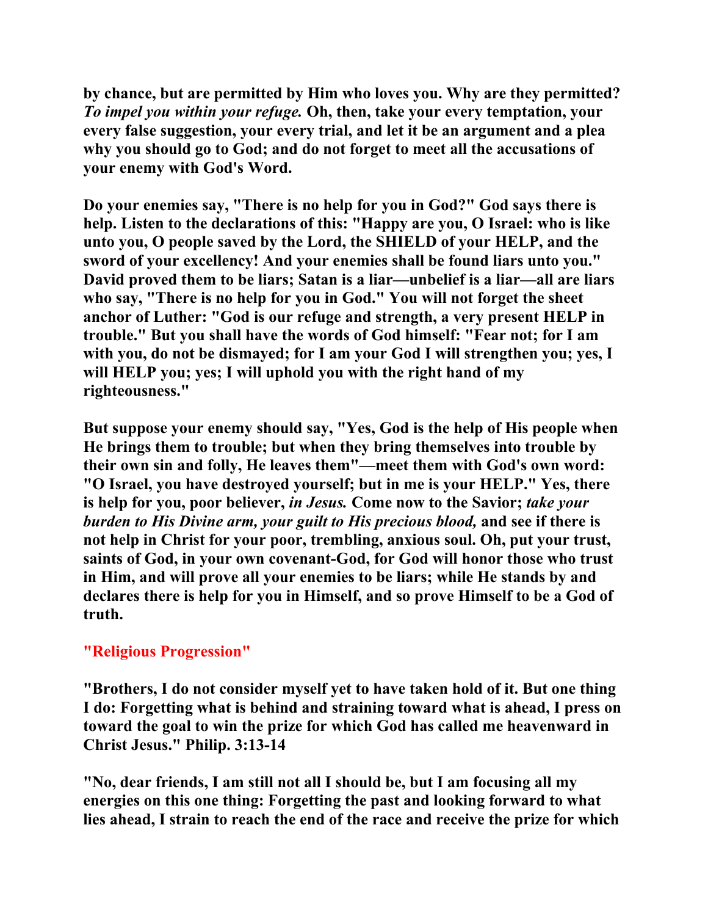**by chance, but are permitted by Him who loves you. Why are they permitted? *To impel you within your refuge.* Oh, then, take your every temptation, your every false suggestion, your every trial, and let it be an argument and a plea why you should go to God; and do not forget to meet all the accusations of your enemy with God's Word.**

**Do your enemies say, "There is no help for you in God?" God says there is help. Listen to the declarations of this: "Happy are you, O Israel: who is like unto you, O people saved by the Lord, the SHIELD of your HELP, and the sword of your excellency! And your enemies shall be found liars unto you." David proved them to be liars; Satan is a liar—unbelief is a liar—all are liars who say, "There is no help for you in God." You will not forget the sheet anchor of Luther: "God is our refuge and strength, a very present HELP in trouble." But you shall have the words of God himself: "Fear not; for I am with you, do not be dismayed; for I am your God I will strengthen you; yes, I will HELP you; yes; I will uphold you with the right hand of my righteousness."**

**But suppose your enemy should say, "Yes, God is the help of His people when He brings them to trouble; but when they bring themselves into trouble by their own sin and folly, He leaves them"—meet them with God's own word: "O Israel, you have destroyed yourself; but in me is your HELP." Yes, there is help for you, poor believer, *in Jesus.* Come now to the Savior; *take your burden to His Divine arm, your guilt to His precious blood,* and see if there is not help in Christ for your poor, trembling, anxious soul. Oh, put your trust, saints of God, in your own covenant-God, for God will honor those who trust in Him, and will prove all your enemies to be liars; while He stands by and declares there is help for you in Himself, and so prove Himself to be a God of truth.**

## "Religious Progression"

**"Brothers, I do not consider myself yet to have taken hold of it. But one thing I do: Forgetting what is behind and straining toward what is ahead, I press on toward the goal to win the prize for which God has called me heavenward in Christ Jesus." Philip. 3:13-14**

**"No, dear friends, I am still not all I should be, but I am focusing all my energies on this one thing: Forgetting the past and looking forward to what lies ahead, I strain to reach the end of the race and receive the prize for which**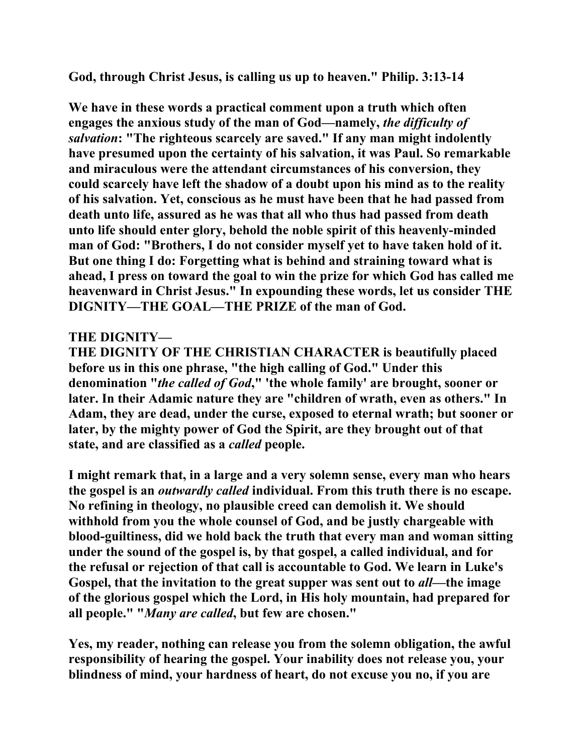**God, through Christ Jesus, is calling us up to heaven." Philip. 3:13-14**

**We have in these words a practical comment upon a truth which often engages the anxious study of the man of God—namely, *the difficulty of salvation*: "The righteous scarcely are saved." If any man might indolently have presumed upon the certainty of his salvation, it was Paul. So remarkable and miraculous were the attendant circumstances of his conversion, they could scarcely have left the shadow of a doubt upon his mind as to the reality of his salvation. Yet, conscious as he must have been that he had passed from death unto life, assured as he was that all who thus had passed from death unto life should enter glory, behold the noble spirit of this heavenly-minded man of God: "Brothers, I do not consider myself yet to have taken hold of it. But one thing I do: Forgetting what is behind and straining toward what is ahead, I press on toward the goal to win the prize for which God has called me heavenward in Christ Jesus." In expounding these words, let us consider THE DIGNITY—THE GOAL—THE PRIZE of the man of God.**

**THE DIGNITY—**

**THE DIGNITY OF THE CHRISTIAN CHARACTER is beautifully placed before us in this one phrase, "the high calling of God." Under this denomination "*the called of God*," 'the whole family' are brought, sooner or later. In their Adamic nature they are "children of wrath, even as others." In Adam, they are dead, under the curse, exposed to eternal wrath; but sooner or later, by the mighty power of God the Spirit, are they brought out of that state, and are classified as a *called* people.**

**I might remark that, in a large and a very solemn sense, every man who hears the gospel is an *outwardly called* individual. From this truth there is no escape. No refining in theology, no plausible creed can demolish it. We should withhold from you the whole counsel of God, and be justly chargeable with blood-guiltiness, did we hold back the truth that every man and woman sitting under the sound of the gospel is, by that gospel, a called individual, and for the refusal or rejection of that call is accountable to God. We learn in Luke's Gospel, that the invitation to the great supper was sent out to *all*—the image of the glorious gospel which the Lord, in His holy mountain, had prepared for all people." "*Many are called*, but few are chosen."**

**Yes, my reader, nothing can release you from the solemn obligation, the awful responsibility of hearing the gospel. Your inability does not release you, your blindness of mind, your hardness of heart, do not excuse you no, if you are**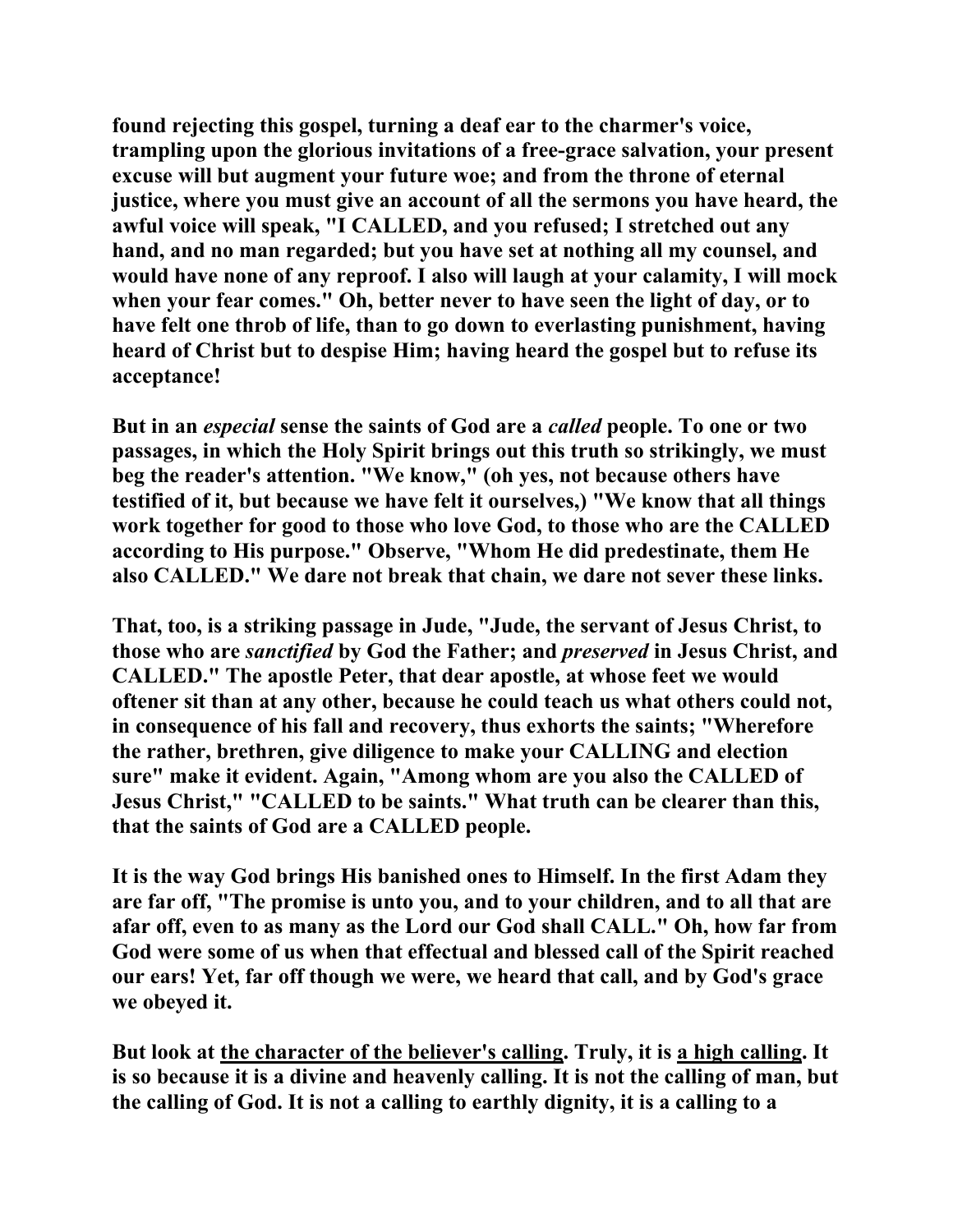found rejecting this gospel, turning a deaf ear to the charmer's voice, trampling upon the glorious invitations of a free-grace salvation, your present excuse will but augment your future woe; and from the throne of eternal justice, where you must give an account of all the sermons you have heard, the awful voice will speak, "I CALLED, and you refused; I stretched out any hand, and no man regarded; but you have set at nothing all my counsel, and would have none of any reproof. I also will laugh at your calamity, I will mock when your fear comes." Oh, better never to have seen the light of day, or to have felt one throb of life, than to go down to everlasting punishment, having heard of Christ but to despise Him; having heard the gospel but to refuse its acceptance!

But in an *especial* sense the saints of God are a *called* people. To one or two passages, in which the Holy Spirit brings out this truth so strikingly, we must beg the reader's attention. "We know," (oh yes, not because others have testified of it, but because we have felt it ourselves,) "We know that all things work together for good to those who love God, to those who are the CALLED according to His purpose." Observe, "Whom He did predestinate, them He also CALLED." We dare not break that chain, we dare not sever these links.

That, too, is a striking passage in Jude, "Jude, the servant of Jesus Christ, to those who are *sanctified* by God the Father; and *preserved* in Jesus Christ, and CALLED." The apostle Peter, that dear apostle, at whose feet we would oftener sit than at any other, because he could teach us what others could not, in consequence of his fall and recovery, thus exhorts the saints; "Wherefore the rather, brethren, give diligence to make your CALLING and election sure" make it evident. Again, "Among whom are you also the CALLED of Jesus Christ," "CALLED to be saints." What truth can be clearer than this, that the saints of God are a CALLED people.

It is the way God brings His banished ones to Himself. In the first Adam they are far off, "The promise is unto you, and to your children, and to all that are afar off, even to as many as the Lord our God shall CALL." Oh, how far from God were some of us when that effectual and blessed call of the Spirit reached our ears! Yet, far off though we were, we heard that call, and by God's grace we obeyed it.

But look at <u>the character of the believer's calling</u>. Truly, it is <u>a high calling</u>. It is so because it is a divine and heavenly calling. It is not the calling of man, but the calling of God. It is not a calling to earthly dignity, it is a calling to a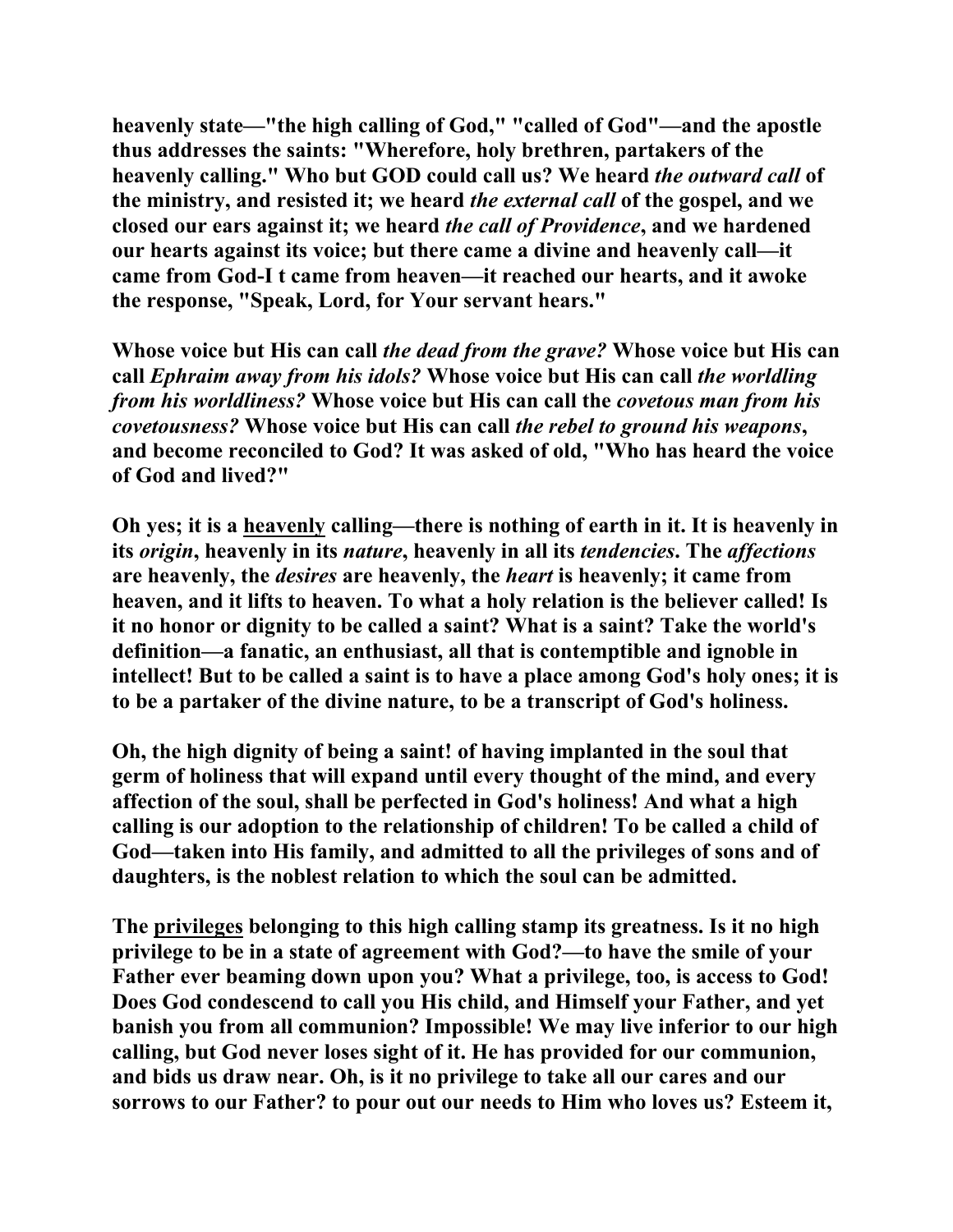**heavenly state—"the high calling of God," "called of God"—and the apostle thus addresses the saints: "Wherefore, holy brethren, partakers of the heavenly calling." Who but GOD could call us? We heard *the outward call* of the ministry, and resisted it; we heard *the external call* of the gospel, and we closed our ears against it; we heard *the call of Providence*, and we hardened our hearts against its voice; but there came a divine and heavenly call—it came from God-I t came from heaven—it reached our hearts, and it awoke the response, "Speak, Lord, for Your servant hears."**

**Whose voice but His can call *the dead from the grave?* Whose voice but His can call *Ephraim away from his idols?* Whose voice but His can call *the worldling from his worldliness?* Whose voice but His can call the *covetous man from his covetousness?* Whose voice but His can call *the rebel to ground his weapons*, and become reconciled to God? It was asked of old, "Who has heard the voice of God and lived?"**

**Oh yes; it is a <u>heavenly</u> calling—there is nothing of earth in it. It is heavenly in its *origin*, heavenly in its *nature*, heavenly in all its *tendencies*. The *affections* are heavenly, the *desires* are heavenly, the *heart* is heavenly; it came from heaven, and it lifts to heaven. To what a holy relation is the believer called! Is it no honor or dignity to be called a saint? What is a saint? Take the world's definition—a fanatic, an enthusiast, all that is contemptible and ignoble in intellect! But to be called a saint is to have a place among God's holy ones; it is to be a partaker of the divine nature, to be a transcript of God's holiness.**

**Oh, the high dignity of being a saint! of having implanted in the soul that germ of holiness that will expand until every thought of the mind, and every affection of the soul, shall be perfected in God's holiness! And what a high calling is our adoption to the relationship of children! To be called a child of God—taken into His family, and admitted to all the privileges of sons and of daughters, is the noblest relation to which the soul can be admitted.**

**The <u>privileges</u> belonging to this high calling stamp its greatness. Is it no high privilege to be in a state of agreement with God?—to have the smile of your Father ever beaming down upon you? What a privilege, too, is access to God! Does God condescend to call you His child, and Himself your Father, and yet banish you from all communion? Impossible! We may live inferior to our high calling, but God never loses sight of it. He has provided for our communion, and bids us draw near. Oh, is it no privilege to take all our cares and our sorrows to our Father? to pour out our needs to Him who loves us? Esteem it,**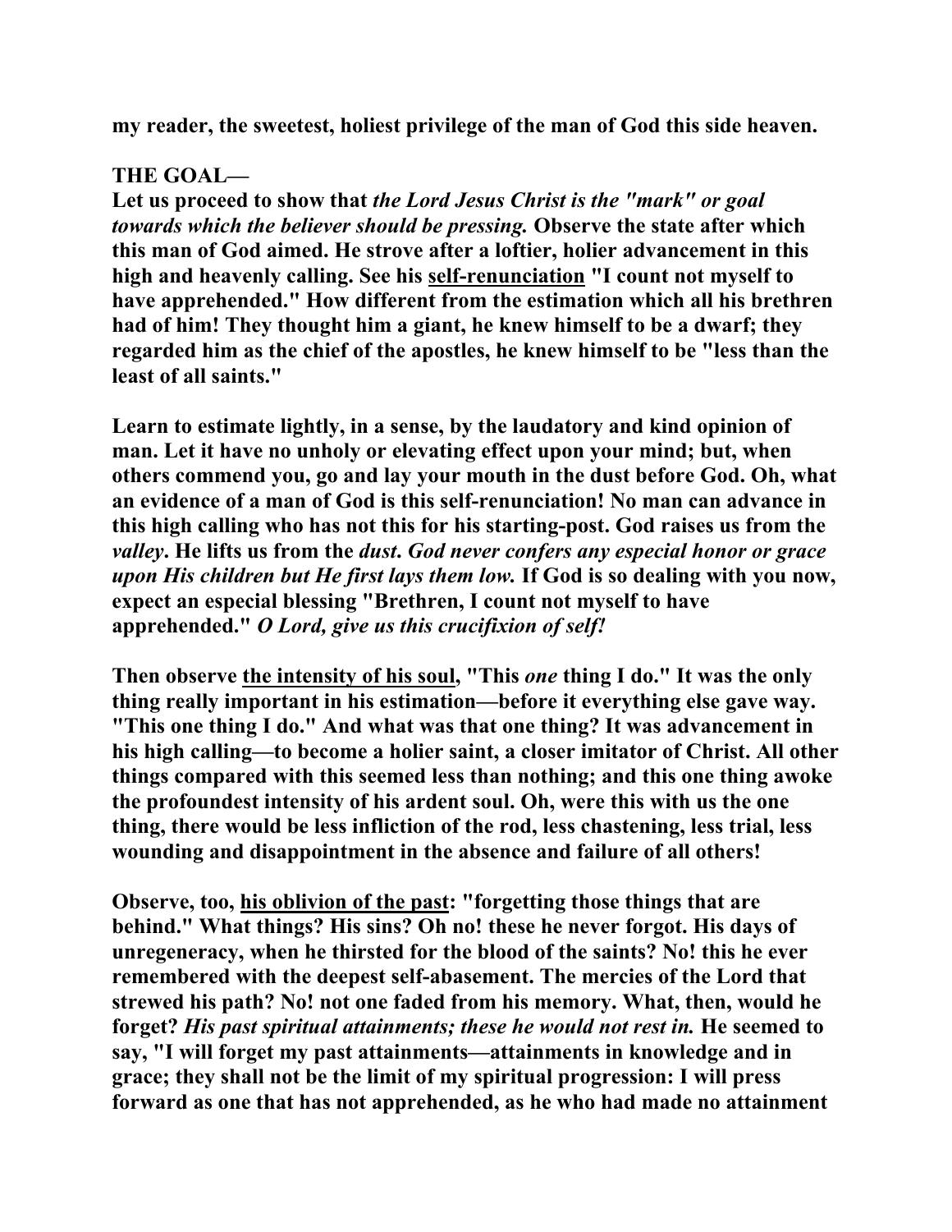my reader, the sweetest, holiest privilege of the man of God this side heaven.

**THE GOAL—**

**Let us proceed to show that *the Lord Jesus Christ is the "mark" or goal towards which the believer should be pressing.* Observe the state after which this man of God aimed. He strove after a loftier, holier advancement in this high and heavenly calling. See his <u>self-renunciation</u> "I count not myself to have apprehended." How different from the estimation which all his brethren had of him! They thought him a giant, he knew himself to be a dwarf; they regarded him as the chief of the apostles, he knew himself to be "less than the least of all saints."**

**Learn to estimate lightly, in a sense, by the laudatory and kind opinion of man. Let it have no unholy or elevating effect upon your mind; but, when others commend you, go and lay your mouth in the dust before God. Oh, what an evidence of a man of God is this self-renunciation! No man can advance in this high calling who has not this for his starting-post. God raises us from the *valley*. He lifts us from the *dust*. *God never confers any especial honor or grace upon His children but He first lays them low.* If God is so dealing with you now, expect an especial blessing "Brethren, I count not myself to have apprehended." *O Lord, give us this crucifixion of self!***

**Then observe <u>the intensity of his soul</u>, "This *one* thing I do." It was the only thing really important in his estimation—before it everything else gave way. "This one thing I do." And what was that one thing? It was advancement in his high calling—to become a holier saint, a closer imitator of Christ. All other things compared with this seemed less than nothing; and this one thing awoke the profoundest intensity of his ardent soul. Oh, were this with us the one thing, there would be less infliction of the rod, less chastening, less trial, less wounding and disappointment in the absence and failure of all others!**

**Observe, too, <u>his oblivion of the past</u>: "forgetting those things that are behind." What things? His sins? Oh no! these he never forgot. His days of unregeneracy, when he thirsted for the blood of the saints? No! this he ever remembered with the deepest self-abasement. The mercies of the Lord that strewed his path? No! not one faded from his memory. What, then, would he forget? *His past spiritual attainments; these he would not rest in.* He seemed to say, "I will forget my past attainments—attainments in knowledge and in grace; they shall not be the limit of my spiritual progression: I will press forward as one that has not apprehended, as he who had made no attainment**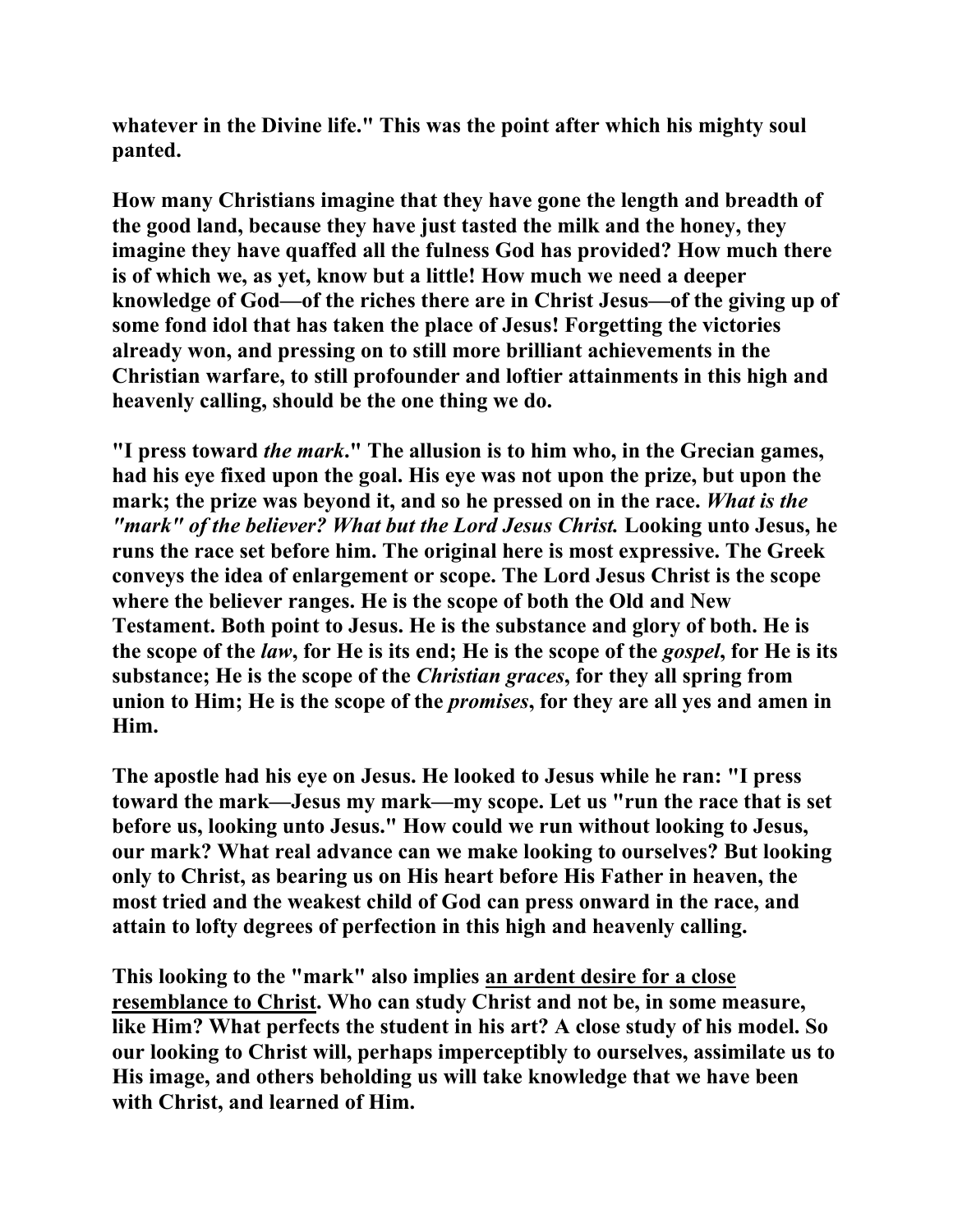**whatever in the Divine life." This was the point after which his mighty soul panted.**

**How many Christians imagine that they have gone the length and breadth of the good land, because they have just tasted the milk and the honey, they imagine they have quaffed all the fulness God has provided? How much there is of which we, as yet, know but a little! How much we need a deeper knowledge of God—of the riches there are in Christ Jesus—of the giving up of some fond idol that has taken the place of Jesus! Forgetting the victories already won, and pressing on to still more brilliant achievements in the Christian warfare, to still profounder and loftier attainments in this high and heavenly calling, should be the one thing we do.**

**"I press toward *the mark*." The allusion is to him who, in the Grecian games, had his eye fixed upon the goal. His eye was not upon the prize, but upon the mark; the prize was beyond it, and so he pressed on in the race. *What is the "mark" of the believer? What but the Lord Jesus Christ.* Looking unto Jesus, he runs the race set before him. The original here is most expressive. The Greek conveys the idea of enlargement or scope. The Lord Jesus Christ is the scope where the believer ranges. He is the scope of both the Old and New Testament. Both point to Jesus. He is the substance and glory of both. He is the scope of the *law*, for He is its end; He is the scope of the *gospel*, for He is its substance; He is the scope of the *Christian graces*, for they all spring from union to Him; He is the scope of the *promises*, for they are all yes and amen in Him.**

**The apostle had his eye on Jesus. He looked to Jesus while he ran: "I press toward the mark—Jesus my mark—my scope. Let us "run the race that is set before us, looking unto Jesus." How could we run without looking to Jesus, our mark? What real advance can we make looking to ourselves? But looking only to Christ, as bearing us on His heart before His Father in heaven, the most tried and the weakest child of God can press onward in the race, and attain to lofty degrees of perfection in this high and heavenly calling.**

**This looking to the "mark" also implies <u>an ardent desire for a close resemblance to Christ</u>. Who can study Christ and not be, in some measure, like Him? What perfects the student in his art? A close study of his model. So our looking to Christ will, perhaps imperceptibly to ourselves, assimilate us to His image, and others beholding us will take knowledge that we have been with Christ, and learned of Him.**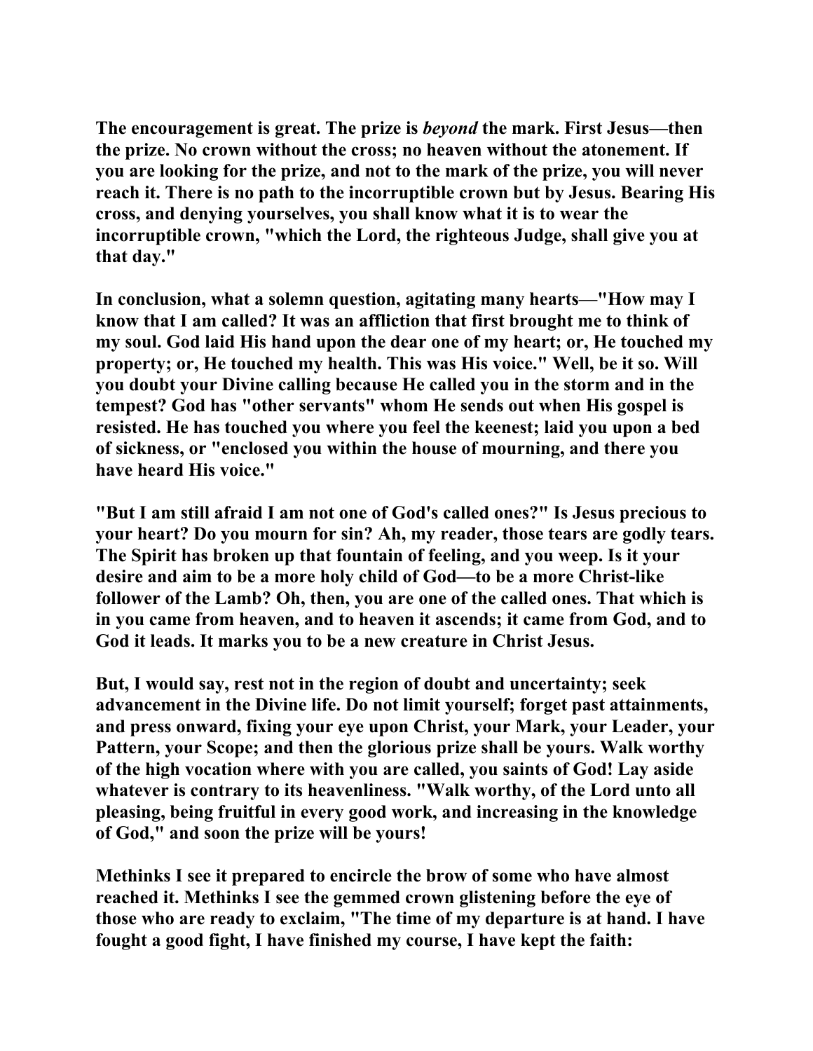The encouragement is great. The prize is *beyond* the mark. First Jesus—then the prize. No crown without the cross; no heaven without the atonement. If you are looking for the prize, and not to the mark of the prize, you will never reach it. There is no path to the incorruptible crown but by Jesus. Bearing His cross, and denying yourselves, you shall know what it is to wear the incorruptible crown, "which the Lord, the righteous Judge, shall give you at that day."

In conclusion, what a solemn question, agitating many hearts—"How may I know that I am called? It was an affliction that first brought me to think of my soul. God laid His hand upon the dear one of my heart; or, He touched my property; or, He touched my health. This was His voice." Well, be it so. Will you doubt your Divine calling because He called you in the storm and in the tempest? God has "other servants" whom He sends out when His gospel is resisted. He has touched you where you feel the keenest; laid you upon a bed of sickness, or "enclosed you within the house of mourning, and there you have heard His voice."

"But I am still afraid I am not one of God's called ones?" Is Jesus precious to your heart? Do you mourn for sin? Ah, my reader, those tears are godly tears. The Spirit has broken up that fountain of feeling, and you weep. Is it your desire and aim to be a more holy child of God—to be a more Christ-like follower of the Lamb? Oh, then, you are one of the called ones. That which is in you came from heaven, and to heaven it ascends; it came from God, and to God it leads. It marks you to be a new creature in Christ Jesus.

But, I would say, rest not in the region of doubt and uncertainty; seek advancement in the Divine life. Do not limit yourself; forget past attainments, and press onward, fixing your eye upon Christ, your Mark, your Leader, your Pattern, your Scope; and then the glorious prize shall be yours. Walk worthy of the high vocation where with you are called, you saints of God! Lay aside whatever is contrary to its heavenliness. "Walk worthy, of the Lord unto all pleasing, being fruitful in every good work, and increasing in the knowledge of God," and soon the prize will be yours!

Methinks I see it prepared to encircle the brow of some who have almost reached it. Methinks I see the gemmed crown glistening before the eye of those who are ready to exclaim, "The time of my departure is at hand. I have fought a good fight, I have finished my course, I have kept the faith: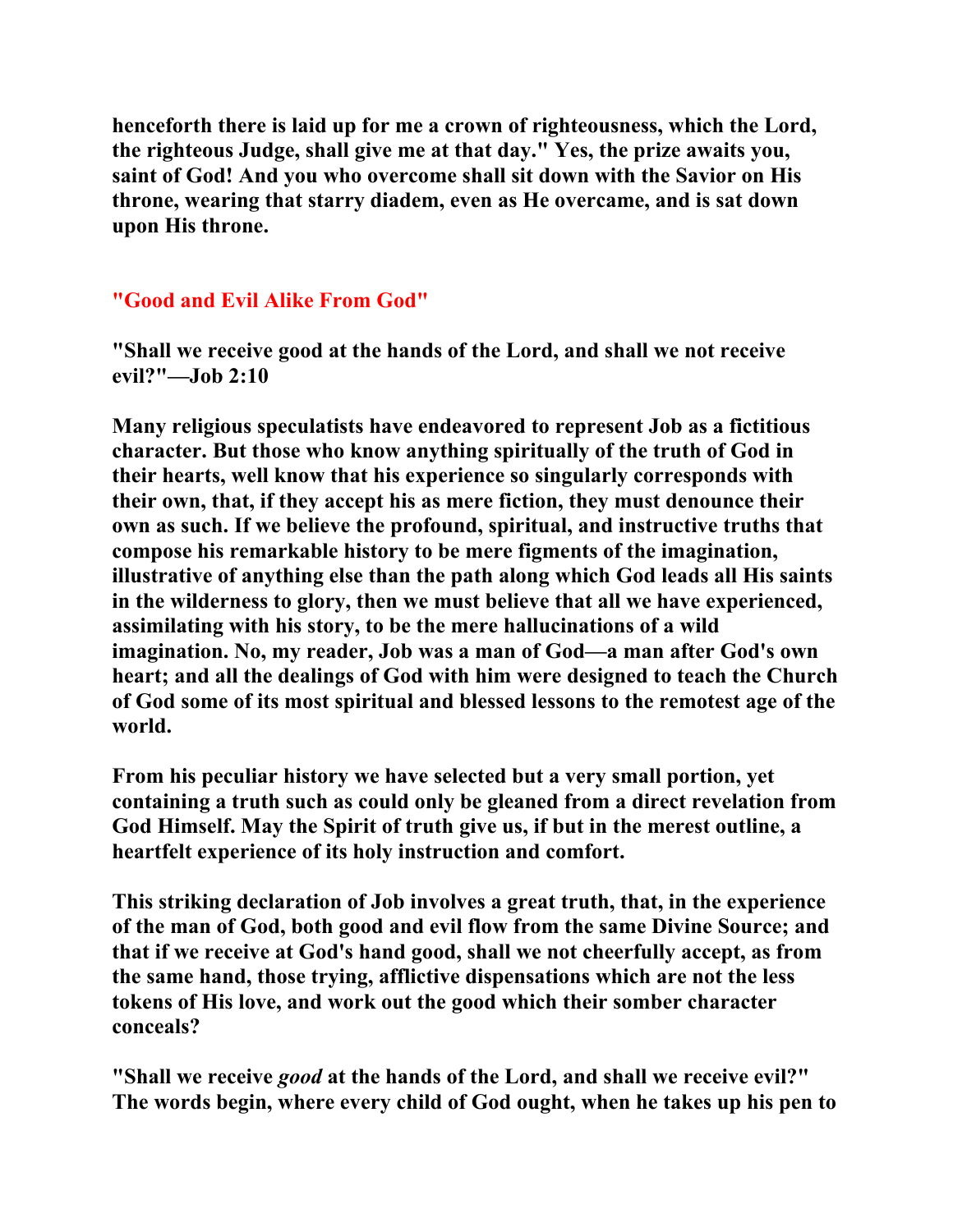**henceforth there is laid up for me a crown of righteousness, which the Lord, the righteous Judge, shall give me at that day." Yes, the prize awaits you, saint of God! And you who overcome shall sit down with the Savior on His throne, wearing that starry diadem, even as He overcame, and is sat down upon His throne.**

## "Good and Evil Alike From God"

**"Shall we receive good at the hands of the Lord, and shall we not receive evil?"—Job 2:10**

**Many religious speculatists have endeavored to represent Job as a fictitious character. But those who know anything spiritually of the truth of God in their hearts, well know that his experience so singularly corresponds with their own, that, if they accept his as mere fiction, they must denounce their own as such. If we believe the profound, spiritual, and instructive truths that compose his remarkable history to be mere figments of the imagination, illustrative of anything else than the path along which God leads all His saints in the wilderness to glory, then we must believe that all we have experienced, assimilating with his story, to be the mere hallucinations of a wild imagination. No, my reader, Job was a man of God—a man after God's own heart; and all the dealings of God with him were designed to teach the Church of God some of its most spiritual and blessed lessons to the remotest age of the world.**

**From his peculiar history we have selected but a very small portion, yet containing a truth such as could only be gleaned from a direct revelation from God Himself. May the Spirit of truth give us, if but in the merest outline, a heartfelt experience of its holy instruction and comfort.**

**This striking declaration of Job involves a great truth, that, in the experience of the man of God, both good and evil flow from the same Divine Source; and that if we receive at God's hand good, shall we not cheerfully accept, as from the same hand, those trying, afflictive dispensations which are not the less tokens of His love, and work out the good which their somber character conceals?**

**"Shall we receive *good* at the hands of the Lord, and shall we receive evil?" The words begin, where every child of God ought, when he takes up his pen to**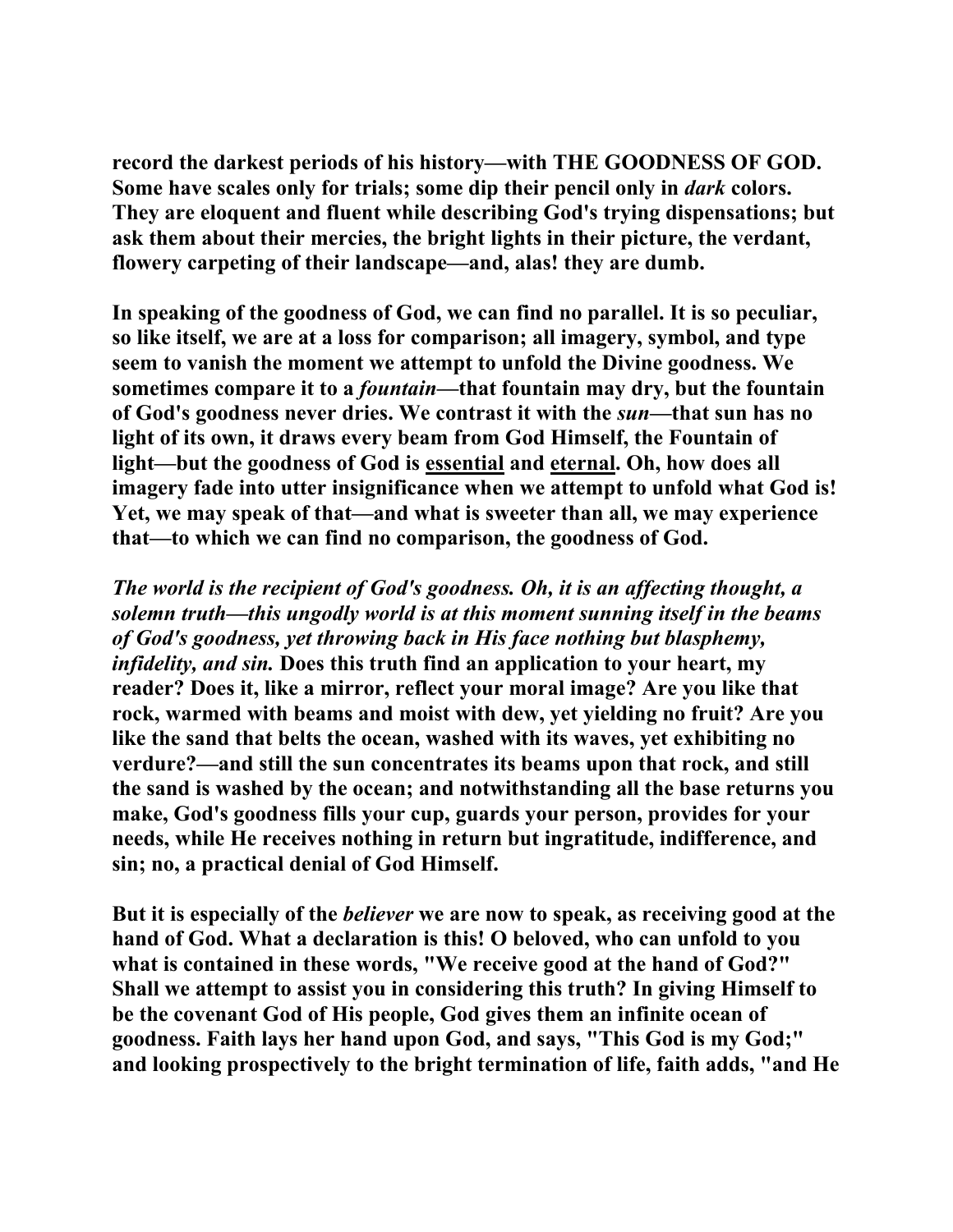record the darkest periods of his history—with THE GOODNESS OF GOD. Some have scales only for trials; some dip their pencil only in *dark* colors. They are eloquent and fluent while describing God's trying dispensations; but ask them about their mercies, the bright lights in their picture, the verdant, flowery carpeting of their landscape—and, alas! they are dumb.

In speaking of the goodness of God, we can find no parallel. It is so peculiar, so like itself, we are at a loss for comparison; all imagery, symbol, and type seem to vanish the moment we attempt to unfold the Divine goodness. We sometimes compare it to a *fountain*—that fountain may dry, but the fountain of God's goodness never dries. We contrast it with the *sun*—that sun has no light of its own, it draws every beam from God Himself, the Fountain of light—but the goodness of God is essential and eternal. Oh, how does all imagery fade into utter insignificance when we attempt to unfold what God is! Yet, we may speak of that—and what is sweeter than all, we may experience that—to which we can find no comparison, the goodness of God.

*The world is the recipient of God's goodness. Oh, it is an affecting thought, a solemn truth—this ungodly world is at this moment sunning itself in the beams of God's goodness, yet throwing back in His face nothing but blasphemy, infidelity, and sin.* Does this truth find an application to your heart, my reader? Does it, like a mirror, reflect your moral image? Are you like that rock, warmed with beams and moist with dew, yet yielding no fruit? Are you like the sand that belts the ocean, washed with its waves, yet exhibiting no verdure?—and still the sun concentrates its beams upon that rock, and still the sand is washed by the ocean; and notwithstanding all the base returns you make, God's goodness fills your cup, guards your person, provides for your needs, while He receives nothing in return but ingratitude, indifference, and sin; no, a practical denial of God Himself.

But it is especially of the *believer* we are now to speak, as receiving good at the hand of God. What a declaration is this! O beloved, who can unfold to you what is contained in these words, "We receive good at the hand of God?" Shall we attempt to assist you in considering this truth? In giving Himself to be the covenant God of His people, God gives them an infinite ocean of goodness. Faith lays her hand upon God, and says, "This God is my God;" and looking prospectively to the bright termination of life, faith adds, "and He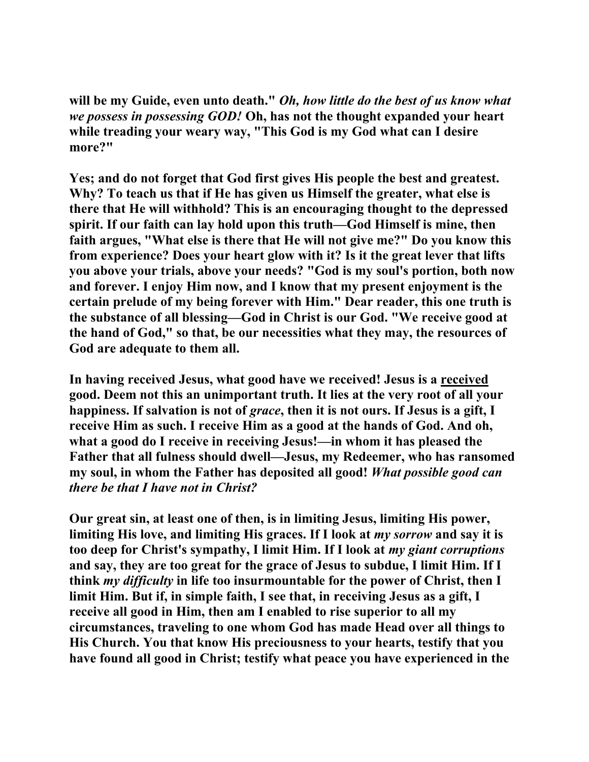will be my Guide, even unto death." *Oh, how little do the best of us know what we possess in possessing GOD!* Oh, has not the thought expanded your heart while treading your weary way, "This God is my God what can I desire more?"

Yes; and do not forget that God first gives His people the best and greatest. Why? To teach us that if He has given us Himself the greater, what else is there that He will withhold? This is an encouraging thought to the depressed spirit. If our faith can lay hold upon this truth—God Himself is mine, then faith argues, "What else is there that He will not give me?" Do you know this from experience? Does your heart glow with it? Is it the great lever that lifts you above your trials, above your needs? "God is my soul's portion, both now and forever. I enjoy Him now, and I know that my present enjoyment is the certain prelude of my being forever with Him." Dear reader, this one truth is the substance of all blessing—God in Christ is our God. "We receive good at the hand of God," so that, be our necessities what they may, the resources of God are adequate to them all.

In having received Jesus, what good have we received! Jesus is a <u>received</u> good. Deem not this an unimportant truth. It lies at the very root of all your happiness. If salvation is not of *grace*, then it is not ours. If Jesus is a gift, I receive Him as such. I receive Him as a good at the hands of God. And oh, what a good do I receive in receiving Jesus!—in whom it has pleased the Father that all fulness should dwell—Jesus, my Redeemer, who has ransomed my soul, in whom the Father has deposited all good! *What possible good can there be that I have not in Christ?*

Our great sin, at least one of then, is in limiting Jesus, limiting His power, limiting His love, and limiting His graces. If I look at *my sorrow* and say it is too deep for Christ's sympathy, I limit Him. If I look at *my giant corruptions* and say, they are too great for the grace of Jesus to subdue, I limit Him. If I think *my difficulty* in life too insurmountable for the power of Christ, then I limit Him. But if, in simple faith, I see that, in receiving Jesus as a gift, I receive all good in Him, then am I enabled to rise superior to all my circumstances, traveling to one whom God has made Head over all things to His Church. You that know His preciousness to your hearts, testify that you have found all good in Christ; testify what peace you have experienced in the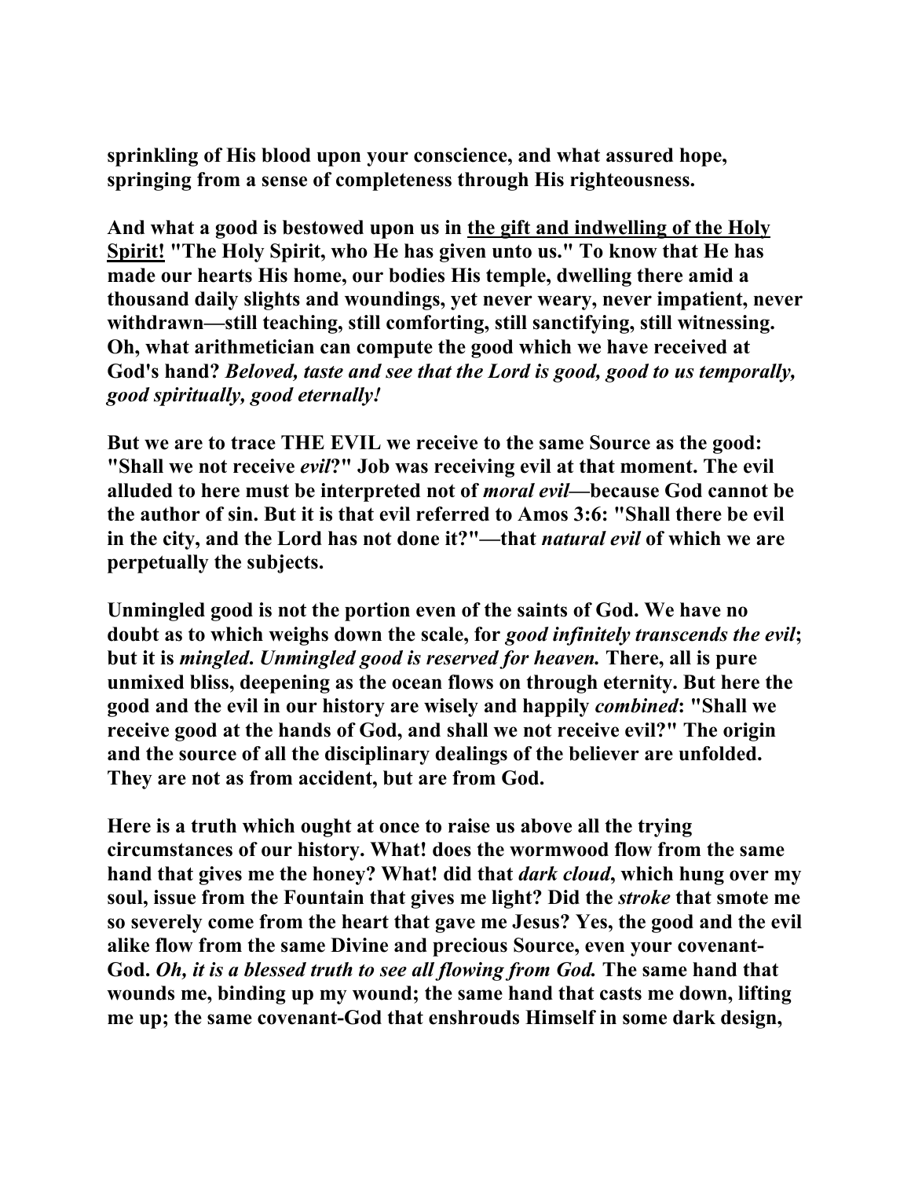**sprinkling of His blood upon your conscience, and what assured hope, springing from a sense of completeness through His righteousness.**

**And what a good is bestowed upon us in <u>the gift and indwelling of the Holy Spirit!</u> "The Holy Spirit, who He has given unto us." To know that He has made our hearts His home, our bodies His temple, dwelling there amid a thousand daily slights and woundings, yet never weary, never impatient, never withdrawn—still teaching, still comforting, still sanctifying, still witnessing. Oh, what arithmetician can compute the good which we have received at God's hand? *Beloved, taste and see that the Lord is good, good to us temporally, good spiritually, good eternally!***

**But we are to trace THE EVIL we receive to the same Source as the good: "Shall we not receive *evil*?" Job was receiving evil at that moment. The evil alluded to here must be interpreted not of *moral evil*—because God cannot be the author of sin. But it is that evil referred to Amos 3:6: "Shall there be evil in the city, and the Lord has not done it?"—that *natural evil* of which we are perpetually the subjects.**

**Unmingled good is not the portion even of the saints of God. We have no doubt as to which weighs down the scale, for *good infinitely transcends the evil*; but it is *mingled*. *Unmingled good is reserved for heaven.* There, all is pure unmixed bliss, deepening as the ocean flows on through eternity. But here the good and the evil in our history are wisely and happily *combined*: "Shall we receive good at the hands of God, and shall we not receive evil?" The origin and the source of all the disciplinary dealings of the believer are unfolded. They are not as from accident, but are from God.**

**Here is a truth which ought at once to raise us above all the trying circumstances of our history. What! does the wormwood flow from the same hand that gives me the honey? What! did that *dark cloud*, which hung over my soul, issue from the Fountain that gives me light? Did the *stroke* that smote me so severely come from the heart that gave me Jesus? Yes, the good and the evil alike flow from the same Divine and precious Source, even your covenant-God. *Oh, it is a blessed truth to see all flowing from God.* The same hand that wounds me, binding up my wound; the same hand that casts me down, lifting me up; the same covenant-God that enshrouds Himself in some dark design,**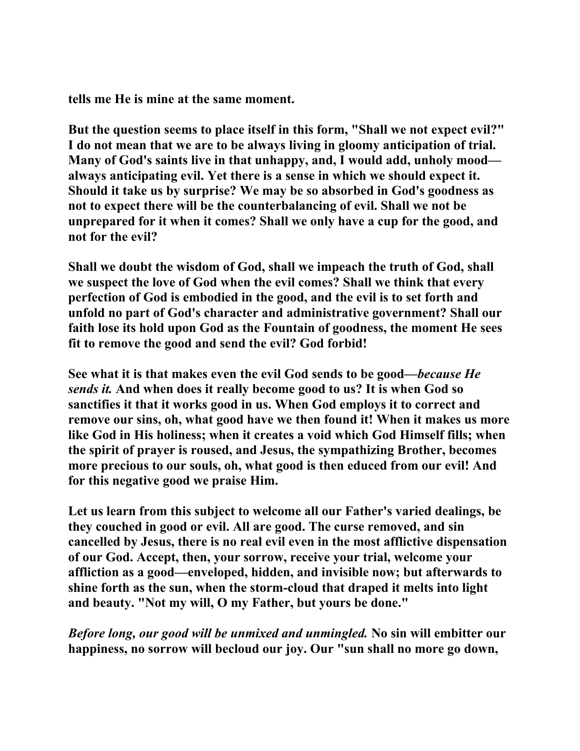tells me He is mine at the same moment.

But the question seems to place itself in this form, "Shall we not expect evil?" I do not mean that we are to be always living in gloomy anticipation of trial. Many of God's saints live in that unhappy, and, I would add, unholy mood—always anticipating evil. Yet there is a sense in which we should expect it. Should it take us by surprise? We may be so absorbed in God's goodness as not to expect there will be the counterbalancing of evil. Shall we not be unprepared for it when it comes? Shall we only have a cup for the good, and not for the evil?

Shall we doubt the wisdom of God, shall we impeach the truth of God, shall we suspect the love of God when the evil comes? Shall we think that every perfection of God is embodied in the good, and the evil is to set forth and unfold no part of God's character and administrative government? Shall our faith lose its hold upon God as the Fountain of goodness, the moment He sees fit to remove the good and send the evil? God forbid!

See what it is that makes even the evil God sends to be good—*because He sends it.* And when does it really become good to us? It is when God so sanctifies it that it works good in us. When God employs it to correct and remove our sins, oh, what good have we then found it! When it makes us more like God in His holiness; when it creates a void which God Himself fills; when the spirit of prayer is roused, and Jesus, the sympathizing Brother, becomes more precious to our souls, oh, what good is then educed from our evil! And for this negative good we praise Him.

Let us learn from this subject to welcome all our Father's varied dealings, be they couched in good or evil. All are good. The curse removed, and sin cancelled by Jesus, there is no real evil even in the most afflictive dispensation of our God. Accept, then, your sorrow, receive your trial, welcome your affliction as a good—enveloped, hidden, and invisible now; but afterwards to shine forth as the sun, when the storm-cloud that draped it melts into light and beauty. "Not my will, O my Father, but yours be done."

*Before long, our good will be unmixed and unmingled.* No sin will embitter our happiness, no sorrow will becloud our joy. Our "sun shall no more go down,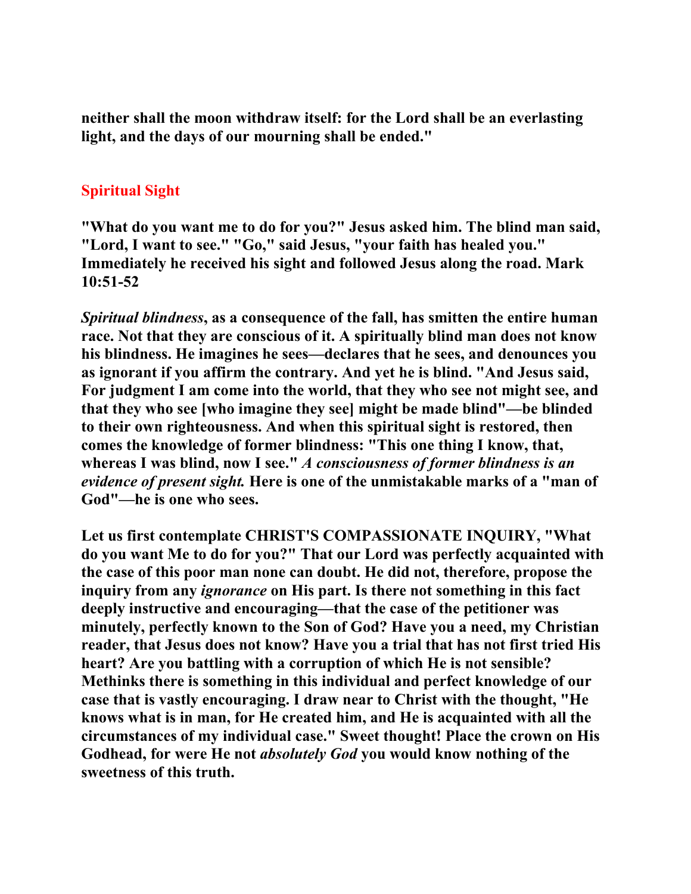**neither shall the moon withdraw itself: for the Lord shall be an everlasting light, and the days of our mourning shall be ended."**

## Spiritual Sight

**"What do you want me to do for you?" Jesus asked him. The blind man said, "Lord, I want to see." "Go," said Jesus, "your faith has healed you." Immediately he received his sight and followed Jesus along the road. Mark 10:51-52**

***Spiritual blindness*, as a consequence of the fall, has smitten the entire human race. Not that they are conscious of it. A spiritually blind man does not know his blindness. He imagines he sees—declares that he sees, and denounces you as ignorant if you affirm the contrary. And yet he is blind. "And Jesus said, For judgment I am come into the world, that they who see not might see, and that they who see [who imagine they see] might be made blind"—be blinded to their own righteousness. And when this spiritual sight is restored, then comes the knowledge of former blindness: "This one thing I know, that, whereas I was blind, now I see." *A consciousness of former blindness is an evidence of present sight.* Here is one of the unmistakable marks of a "man of God"—he is one who sees.**

**Let us first contemplate CHRIST'S COMPASSIONATE INQUIRY, "What do you want Me to do for you?" That our Lord was perfectly acquainted with the case of this poor man none can doubt. He did not, therefore, propose the inquiry from any *ignorance* on His part. Is there not something in this fact deeply instructive and encouraging—that the case of the petitioner was minutely, perfectly known to the Son of God? Have you a need, my Christian reader, that Jesus does not know? Have you a trial that has not first tried His heart? Are you battling with a corruption of which He is not sensible? Methinks there is something in this individual and perfect knowledge of our case that is vastly encouraging. I draw near to Christ with the thought, "He knows what is in man, for He created him, and He is acquainted with all the circumstances of my individual case." Sweet thought! Place the crown on His Godhead, for were He not *absolutely God* you would know nothing of the sweetness of this truth.**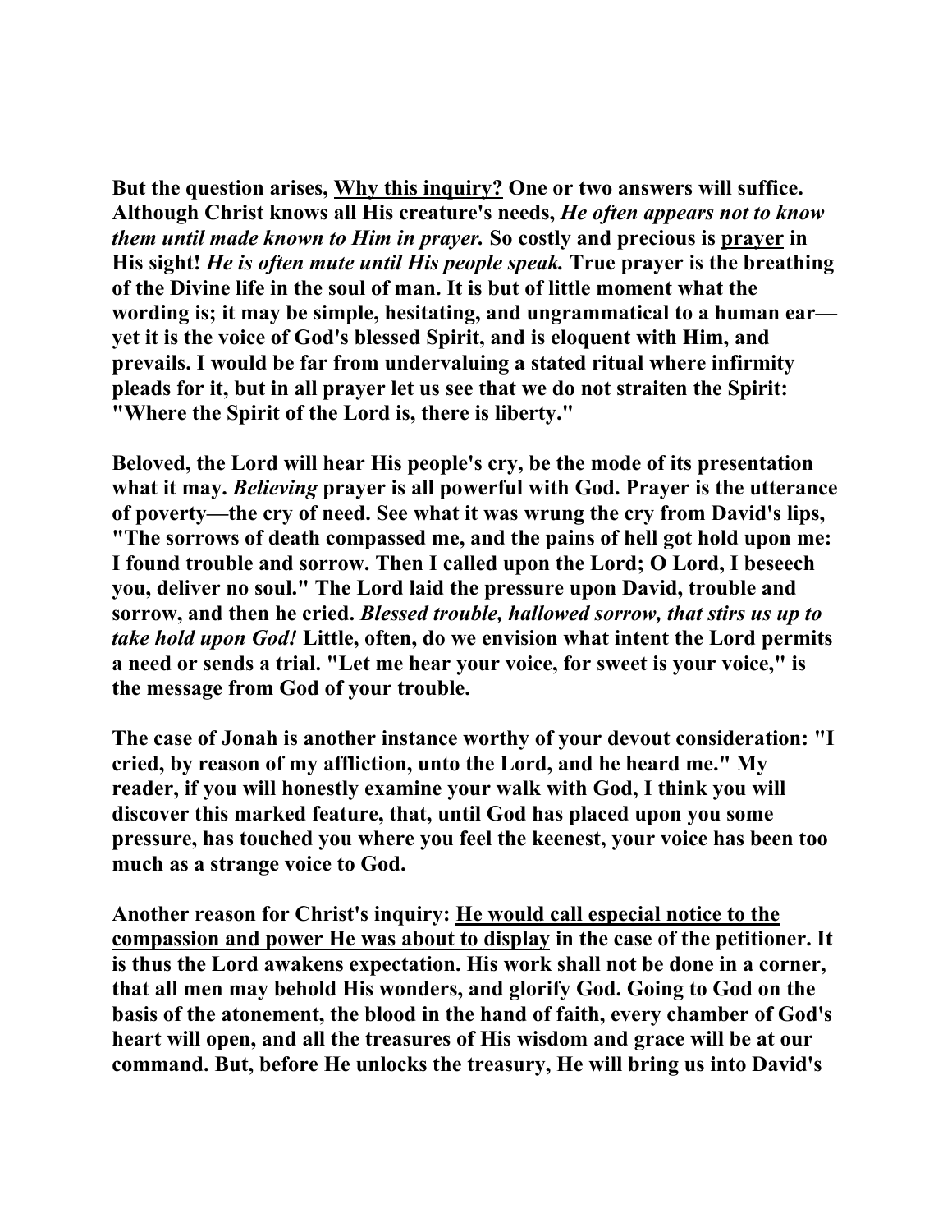**But the question arises, Why this inquiry? One or two answers will suffice. Although Christ knows all His creature's needs, *He often appears not to know them until made known to Him in prayer.* So costly and precious is prayer in His sight! *He is often mute until His people speak.* True prayer is the breathing of the Divine life in the soul of man. It is but of little moment what the wording is; it may be simple, hesitating, and ungrammatical to a human ear—yet it is the voice of God's blessed Spirit, and is eloquent with Him, and prevails. I would be far from undervaluing a stated ritual where infirmity pleads for it, but in all prayer let us see that we do not straiten the Spirit: "Where the Spirit of the Lord is, there is liberty."**

**Beloved, the Lord will hear His people's cry, be the mode of its presentation what it may. *Believing* prayer is all powerful with God. Prayer is the utterance of poverty—the cry of need. See what it was wrung the cry from David's lips, "The sorrows of death compassed me, and the pains of hell got hold upon me: I found trouble and sorrow. Then I called upon the Lord; O Lord, I beseech you, deliver no soul." The Lord laid the pressure upon David, trouble and sorrow, and then he cried. *Blessed trouble, hallowed sorrow, that stirs us up to take hold upon God!* Little, often, do we envision what intent the Lord permits a need or sends a trial. "Let me hear your voice, for sweet is your voice," is the message from God of your trouble.**

**The case of Jonah is another instance worthy of your devout consideration: "I cried, by reason of my affliction, unto the Lord, and he heard me." My reader, if you will honestly examine your walk with God, I think you will discover this marked feature, that, until God has placed upon you some pressure, has touched you where you feel the keenest, your voice has been too much as a strange voice to God.**

**Another reason for Christ's inquiry: He would call especial notice to the compassion and power He was about to display in the case of the petitioner. It is thus the Lord awakens expectation. His work shall not be done in a corner, that all men may behold His wonders, and glorify God. Going to God on the basis of the atonement, the blood in the hand of faith, every chamber of God's heart will open, and all the treasures of His wisdom and grace will be at our command. But, before He unlocks the treasury, He will bring us into David's**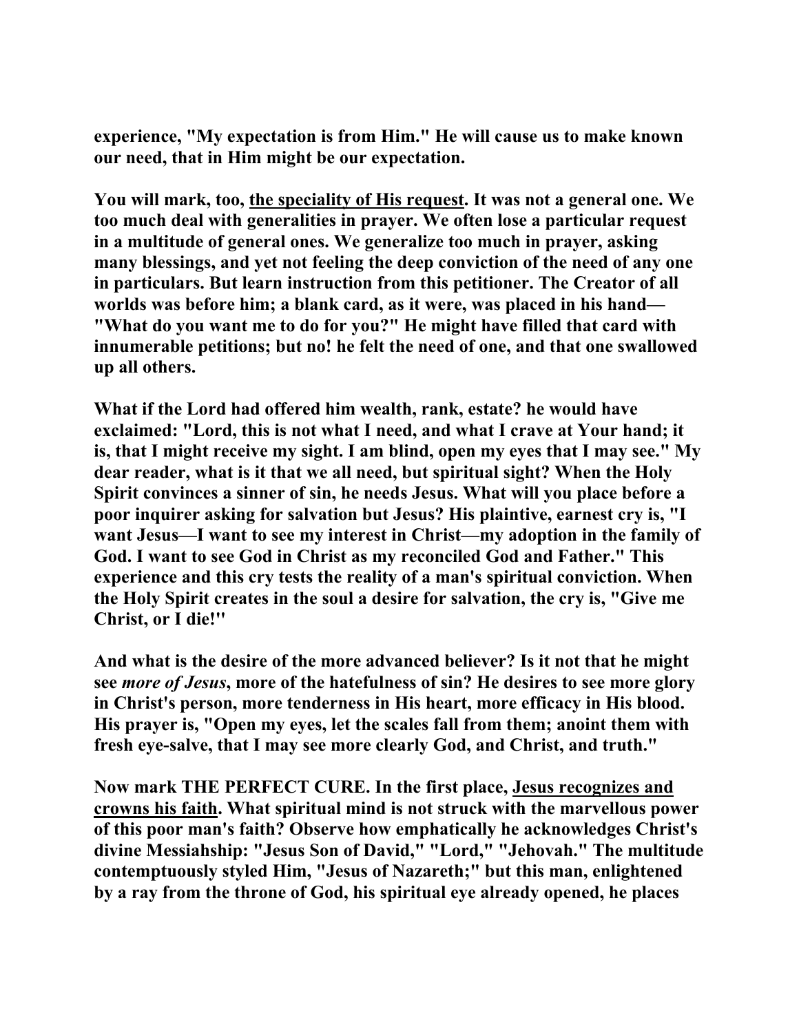experience, "My expectation is from Him." He will cause us to make known our need, that in Him might be our expectation.

You will mark, too, <u>the speciality of His request</u>. It was not a general one. We too much deal with generalities in prayer. We often lose a particular request in a multitude of general ones. We generalize too much in prayer, asking many blessings, and yet not feeling the deep conviction of the need of any one in particulars. But learn instruction from this petitioner. The Creator of all worlds was before him; a blank card, as it were, was placed in his hand—"What do you want me to do for you?" He might have filled that card with innumerable petitions; but no! he felt the need of one, and that one swallowed up all others.

What if the Lord had offered him wealth, rank, estate? he would have exclaimed: "Lord, this is not what I need, and what I crave at Your hand; it is, that I might receive my sight. I am blind, open my eyes that I may see." My dear reader, what is it that we all need, but spiritual sight? When the Holy Spirit convinces a sinner of sin, he needs Jesus. What will you place before a poor inquirer asking for salvation but Jesus? His plaintive, earnest cry is, "I want Jesus—I want to see my interest in Christ—my adoption in the family of God. I want to see God in Christ as my reconciled God and Father." This experience and this cry tests the reality of a man's spiritual conviction. When the Holy Spirit creates in the soul a desire for salvation, the cry is, "Give me Christ, or I die!"

And what is the desire of the more advanced believer? Is it not that he might see *more of Jesus*, more of the hatefulness of sin? He desires to see more glory in Christ's person, more tenderness in His heart, more efficacy in His blood. His prayer is, "Open my eyes, let the scales fall from them; anoint them with fresh eye-salve, that I may see more clearly God, and Christ, and truth."

Now mark THE PERFECT CURE. In the first place, <u>Jesus recognizes and crowns his faith</u>. What spiritual mind is not struck with the marvellous power of this poor man's faith? Observe how emphatically he acknowledges Christ's divine Messiahship: "Jesus Son of David," "Lord," "Jehovah." The multitude contemptuously styled Him, "Jesus of Nazareth;" but this man, enlightened by a ray from the throne of God, his spiritual eye already opened, he places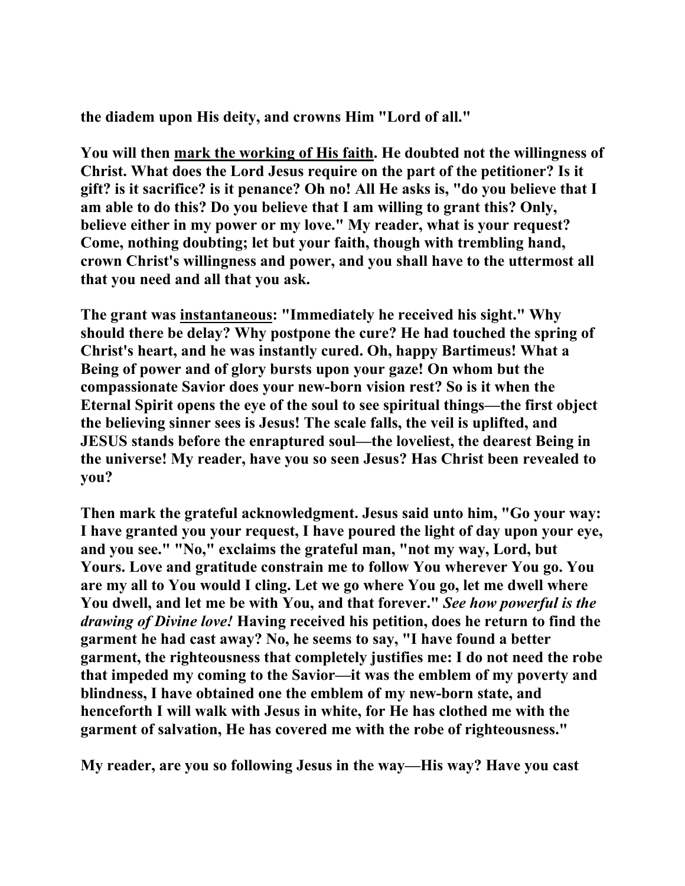**the diadem upon His deity, and crowns Him "Lord of all."**

**You will then <u>mark the working of His faith</u>. He doubted not the willingness of Christ. What does the Lord Jesus require on the part of the petitioner? Is it gift? is it sacrifice? is it penance? Oh no! All He asks is, "do you believe that I am able to do this? Do you believe that I am willing to grant this? Only, believe either in my power or my love." My reader, what is your request? Come, nothing doubting; let but your faith, though with trembling hand, crown Christ's willingness and power, and you shall have to the uttermost all that you need and all that you ask.**

**The grant was <u>instantaneous</u>: "Immediately he received his sight." Why should there be delay? Why postpone the cure? He had touched the spring of Christ's heart, and he was instantly cured. Oh, happy Bartimeus! What a Being of power and of glory bursts upon your gaze! On whom but the compassionate Savior does your new-born vision rest? So is it when the Eternal Spirit opens the eye of the soul to see spiritual things—the first object the believing sinner sees is Jesus! The scale falls, the veil is uplifted, and JESUS stands before the enraptured soul—the loveliest, the dearest Being in the universe! My reader, have you so seen Jesus? Has Christ been revealed to you?**

**Then mark the grateful acknowledgment. Jesus said unto him, "Go your way: I have granted you your request, I have poured the light of day upon your eye, and you see." "No," exclaims the grateful man, "not my way, Lord, but Yours. Love and gratitude constrain me to follow You wherever You go. You are my all to You would I cling. Let we go where You go, let me dwell where You dwell, and let me be with You, and that forever."** ***See how powerful is the drawing of Divine love!*** **Having received his petition, does he return to find the garment he had cast away? No, he seems to say, "I have found a better garment, the righteousness that completely justifies me: I do not need the robe that impeded my coming to the Savior—it was the emblem of my poverty and blindness, I have obtained one the emblem of my new-born state, and henceforth I will walk with Jesus in white, for He has clothed me with the garment of salvation, He has covered me with the robe of righteousness."**

**My reader, are you so following Jesus in the way—His way? Have you cast**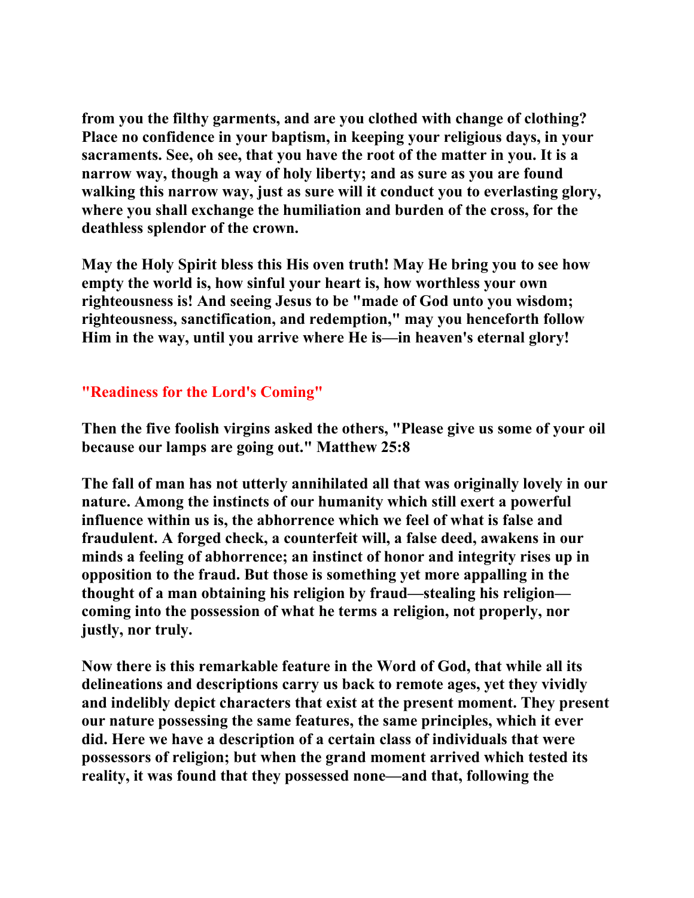**from you the filthy garments, and are you clothed with change of clothing? Place no confidence in your baptism, in keeping your religious days, in your sacraments. See, oh see, that you have the root of the matter in you. It is a narrow way, though a way of holy liberty; and as sure as you are found walking this narrow way, just as sure will it conduct you to everlasting glory, where you shall exchange the humiliation and burden of the cross, for the deathless splendor of the crown.**

**May the Holy Spirit bless this His oven truth! May He bring you to see how empty the world is, how sinful your heart is, how worthless your own righteousness is! And seeing Jesus to be "made of God unto you wisdom; righteousness, sanctification, and redemption," may you henceforth follow Him in the way, until you arrive where He is—in heaven's eternal glory!**

## "Readiness for the Lord's Coming"

**Then the five foolish virgins asked the others, "Please give us some of your oil because our lamps are going out." Matthew 25:8**

**The fall of man has not utterly annihilated all that was originally lovely in our nature. Among the instincts of our humanity which still exert a powerful influence within us is, the abhorrence which we feel of what is false and fraudulent. A forged check, a counterfeit will, a false deed, awakens in our minds a feeling of abhorrence; an instinct of honor and integrity rises up in opposition to the fraud. But those is something yet more appalling in the thought of a man obtaining his religion by fraud—stealing his religion—coming into the possession of what he terms a religion, not properly, nor justly, nor truly.**

**Now there is this remarkable feature in the Word of God, that while all its delineations and descriptions carry us back to remote ages, yet they vividly and indelibly depict characters that exist at the present moment. They present our nature possessing the same features, the same principles, which it ever did. Here we have a description of a certain class of individuals that were possessors of religion; but when the grand moment arrived which tested its reality, it was found that they possessed none—and that, following the**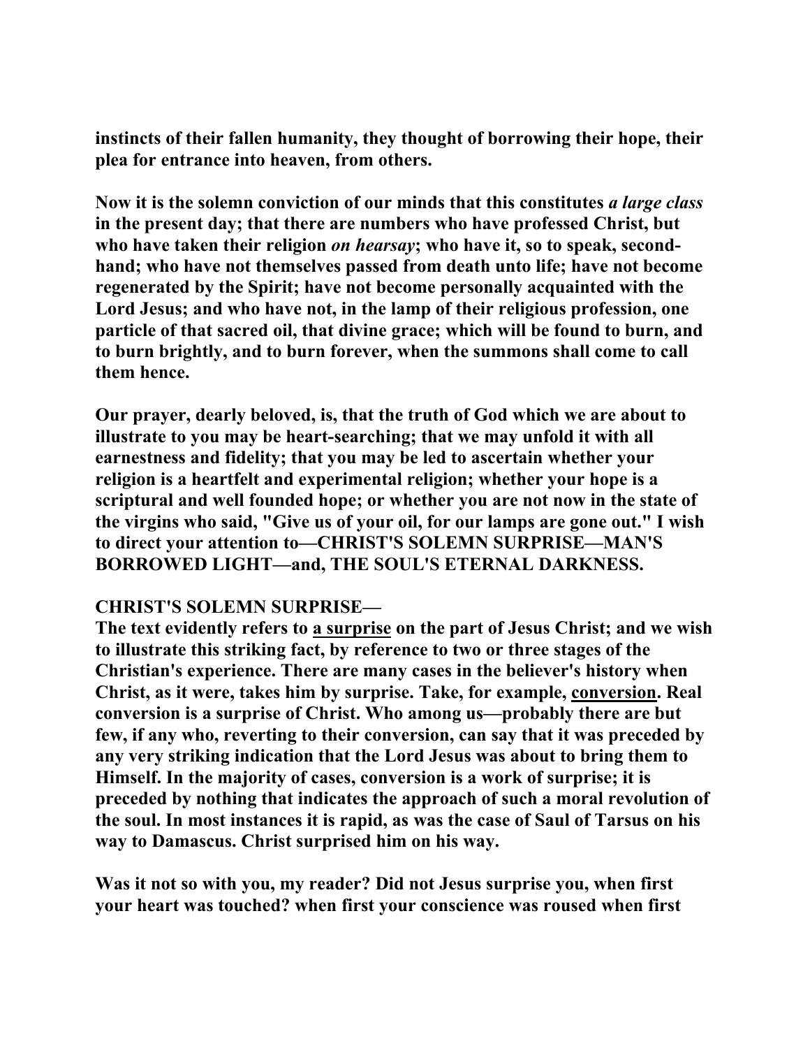**instincts of their fallen humanity, they thought of borrowing their hope, their plea for entrance into heaven, from others.**

**Now it is the solemn conviction of our minds that this constitutes *a large class* in the present day; that there are numbers who have professed Christ, but who have taken their religion *on hearsay*; who have it, so to speak, second-hand; who have not themselves passed from death unto life; have not become regenerated by the Spirit; have not become personally acquainted with the Lord Jesus; and who have not, in the lamp of their religious profession, one particle of that sacred oil, that divine grace; which will be found to burn, and to burn brightly, and to burn forever, when the summons shall come to call them hence.**

**Our prayer, dearly beloved, is, that the truth of God which we are about to illustrate to you may be heart-searching; that we may unfold it with all earnestness and fidelity; that you may be led to ascertain whether your religion is a heartfelt and experimental religion; whether your hope is a scriptural and well founded hope; or whether you are not now in the state of the virgins who said, "Give us of your oil, for our lamps are gone out." I wish to direct your attention to—CHRIST'S SOLEMN SURPRISE—MAN'S BORROWED LIGHT—and, THE SOUL'S ETERNAL DARKNESS.**

**CHRIST'S SOLEMN SURPRISE—**
**The text evidently refers to <u>a surprise</u> on the part of Jesus Christ; and we wish to illustrate this striking fact, by reference to two or three stages of the Christian's experience. There are many cases in the believer's history when Christ, as it were, takes him by surprise. Take, for example, <u>conversion</u>. Real conversion is a surprise of Christ. Who among us—probably there are but few, if any who, reverting to their conversion, can say that it was preceded by any very striking indication that the Lord Jesus was about to bring them to Himself. In the majority of cases, conversion is a work of surprise; it is preceded by nothing that indicates the approach of such a moral revolution of the soul. In most instances it is rapid, as was the case of Saul of Tarsus on his way to Damascus. Christ surprised him on his way.**

**Was it not so with you, my reader? Did not Jesus surprise you, when first your heart was touched? when first your conscience was roused when first**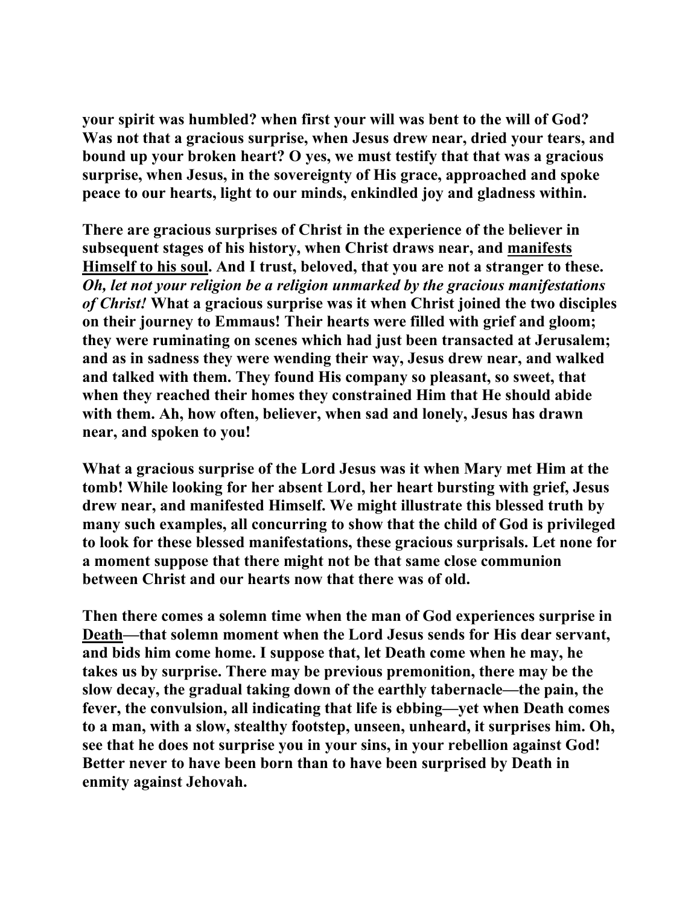**your spirit was humbled? when first your will was bent to the will of God? Was not that a gracious surprise, when Jesus drew near, dried your tears, and bound up your broken heart? O yes, we must testify that that was a gracious surprise, when Jesus, in the sovereignty of His grace, approached and spoke peace to our hearts, light to our minds, enkindled joy and gladness within.**

**There are gracious surprises of Christ in the experience of the believer in subsequent stages of his history, when Christ draws near, and <u>manifests Himself to his soul</u>. And I trust, beloved, that you are not a stranger to these.** ***Oh, let not your religion be a religion unmarked by the gracious manifestations of Christ!*** **What a gracious surprise was it when Christ joined the two disciples on their journey to Emmaus! Their hearts were filled with grief and gloom; they were ruminating on scenes which had just been transacted at Jerusalem; and as in sadness they were wending their way, Jesus drew near, and walked and talked with them. They found His company so pleasant, so sweet, that when they reached their homes they constrained Him that He should abide with them. Ah, how often, believer, when sad and lonely, Jesus has drawn near, and spoken to you!**

**What a gracious surprise of the Lord Jesus was it when Mary met Him at the tomb! While looking for her absent Lord, her heart bursting with grief, Jesus drew near, and manifested Himself. We might illustrate this blessed truth by many such examples, all concurring to show that the child of God is privileged to look for these blessed manifestations, these gracious surprisals. Let none for a moment suppose that there might not be that same close communion between Christ and our hearts now that there was of old.**

**Then there comes a solemn time when the man of God experiences surprise in <u>Death</u>—that solemn moment when the Lord Jesus sends for His dear servant, and bids him come home. I suppose that, let Death come when he may, he takes us by surprise. There may be previous premonition, there may be the slow decay, the gradual taking down of the earthly tabernacle—the pain, the fever, the convulsion, all indicating that life is ebbing—yet when Death comes to a man, with a slow, stealthy footstep, unseen, unheard, it surprises him. Oh, see that he does not surprise you in your sins, in your rebellion against God! Better never to have been born than to have been surprised by Death in enmity against Jehovah.**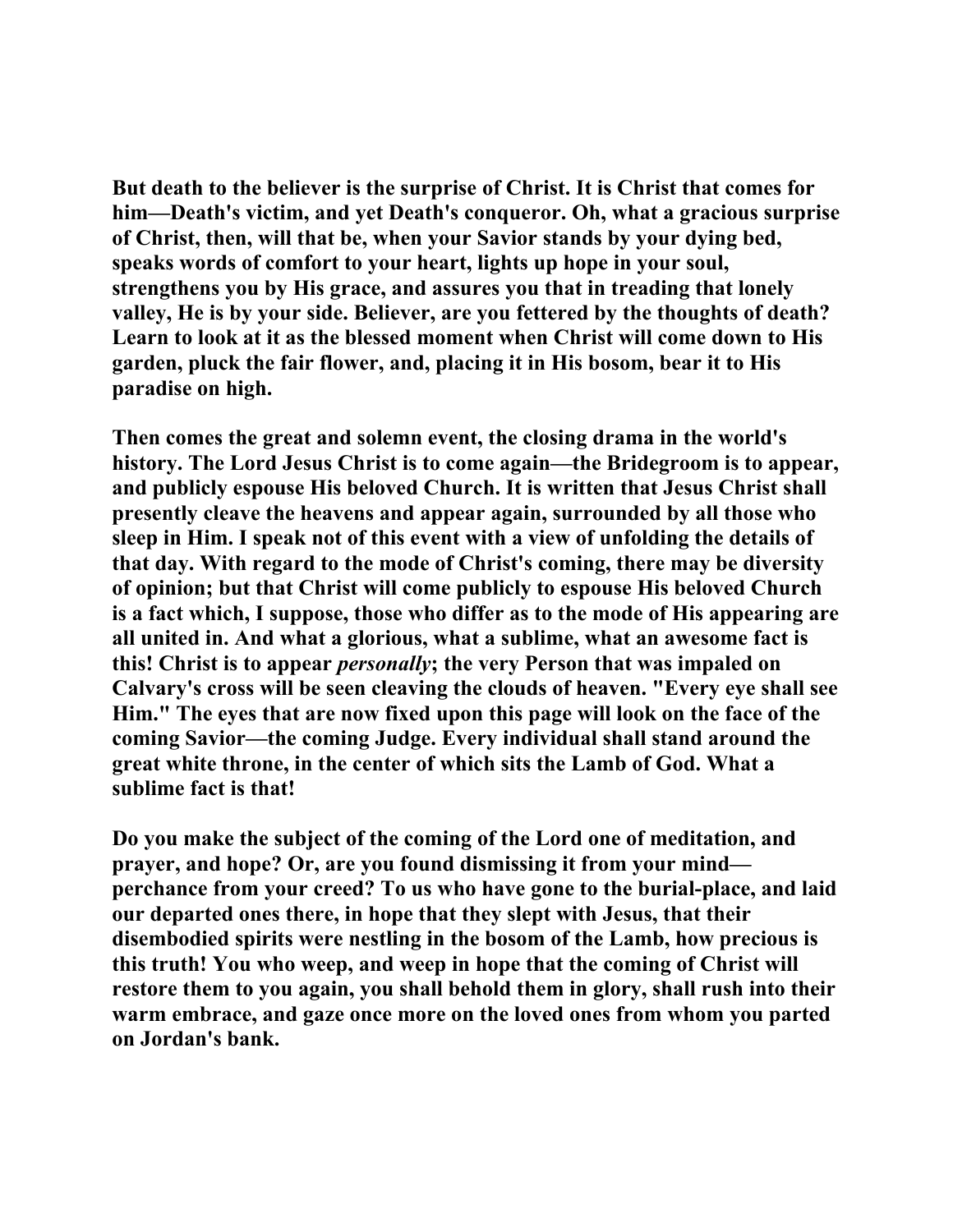But death to the believer is the surprise of Christ. It is Christ that comes for him—Death's victim, and yet Death's conqueror. Oh, what a gracious surprise of Christ, then, will that be, when your Savior stands by your dying bed, speaks words of comfort to your heart, lights up hope in your soul, strengthens you by His grace, and assures you that in treading that lonely valley, He is by your side. Believer, are you fettered by the thoughts of death? Learn to look at it as the blessed moment when Christ will come down to His garden, pluck the fair flower, and, placing it in His bosom, bear it to His paradise on high.

Then comes the great and solemn event, the closing drama in the world's history. The Lord Jesus Christ is to come again—the Bridegroom is to appear, and publicly espouse His beloved Church. It is written that Jesus Christ shall presently cleave the heavens and appear again, surrounded by all those who sleep in Him. I speak not of this event with a view of unfolding the details of that day. With regard to the mode of Christ's coming, there may be diversity of opinion; but that Christ will come publicly to espouse His beloved Church is a fact which, I suppose, those who differ as to the mode of His appearing are all united in. And what a glorious, what a sublime, what an awesome fact is this! Christ is to appear *personally*; the very Person that was impaled on Calvary's cross will be seen cleaving the clouds of heaven. "Every eye shall see Him." The eyes that are now fixed upon this page will look on the face of the coming Savior—the coming Judge. Every individual shall stand around the great white throne, in the center of which sits the Lamb of God. What a sublime fact is that!

Do you make the subject of the coming of the Lord one of meditation, and prayer, and hope? Or, are you found dismissing it from your mind—perchance from your creed? To us who have gone to the burial-place, and laid our departed ones there, in hope that they slept with Jesus, that their disembodied spirits were nestling in the bosom of the Lamb, how precious is this truth! You who weep, and weep in hope that the coming of Christ will restore them to you again, you shall behold them in glory, shall rush into their warm embrace, and gaze once more on the loved ones from whom you parted on Jordan's bank.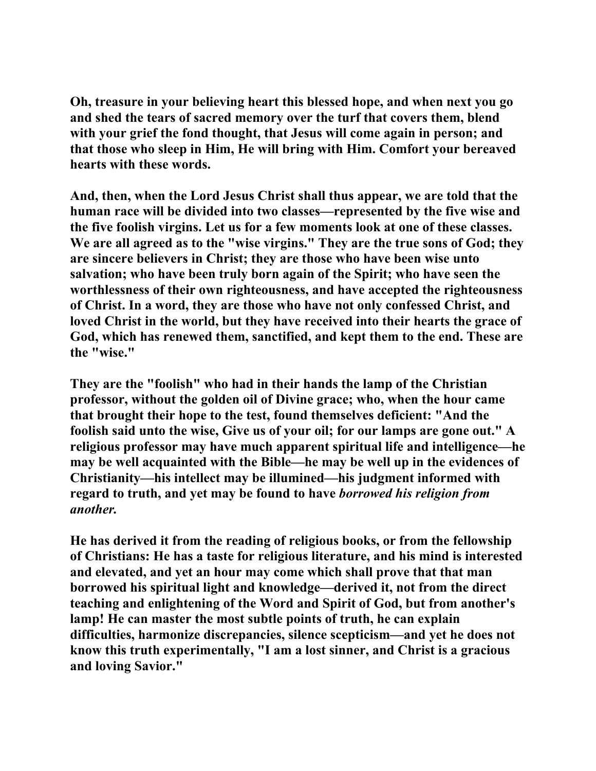Oh, treasure in your believing heart this blessed hope, and when next you go and shed the tears of sacred memory over the turf that covers them, blend with your grief the fond thought, that Jesus will come again in person; and that those who sleep in Him, He will bring with Him. Comfort your bereaved hearts with these words.

And, then, when the Lord Jesus Christ shall thus appear, we are told that the human race will be divided into two classes—represented by the five wise and the five foolish virgins. Let us for a few moments look at one of these classes. We are all agreed as to the "wise virgins." They are the true sons of God; they are sincere believers in Christ; they are those who have been wise unto salvation; who have been truly born again of the Spirit; who have seen the worthlessness of their own righteousness, and have accepted the righteousness of Christ. In a word, they are those who have not only confessed Christ, and loved Christ in the world, but they have received into their hearts the grace of God, which has renewed them, sanctified, and kept them to the end. These are the "wise."

They are the "foolish" who had in their hands the lamp of the Christian professor, without the golden oil of Divine grace; who, when the hour came that brought their hope to the test, found themselves deficient: "And the foolish said unto the wise, Give us of your oil; for our lamps are gone out." A religious professor may have much apparent spiritual life and intelligence—he may be well acquainted with the Bible—he may be well up in the evidences of Christianity—his intellect may be illumined—his judgment informed with regard to truth, and yet may be found to have *borrowed his religion from another.*

He has derived it from the reading of religious books, or from the fellowship of Christians: He has a taste for religious literature, and his mind is interested and elevated, and yet an hour may come which shall prove that that man borrowed his spiritual light and knowledge—derived it, not from the direct teaching and enlightening of the Word and Spirit of God, but from another's lamp! He can master the most subtle points of truth, he can explain difficulties, harmonize discrepancies, silence scepticism—and yet he does not know this truth experimentally, "I am a lost sinner, and Christ is a gracious and loving Savior."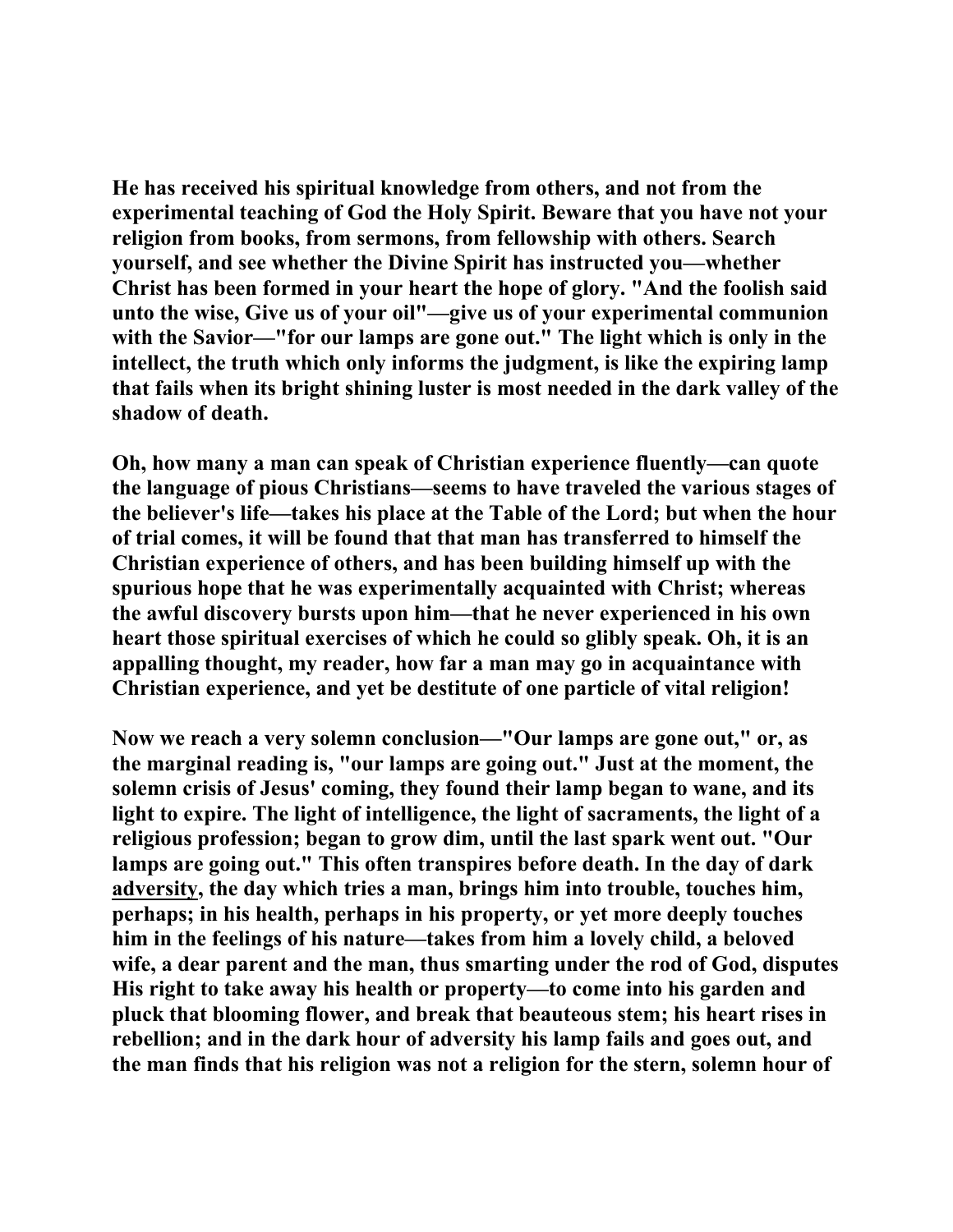He has received his spiritual knowledge from others, and not from the experimental teaching of God the Holy Spirit. Beware that you have not your religion from books, from sermons, from fellowship with others. Search yourself, and see whether the Divine Spirit has instructed you—whether Christ has been formed in your heart the hope of glory. "And the foolish said unto the wise, Give us of your oil"—give us of your experimental communion with the Savior—"for our lamps are gone out." The light which is only in the intellect, the truth which only informs the judgment, is like the expiring lamp that fails when its bright shining luster is most needed in the dark valley of the shadow of death.

Oh, how many a man can speak of Christian experience fluently—can quote the language of pious Christians—seems to have traveled the various stages of the believer's life—takes his place at the Table of the Lord; but when the hour of trial comes, it will be found that that man has transferred to himself the Christian experience of others, and has been building himself up with the spurious hope that he was experimentally acquainted with Christ; whereas the awful discovery bursts upon him—that he never experienced in his own heart those spiritual exercises of which he could so glibly speak. Oh, it is an appalling thought, my reader, how far a man may go in acquaintance with Christian experience, and yet be destitute of one particle of vital religion!

Now we reach a very solemn conclusion—"Our lamps are gone out," or, as the marginal reading is, "our lamps are going out." Just at the moment, the solemn crisis of Jesus' coming, they found their lamp began to wane, and its light to expire. The light of intelligence, the light of sacraments, the light of a religious profession; began to grow dim, until the last spark went out. "Our lamps are going out." This often transpires before death. In the day of dark adversity, the day which tries a man, brings him into trouble, touches him, perhaps; in his health, perhaps in his property, or yet more deeply touches him in the feelings of his nature—takes from him a lovely child, a beloved wife, a dear parent and the man, thus smarting under the rod of God, disputes His right to take away his health or property—to come into his garden and pluck that blooming flower, and break that beauteous stem; his heart rises in rebellion; and in the dark hour of adversity his lamp fails and goes out, and the man finds that his religion was not a religion for the stern, solemn hour of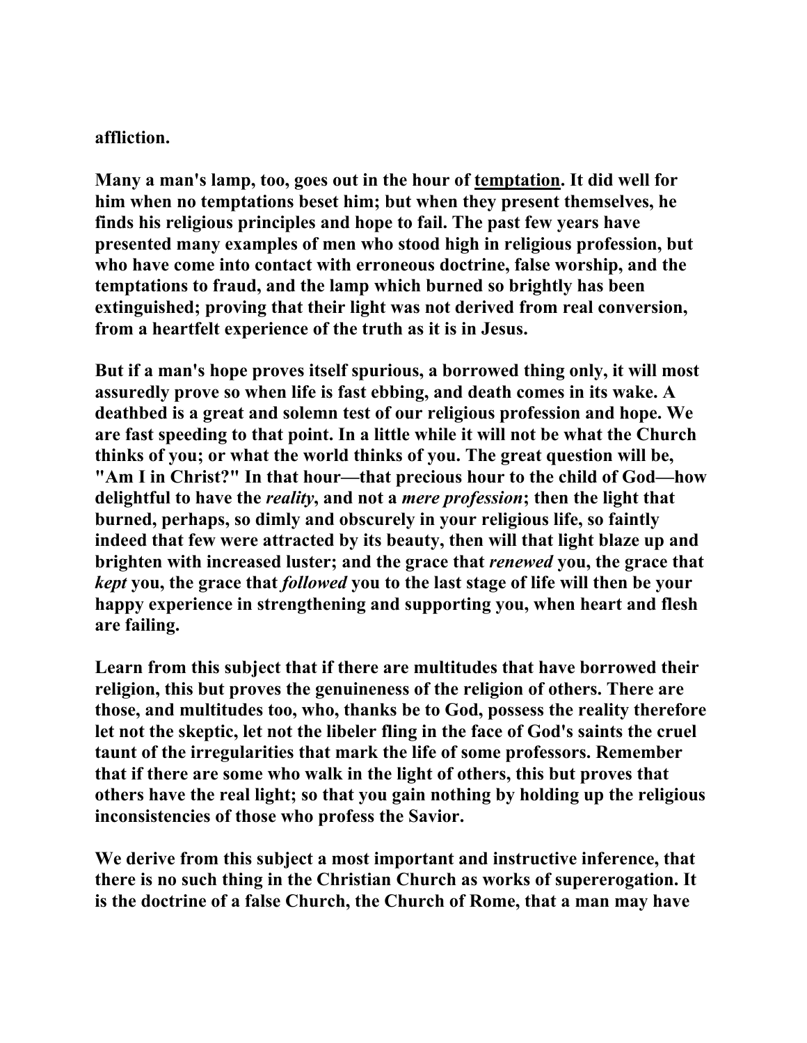affliction.

Many a man's lamp, too, goes out in the hour of <u>temptation</u>. It did well for him when no temptations beset him; but when they present themselves, he finds his religious principles and hope to fail. The past few years have presented many examples of men who stood high in religious profession, but who have come into contact with erroneous doctrine, false worship, and the temptations to fraud, and the lamp which burned so brightly has been extinguished; proving that their light was not derived from real conversion, from a heartfelt experience of the truth as it is in Jesus.

But if a man's hope proves itself spurious, a borrowed thing only, it will most assuredly prove so when life is fast ebbing, and death comes in its wake. A deathbed is a great and solemn test of our religious profession and hope. We are fast speeding to that point. In a little while it will not be what the Church thinks of you; or what the world thinks of you. The great question will be, "Am I in Christ?" In that hour—that precious hour to the child of God—how delightful to have the *reality*, and not a *mere profession*; then the light that burned, perhaps, so dimly and obscurely in your religious life, so faintly indeed that few were attracted by its beauty, then will that light blaze up and brighten with increased luster; and the grace that *renewed* you, the grace that *kept* you, the grace that *followed* you to the last stage of life will then be your happy experience in strengthening and supporting you, when heart and flesh are failing.

Learn from this subject that if there are multitudes that have borrowed their religion, this but proves the genuineness of the religion of others. There are those, and multitudes too, who, thanks be to God, possess the reality therefore let not the skeptic, let not the libeler fling in the face of God's saints the cruel taunt of the irregularities that mark the life of some professors. Remember that if there are some who walk in the light of others, this but proves that others have the real light; so that you gain nothing by holding up the religious inconsistencies of those who profess the Savior.

We derive from this subject a most important and instructive inference, that there is no such thing in the Christian Church as works of supererogation. It is the doctrine of a false Church, the Church of Rome, that a man may have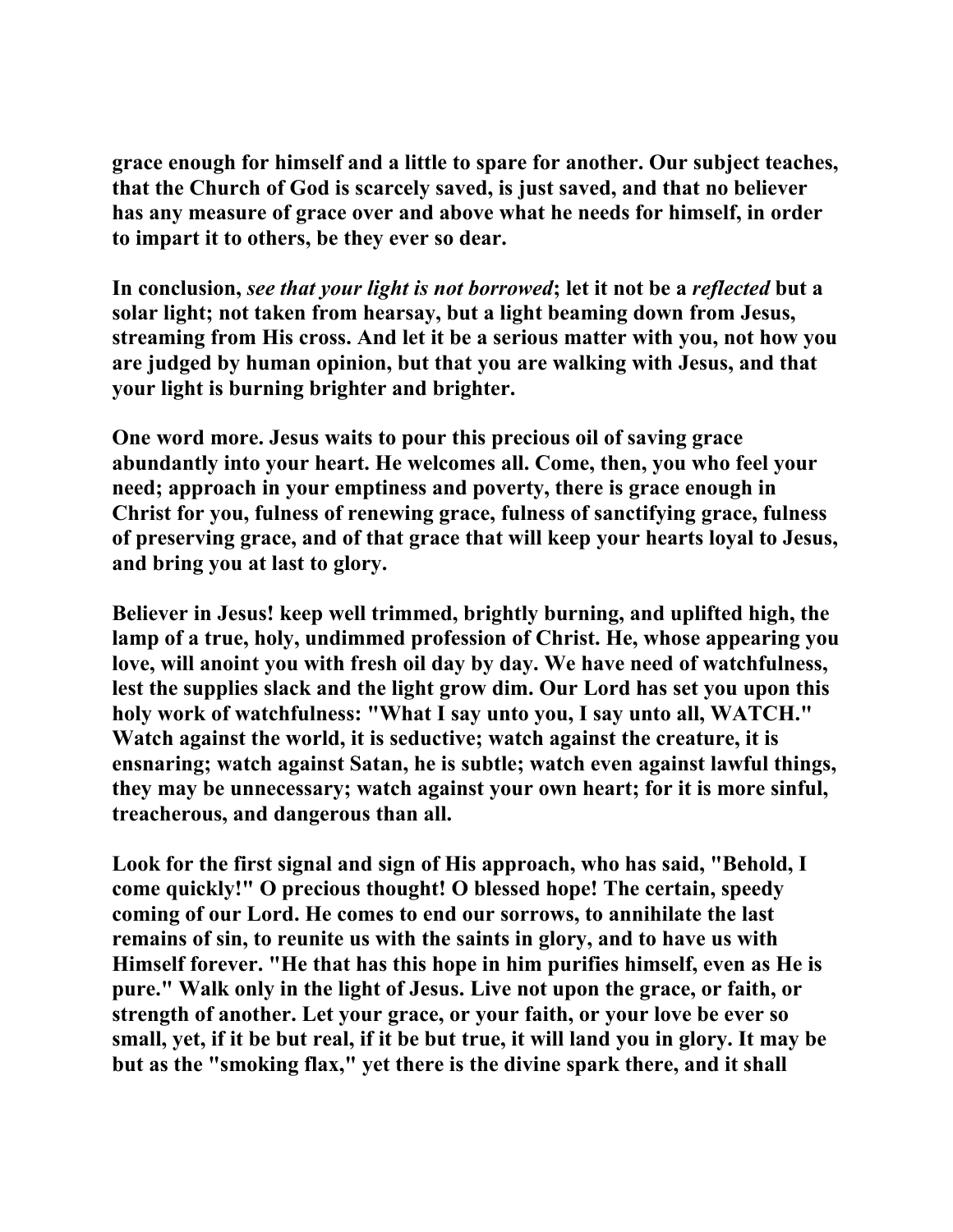**grace enough for himself and a little to spare for another. Our subject teaches, that the Church of God is scarcely saved, is just saved, and that no believer has any measure of grace over and above what he needs for himself, in order to impart it to others, be they ever so dear.**

**In conclusion, *see that your light is not borrowed*; let it not be a *reflected* but a solar light; not taken from hearsay, but a light beaming down from Jesus, streaming from His cross. And let it be a serious matter with you, not how you are judged by human opinion, but that you are walking with Jesus, and that your light is burning brighter and brighter.**

**One word more. Jesus waits to pour this precious oil of saving grace abundantly into your heart. He welcomes all. Come, then, you who feel your need; approach in your emptiness and poverty, there is grace enough in Christ for you, fulness of renewing grace, fulness of sanctifying grace, fulness of preserving grace, and of that grace that will keep your hearts loyal to Jesus, and bring you at last to glory.**

**Believer in Jesus! keep well trimmed, brightly burning, and uplifted high, the lamp of a true, holy, undimmed profession of Christ. He, whose appearing you love, will anoint you with fresh oil day by day. We have need of watchfulness, lest the supplies slack and the light grow dim. Our Lord has set you upon this holy work of watchfulness: "What I say unto you, I say unto all, WATCH." Watch against the world, it is seductive; watch against the creature, it is ensnaring; watch against Satan, he is subtle; watch even against lawful things, they may be unnecessary; watch against your own heart; for it is more sinful, treacherous, and dangerous than all.**

**Look for the first signal and sign of His approach, who has said, "Behold, I come quickly!" O precious thought! O blessed hope! The certain, speedy coming of our Lord. He comes to end our sorrows, to annihilate the last remains of sin, to reunite us with the saints in glory, and to have us with Himself forever. "He that has this hope in him purifies himself, even as He is pure." Walk only in the light of Jesus. Live not upon the grace, or faith, or strength of another. Let your grace, or your faith, or your love be ever so small, yet, if it be but real, if it be but true, it will land you in glory. It may be but as the "smoking flax," yet there is the divine spark there, and it shall**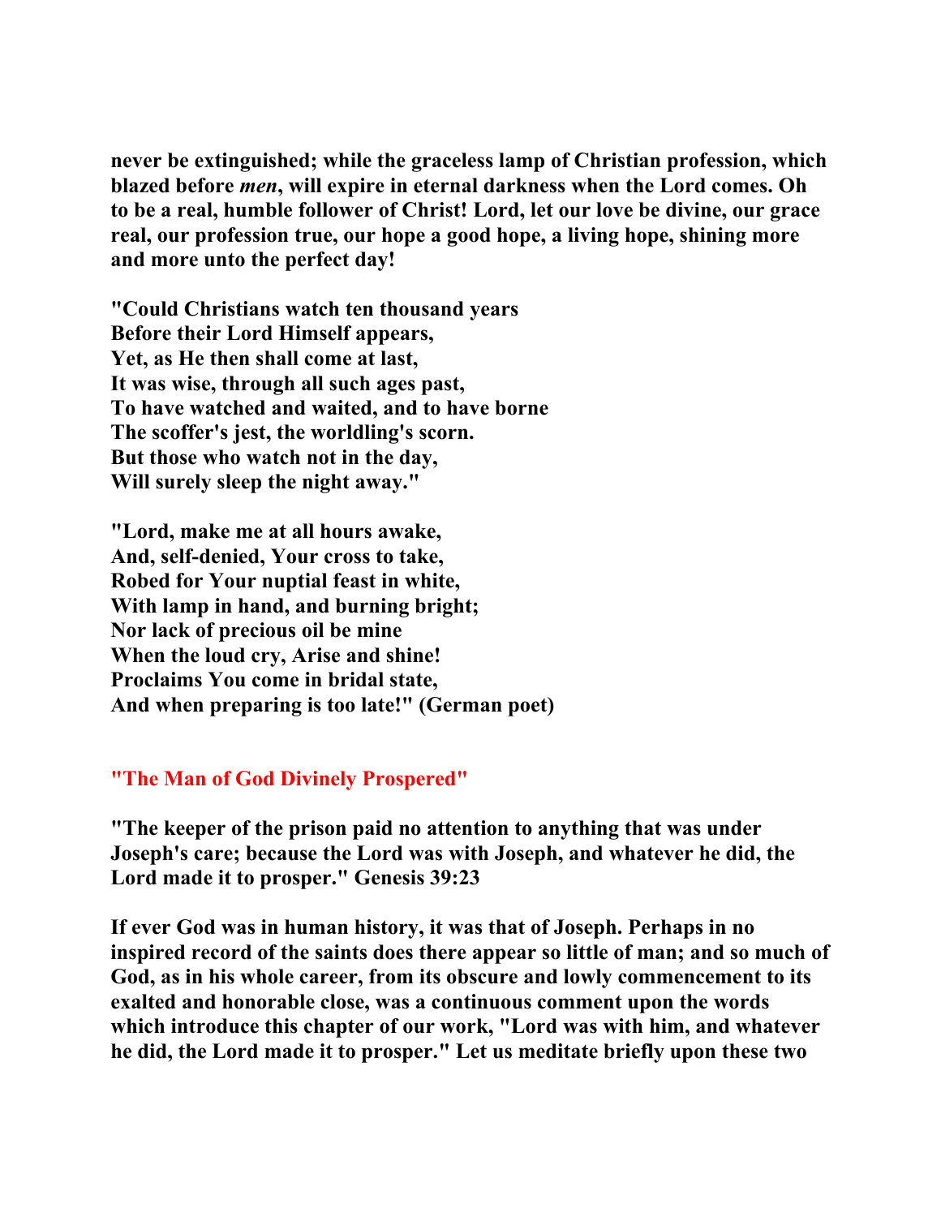**never be extinguished; while the graceless lamp of Christian profession, which blazed before *men*, will expire in eternal darkness when the Lord comes. Oh to be a real, humble follower of Christ! Lord, let our love be divine, our grace real, our profession true, our hope a good hope, a living hope, shining more and more unto the perfect day!**

**"Could Christians watch ten thousand years**
**Before their Lord Himself appears,**
**Yet, as He then shall come at last,**
**It was wise, through all such ages past,**
**To have watched and waited, and to have borne**
**The scoffer's jest, the worldling's scorn.**
**But those who watch not in the day,**
**Will surely sleep the night away."**

**"Lord, make me at all hours awake,**
**And, self-denied, Your cross to take,**
**Robed for Your nuptial feast in white,**
**With lamp in hand, and burning bright;**
**Nor lack of precious oil be mine**
**When the loud cry, Arise and shine!**
**Proclaims You come in bridal state,**
**And when preparing is too late!" (German poet)**

## "The Man of God Divinely Prospered"

**"The keeper of the prison paid no attention to anything that was under Joseph's care; because the Lord was with Joseph, and whatever he did, the Lord made it to prosper." Genesis 39:23**

**If ever God was in human history, it was that of Joseph. Perhaps in no inspired record of the saints does there appear so little of man; and so much of God, as in his whole career, from its obscure and lowly commencement to its exalted and honorable close, was a continuous comment upon the words which introduce this chapter of our work, "Lord was with him, and whatever he did, the Lord made it to prosper." Let us meditate briefly upon these two**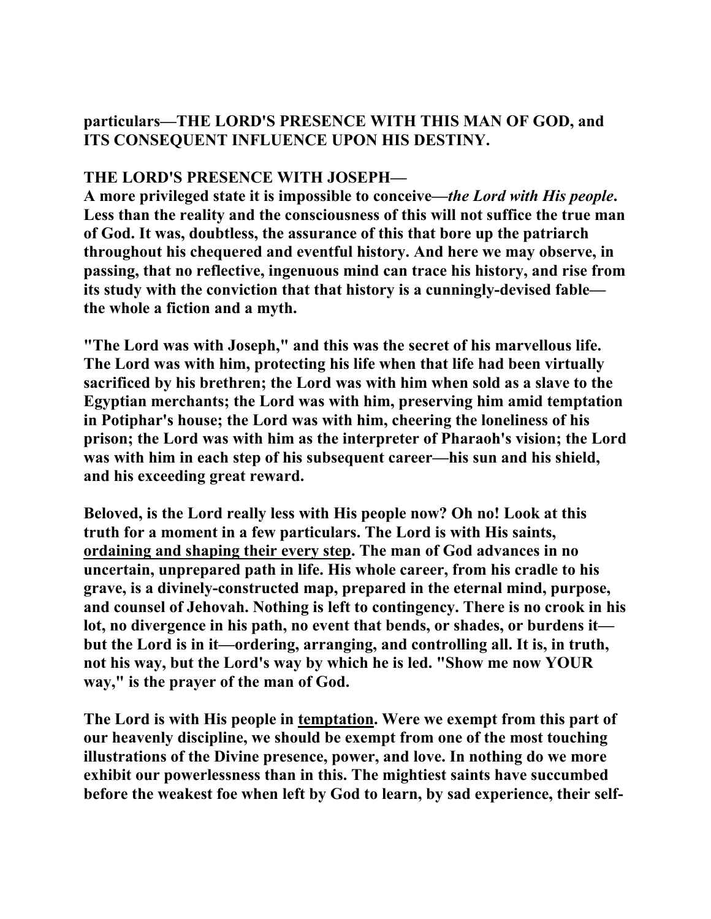**particulars—THE LORD'S PRESENCE WITH THIS MAN OF GOD, and ITS CONSEQUENT INFLUENCE UPON HIS DESTINY.**

**THE LORD'S PRESENCE WITH JOSEPH—**

**A more privileged state it is impossible to conceive—*the Lord with His people*. Less than the reality and the consciousness of this will not suffice the true man of God. It was, doubtless, the assurance of this that bore up the patriarch throughout his chequered and eventful history. And here we may observe, in passing, that no reflective, ingenuous mind can trace his history, and rise from its study with the conviction that that history is a cunningly-devised fable—the whole a fiction and a myth.**

**"The Lord was with Joseph," and this was the secret of his marvellous life. The Lord was with him, protecting his life when that life had been virtually sacrificed by his brethren; the Lord was with him when sold as a slave to the Egyptian merchants; the Lord was with him, preserving him amid temptation in Potiphar's house; the Lord was with him, cheering the loneliness of his prison; the Lord was with him as the interpreter of Pharaoh's vision; the Lord was with him in each step of his subsequent career—his sun and his shield, and his exceeding great reward.**

**Beloved, is the Lord really less with His people now? Oh no! Look at this truth for a moment in a few particulars. The Lord is with His saints, <u>ordaining and shaping their every step</u>. The man of God advances in no uncertain, unprepared path in life. His whole career, from his cradle to his grave, is a divinely-constructed map, prepared in the eternal mind, purpose, and counsel of Jehovah. Nothing is left to contingency. There is no crook in his lot, no divergence in his path, no event that bends, or shades, or burdens it—but the Lord is in it—ordering, arranging, and controlling all. It is, in truth, not his way, but the Lord's way by which he is led. "Show me now YOUR way," is the prayer of the man of God.**

**The Lord is with His people in <u>temptation</u>. Were we exempt from this part of our heavenly discipline, we should be exempt from one of the most touching illustrations of the Divine presence, power, and love. In nothing do we more exhibit our powerlessness than in this. The mightiest saints have succumbed before the weakest foe when left by God to learn, by sad experience, their self-**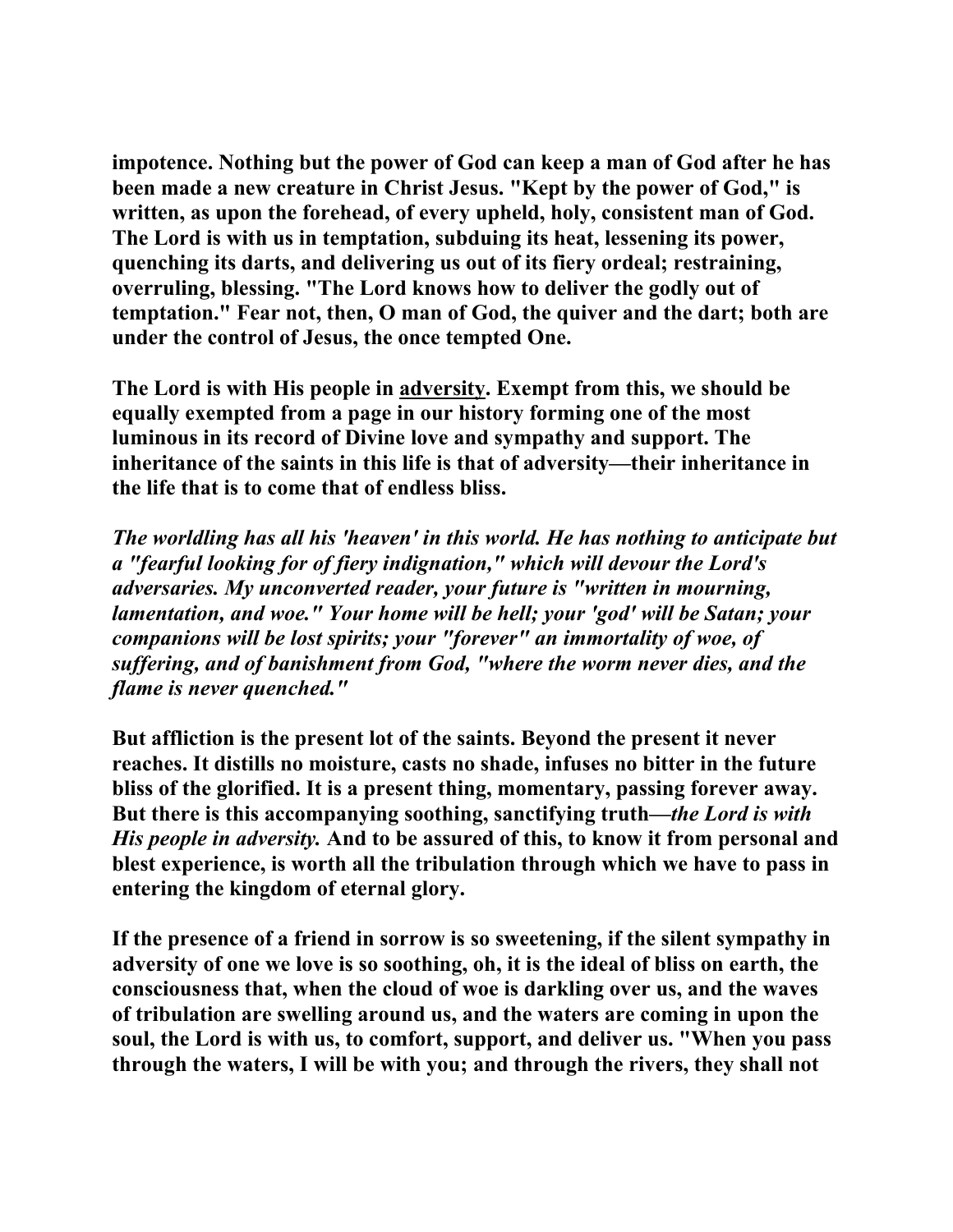**impotence. Nothing but the power of God can keep a man of God after he has been made a new creature in Christ Jesus. "Kept by the power of God," is written, as upon the forehead, of every upheld, holy, consistent man of God. The Lord is with us in temptation, subduing its heat, lessening its power, quenching its darts, and delivering us out of its fiery ordeal; restraining, overruling, blessing. "The Lord knows how to deliver the godly out of temptation." Fear not, then, O man of God, the quiver and the dart; both are under the control of Jesus, the once tempted One.**

**The Lord is with His people in <u>adversity</u>. Exempt from this, we should be equally exempted from a page in our history forming one of the most luminous in its record of Divine love and sympathy and support. The inheritance of the saints in this life is that of adversity—their inheritance in the life that is to come that of endless bliss.**

***The worldling has all his 'heaven' in this world. He has nothing to anticipate but a "fearful looking for of fiery indignation," which will devour the Lord's adversaries. My unconverted reader, your future is "written in mourning, lamentation, and woe." Your home will be hell; your 'god' will be Satan; your companions will be lost spirits; your "forever" an immortality of woe, of suffering, and of banishment from God, "where the worm never dies, and the flame is never quenched."***

**But affliction is the present lot of the saints. Beyond the present it never reaches. It distills no moisture, casts no shade, infuses no bitter in the future bliss of the glorified. It is a present thing, momentary, passing forever away. But there is this accompanying soothing, sanctifying truth—*the Lord is with His people in adversity.* And to be assured of this, to know it from personal and blest experience, is worth all the tribulation through which we have to pass in entering the kingdom of eternal glory.**

**If the presence of a friend in sorrow is so sweetening, if the silent sympathy in adversity of one we love is so soothing, oh, it is the ideal of bliss on earth, the consciousness that, when the cloud of woe is darkling over us, and the waves of tribulation are swelling around us, and the waters are coming in upon the soul, the Lord is with us, to comfort, support, and deliver us. "When you pass through the waters, I will be with you; and through the rivers, they shall not**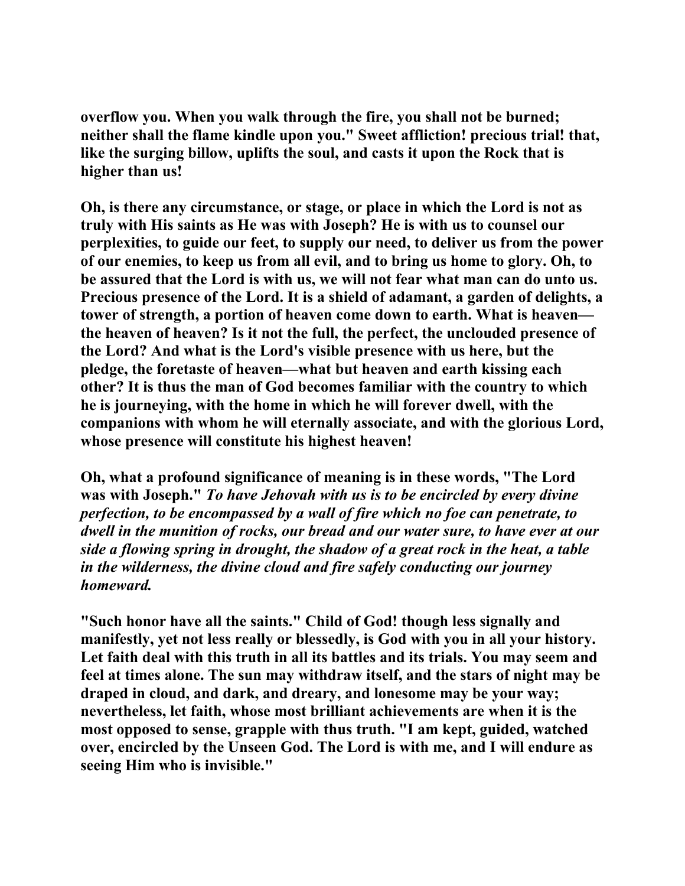**overflow you. When you walk through the fire, you shall not be burned; neither shall the flame kindle upon you." Sweet affliction! precious trial! that, like the surging billow, uplifts the soul, and casts it upon the Rock that is higher than us!**

**Oh, is there any circumstance, or stage, or place in which the Lord is not as truly with His saints as He was with Joseph? He is with us to counsel our perplexities, to guide our feet, to supply our need, to deliver us from the power of our enemies, to keep us from all evil, and to bring us home to glory. Oh, to be assured that the Lord is with us, we will not fear what man can do unto us. Precious presence of the Lord. It is a shield of adamant, a garden of delights, a tower of strength, a portion of heaven come down to earth. What is heaven—the heaven of heaven? Is it not the full, the perfect, the unclouded presence of the Lord? And what is the Lord's visible presence with us here, but the pledge, the foretaste of heaven—what but heaven and earth kissing each other? It is thus the man of God becomes familiar with the country to which he is journeying, with the home in which he will forever dwell, with the companions with whom he will eternally associate, and with the glorious Lord, whose presence will constitute his highest heaven!**

**Oh, what a profound significance of meaning is in these words, "The Lord was with Joseph."** ***To have Jehovah with us is to be encircled by every divine perfection, to be encompassed by a wall of fire which no foe can penetrate, to dwell in the munition of rocks, our bread and our water sure, to have ever at our side a flowing spring in drought, the shadow of a great rock in the heat, a table in the wilderness, the divine cloud and fire safely conducting our journey homeward.***

**"Such honor have all the saints." Child of God! though less signally and manifestly, yet not less really or blessedly, is God with you in all your history. Let faith deal with this truth in all its battles and its trials. You may seem and feel at times alone. The sun may withdraw itself, and the stars of night may be draped in cloud, and dark, and dreary, and lonesome may be your way; nevertheless, let faith, whose most brilliant achievements are when it is the most opposed to sense, grapple with thus truth. "I am kept, guided, watched over, encircled by the Unseen God. The Lord is with me, and I will endure as seeing Him who is invisible."**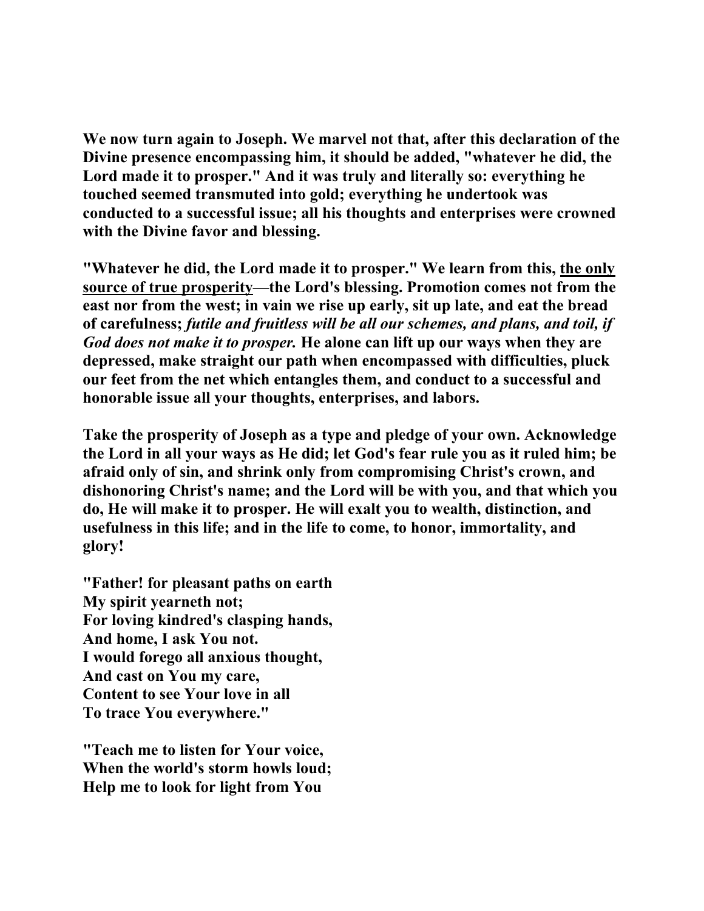**We now turn again to Joseph. We marvel not that, after this declaration of the Divine presence encompassing him, it should be added, "whatever he did, the Lord made it to prosper." And it was truly and literally so: everything he touched seemed transmuted into gold; everything he undertook was conducted to a successful issue; all his thoughts and enterprises were crowned with the Divine favor and blessing.**

**"Whatever he did, the Lord made it to prosper." We learn from this, <u>the only source of true prosperity</u>—the Lord's blessing. Promotion comes not from the east nor from the west; in vain we rise up early, sit up late, and eat the bread of carefulness; *futile and fruitless will be all our schemes, and plans, and toil, if God does not make it to prosper.* He alone can lift up our ways when they are depressed, make straight our path when encompassed with difficulties, pluck our feet from the net which entangles them, and conduct to a successful and honorable issue all your thoughts, enterprises, and labors.**

**Take the prosperity of Joseph as a type and pledge of your own. Acknowledge the Lord in all your ways as He did; let God's fear rule you as it ruled him; be afraid only of sin, and shrink only from compromising Christ's crown, and dishonoring Christ's name; and the Lord will be with you, and that which you do, He will make it to prosper. He will exalt you to wealth, distinction, and usefulness in this life; and in the life to come, to honor, immortality, and glory!**

**"Father! for pleasant paths on earth**
**My spirit yearneth not;**
**For loving kindred's clasping hands,**
**And home, I ask You not.**
**I would forego all anxious thought,**
**And cast on You my care,**
**Content to see Your love in all**
**To trace You everywhere."**

**"Teach me to listen for Your voice,**
**When the world's storm howls loud;**
**Help me to look for light from You**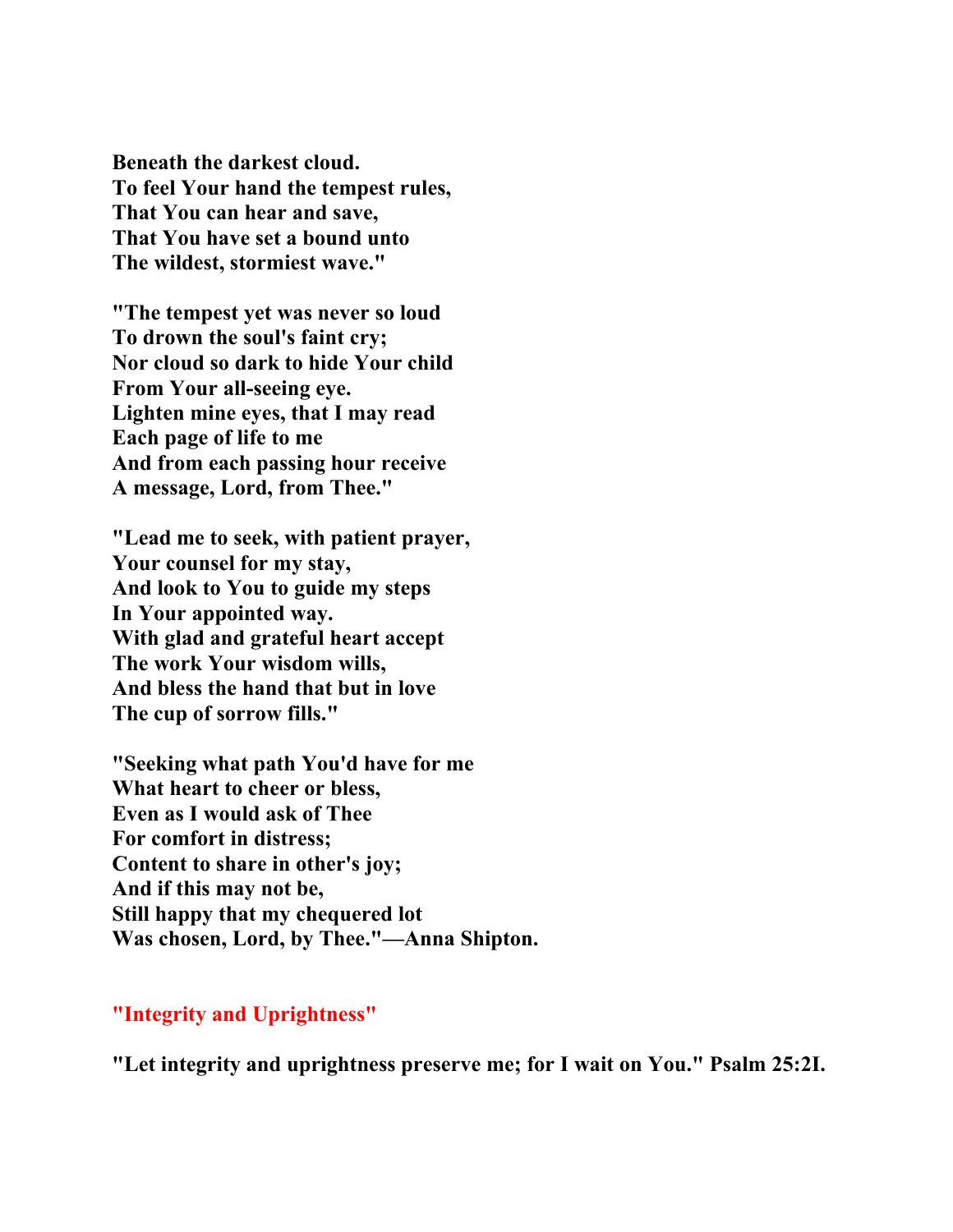**Beneath the darkest cloud.**
**To feel Your hand the tempest rules,**
**That You can hear and save,**
**That You have set a bound unto**
**The wildest, stormiest wave."**

**"The tempest yet was never so loud**
**To drown the soul's faint cry;**
**Nor cloud so dark to hide Your child**
**From Your all-seeing eye.**
**Lighten mine eyes, that I may read**
**Each page of life to me**
**And from each passing hour receive**
**A message, Lord, from Thee."**

**"Lead me to seek, with patient prayer,**
**Your counsel for my stay,**
**And look to You to guide my steps**
**In Your appointed way.**
**With glad and grateful heart accept**
**The work Your wisdom wills,**
**And bless the hand that but in love**
**The cup of sorrow fills."**

**"Seeking what path You'd have for me**
**What heart to cheer or bless,**
**Even as I would ask of Thee**
**For comfort in distress;**
**Content to share in other's joy;**
**And if this may not be,**
**Still happy that my chequered lot**
**Was chosen, Lord, by Thee."—Anna Shipton.**

## "Integrity and Uprightness"

**"Let integrity and uprightness preserve me; for I wait on You." Psalm 25:2I.**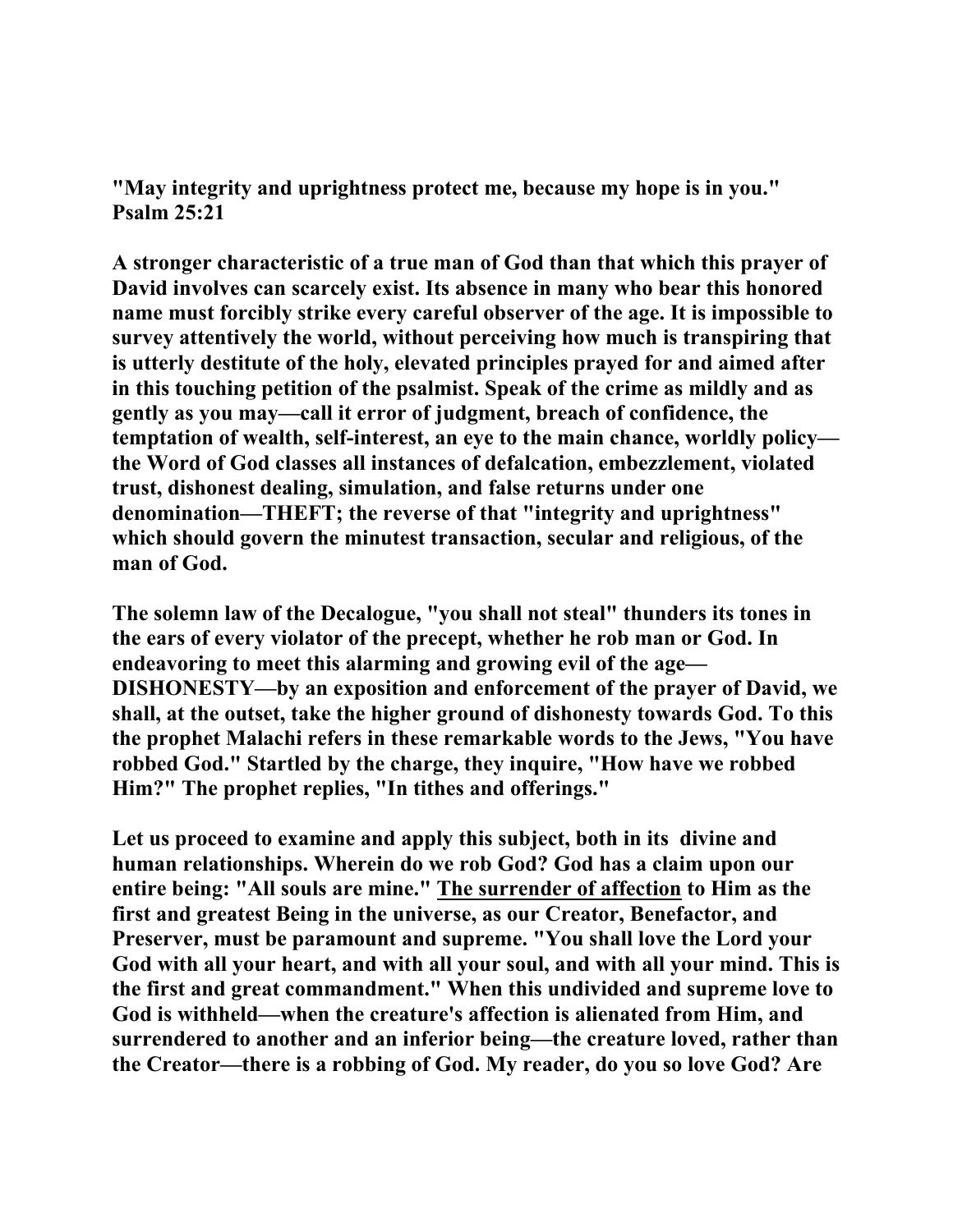**"May integrity and uprightness protect me, because my hope is in you." Psalm 25:21**

**A stronger characteristic of a true man of God than that which this prayer of David involves can scarcely exist. Its absence in many who bear this honored name must forcibly strike every careful observer of the age. It is impossible to survey attentively the world, without perceiving how much is transpiring that is utterly destitute of the holy, elevated principles prayed for and aimed after in this touching petition of the psalmist. Speak of the crime as mildly and as gently as you may—call it error of judgment, breach of confidence, the temptation of wealth, self-interest, an eye to the main chance, worldly policy—the Word of God classes all instances of defalcation, embezzlement, violated trust, dishonest dealing, simulation, and false returns under one denomination—THEFT; the reverse of that "integrity and uprightness" which should govern the minutest transaction, secular and religious, of the man of God.**

**The solemn law of the Decalogue, "you shall not steal" thunders its tones in the ears of every violator of the precept, whether he rob man or God. In endeavoring to meet this alarming and growing evil of the age—DISHONESTY—by an exposition and enforcement of the prayer of David, we shall, at the outset, take the higher ground of dishonesty towards God. To this the prophet Malachi refers in these remarkable words to the Jews, "You have robbed God." Startled by the charge, they inquire, "How have we robbed Him?" The prophet replies, "In tithes and offerings."**

**Let us proceed to examine and apply this subject, both in its divine and human relationships. Wherein do we rob God? God has a claim upon our entire being: "All souls are mine." <u>The surrender of affection</u> to Him as the first and greatest Being in the universe, as our Creator, Benefactor, and Preserver, must be paramount and supreme. "You shall love the Lord your God with all your heart, and with all your soul, and with all your mind. This is the first and great commandment." When this undivided and supreme love to God is withheld—when the creature's affection is alienated from Him, and surrendered to another and an inferior being—the creature loved, rather than the Creator—there is a robbing of God. My reader, do you so love God? Are**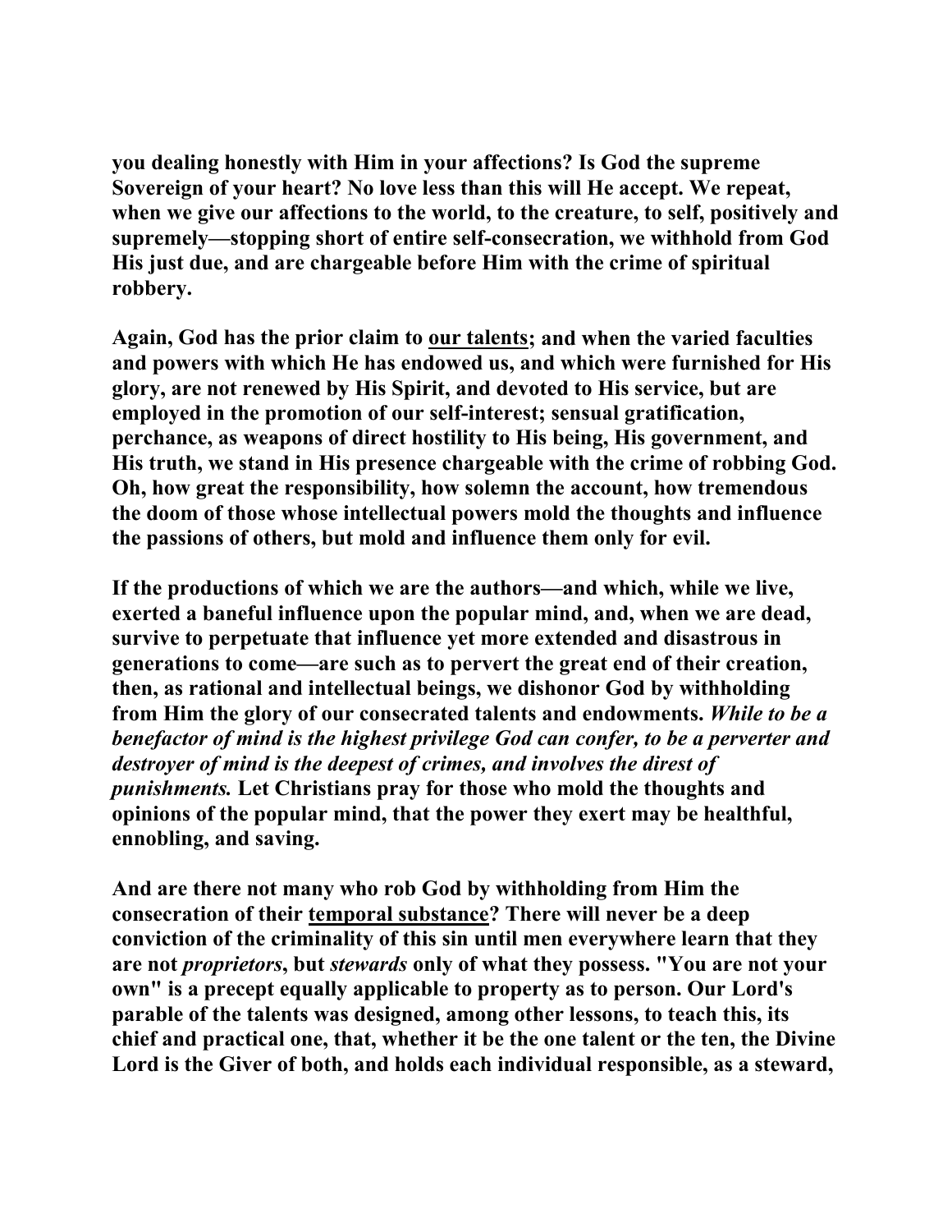you dealing honestly with Him in your affections? Is God the supreme Sovereign of your heart? No love less than this will He accept. We repeat, when we give our affections to the world, to the creature, to self, positively and supremely—stopping short of entire self-consecration, we withhold from God His just due, and are chargeable before Him with the crime of spiritual robbery.

Again, God has the prior claim to <u>our talents</u>; and when the varied faculties and powers with which He has endowed us, and which were furnished for His glory, are not renewed by His Spirit, and devoted to His service, but are employed in the promotion of our self-interest; sensual gratification, perchance, as weapons of direct hostility to His being, His government, and His truth, we stand in His presence chargeable with the crime of robbing God. Oh, how great the responsibility, how solemn the account, how tremendous the doom of those whose intellectual powers mold the thoughts and influence the passions of others, but mold and influence them only for evil.

If the productions of which we are the authors—and which, while we live, exerted a baneful influence upon the popular mind, and, when we are dead, survive to perpetuate that influence yet more extended and disastrous in generations to come—are such as to pervert the great end of their creation, then, as rational and intellectual beings, we dishonor God by withholding from Him the glory of our consecrated talents and endowments. *While to be a benefactor of mind is the highest privilege God can confer, to be a perverter and destroyer of mind is the deepest of crimes, and involves the direst of punishments.* Let Christians pray for those who mold the thoughts and opinions of the popular mind, that the power they exert may be healthful, ennobling, and saving.

And are there not many who rob God by withholding from Him the consecration of their <u>temporal substance</u>? There will never be a deep conviction of the criminality of this sin until men everywhere learn that they are not *proprietors*, but *stewards* only of what they possess. "You are not your own" is a precept equally applicable to property as to person. Our Lord's parable of the talents was designed, among other lessons, to teach this, its chief and practical one, that, whether it be the one talent or the ten, the Divine Lord is the Giver of both, and holds each individual responsible, as a steward,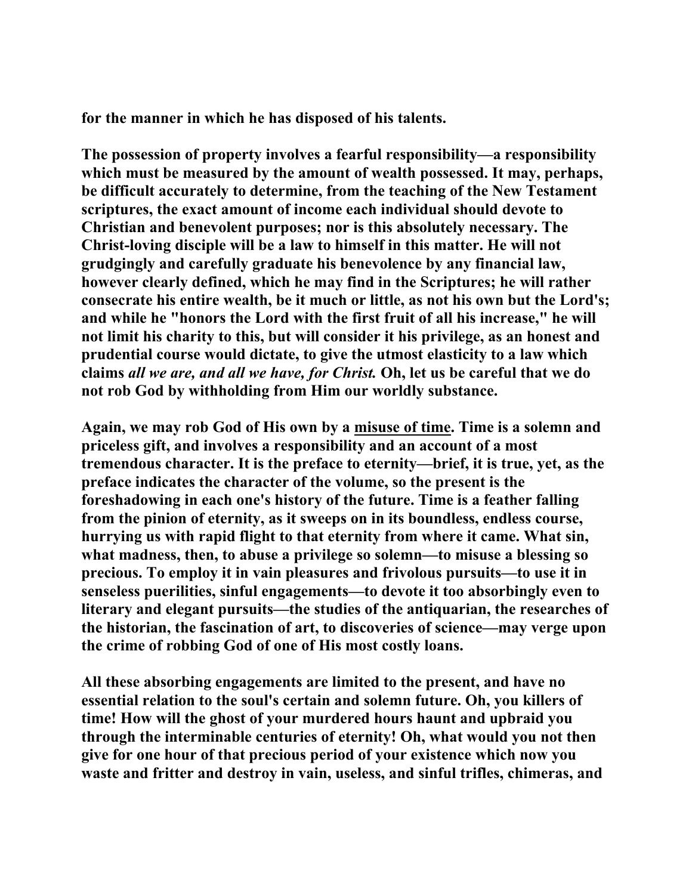for the manner in which he has disposed of his talents.

The possession of property involves a fearful responsibility—a responsibility which must be measured by the amount of wealth possessed. It may, perhaps, be difficult accurately to determine, from the teaching of the New Testament scriptures, the exact amount of income each individual should devote to Christian and benevolent purposes; nor is this absolutely necessary. The Christ-loving disciple will be a law to himself in this matter. He will not grudgingly and carefully graduate his benevolence by any financial law, however clearly defined, which he may find in the Scriptures; he will rather consecrate his entire wealth, be it much or little, as not his own but the Lord's; and while he "honors the Lord with the first fruit of all his increase," he will not limit his charity to this, but will consider it his privilege, as an honest and prudential course would dictate, to give the utmost elasticity to a law which claims *all we are, and all we have, for Christ.* Oh, let us be careful that we do not rob God by withholding from Him our worldly substance.

Again, we may rob God of His own by a <u>misuse of time</u>. Time is a solemn and priceless gift, and involves a responsibility and an account of a most tremendous character. It is the preface to eternity—brief, it is true, yet, as the preface indicates the character of the volume, so the present is the foreshadowing in each one's history of the future. Time is a feather falling from the pinion of eternity, as it sweeps on in its boundless, endless course, hurrying us with rapid flight to that eternity from where it came. What sin, what madness, then, to abuse a privilege so solemn—to misuse a blessing so precious. To employ it in vain pleasures and frivolous pursuits—to use it in senseless puerilities, sinful engagements—to devote it too absorbingly even to literary and elegant pursuits—the studies of the antiquarian, the researches of the historian, the fascination of art, to discoveries of science—may verge upon the crime of robbing God of one of His most costly loans.

All these absorbing engagements are limited to the present, and have no essential relation to the soul's certain and solemn future. Oh, you killers of time! How will the ghost of your murdered hours haunt and upbraid you through the interminable centuries of eternity! Oh, what would you not then give for one hour of that precious period of your existence which now you waste and fritter and destroy in vain, useless, and sinful trifles, chimeras, and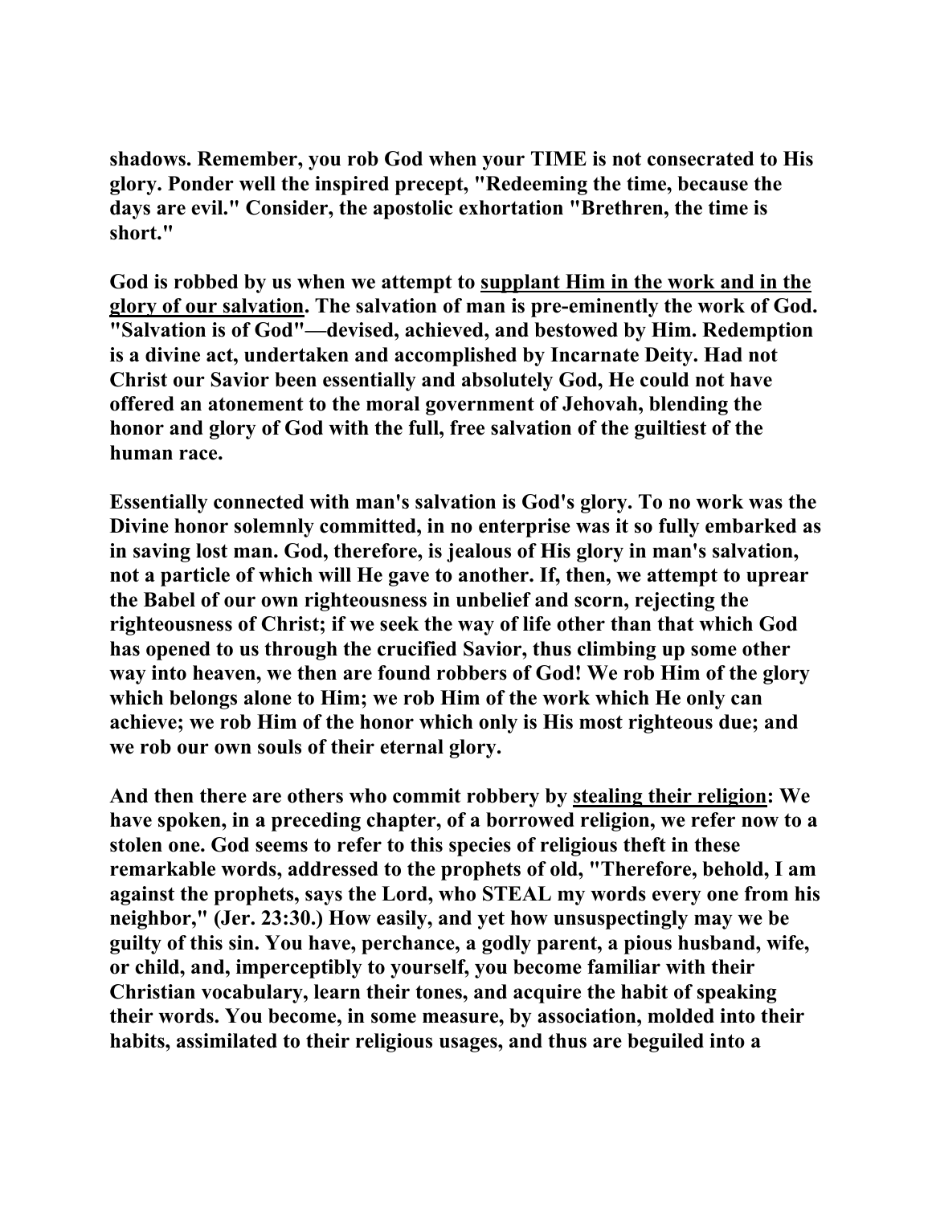**shadows. Remember, you rob God when your TIME is not consecrated to His glory. Ponder well the inspired precept, "Redeeming the time, because the days are evil." Consider, the apostolic exhortation "Brethren, the time is short."**

**God is robbed by us when we attempt to <u>supplant Him in the work and in the glory of our salvation</u>. The salvation of man is pre-eminently the work of God. "Salvation is of God"—devised, achieved, and bestowed by Him. Redemption is a divine act, undertaken and accomplished by Incarnate Deity. Had not Christ our Savior been essentially and absolutely God, He could not have offered an atonement to the moral government of Jehovah, blending the honor and glory of God with the full, free salvation of the guiltiest of the human race.**

**Essentially connected with man's salvation is God's glory. To no work was the Divine honor solemnly committed, in no enterprise was it so fully embarked as in saving lost man. God, therefore, is jealous of His glory in man's salvation, not a particle of which will He gave to another. If, then, we attempt to uprear the Babel of our own righteousness in unbelief and scorn, rejecting the righteousness of Christ; if we seek the way of life other than that which God has opened to us through the crucified Savior, thus climbing up some other way into heaven, we then are found robbers of God! We rob Him of the glory which belongs alone to Him; we rob Him of the work which He only can achieve; we rob Him of the honor which only is His most righteous due; and we rob our own souls of their eternal glory.**

**And then there are others who commit robbery by <u>stealing their religion</u>: We have spoken, in a preceding chapter, of a borrowed religion, we refer now to a stolen one. God seems to refer to this species of religious theft in these remarkable words, addressed to the prophets of old, "Therefore, behold, I am against the prophets, says the Lord, who STEAL my words every one from his neighbor," (Jer. 23:30.) How easily, and yet how unsuspectingly may we be guilty of this sin. You have, perchance, a godly parent, a pious husband, wife, or child, and, imperceptibly to yourself, you become familiar with their Christian vocabulary, learn their tones, and acquire the habit of speaking their words. You become, in some measure, by association, molded into their habits, assimilated to their religious usages, and thus are beguiled into a**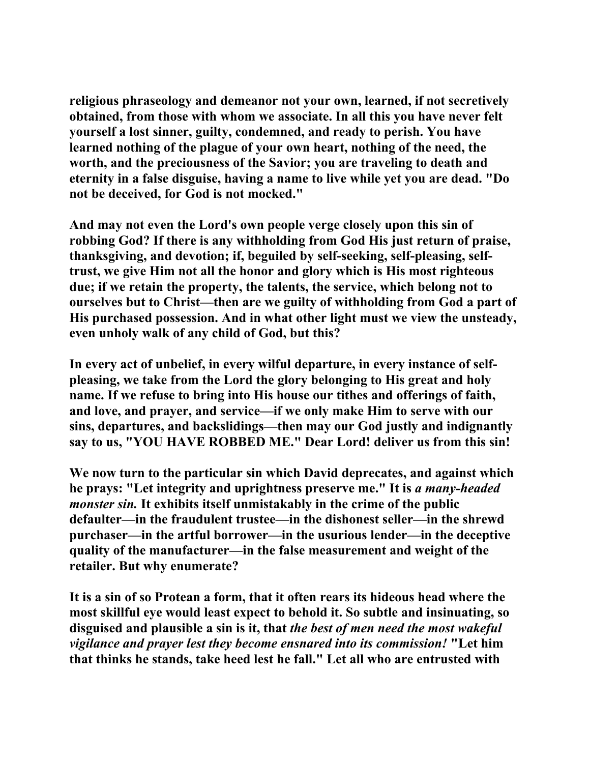**religious phraseology and demeanor not your own, learned, if not secretively obtained, from those with whom we associate. In all this you have never felt yourself a lost sinner, guilty, condemned, and ready to perish. You have learned nothing of the plague of your own heart, nothing of the need, the worth, and the preciousness of the Savior; you are traveling to death and eternity in a false disguise, having a name to live while yet you are dead. "Do not be deceived, for God is not mocked."**

**And may not even the Lord's own people verge closely upon this sin of robbing God? If there is any withholding from God His just return of praise, thanksgiving, and devotion; if, beguiled by self-seeking, self-pleasing, self-trust, we give Him not all the honor and glory which is His most righteous due; if we retain the property, the talents, the service, which belong not to ourselves but to Christ—then are we guilty of withholding from God a part of His purchased possession. And in what other light must we view the unsteady, even unholy walk of any child of God, but this?**

**In every act of unbelief, in every wilful departure, in every instance of self-pleasing, we take from the Lord the glory belonging to His great and holy name. If we refuse to bring into His house our tithes and offerings of faith, and love, and prayer, and service—if we only make Him to serve with our sins, departures, and backslidings—then may our God justly and indignantly say to us, "YOU HAVE ROBBED ME." Dear Lord! deliver us from this sin!**

**We now turn to the particular sin which David deprecates, and against which he prays: "Let integrity and uprightness preserve me." It is *a many-headed monster sin.* It exhibits itself unmistakably in the crime of the public defaulter—in the fraudulent trustee—in the dishonest seller—in the shrewd purchaser—in the artful borrower—in the usurious lender—in the deceptive quality of the manufacturer—in the false measurement and weight of the retailer. But why enumerate?**

**It is a sin of so Protean a form, that it often rears its hideous head where the most skillful eye would least expect to behold it. So subtle and insinuating, so disguised and plausible a sin is it, that *the best of men need the most wakeful vigilance and prayer lest they become ensnared into its commission!* "Let him that thinks he stands, take heed lest he fall." Let all who are entrusted with**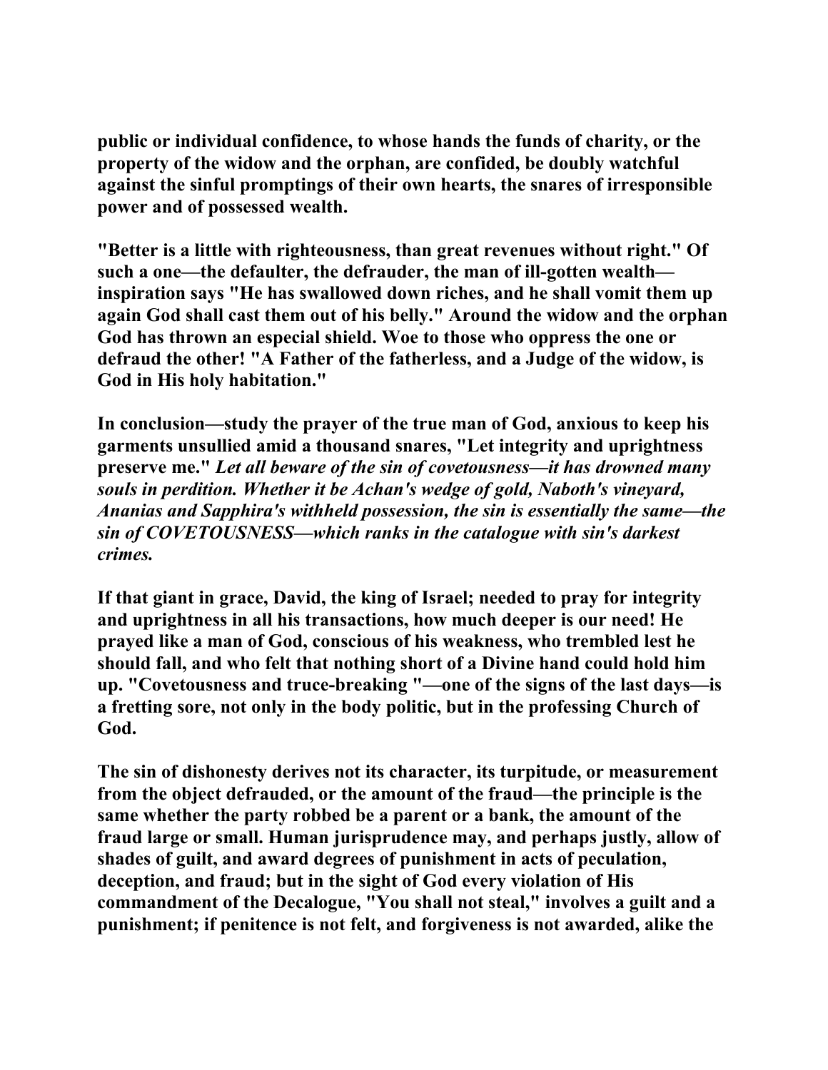**public or individual confidence, to whose hands the funds of charity, or the property of the widow and the orphan, are confided, be doubly watchful against the sinful promptings of their own hearts, the snares of irresponsible power and of possessed wealth.**

**"Better is a little with righteousness, than great revenues without right." Of such a one—the defaulter, the defrauder, the man of ill-gotten wealth—inspiration says "He has swallowed down riches, and he shall vomit them up again God shall cast them out of his belly." Around the widow and the orphan God has thrown an especial shield. Woe to those who oppress the one or defraud the other! "A Father of the fatherless, and a Judge of the widow, is God in His holy habitation."**

**In conclusion—study the prayer of the true man of God, anxious to keep his garments unsullied amid a thousand snares, "Let integrity and uprightness preserve me."** ***Let all beware of the sin of covetousness—it has drowned many souls in perdition. Whether it be Achan's wedge of gold, Naboth's vineyard, Ananias and Sapphira's withheld possession, the sin is essentially the same—the sin of COVETOUSNESS—which ranks in the catalogue with sin's darkest crimes.***

**If that giant in grace, David, the king of Israel; needed to pray for integrity and uprightness in all his transactions, how much deeper is our need! He prayed like a man of God, conscious of his weakness, who trembled lest he should fall, and who felt that nothing short of a Divine hand could hold him up. "Covetousness and truce-breaking "—one of the signs of the last days—is a fretting sore, not only in the body politic, but in the professing Church of God.**

**The sin of dishonesty derives not its character, its turpitude, or measurement from the object defrauded, or the amount of the fraud—the principle is the same whether the party robbed be a parent or a bank, the amount of the fraud large or small. Human jurisprudence may, and perhaps justly, allow of shades of guilt, and award degrees of punishment in acts of peculation, deception, and fraud; but in the sight of God every violation of His commandment of the Decalogue, "You shall not steal," involves a guilt and a punishment; if penitence is not felt, and forgiveness is not awarded, alike the**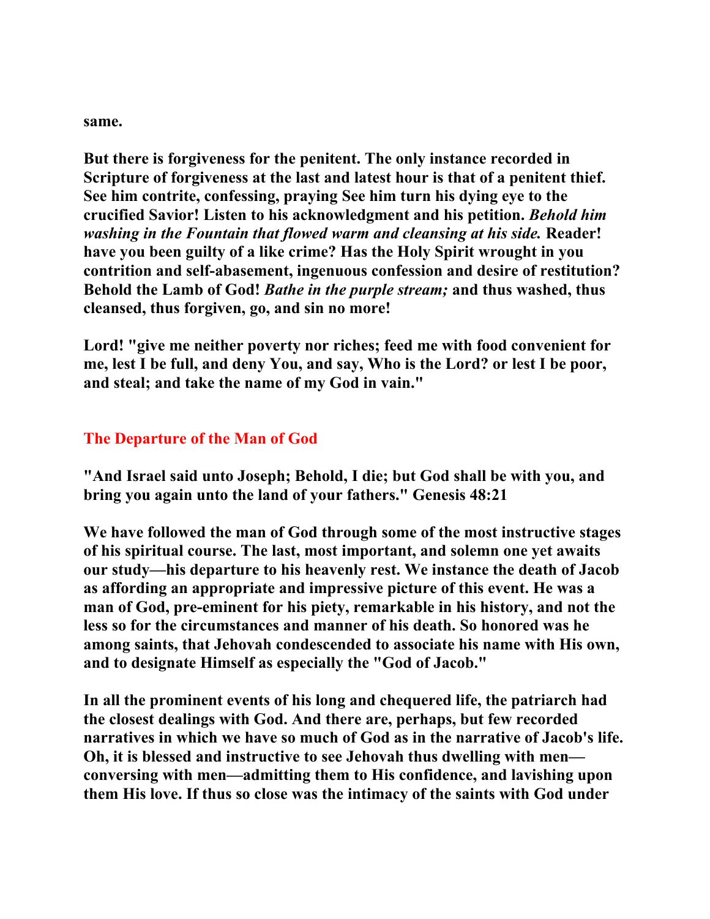**same.**

**But there is forgiveness for the penitent. The only instance recorded in Scripture of forgiveness at the last and latest hour is that of a penitent thief. See him contrite, confessing, praying See him turn his dying eye to the crucified Savior! Listen to his acknowledgment and his petition. *Behold him washing in the Fountain that flowed warm and cleansing at his side.* Reader! have you been guilty of a like crime? Has the Holy Spirit wrought in you contrition and self-abasement, ingenuous confession and desire of restitution? Behold the Lamb of God! *Bathe in the purple stream;* and thus washed, thus cleansed, thus forgiven, go, and sin no more!**

**Lord! "give me neither poverty nor riches; feed me with food convenient for me, lest I be full, and deny You, and say, Who is the Lord? or lest I be poor, and steal; and take the name of my God in vain."**

## The Departure of the Man of God

**"And Israel said unto Joseph; Behold, I die; but God shall be with you, and bring you again unto the land of your fathers." Genesis 48:21**

**We have followed the man of God through some of the most instructive stages of his spiritual course. The last, most important, and solemn one yet awaits our study—his departure to his heavenly rest. We instance the death of Jacob as affording an appropriate and impressive picture of this event. He was a man of God, pre-eminent for his piety, remarkable in his history, and not the less so for the circumstances and manner of his death. So honored was he among saints, that Jehovah condescended to associate his name with His own, and to designate Himself as especially the "God of Jacob."**

**In all the prominent events of his long and chequered life, the patriarch had the closest dealings with God. And there are, perhaps, but few recorded narratives in which we have so much of God as in the narrative of Jacob's life. Oh, it is blessed and instructive to see Jehovah thus dwelling with men—conversing with men—admitting them to His confidence, and lavishing upon them His love. If thus so close was the intimacy of the saints with God under**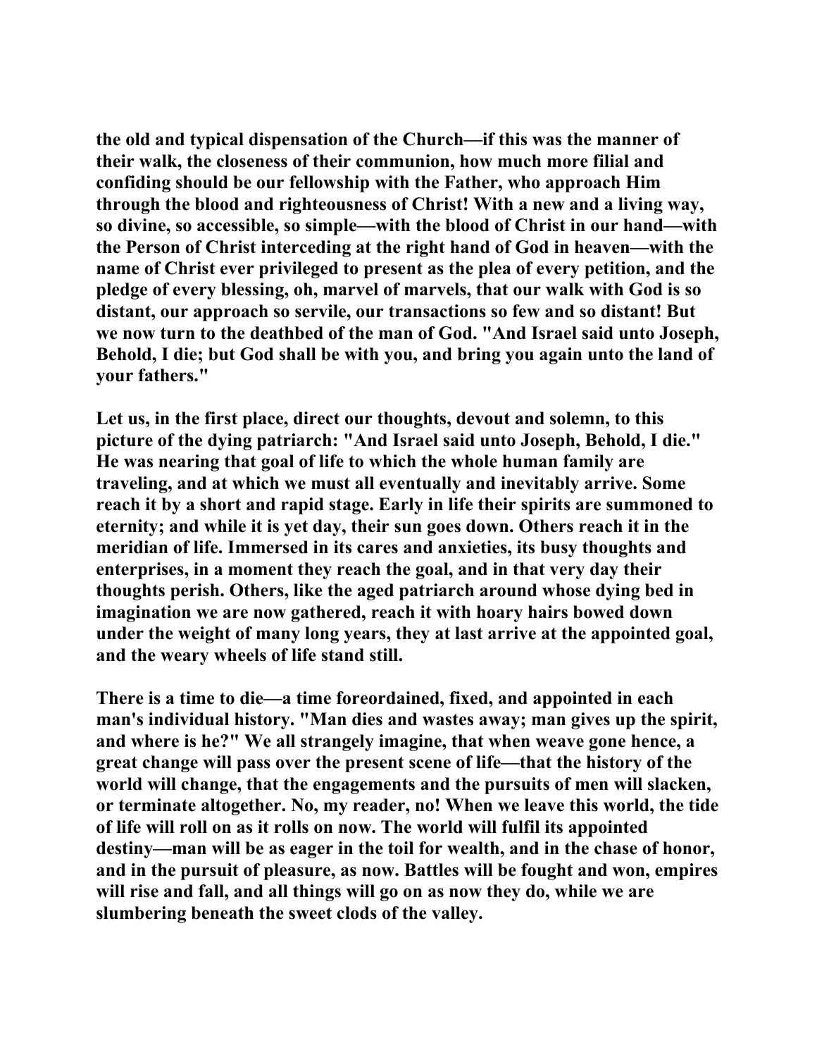the old and typical dispensation of the Church—if this was the manner of their walk, the closeness of their communion, how much more filial and confiding should be our fellowship with the Father, who approach Him through the blood and righteousness of Christ! With a new and a living way, so divine, so accessible, so simple—with the blood of Christ in our hand—with the Person of Christ interceding at the right hand of God in heaven—with the name of Christ ever privileged to present as the plea of every petition, and the pledge of every blessing, oh, marvel of marvels, that our walk with God is so distant, our approach so servile, our transactions so few and so distant! But we now turn to the deathbed of the man of God. "And Israel said unto Joseph, Behold, I die; but God shall be with you, and bring you again unto the land of your fathers."

Let us, in the first place, direct our thoughts, devout and solemn, to this picture of the dying patriarch: "And Israel said unto Joseph, Behold, I die." He was nearing that goal of life to which the whole human family are traveling, and at which we must all eventually and inevitably arrive. Some reach it by a short and rapid stage. Early in life their spirits are summoned to eternity; and while it is yet day, their sun goes down. Others reach it in the meridian of life. Immersed in its cares and anxieties, its busy thoughts and enterprises, in a moment they reach the goal, and in that very day their thoughts perish. Others, like the aged patriarch around whose dying bed in imagination we are now gathered, reach it with hoary hairs bowed down under the weight of many long years, they at last arrive at the appointed goal, and the weary wheels of life stand still.

There is a time to die—a time foreordained, fixed, and appointed in each man's individual history. "Man dies and wastes away; man gives up the spirit, and where is he?" We all strangely imagine, that when weave gone hence, a great change will pass over the present scene of life—that the history of the world will change, that the engagements and the pursuits of men will slacken, or terminate altogether. No, my reader, no! When we leave this world, the tide of life will roll on as it rolls on now. The world will fulfil its appointed destiny—man will be as eager in the toil for wealth, and in the chase of honor, and in the pursuit of pleasure, as now. Battles will be fought and won, empires will rise and fall, and all things will go on as now they do, while we are slumbering beneath the sweet clods of the valley.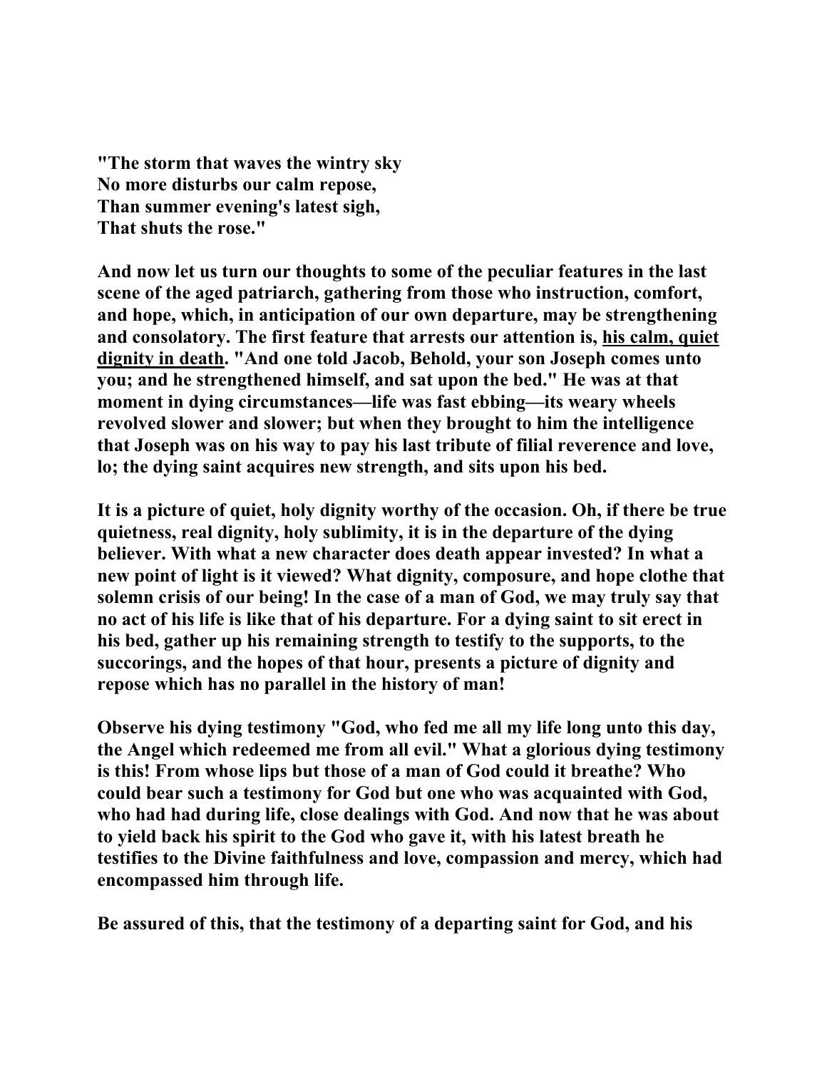**"The storm that waves the wintry sky**  
**No more disturbs our calm repose,**  
**Than summer evening's latest sigh,**  
**That shuts the rose."**

**And now let us turn our thoughts to some of the peculiar features in the last scene of the aged patriarch, gathering from those who instruction, comfort, and hope, which, in anticipation of our own departure, may be strengthening and consolatory. The first feature that arrests our attention is, <u>his calm, quiet dignity in death</u>. "And one told Jacob, Behold, your son Joseph comes unto you; and he strengthened himself, and sat upon the bed." He was at that moment in dying circumstances—life was fast ebbing—its weary wheels revolved slower and slower; but when they brought to him the intelligence that Joseph was on his way to pay his last tribute of filial reverence and love, lo; the dying saint acquires new strength, and sits upon his bed.**

**It is a picture of quiet, holy dignity worthy of the occasion. Oh, if there be true quietness, real dignity, holy sublimity, it is in the departure of the dying believer. With what a new character does death appear invested? In what a new point of light is it viewed? What dignity, composure, and hope clothe that solemn crisis of our being! In the case of a man of God, we may truly say that no act of his life is like that of his departure. For a dying saint to sit erect in his bed, gather up his remaining strength to testify to the supports, to the succorings, and the hopes of that hour, presents a picture of dignity and repose which has no parallel in the history of man!**

**Observe his dying testimony "God, who fed me all my life long unto this day, the Angel which redeemed me from all evil." What a glorious dying testimony is this! From whose lips but those of a man of God could it breathe? Who could bear such a testimony for God but one who was acquainted with God, who had had during life, close dealings with God. And now that he was about to yield back his spirit to the God who gave it, with his latest breath he testifies to the Divine faithfulness and love, compassion and mercy, which had encompassed him through life.**

**Be assured of this, that the testimony of a departing saint for God, and his**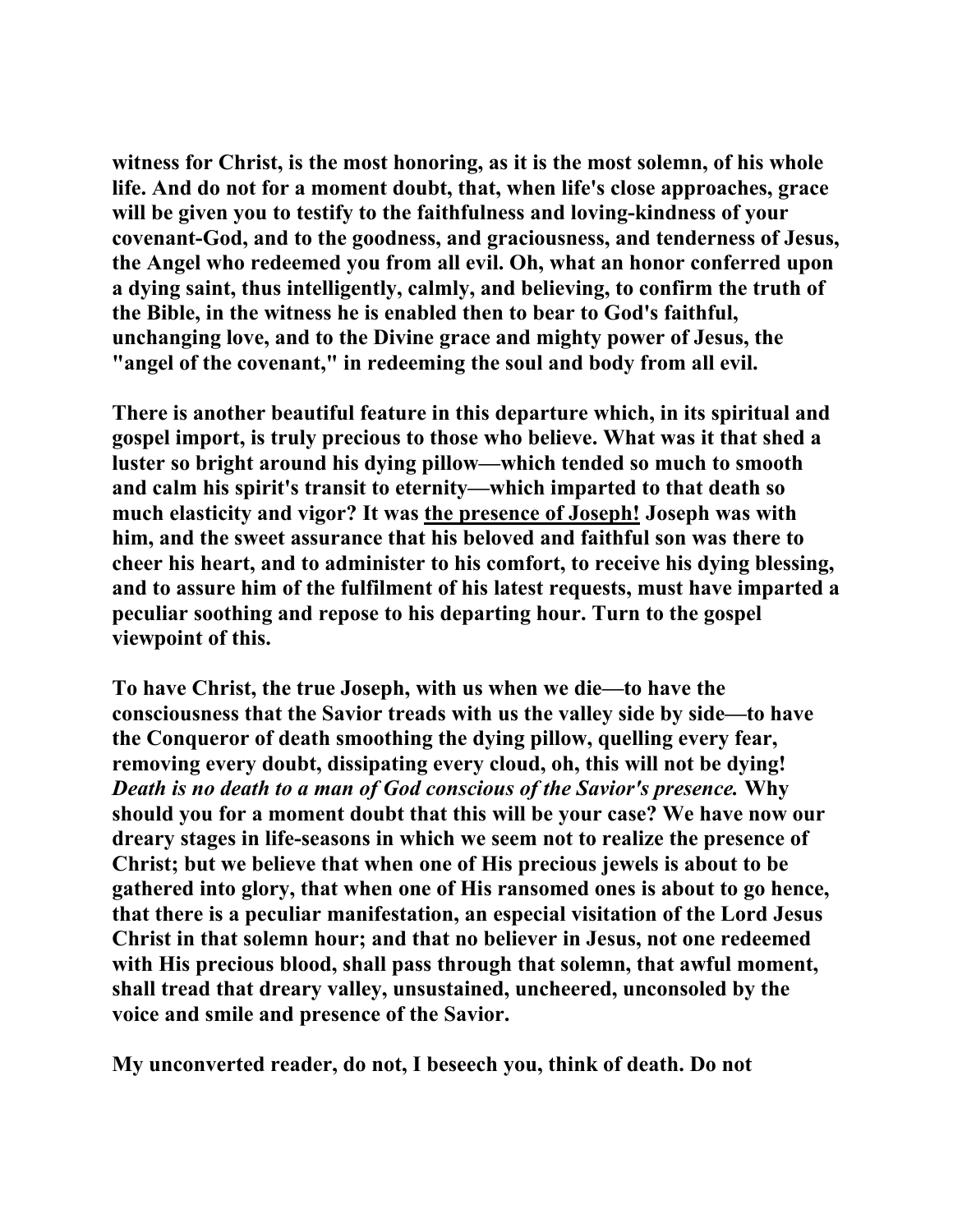**witness for Christ, is the most honoring, as it is the most solemn, of his whole life. And do not for a moment doubt, that, when life's close approaches, grace will be given you to testify to the faithfulness and loving-kindness of your covenant-God, and to the goodness, and graciousness, and tenderness of Jesus, the Angel who redeemed you from all evil. Oh, what an honor conferred upon a dying saint, thus intelligently, calmly, and believing, to confirm the truth of the Bible, in the witness he is enabled then to bear to God's faithful, unchanging love, and to the Divine grace and mighty power of Jesus, the "angel of the covenant," in redeeming the soul and body from all evil.**

**There is another beautiful feature in this departure which, in its spiritual and gospel import, is truly precious to those who believe. What was it that shed a luster so bright around his dying pillow—which tended so much to smooth and calm his spirit's transit to eternity—which imparted to that death so much elasticity and vigor? It was <u>the presence of Joseph!</u> Joseph was with him, and the sweet assurance that his beloved and faithful son was there to cheer his heart, and to administer to his comfort, to receive his dying blessing, and to assure him of the fulfilment of his latest requests, must have imparted a peculiar soothing and repose to his departing hour. Turn to the gospel viewpoint of this.**

**To have Christ, the true Joseph, with us when we die—to have the consciousness that the Savior treads with us the valley side by side—to have the Conqueror of death smoothing the dying pillow, quelling every fear, removing every doubt, dissipating every cloud, oh, this will not be dying! *Death is no death to a man of God conscious of the Savior's presence.* Why should you for a moment doubt that this will be your case? We have now our dreary stages in life-seasons in which we seem not to realize the presence of Christ; but we believe that when one of His precious jewels is about to be gathered into glory, that when one of His ransomed ones is about to go hence, that there is a peculiar manifestation, an especial visitation of the Lord Jesus Christ in that solemn hour; and that no believer in Jesus, not one redeemed with His precious blood, shall pass through that solemn, that awful moment, shall tread that dreary valley, unsustained, uncheered, unconsoled by the voice and smile and presence of the Savior.**

**My unconverted reader, do not, I beseech you, think of death. Do not**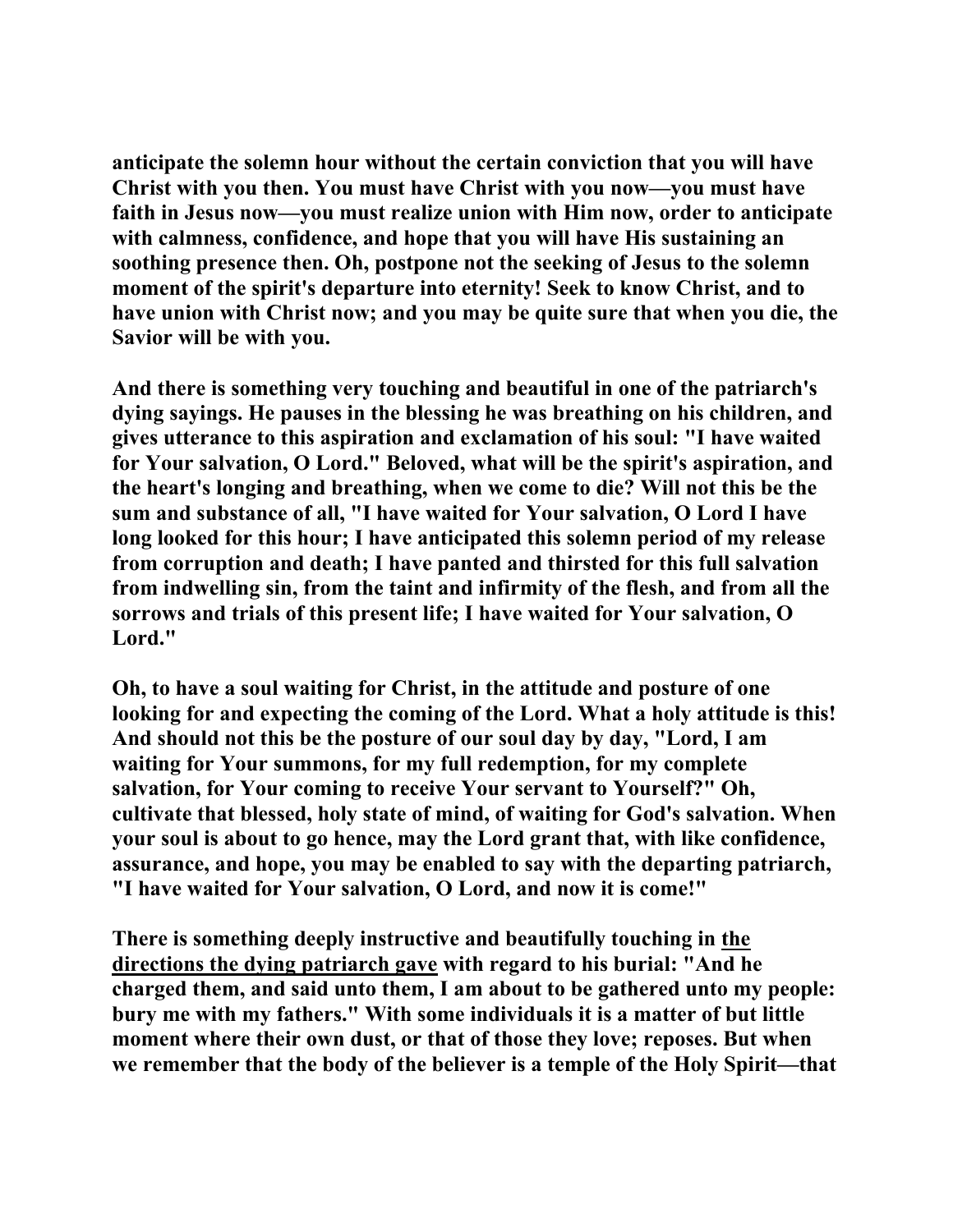**anticipate the solemn hour without the certain conviction that you will have Christ with you then. You must have Christ with you now—you must have faith in Jesus now—you must realize union with Him now, order to anticipate with calmness, confidence, and hope that you will have His sustaining an soothing presence then. Oh, postpone not the seeking of Jesus to the solemn moment of the spirit's departure into eternity! Seek to know Christ, and to have union with Christ now; and you may be quite sure that when you die, the Savior will be with you.**

**And there is something very touching and beautiful in one of the patriarch's dying sayings. He pauses in the blessing he was breathing on his children, and gives utterance to this aspiration and exclamation of his soul: "I have waited for Your salvation, O Lord." Beloved, what will be the spirit's aspiration, and the heart's longing and breathing, when we come to die? Will not this be the sum and substance of all, "I have waited for Your salvation, O Lord I have long looked for this hour; I have anticipated this solemn period of my release from corruption and death; I have panted and thirsted for this full salvation from indwelling sin, from the taint and infirmity of the flesh, and from all the sorrows and trials of this present life; I have waited for Your salvation, O Lord."**

**Oh, to have a soul waiting for Christ, in the attitude and posture of one looking for and expecting the coming of the Lord. What a holy attitude is this! And should not this be the posture of our soul day by day, "Lord, I am waiting for Your summons, for my full redemption, for my complete salvation, for Your coming to receive Your servant to Yourself?" Oh, cultivate that blessed, holy state of mind, of waiting for God's salvation. When your soul is about to go hence, may the Lord grant that, with like confidence, assurance, and hope, you may be enabled to say with the departing patriarch, "I have waited for Your salvation, O Lord, and now it is come!"**

**There is something deeply instructive and beautifully touching in <u>the directions the dying patriarch gave</u> with regard to his burial: "And he charged them, and said unto them, I am about to be gathered unto my people: bury me with my fathers." With some individuals it is a matter of but little moment where their own dust, or that of those they love; reposes. But when we remember that the body of the believer is a temple of the Holy Spirit—that**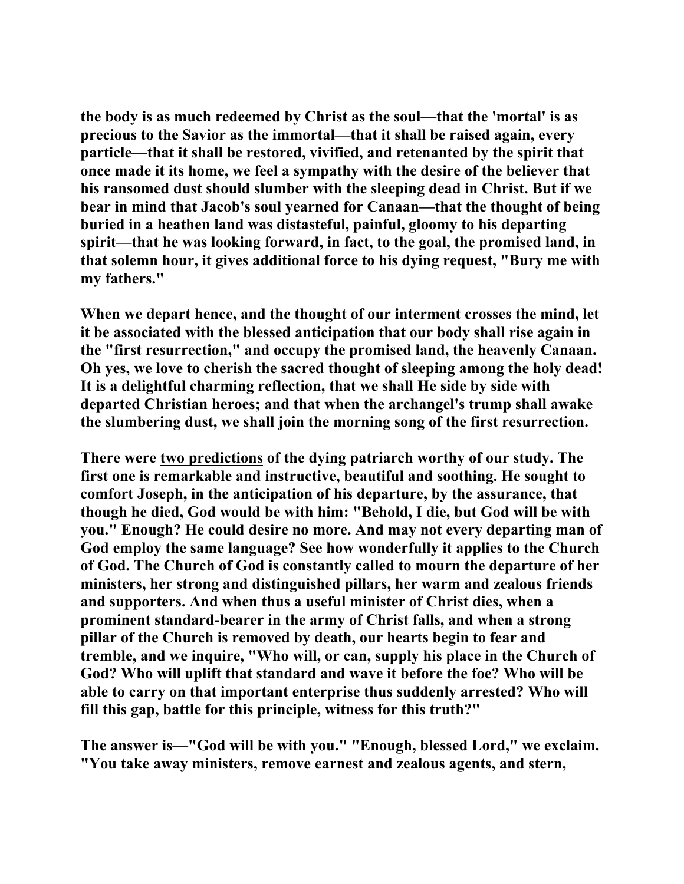**the body is as much redeemed by Christ as the soul—that the 'mortal' is as precious to the Savior as the immortal—that it shall be raised again, every particle—that it shall be restored, vivified, and retenanted by the spirit that once made it its home, we feel a sympathy with the desire of the believer that his ransomed dust should slumber with the sleeping dead in Christ. But if we bear in mind that Jacob's soul yearned for Canaan—that the thought of being buried in a heathen land was distasteful, painful, gloomy to his departing spirit—that he was looking forward, in fact, to the goal, the promised land, in that solemn hour, it gives additional force to his dying request, "Bury me with my fathers."**

**When we depart hence, and the thought of our interment crosses the mind, let it be associated with the blessed anticipation that our body shall rise again in the "first resurrection," and occupy the promised land, the heavenly Canaan. Oh yes, we love to cherish the sacred thought of sleeping among the holy dead! It is a delightful charming reflection, that we shall He side by side with departed Christian heroes; and that when the archangel's trump shall awake the slumbering dust, we shall join the morning song of the first resurrection.**

**There were <u>two predictions</u> of the dying patriarch worthy of our study. The first one is remarkable and instructive, beautiful and soothing. He sought to comfort Joseph, in the anticipation of his departure, by the assurance, that though he died, God would be with him: "Behold, I die, but God will be with you." Enough? He could desire no more. And may not every departing man of God employ the same language? See how wonderfully it applies to the Church of God. The Church of God is constantly called to mourn the departure of her ministers, her strong and distinguished pillars, her warm and zealous friends and supporters. And when thus a useful minister of Christ dies, when a prominent standard-bearer in the army of Christ falls, and when a strong pillar of the Church is removed by death, our hearts begin to fear and tremble, and we inquire, "Who will, or can, supply his place in the Church of God? Who will uplift that standard and wave it before the foe? Who will be able to carry on that important enterprise thus suddenly arrested? Who will fill this gap, battle for this principle, witness for this truth?"**

**The answer is—"God will be with you." "Enough, blessed Lord," we exclaim. "You take away ministers, remove earnest and zealous agents, and stern,**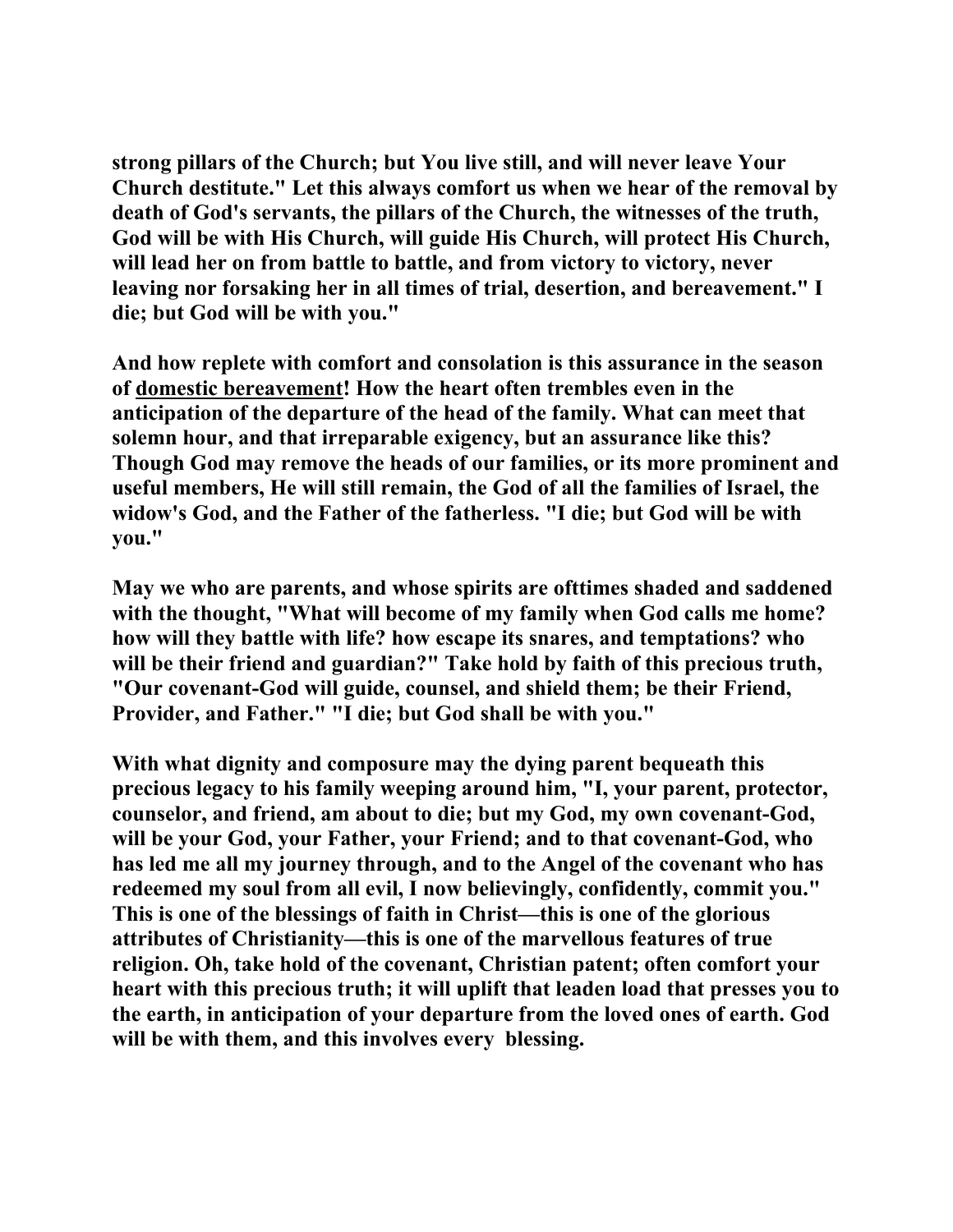**strong pillars of the Church; but You live still, and will never leave Your Church destitute." Let this always comfort us when we hear of the removal by death of God's servants, the pillars of the Church, the witnesses of the truth, God will be with His Church, will guide His Church, will protect His Church, will lead her on from battle to battle, and from victory to victory, never leaving nor forsaking her in all times of trial, desertion, and bereavement." I die; but God will be with you."**

**And how replete with comfort and consolation is this assurance in the season of <u>domestic bereavement</u>! How the heart often trembles even in the anticipation of the departure of the head of the family. What can meet that solemn hour, and that irreparable exigency, but an assurance like this? Though God may remove the heads of our families, or its more prominent and useful members, He will still remain, the God of all the families of Israel, the widow's God, and the Father of the fatherless. "I die; but God will be with you."**

**May we who are parents, and whose spirits are ofttimes shaded and saddened with the thought, "What will become of my family when God calls me home? how will they battle with life? how escape its snares, and temptations? who will be their friend and guardian?" Take hold by faith of this precious truth, "Our covenant-God will guide, counsel, and shield them; be their Friend, Provider, and Father." "I die; but God shall be with you."**

**With what dignity and composure may the dying parent bequeath this precious legacy to his family weeping around him, "I, your parent, protector, counselor, and friend, am about to die; but my God, my own covenant-God, will be your God, your Father, your Friend; and to that covenant-God, who has led me all my journey through, and to the Angel of the covenant who has redeemed my soul from all evil, I now believingly, confidently, commit you." This is one of the blessings of faith in Christ—this is one of the glorious attributes of Christianity—this is one of the marvellous features of true religion. Oh, take hold of the covenant, Christian patent; often comfort your heart with this precious truth; it will uplift that leaden load that presses you to the earth, in anticipation of your departure from the loved ones of earth. God will be with them, and this involves every blessing.**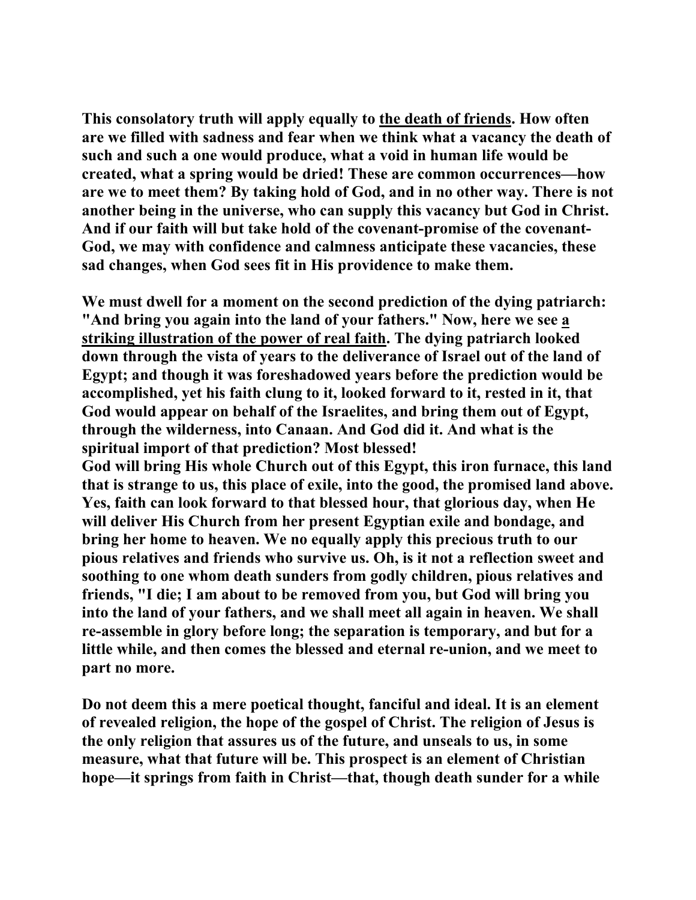**This consolatory truth will apply equally to <u>the death of friends</u>. How often are we filled with sadness and fear when we think what a vacancy the death of such and such a one would produce, what a void in human life would be created, what a spring would be dried! These are common occurrences—how are we to meet them? By taking hold of God, and in no other way. There is not another being in the universe, who can supply this vacancy but God in Christ. And if our faith will but take hold of the covenant-promise of the covenant-God, we may with confidence and calmness anticipate these vacancies, these sad changes, when God sees fit in His providence to make them.**

**We must dwell for a moment on the second prediction of the dying patriarch: "And bring you again into the land of your fathers." Now, here we see <u>a striking illustration of the power of real faith</u>. The dying patriarch looked down through the vista of years to the deliverance of Israel out of the land of Egypt; and though it was foreshadowed years before the prediction would be accomplished, yet his faith clung to it, looked forward to it, rested in it, that God would appear on behalf of the Israelites, and bring them out of Egypt, through the wilderness, into Canaan. And God did it. And what is the spiritual import of that prediction? Most blessed!**
**God will bring His whole Church out of this Egypt, this iron furnace, this land that is strange to us, this place of exile, into the good, the promised land above. Yes, faith can look forward to that blessed hour, that glorious day, when He will deliver His Church from her present Egyptian exile and bondage, and bring her home to heaven. We no equally apply this precious truth to our pious relatives and friends who survive us. Oh, is it not a reflection sweet and soothing to one whom death sunders from godly children, pious relatives and friends, "I die; I am about to be removed from you, but God will bring you into the land of your fathers, and we shall meet all again in heaven. We shall re-assemble in glory before long; the separation is temporary, and but for a little while, and then comes the blessed and eternal re-union, and we meet to part no more.**

**Do not deem this a mere poetical thought, fanciful and ideal. It is an element of revealed religion, the hope of the gospel of Christ. The religion of Jesus is the only religion that assures us of the future, and unseals to us, in some measure, what that future will be. This prospect is an element of Christian hope—it springs from faith in Christ—that, though death sunder for a while**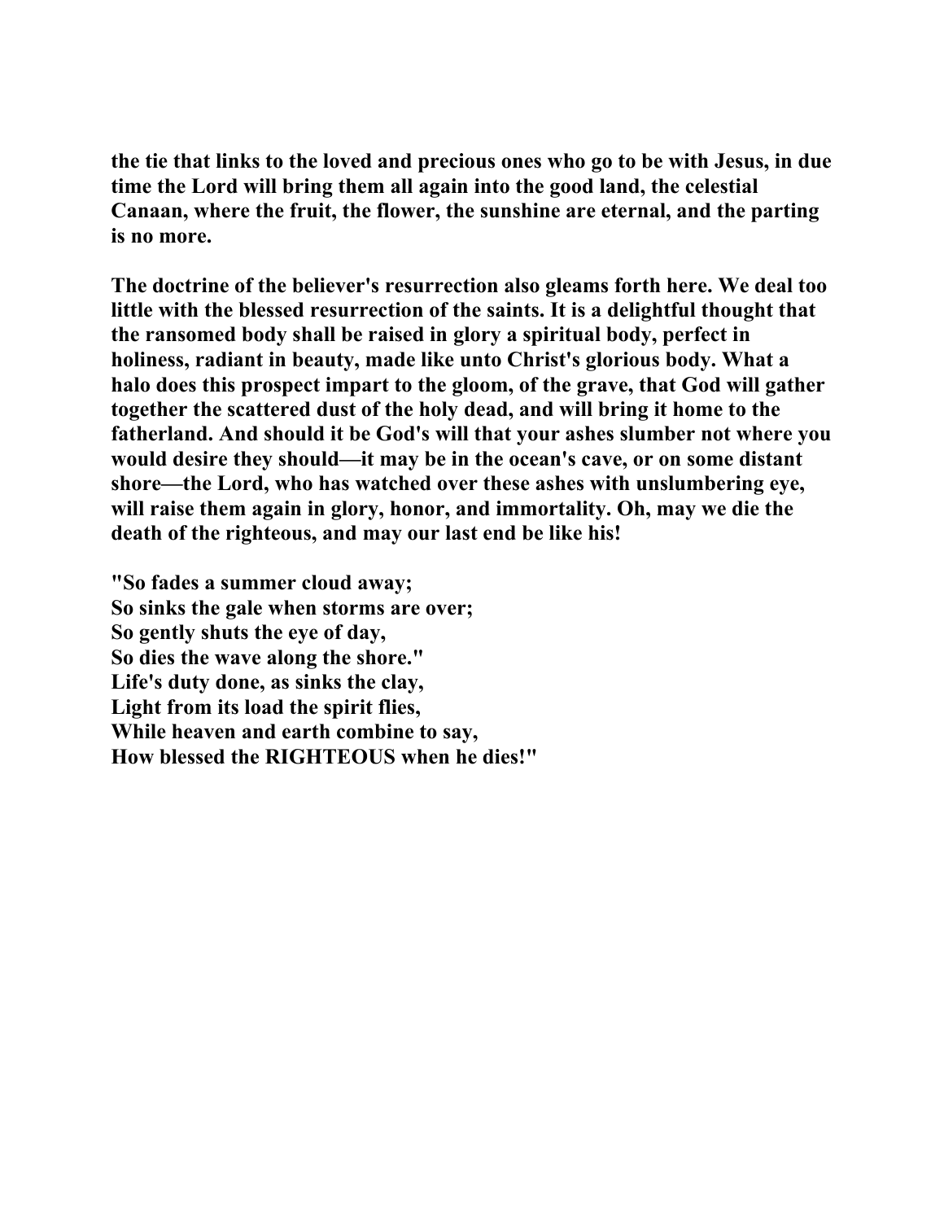**the tie that links to the loved and precious ones who go to be with Jesus, in due time the Lord will bring them all again into the good land, the celestial Canaan, where the fruit, the flower, the sunshine are eternal, and the parting is no more.**

**The doctrine of the believer's resurrection also gleams forth here. We deal too little with the blessed resurrection of the saints. It is a delightful thought that the ransomed body shall be raised in glory a spiritual body, perfect in holiness, radiant in beauty, made like unto Christ's glorious body. What a halo does this prospect impart to the gloom, of the grave, that God will gather together the scattered dust of the holy dead, and will bring it home to the fatherland. And should it be God's will that your ashes slumber not where you would desire they should—it may be in the ocean's cave, or on some distant shore—the Lord, who has watched over these ashes with unslumbering eye, will raise them again in glory, honor, and immortality. Oh, may we die the death of the righteous, and may our last end be like his!**

**"So fades a summer cloud away;**
**So sinks the gale when storms are over;**
**So gently shuts the eye of day,**
**So dies the wave along the shore."**
**Life's duty done, as sinks the clay,**
**Light from its load the spirit flies,**
**While heaven and earth combine to say,**
**How blessed the RIGHTEOUS when he dies!"**